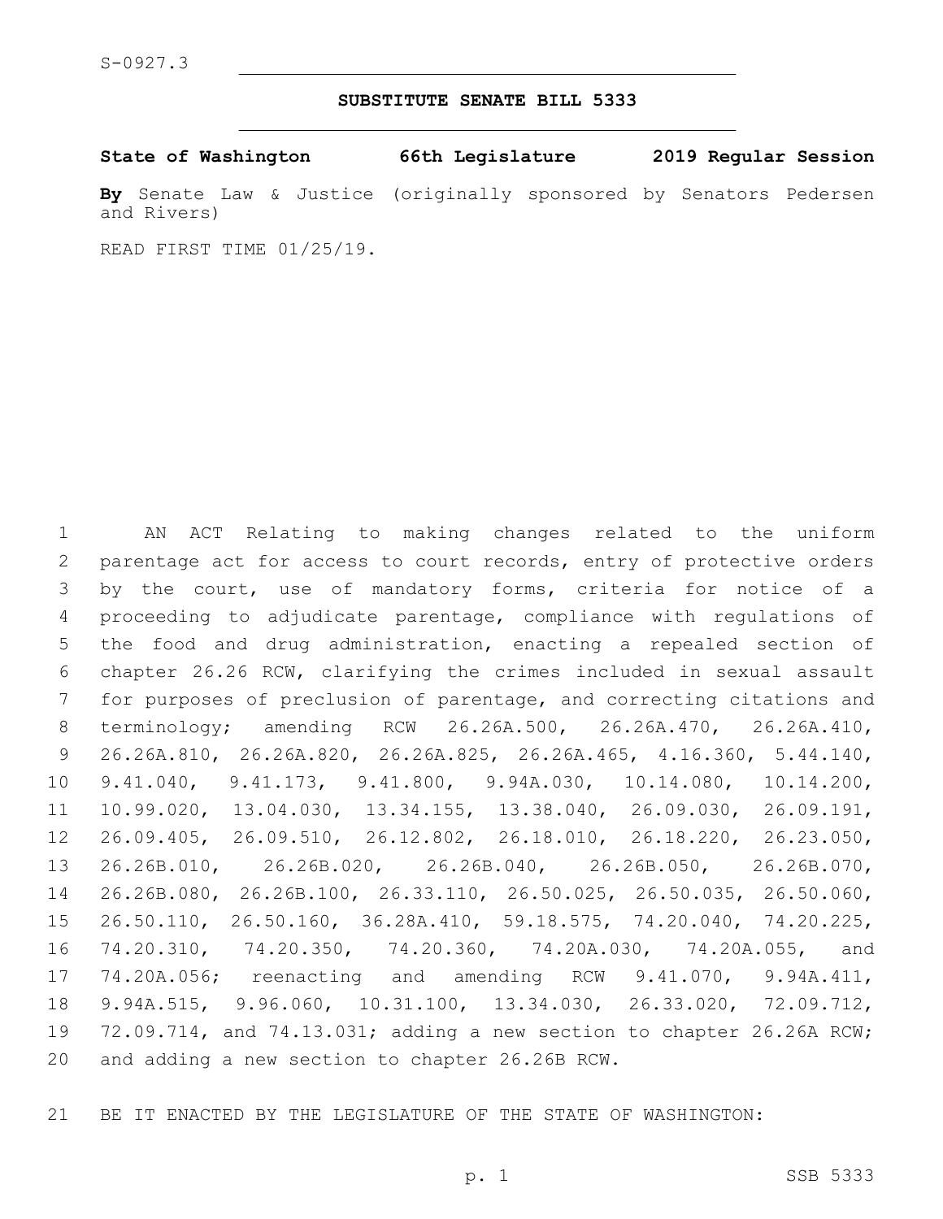S-0927.3

## SUBSTITUTE SENATE BILL 5333

**State of Washington 66th Legislature 2019 Regular Session**

**By** Senate Law & Justice (originally sponsored by Senators Pedersen and Rivers)

READ FIRST TIME 01/25/19.

AN ACT Relating to making changes related to the uniform parentage act for access to court records, entry of protective orders by the court, use of mandatory forms, criteria for notice of a proceeding to adjudicate parentage, compliance with regulations of the food and drug administration, enacting a repealed section of chapter 26.26 RCW, clarifying the crimes included in sexual assault for purposes of preclusion of parentage, and correcting citations and terminology; amending RCW 26.26A.500, 26.26A.470, 26.26A.410, 26.26A.810, 26.26A.820, 26.26A.825, 26.26A.465, 4.16.360, 5.44.140, 9.41.040, 9.41.173, 9.41.800, 9.94A.030, 10.14.080, 10.14.200, 10.99.020, 13.04.030, 13.34.155, 13.38.040, 26.09.030, 26.09.191, 26.09.405, 26.09.510, 26.12.802, 26.18.010, 26.18.220, 26.23.050, 26.26B.010, 26.26B.020, 26.26B.040, 26.26B.050, 26.26B.070, 26.26B.080, 26.26B.100, 26.33.110, 26.50.025, 26.50.035, 26.50.060, 26.50.110, 26.50.160, 36.28A.410, 59.18.575, 74.20.040, 74.20.225, 74.20.310, 74.20.350, 74.20.360, 74.20A.030, 74.20A.055, and 74.20A.056; reenacting and amending RCW 9.41.070, 9.94A.411, 9.94A.515, 9.96.060, 10.31.100, 13.34.030, 26.33.020, 72.09.712, 72.09.714, and 74.13.031; adding a new section to chapter 26.26A RCW; and adding a new section to chapter 26.26B RCW.

BE IT ENACTED BY THE LEGISLATURE OF THE STATE OF WASHINGTON: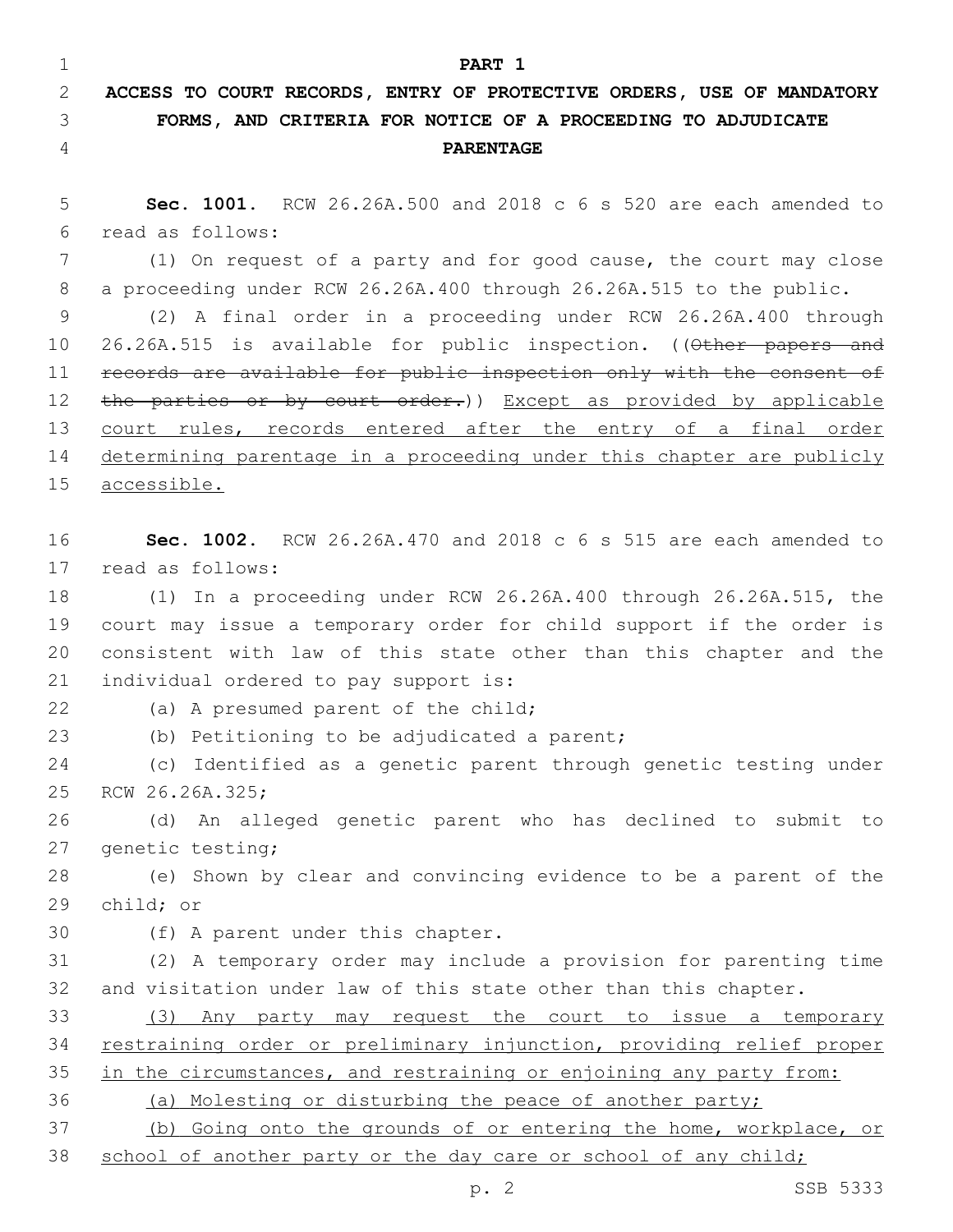# PART 1

## ACCESS TO COURT RECORDS, ENTRY OF PROTECTIVE ORDERS, USE OF MANDATORY FORMS, AND CRITERIA FOR NOTICE OF A PROCEEDING TO ADJUDICATE PARENTAGE

**Sec. 1001.** RCW 26.26A.500 and 2018 c 6 s 520 are each amended to read as follows:

(1) On request of a party and for good cause, the court may close a proceeding under RCW 26.26A.400 through 26.26A.515 to the public.

(2) A final order in a proceeding under RCW 26.26A.400 through 26.26A.515 is available for public inspection. ((~~Other papers and records are available for public inspection only with the consent of the parties or by court order.~~)) <u>Except as provided by applicable court rules, records entered after the entry of a final order determining parentage in a proceeding under this chapter are publicly accessible.</u>

**Sec. 1002.** RCW 26.26A.470 and 2018 c 6 s 515 are each amended to read as follows:

(1) In a proceeding under RCW 26.26A.400 through 26.26A.515, the court may issue a temporary order for child support if the order is consistent with law of this state other than this chapter and the individual ordered to pay support is:

(a) A presumed parent of the child;

(b) Petitioning to be adjudicated a parent;

(c) Identified as a genetic parent through genetic testing under RCW 26.26A.325;

(d) An alleged genetic parent who has declined to submit to genetic testing;

(e) Shown by clear and convincing evidence to be a parent of the child; or

(f) A parent under this chapter.

(2) A temporary order may include a provision for parenting time and visitation under law of this state other than this chapter.

<u>(3) Any party may request the court to issue a temporary restraining order or preliminary injunction, providing relief proper in the circumstances, and restraining or enjoining any party from:</u>

<u>(a) Molesting or disturbing the peace of another party;</u>

<u>(b) Going onto the grounds of or entering the home, workplace, or school of another party or the day care or school of any child;</u>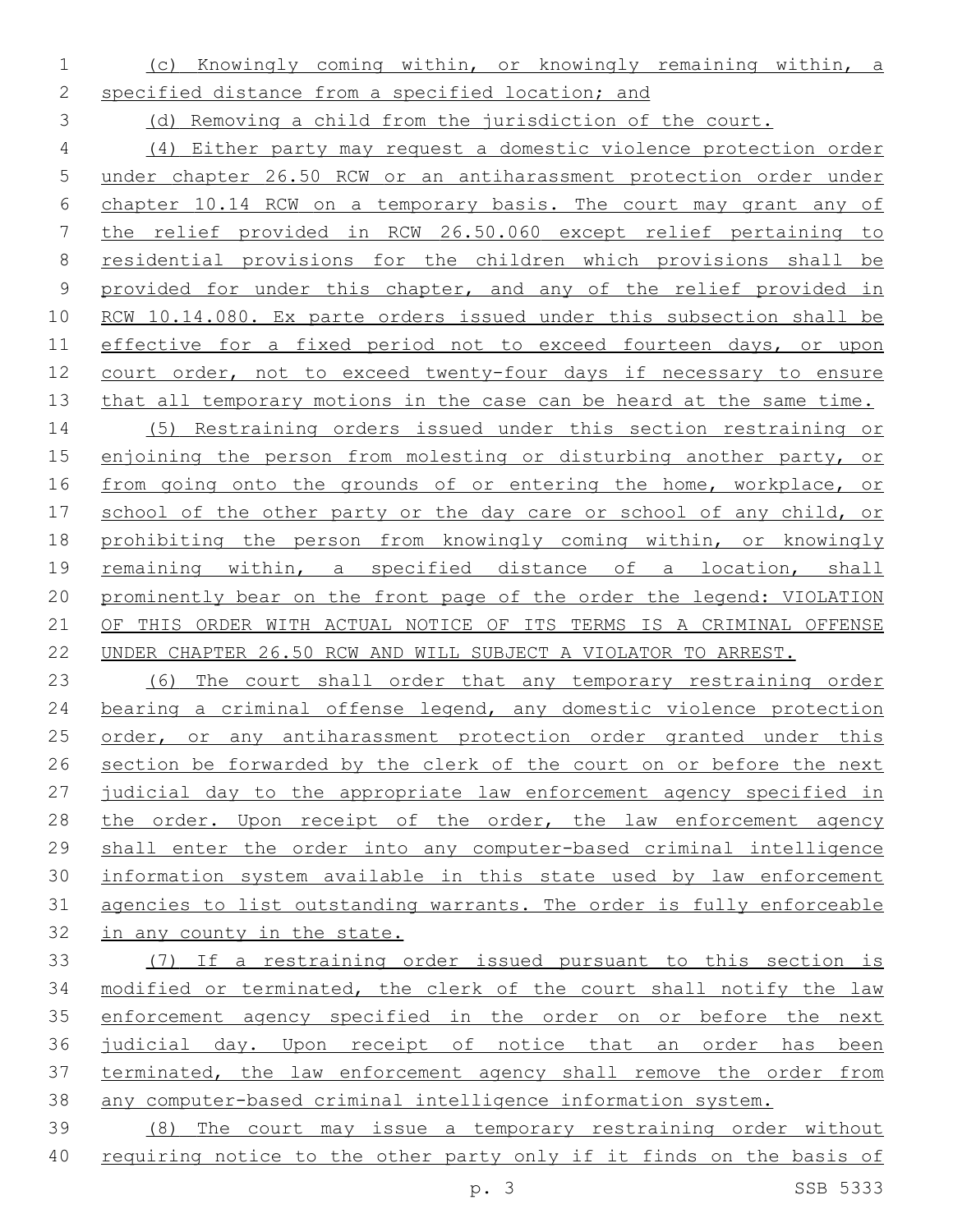(c) Knowingly coming within, or knowingly remaining within, a specified distance from a specified location; and

(d) Removing a child from the jurisdiction of the court.

(4) Either party may request a domestic violence protection order under chapter 26.50 RCW or an antiharassment protection order under chapter 10.14 RCW on a temporary basis. The court may grant any of the relief provided in RCW 26.50.060 except relief pertaining to residential provisions for the children which provisions shall be provided for under this chapter, and any of the relief provided in RCW 10.14.080. Ex parte orders issued under this subsection shall be effective for a fixed period not to exceed fourteen days, or upon court order, not to exceed twenty-four days if necessary to ensure that all temporary motions in the case can be heard at the same time.

(5) Restraining orders issued under this section restraining or enjoining the person from molesting or disturbing another party, or from going onto the grounds of or entering the home, workplace, or school of the other party or the day care or school of any child, or prohibiting the person from knowingly coming within, or knowingly remaining within, a specified distance of a location, shall prominently bear on the front page of the order the legend: VIOLATION OF THIS ORDER WITH ACTUAL NOTICE OF ITS TERMS IS A CRIMINAL OFFENSE UNDER CHAPTER 26.50 RCW AND WILL SUBJECT A VIOLATOR TO ARREST.

(6) The court shall order that any temporary restraining order bearing a criminal offense legend, any domestic violence protection order, or any antiharassment protection order granted under this section be forwarded by the clerk of the court on or before the next judicial day to the appropriate law enforcement agency specified in the order. Upon receipt of the order, the law enforcement agency shall enter the order into any computer-based criminal intelligence information system available in this state used by law enforcement agencies to list outstanding warrants. The order is fully enforceable in any county in the state.

(7) If a restraining order issued pursuant to this section is modified or terminated, the clerk of the court shall notify the law enforcement agency specified in the order on or before the next judicial day. Upon receipt of notice that an order has been terminated, the law enforcement agency shall remove the order from any computer-based criminal intelligence information system.

(8) The court may issue a temporary restraining order without requiring notice to the other party only if it finds on the basis of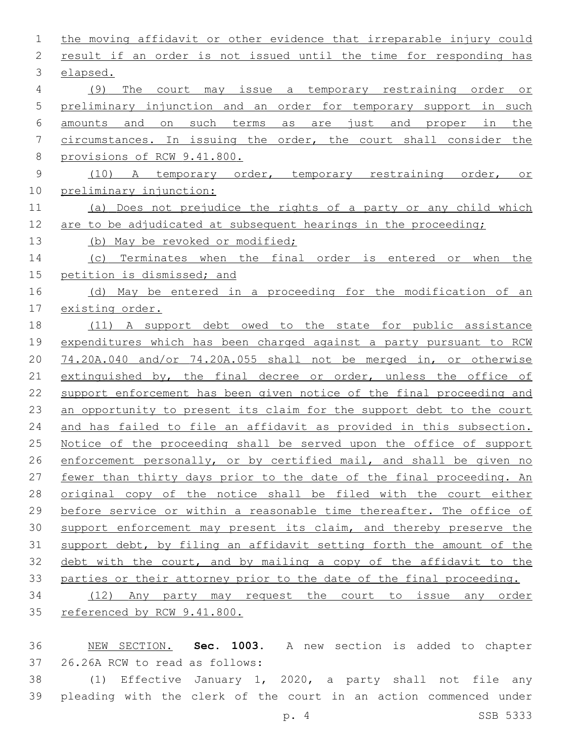the moving affidavit or other evidence that irreparable injury could result if an order is not issued until the time for responding has elapsed.

(9) The court may issue a temporary restraining order or preliminary injunction and an order for temporary support in such amounts and on such terms as are just and proper in the circumstances. In issuing the order, the court shall consider the provisions of RCW 9.41.800.

(10) A temporary order, temporary restraining order, or preliminary injunction:

(a) Does not prejudice the rights of a party or any child which are to be adjudicated at subsequent hearings in the proceeding;

(b) May be revoked or modified;

(c) Terminates when the final order is entered or when the petition is dismissed; and

(d) May be entered in a proceeding for the modification of an existing order.

(11) A support debt owed to the state for public assistance expenditures which has been charged against a party pursuant to RCW 74.20A.040 and/or 74.20A.055 shall not be merged in, or otherwise extinguished by, the final decree or order, unless the office of support enforcement has been given notice of the final proceeding and an opportunity to present its claim for the support debt to the court and has failed to file an affidavit as provided in this subsection. Notice of the proceeding shall be served upon the office of support enforcement personally, or by certified mail, and shall be given no fewer than thirty days prior to the date of the final proceeding. An original copy of the notice shall be filed with the court either before service or within a reasonable time thereafter. The office of support enforcement may present its claim, and thereby preserve the support debt, by filing an affidavit setting forth the amount of the debt with the court, and by mailing a copy of the affidavit to the parties or their attorney prior to the date of the final proceeding.

(12) Any party may request the court to issue any order referenced by RCW 9.41.800.

NEW SECTION. **Sec. 1003.** A new section is added to chapter 26.26A RCW to read as follows:

(1) Effective January 1, 2020, a party shall not file any pleading with the clerk of the court in an action commenced under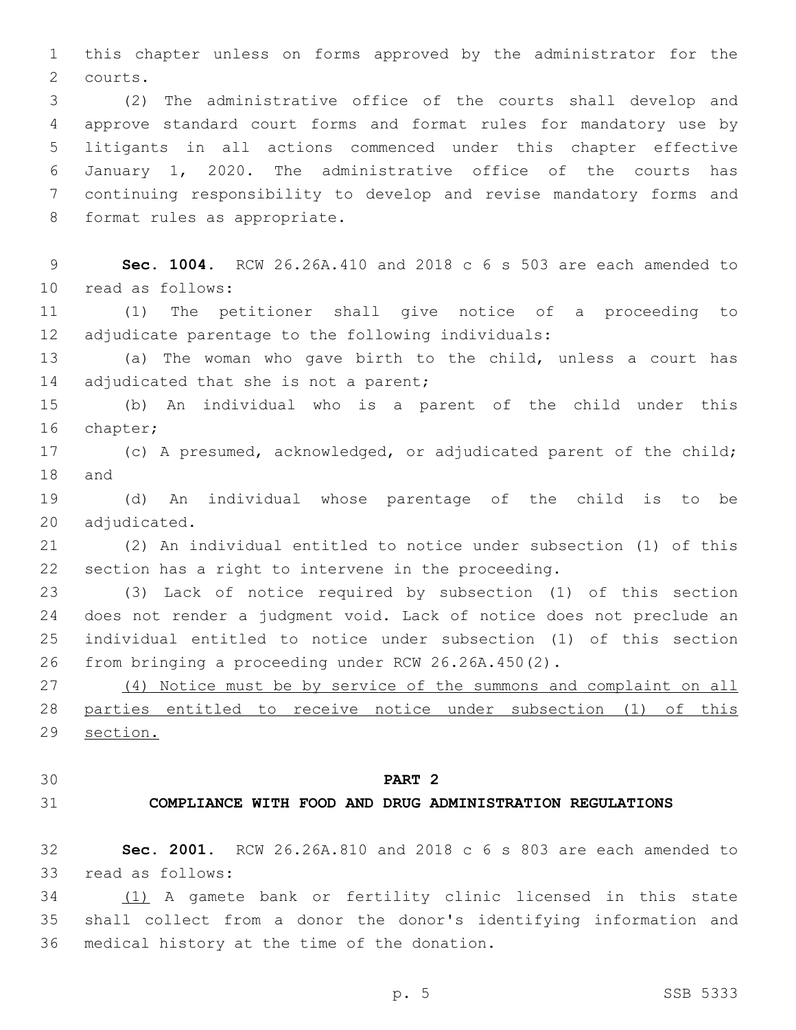this chapter unless on forms approved by the administrator for the courts.

(2) The administrative office of the courts shall develop and approve standard court forms and format rules for mandatory use by litigants in all actions commenced under this chapter effective January 1, 2020. The administrative office of the courts has continuing responsibility to develop and revise mandatory forms and format rules as appropriate.

**Sec. 1004.** RCW 26.26A.410 and 2018 c 6 s 503 are each amended to read as follows:

(1) The petitioner shall give notice of a proceeding to adjudicate parentage to the following individuals:

(a) The woman who gave birth to the child, unless a court has adjudicated that she is not a parent;

(b) An individual who is a parent of the child under this chapter;

(c) A presumed, acknowledged, or adjudicated parent of the child; and

(d) An individual whose parentage of the child is to be adjudicated.

(2) An individual entitled to notice under subsection (1) of this section has a right to intervene in the proceeding.

(3) Lack of notice required by subsection (1) of this section does not render a judgment void. Lack of notice does not preclude an individual entitled to notice under subsection (1) of this section from bringing a proceeding under RCW 26.26A.450(2).

<u>(4) Notice must be by service of the summons and complaint on all parties entitled to receive notice under subsection (1) of this section.</u>

## PART 2
## COMPLIANCE WITH FOOD AND DRUG ADMINISTRATION REGULATIONS

**Sec. 2001.** RCW 26.26A.810 and 2018 c 6 s 803 are each amended to read as follows:

<u>(1)</u> A gamete bank or fertility clinic licensed in this state shall collect from a donor the donor's identifying information and medical history at the time of the donation.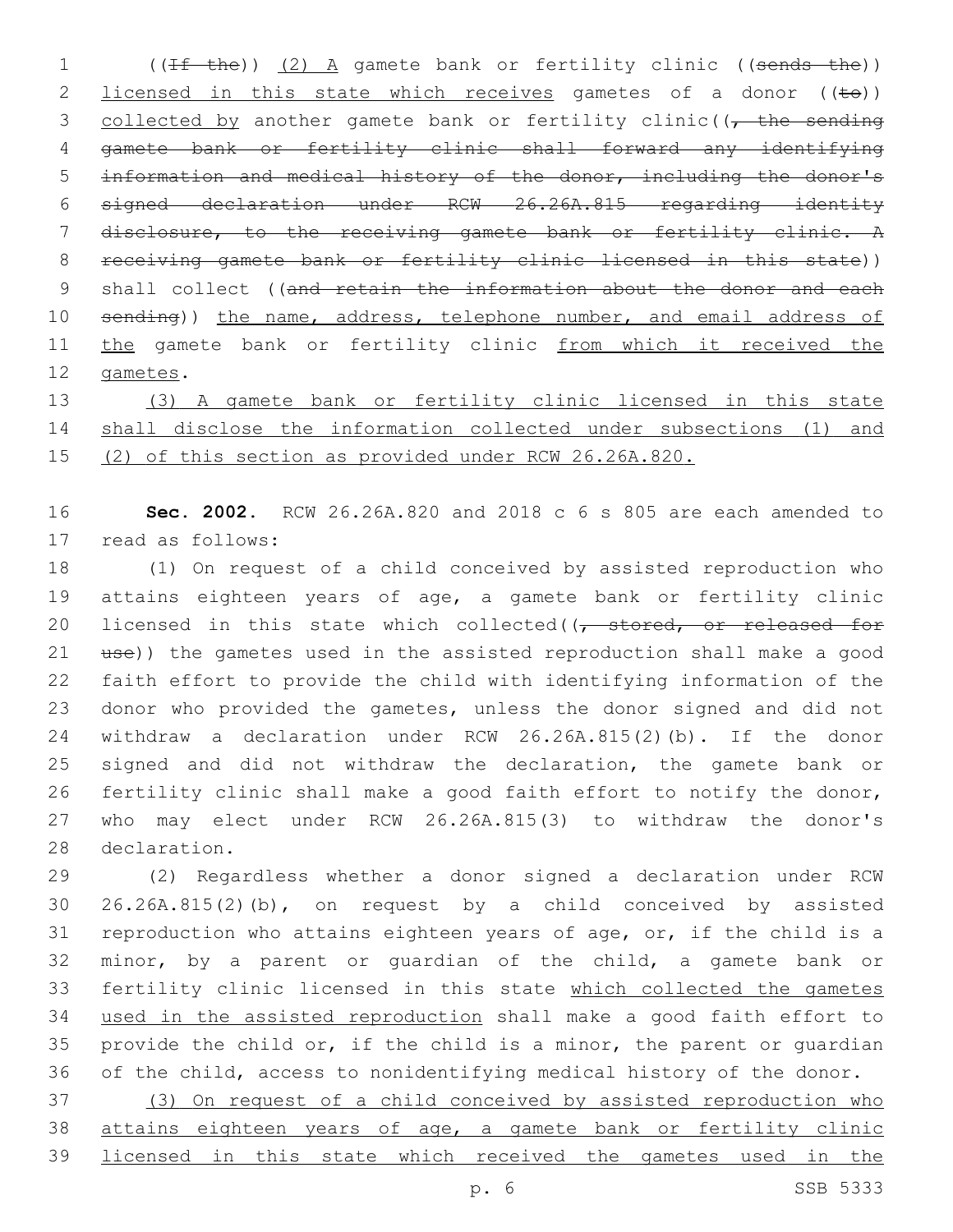((~~If the~~)) <u>(2) A</u> gamete bank or fertility clinic ((~~sends the~~)) <u>licensed in this state which receives</u> gametes of a donor ((~~to~~)) <u>collected by</u> another gamete bank or fertility clinic((~~, the sending gamete bank or fertility clinic shall forward any identifying information and medical history of the donor, including the donor's signed declaration under RCW 26.26A.815 regarding identity disclosure, to the receiving gamete bank or fertility clinic. A receiving gamete bank or fertility clinic licensed in this state~~)) shall collect ((~~and retain the information about the donor and each sending~~)) <u>the name, address, telephone number, and email address of the</u> gamete bank or fertility clinic <u>from which it received the gametes</u>.

<u>(3) A gamete bank or fertility clinic licensed in this state shall disclose the information collected under subsections (1) and (2) of this section as provided under RCW 26.26A.820.</u>

**Sec. 2002.** RCW 26.26A.820 and 2018 c 6 s 805 are each amended to read as follows:

(1) On request of a child conceived by assisted reproduction who attains eighteen years of age, a gamete bank or fertility clinic licensed in this state which collected((~~, stored, or released for use~~)) the gametes used in the assisted reproduction shall make a good faith effort to provide the child with identifying information of the donor who provided the gametes, unless the donor signed and did not withdraw a declaration under RCW 26.26A.815(2)(b). If the donor signed and did not withdraw the declaration, the gamete bank or fertility clinic shall make a good faith effort to notify the donor, who may elect under RCW 26.26A.815(3) to withdraw the donor's declaration.

(2) Regardless whether a donor signed a declaration under RCW 26.26A.815(2)(b), on request by a child conceived by assisted reproduction who attains eighteen years of age, or, if the child is a minor, by a parent or guardian of the child, a gamete bank or fertility clinic licensed in this state <u>which collected the gametes used in the assisted reproduction</u> shall make a good faith effort to provide the child or, if the child is a minor, the parent or guardian of the child, access to nonidentifying medical history of the donor.

<u>(3) On request of a child conceived by assisted reproduction who attains eighteen years of age, a gamete bank or fertility clinic licensed in this state which received the gametes used in the</u>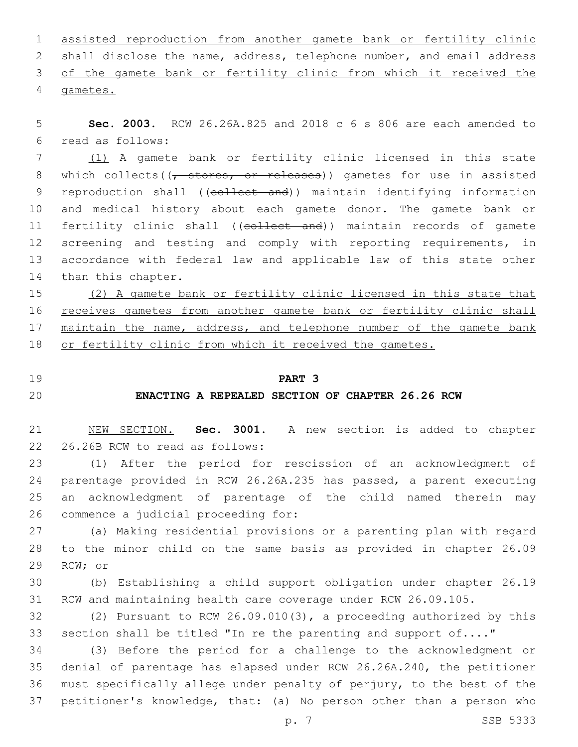assisted reproduction from another gamete bank or fertility clinic shall disclose the name, address, telephone number, and email address of the gamete bank or fertility clinic from which it received the gametes.

**Sec. 2003.** RCW 26.26A.825 and 2018 c 6 s 806 are each amended to read as follows:

(1) A gamete bank or fertility clinic licensed in this state which collects((, stores, or releases)) gametes for use in assisted reproduction shall ((collect and)) maintain identifying information and medical history about each gamete donor. The gamete bank or fertility clinic shall ((collect and)) maintain records of gamete screening and testing and comply with reporting requirements, in accordance with federal law and applicable law of this state other than this chapter.

(2) A gamete bank or fertility clinic licensed in this state that receives gametes from another gamete bank or fertility clinic shall maintain the name, address, and telephone number of the gamete bank or fertility clinic from which it received the gametes.

**PART 3**

**ENACTING A REPEALED SECTION OF CHAPTER 26.26 RCW**

NEW SECTION. **Sec. 3001.** A new section is added to chapter 26.26B RCW to read as follows:

(1) After the period for rescission of an acknowledgment of parentage provided in RCW 26.26A.235 has passed, a parent executing an acknowledgment of parentage of the child named therein may commence a judicial proceeding for:

(a) Making residential provisions or a parenting plan with regard to the minor child on the same basis as provided in chapter 26.09 RCW; or

(b) Establishing a child support obligation under chapter 26.19 RCW and maintaining health care coverage under RCW 26.09.105.

(2) Pursuant to RCW 26.09.010(3), a proceeding authorized by this section shall be titled "In re the parenting and support of...."

(3) Before the period for a challenge to the acknowledgment or denial of parentage has elapsed under RCW 26.26A.240, the petitioner must specifically allege under penalty of perjury, to the best of the petitioner's knowledge, that: (a) No person other than a person who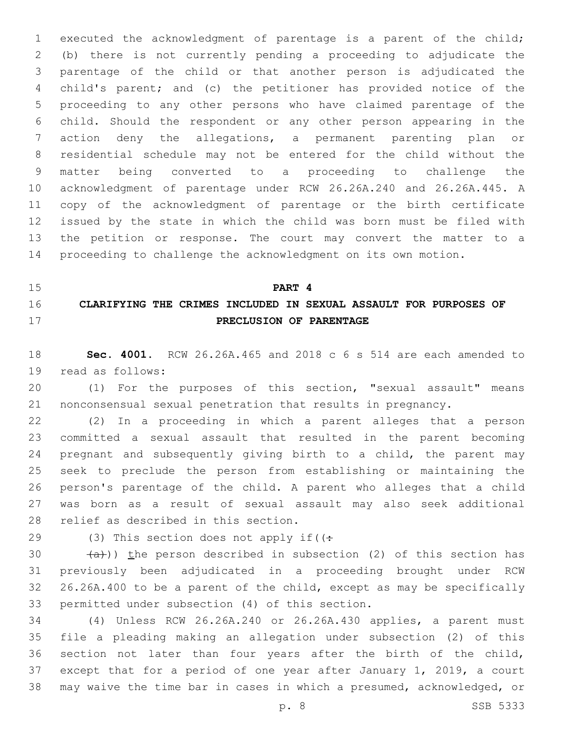executed the acknowledgment of parentage is a parent of the child; (b) there is not currently pending a proceeding to adjudicate the parentage of the child or that another person is adjudicated the child's parent; and (c) the petitioner has provided notice of the proceeding to any other persons who have claimed parentage of the child. Should the respondent or any other person appearing in the action deny the allegations, a permanent parenting plan or residential schedule may not be entered for the child without the matter being converted to a proceeding to challenge the acknowledgment of parentage under RCW 26.26A.240 and 26.26A.445. A copy of the acknowledgment of parentage or the birth certificate issued by the state in which the child was born must be filed with the petition or response. The court may convert the matter to a proceeding to challenge the acknowledgment on its own motion.

**PART 4**

**CLARIFYING THE CRIMES INCLUDED IN SEXUAL ASSAULT FOR PURPOSES OF PRECLUSION OF PARENTAGE**

**Sec. 4001.** RCW 26.26A.465 and 2018 c 6 s 514 are each amended to read as follows:

(1) For the purposes of this section, "sexual assault" means nonconsensual sexual penetration that results in pregnancy.

(2) In a proceeding in which a parent alleges that a person committed a sexual assault that resulted in the parent becoming pregnant and subsequently giving birth to a child, the parent may seek to preclude the person from establishing or maintaining the person's parentage of the child. A parent who alleges that a child was born as a result of sexual assault may also seek additional relief as described in this section.

(3) This section does not apply if((:

~~(a)~~)) the person described in subsection (2) of this section has previously been adjudicated in a proceeding brought under RCW 26.26A.400 to be a parent of the child, except as may be specifically permitted under subsection (4) of this section.

(4) Unless RCW 26.26A.240 or 26.26A.430 applies, a parent must file a pleading making an allegation under subsection (2) of this section not later than four years after the birth of the child, except that for a period of one year after January 1, 2019, a court may waive the time bar in cases in which a presumed, acknowledged, or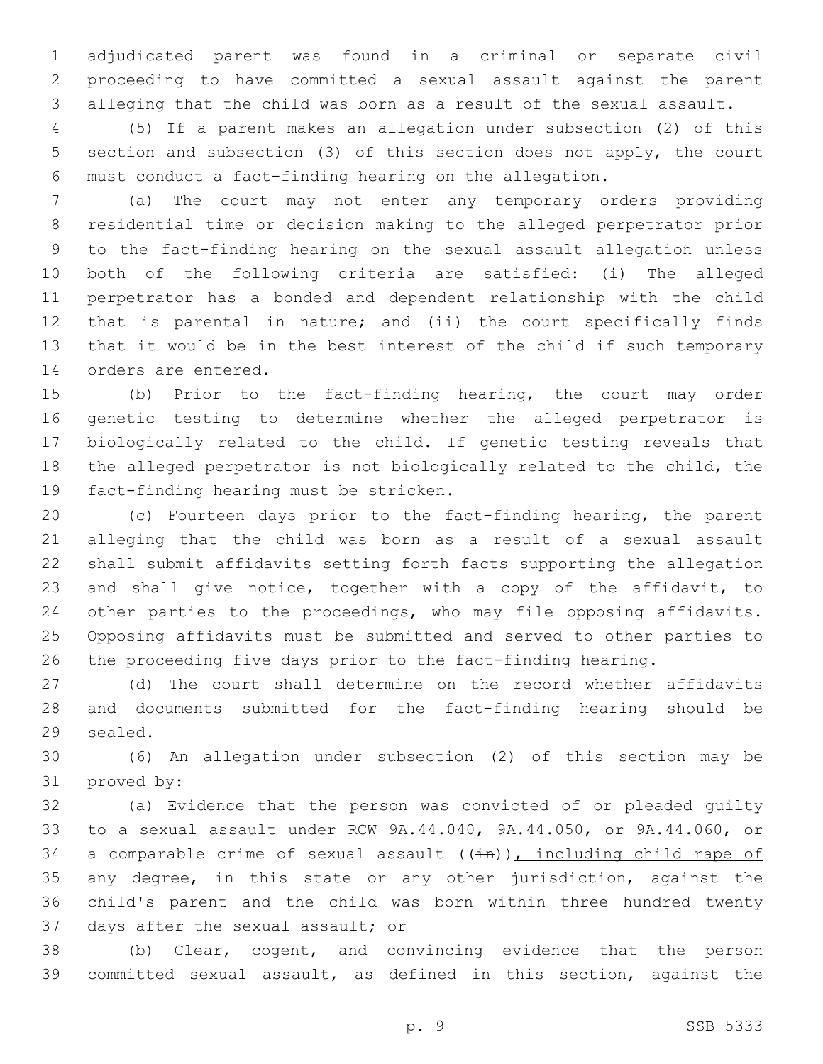adjudicated parent was found in a criminal or separate civil proceeding to have committed a sexual assault against the parent alleging that the child was born as a result of the sexual assault.

(5) If a parent makes an allegation under subsection (2) of this section and subsection (3) of this section does not apply, the court must conduct a fact-finding hearing on the allegation.

(a) The court may not enter any temporary orders providing residential time or decision making to the alleged perpetrator prior to the fact-finding hearing on the sexual assault allegation unless both of the following criteria are satisfied: (i) The alleged perpetrator has a bonded and dependent relationship with the child that is parental in nature; and (ii) the court specifically finds that it would be in the best interest of the child if such temporary orders are entered.

(b) Prior to the fact-finding hearing, the court may order genetic testing to determine whether the alleged perpetrator is biologically related to the child. If genetic testing reveals that the alleged perpetrator is not biologically related to the child, the fact-finding hearing must be stricken.

(c) Fourteen days prior to the fact-finding hearing, the parent alleging that the child was born as a result of a sexual assault shall submit affidavits setting forth facts supporting the allegation and shall give notice, together with a copy of the affidavit, to other parties to the proceedings, who may file opposing affidavits. Opposing affidavits must be submitted and served to other parties to the proceeding five days prior to the fact-finding hearing.

(d) The court shall determine on the record whether affidavits and documents submitted for the fact-finding hearing should be sealed.

(6) An allegation under subsection (2) of this section may be proved by:

(a) Evidence that the person was convicted of or pleaded guilty to a sexual assault under RCW 9A.44.040, 9A.44.050, or 9A.44.060, or a comparable crime of sexual assault ((~~in~~)), including child rape of any degree, in this state or any other jurisdiction, against the child's parent and the child was born within three hundred twenty days after the sexual assault; or

(b) Clear, cogent, and convincing evidence that the person committed sexual assault, as defined in this section, against the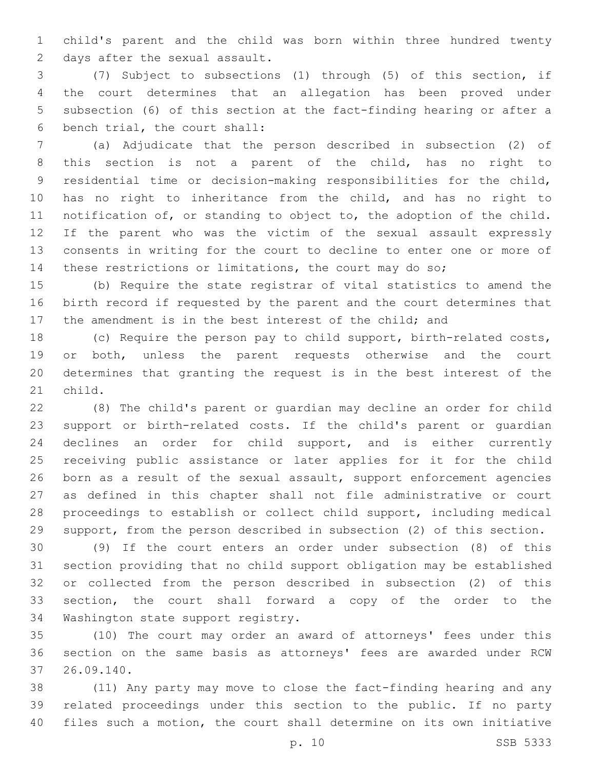child's parent and the child was born within three hundred twenty days after the sexual assault.

(7) Subject to subsections (1) through (5) of this section, if the court determines that an allegation has been proved under subsection (6) of this section at the fact-finding hearing or after a bench trial, the court shall:

(a) Adjudicate that the person described in subsection (2) of this section is not a parent of the child, has no right to residential time or decision-making responsibilities for the child, has no right to inheritance from the child, and has no right to notification of, or standing to object to, the adoption of the child. If the parent who was the victim of the sexual assault expressly consents in writing for the court to decline to enter one or more of these restrictions or limitations, the court may do so;

(b) Require the state registrar of vital statistics to amend the birth record if requested by the parent and the court determines that the amendment is in the best interest of the child; and

(c) Require the person pay to child support, birth-related costs, or both, unless the parent requests otherwise and the court determines that granting the request is in the best interest of the child.

(8) The child's parent or guardian may decline an order for child support or birth-related costs. If the child's parent or guardian declines an order for child support, and is either currently receiving public assistance or later applies for it for the child born as a result of the sexual assault, support enforcement agencies as defined in this chapter shall not file administrative or court proceedings to establish or collect child support, including medical support, from the person described in subsection (2) of this section.

(9) If the court enters an order under subsection (8) of this section providing that no child support obligation may be established or collected from the person described in subsection (2) of this section, the court shall forward a copy of the order to the Washington state support registry.

(10) The court may order an award of attorneys' fees under this section on the same basis as attorneys' fees are awarded under RCW 26.09.140.

(11) Any party may move to close the fact-finding hearing and any related proceedings under this section to the public. If no party files such a motion, the court shall determine on its own initiative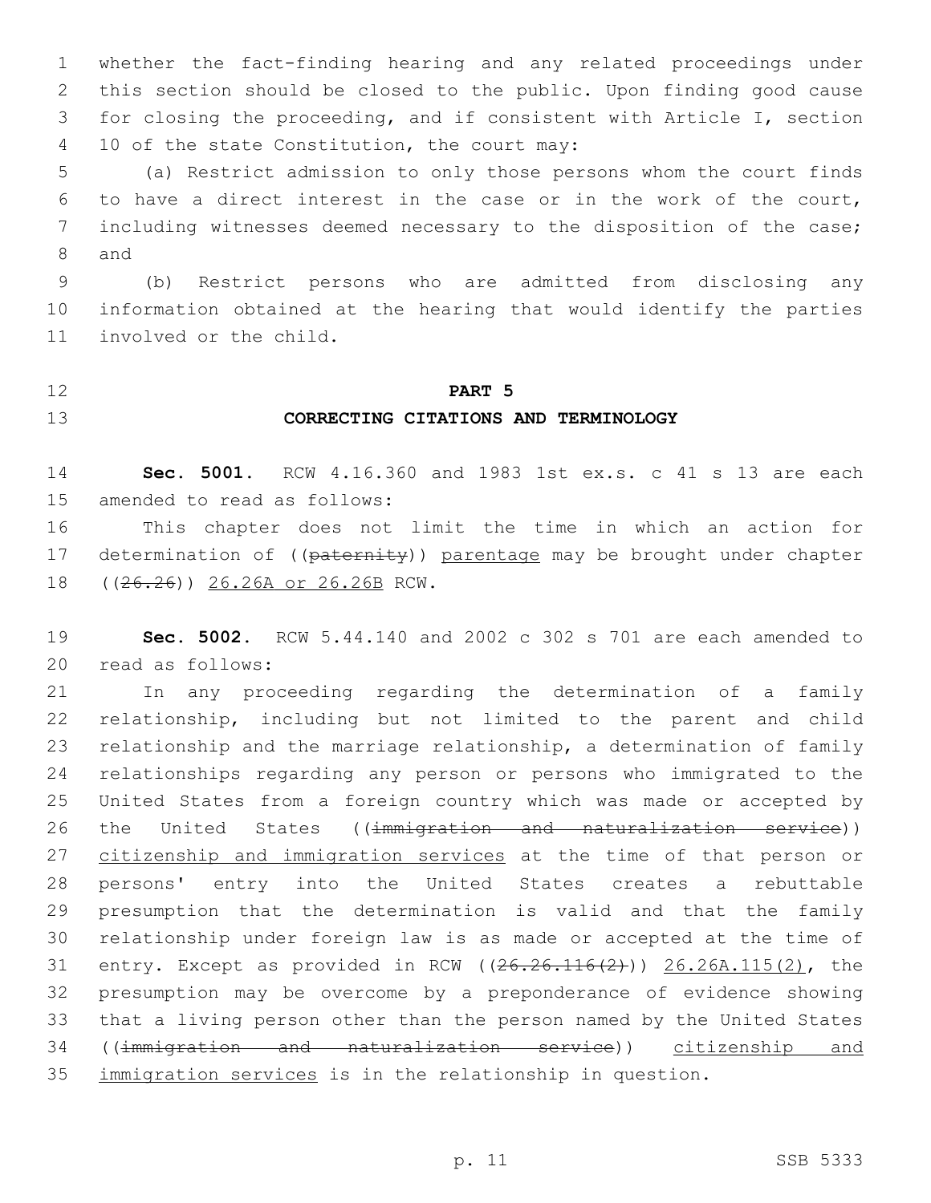whether the fact-finding hearing and any related proceedings under this section should be closed to the public. Upon finding good cause for closing the proceeding, and if consistent with Article I, section 10 of the state Constitution, the court may:

(a) Restrict admission to only those persons whom the court finds to have a direct interest in the case or in the work of the court, including witnesses deemed necessary to the disposition of the case; and

(b) Restrict persons who are admitted from disclosing any information obtained at the hearing that would identify the parties involved or the child.

**PART 5**

**CORRECTING CITATIONS AND TERMINOLOGY**

**Sec. 5001.** RCW 4.16.360 and 1983 1st ex.s. c 41 s 13 are each amended to read as follows:

This chapter does not limit the time in which an action for determination of ((~~paternity~~)) <u>parentage</u> may be brought under chapter ((~~26.26~~)) <u>26.26A or 26.26B</u> RCW.

**Sec. 5002.** RCW 5.44.140 and 2002 c 302 s 701 are each amended to read as follows:

In any proceeding regarding the determination of a family relationship, including but not limited to the parent and child relationship and the marriage relationship, a determination of family relationships regarding any person or persons who immigrated to the United States from a foreign country which was made or accepted by the United States ((~~immigration and naturalization service~~)) <u>citizenship and immigration services</u> at the time of that person or persons' entry into the United States creates a rebuttable presumption that the determination is valid and that the family relationship under foreign law is as made or accepted at the time of entry. Except as provided in RCW ((~~26.26.116(2)~~)) <u>26.26A.115(2)</u>, the presumption may be overcome by a preponderance of evidence showing that a living person other than the person named by the United States ((~~immigration and naturalization service~~)) <u>citizenship and immigration services</u> is in the relationship in question.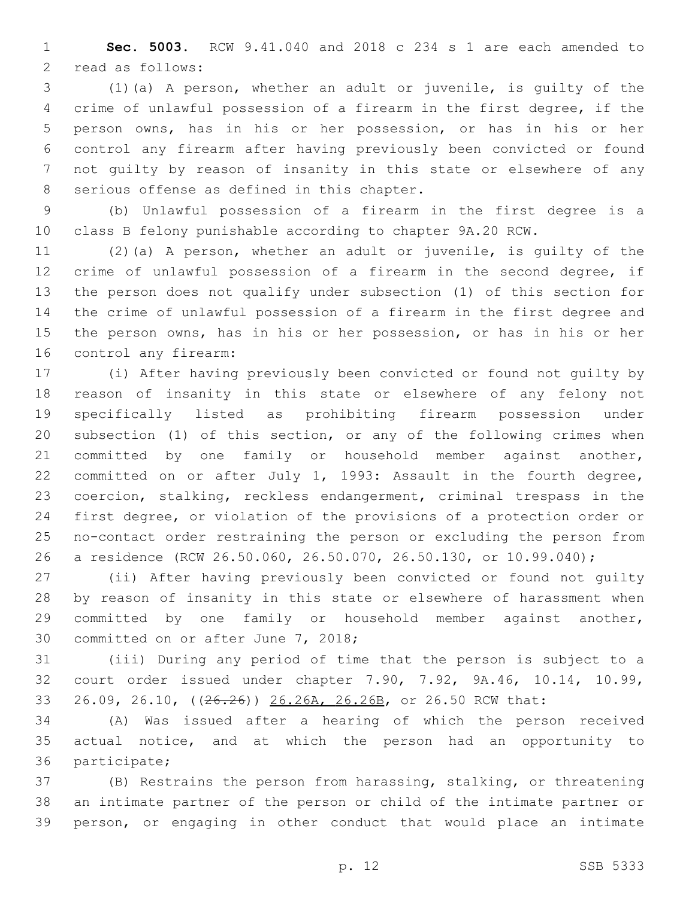**Sec. 5003.** RCW 9.41.040 and 2018 c 234 s 1 are each amended to read as follows:

(1)(a) A person, whether an adult or juvenile, is guilty of the crime of unlawful possession of a firearm in the first degree, if the person owns, has in his or her possession, or has in his or her control any firearm after having previously been convicted or found not guilty by reason of insanity in this state or elsewhere of any serious offense as defined in this chapter.

(b) Unlawful possession of a firearm in the first degree is a class B felony punishable according to chapter 9A.20 RCW.

(2)(a) A person, whether an adult or juvenile, is guilty of the crime of unlawful possession of a firearm in the second degree, if the person does not qualify under subsection (1) of this section for the crime of unlawful possession of a firearm in the first degree and the person owns, has in his or her possession, or has in his or her control any firearm:

(i) After having previously been convicted or found not guilty by reason of insanity in this state or elsewhere of any felony not specifically listed as prohibiting firearm possession under subsection (1) of this section, or any of the following crimes when committed by one family or household member against another, committed on or after July 1, 1993: Assault in the fourth degree, coercion, stalking, reckless endangerment, criminal trespass in the first degree, or violation of the provisions of a protection order or no-contact order restraining the person or excluding the person from a residence (RCW 26.50.060, 26.50.070, 26.50.130, or 10.99.040);

(ii) After having previously been convicted or found not guilty by reason of insanity in this state or elsewhere of harassment when committed by one family or household member against another, committed on or after June 7, 2018;

(iii) During any period of time that the person is subject to a court order issued under chapter 7.90, 7.92, 9A.46, 10.14, 10.99, 26.09, 26.10, ((~~26.26~~)) 26.26A, 26.26B, or 26.50 RCW that:

(A) Was issued after a hearing of which the person received actual notice, and at which the person had an opportunity to participate;

(B) Restrains the person from harassing, stalking, or threatening an intimate partner of the person or child of the intimate partner or person, or engaging in other conduct that would place an intimate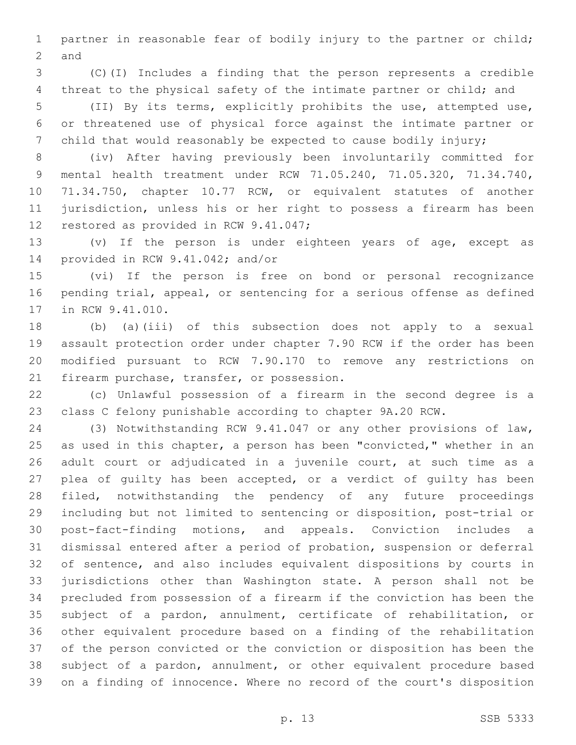partner in reasonable fear of bodily injury to the partner or child; and

(C)(I) Includes a finding that the person represents a credible threat to the physical safety of the intimate partner or child; and

(II) By its terms, explicitly prohibits the use, attempted use, or threatened use of physical force against the intimate partner or child that would reasonably be expected to cause bodily injury;

(iv) After having previously been involuntarily committed for mental health treatment under RCW 71.05.240, 71.05.320, 71.34.740, 71.34.750, chapter 10.77 RCW, or equivalent statutes of another jurisdiction, unless his or her right to possess a firearm has been restored as provided in RCW 9.41.047;

(v) If the person is under eighteen years of age, except as provided in RCW 9.41.042; and/or

(vi) If the person is free on bond or personal recognizance pending trial, appeal, or sentencing for a serious offense as defined in RCW 9.41.010.

(b) (a)(iii) of this subsection does not apply to a sexual assault protection order under chapter 7.90 RCW if the order has been modified pursuant to RCW 7.90.170 to remove any restrictions on firearm purchase, transfer, or possession.

(c) Unlawful possession of a firearm in the second degree is a class C felony punishable according to chapter 9A.20 RCW.

(3) Notwithstanding RCW 9.41.047 or any other provisions of law, as used in this chapter, a person has been "convicted," whether in an adult court or adjudicated in a juvenile court, at such time as a plea of guilty has been accepted, or a verdict of guilty has been filed, notwithstanding the pendency of any future proceedings including but not limited to sentencing or disposition, post-trial or post-fact-finding motions, and appeals. Conviction includes a dismissal entered after a period of probation, suspension or deferral of sentence, and also includes equivalent dispositions by courts in jurisdictions other than Washington state. A person shall not be precluded from possession of a firearm if the conviction has been the subject of a pardon, annulment, certificate of rehabilitation, or other equivalent procedure based on a finding of the rehabilitation of the person convicted or the conviction or disposition has been the subject of a pardon, annulment, or other equivalent procedure based on a finding of innocence. Where no record of the court's disposition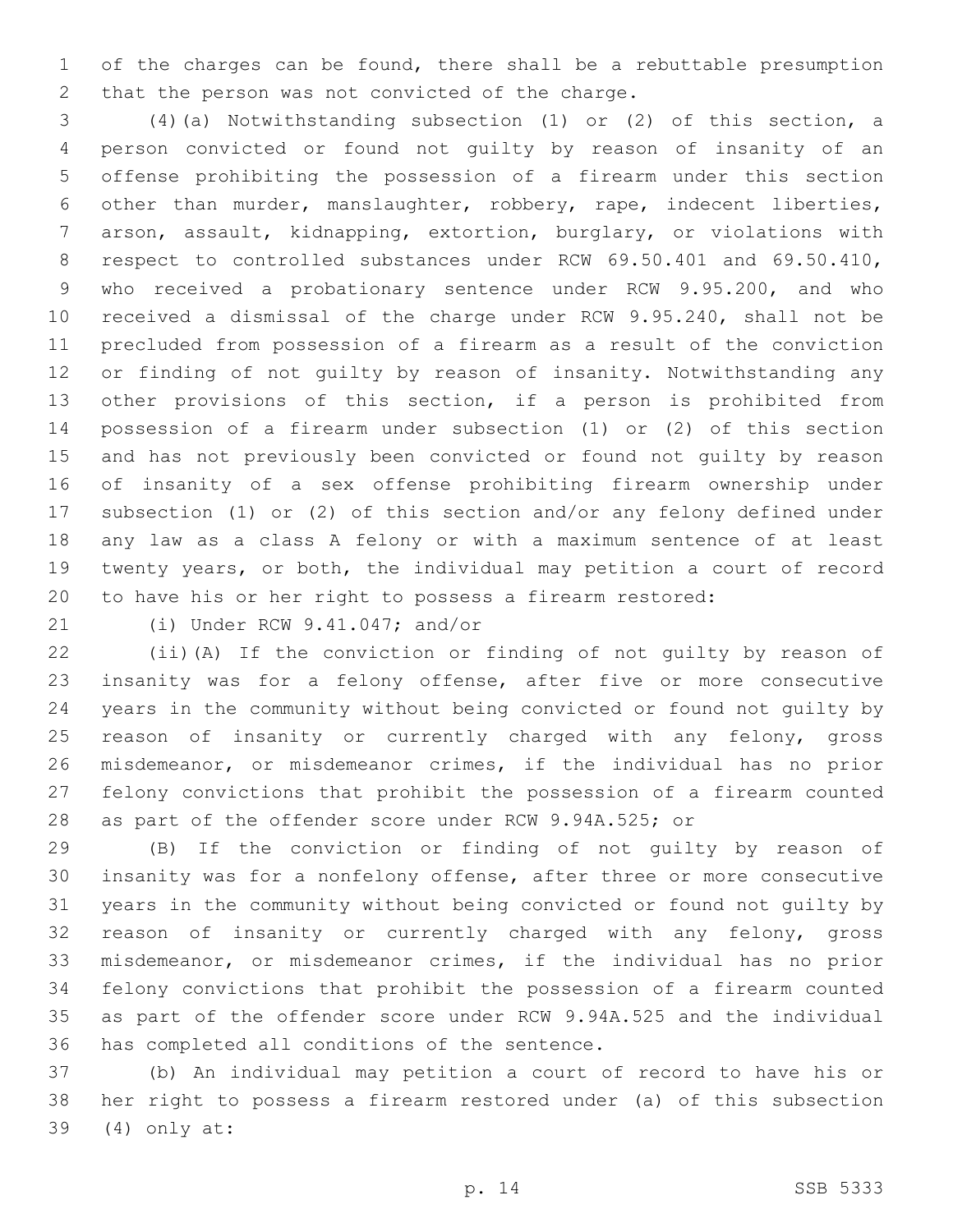of the charges can be found, there shall be a rebuttable presumption that the person was not convicted of the charge.

(4)(a) Notwithstanding subsection (1) or (2) of this section, a person convicted or found not guilty by reason of insanity of an offense prohibiting the possession of a firearm under this section other than murder, manslaughter, robbery, rape, indecent liberties, arson, assault, kidnapping, extortion, burglary, or violations with respect to controlled substances under RCW 69.50.401 and 69.50.410, who received a probationary sentence under RCW 9.95.200, and who received a dismissal of the charge under RCW 9.95.240, shall not be precluded from possession of a firearm as a result of the conviction or finding of not guilty by reason of insanity. Notwithstanding any other provisions of this section, if a person is prohibited from possession of a firearm under subsection (1) or (2) of this section and has not previously been convicted or found not guilty by reason of insanity of a sex offense prohibiting firearm ownership under subsection (1) or (2) of this section and/or any felony defined under any law as a class A felony or with a maximum sentence of at least twenty years, or both, the individual may petition a court of record to have his or her right to possess a firearm restored:

(i) Under RCW 9.41.047; and/or

(ii)(A) If the conviction or finding of not guilty by reason of insanity was for a felony offense, after five or more consecutive years in the community without being convicted or found not guilty by reason of insanity or currently charged with any felony, gross misdemeanor, or misdemeanor crimes, if the individual has no prior felony convictions that prohibit the possession of a firearm counted as part of the offender score under RCW 9.94A.525; or

(B) If the conviction or finding of not guilty by reason of insanity was for a nonfelony offense, after three or more consecutive years in the community without being convicted or found not guilty by reason of insanity or currently charged with any felony, gross misdemeanor, or misdemeanor crimes, if the individual has no prior felony convictions that prohibit the possession of a firearm counted as part of the offender score under RCW 9.94A.525 and the individual has completed all conditions of the sentence.

(b) An individual may petition a court of record to have his or her right to possess a firearm restored under (a) of this subsection (4) only at: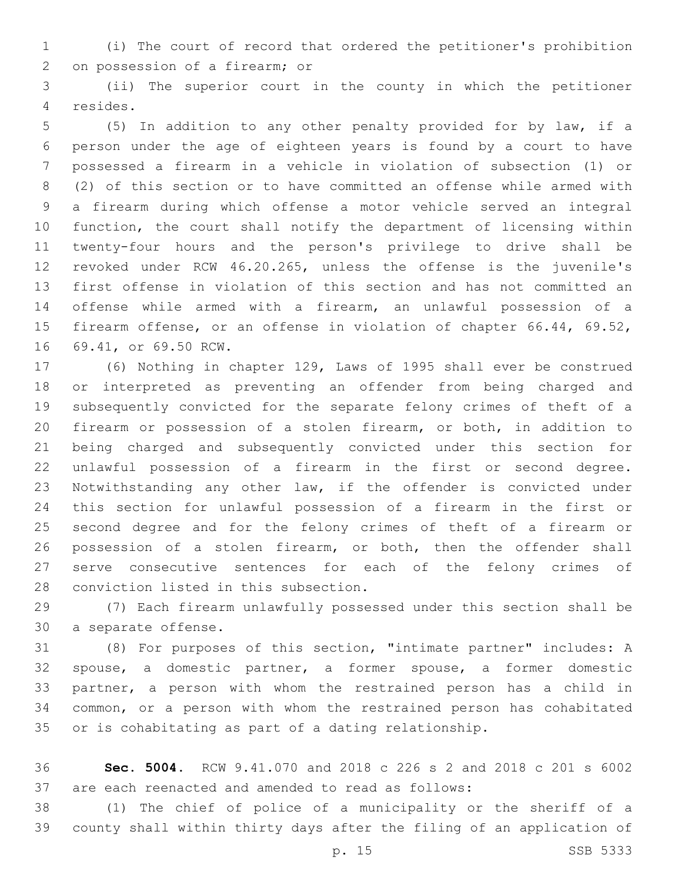(i) The court of record that ordered the petitioner's prohibition on possession of a firearm; or

(ii) The superior court in the county in which the petitioner resides.

(5) In addition to any other penalty provided for by law, if a person under the age of eighteen years is found by a court to have possessed a firearm in a vehicle in violation of subsection (1) or (2) of this section or to have committed an offense while armed with a firearm during which offense a motor vehicle served an integral function, the court shall notify the department of licensing within twenty-four hours and the person's privilege to drive shall be revoked under RCW 46.20.265, unless the offense is the juvenile's first offense in violation of this section and has not committed an offense while armed with a firearm, an unlawful possession of a firearm offense, or an offense in violation of chapter 66.44, 69.52, 69.41, or 69.50 RCW.

(6) Nothing in chapter 129, Laws of 1995 shall ever be construed or interpreted as preventing an offender from being charged and subsequently convicted for the separate felony crimes of theft of a firearm or possession of a stolen firearm, or both, in addition to being charged and subsequently convicted under this section for unlawful possession of a firearm in the first or second degree. Notwithstanding any other law, if the offender is convicted under this section for unlawful possession of a firearm in the first or second degree and for the felony crimes of theft of a firearm or possession of a stolen firearm, or both, then the offender shall serve consecutive sentences for each of the felony crimes of conviction listed in this subsection.

(7) Each firearm unlawfully possessed under this section shall be a separate offense.

(8) For purposes of this section, "intimate partner" includes: A spouse, a domestic partner, a former spouse, a former domestic partner, a person with whom the restrained person has a child in common, or a person with whom the restrained person has cohabitated or is cohabitating as part of a dating relationship.

**Sec. 5004.** RCW 9.41.070 and 2018 c 226 s 2 and 2018 c 201 s 6002 are each reenacted and amended to read as follows:

(1) The chief of police of a municipality or the sheriff of a county shall within thirty days after the filing of an application of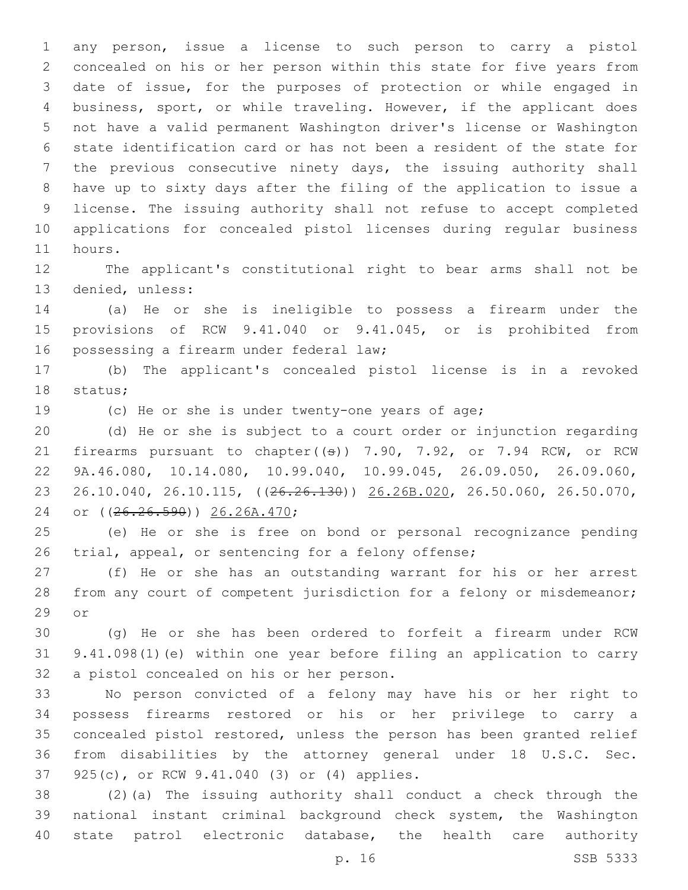any person, issue a license to such person to carry a pistol concealed on his or her person within this state for five years from date of issue, for the purposes of protection or while engaged in business, sport, or while traveling. However, if the applicant does not have a valid permanent Washington driver's license or Washington state identification card or has not been a resident of the state for the previous consecutive ninety days, the issuing authority shall have up to sixty days after the filing of the application to issue a license. The issuing authority shall not refuse to accept completed applications for concealed pistol licenses during regular business hours.

The applicant's constitutional right to bear arms shall not be denied, unless:

(a) He or she is ineligible to possess a firearm under the provisions of RCW 9.41.040 or 9.41.045, or is prohibited from possessing a firearm under federal law;

(b) The applicant's concealed pistol license is in a revoked status;

(c) He or she is under twenty-one years of age;

(d) He or she is subject to a court order or injunction regarding firearms pursuant to chapter((s)) 7.90, 7.92, or 7.94 RCW, or RCW 9A.46.080, 10.14.080, 10.99.040, 10.99.045, 26.09.050, 26.09.060, 26.10.040, 26.10.115, ((~~26.26.130~~)) 26.26B.020, 26.50.060, 26.50.070, or ((~~26.26.590~~)) 26.26A.470;

(e) He or she is free on bond or personal recognizance pending trial, appeal, or sentencing for a felony offense;

(f) He or she has an outstanding warrant for his or her arrest from any court of competent jurisdiction for a felony or misdemeanor; or

(g) He or she has been ordered to forfeit a firearm under RCW 9.41.098(1)(e) within one year before filing an application to carry a pistol concealed on his or her person.

No person convicted of a felony may have his or her right to possess firearms restored or his or her privilege to carry a concealed pistol restored, unless the person has been granted relief from disabilities by the attorney general under 18 U.S.C. Sec. 925(c), or RCW 9.41.040 (3) or (4) applies.

(2)(a) The issuing authority shall conduct a check through the national instant criminal background check system, the Washington state patrol electronic database, the health care authority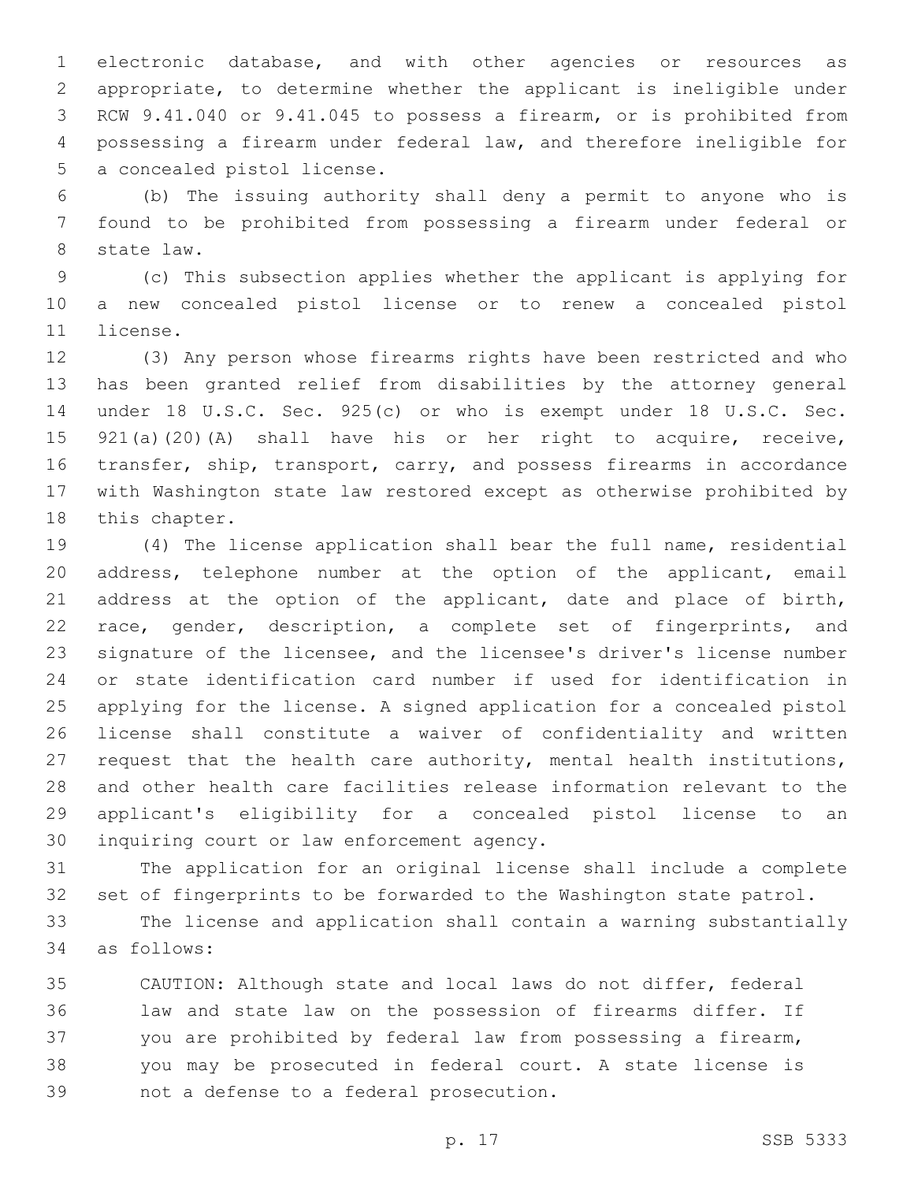electronic database, and with other agencies or resources as appropriate, to determine whether the applicant is ineligible under RCW 9.41.040 or 9.41.045 to possess a firearm, or is prohibited from possessing a firearm under federal law, and therefore ineligible for a concealed pistol license.

(b) The issuing authority shall deny a permit to anyone who is found to be prohibited from possessing a firearm under federal or state law.

(c) This subsection applies whether the applicant is applying for a new concealed pistol license or to renew a concealed pistol license.

(3) Any person whose firearms rights have been restricted and who has been granted relief from disabilities by the attorney general under 18 U.S.C. Sec. 925(c) or who is exempt under 18 U.S.C. Sec. 921(a)(20)(A) shall have his or her right to acquire, receive, transfer, ship, transport, carry, and possess firearms in accordance with Washington state law restored except as otherwise prohibited by this chapter.

(4) The license application shall bear the full name, residential address, telephone number at the option of the applicant, email address at the option of the applicant, date and place of birth, race, gender, description, a complete set of fingerprints, and signature of the licensee, and the licensee's driver's license number or state identification card number if used for identification in applying for the license. A signed application for a concealed pistol license shall constitute a waiver of confidentiality and written request that the health care authority, mental health institutions, and other health care facilities release information relevant to the applicant's eligibility for a concealed pistol license to an inquiring court or law enforcement agency.

The application for an original license shall include a complete set of fingerprints to be forwarded to the Washington state patrol.

The license and application shall contain a warning substantially as follows:

> CAUTION: Although state and local laws do not differ, federal law and state law on the possession of firearms differ. If you are prohibited by federal law from possessing a firearm, you may be prosecuted in federal court. A state license is not a defense to a federal prosecution.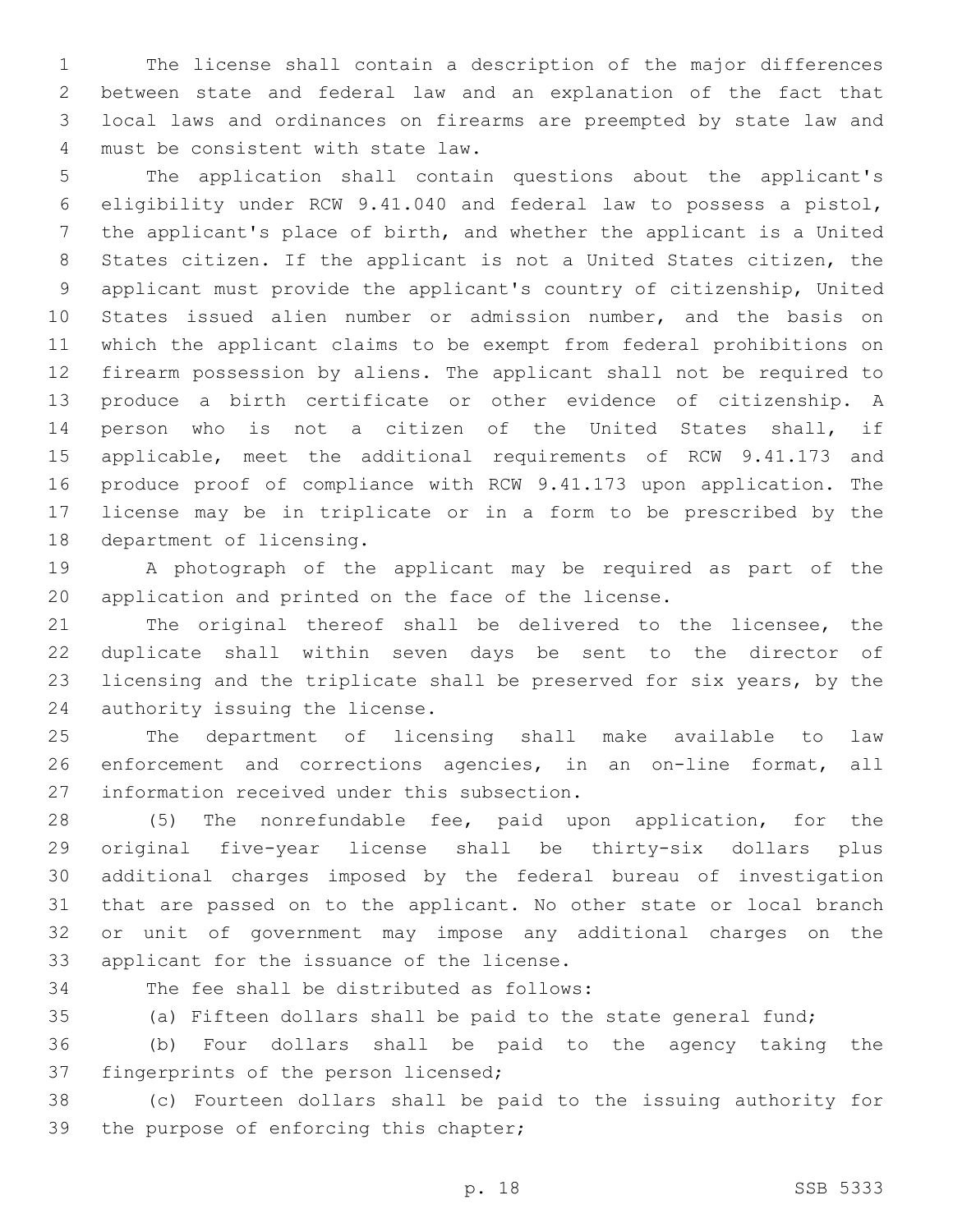The license shall contain a description of the major differences between state and federal law and an explanation of the fact that local laws and ordinances on firearms are preempted by state law and must be consistent with state law.

The application shall contain questions about the applicant's eligibility under RCW 9.41.040 and federal law to possess a pistol, the applicant's place of birth, and whether the applicant is a United States citizen. If the applicant is not a United States citizen, the applicant must provide the applicant's country of citizenship, United States issued alien number or admission number, and the basis on which the applicant claims to be exempt from federal prohibitions on firearm possession by aliens. The applicant shall not be required to produce a birth certificate or other evidence of citizenship. A person who is not a citizen of the United States shall, if applicable, meet the additional requirements of RCW 9.41.173 and produce proof of compliance with RCW 9.41.173 upon application. The license may be in triplicate or in a form to be prescribed by the department of licensing.

A photograph of the applicant may be required as part of the application and printed on the face of the license.

The original thereof shall be delivered to the licensee, the duplicate shall within seven days be sent to the director of licensing and the triplicate shall be preserved for six years, by the authority issuing the license.

The department of licensing shall make available to law enforcement and corrections agencies, in an on-line format, all information received under this subsection.

(5) The nonrefundable fee, paid upon application, for the original five-year license shall be thirty-six dollars plus additional charges imposed by the federal bureau of investigation that are passed on to the applicant. No other state or local branch or unit of government may impose any additional charges on the applicant for the issuance of the license.

The fee shall be distributed as follows:

(a) Fifteen dollars shall be paid to the state general fund;

(b) Four dollars shall be paid to the agency taking the fingerprints of the person licensed;

(c) Fourteen dollars shall be paid to the issuing authority for the purpose of enforcing this chapter;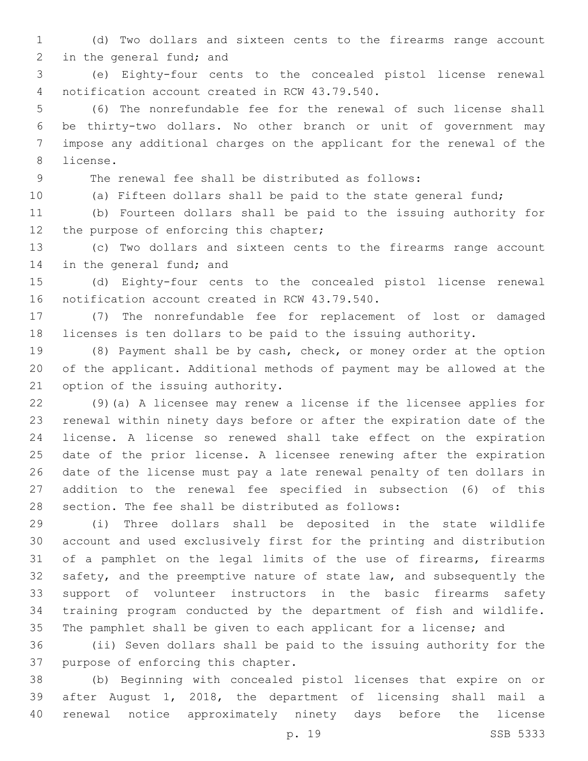(d) Two dollars and sixteen cents to the firearms range account in the general fund; and

(e) Eighty-four cents to the concealed pistol license renewal notification account created in RCW 43.79.540.

(6) The nonrefundable fee for the renewal of such license shall be thirty-two dollars. No other branch or unit of government may impose any additional charges on the applicant for the renewal of the license.

The renewal fee shall be distributed as follows:

(a) Fifteen dollars shall be paid to the state general fund;

(b) Fourteen dollars shall be paid to the issuing authority for the purpose of enforcing this chapter;

(c) Two dollars and sixteen cents to the firearms range account in the general fund; and

(d) Eighty-four cents to the concealed pistol license renewal notification account created in RCW 43.79.540.

(7) The nonrefundable fee for replacement of lost or damaged licenses is ten dollars to be paid to the issuing authority.

(8) Payment shall be by cash, check, or money order at the option of the applicant. Additional methods of payment may be allowed at the option of the issuing authority.

(9)(a) A licensee may renew a license if the licensee applies for renewal within ninety days before or after the expiration date of the license. A license so renewed shall take effect on the expiration date of the prior license. A licensee renewing after the expiration date of the license must pay a late renewal penalty of ten dollars in addition to the renewal fee specified in subsection (6) of this section. The fee shall be distributed as follows:

(i) Three dollars shall be deposited in the state wildlife account and used exclusively first for the printing and distribution of a pamphlet on the legal limits of the use of firearms, firearms safety, and the preemptive nature of state law, and subsequently the support of volunteer instructors in the basic firearms safety training program conducted by the department of fish and wildlife. The pamphlet shall be given to each applicant for a license; and

(ii) Seven dollars shall be paid to the issuing authority for the purpose of enforcing this chapter.

(b) Beginning with concealed pistol licenses that expire on or after August 1, 2018, the department of licensing shall mail a renewal notice approximately ninety days before the license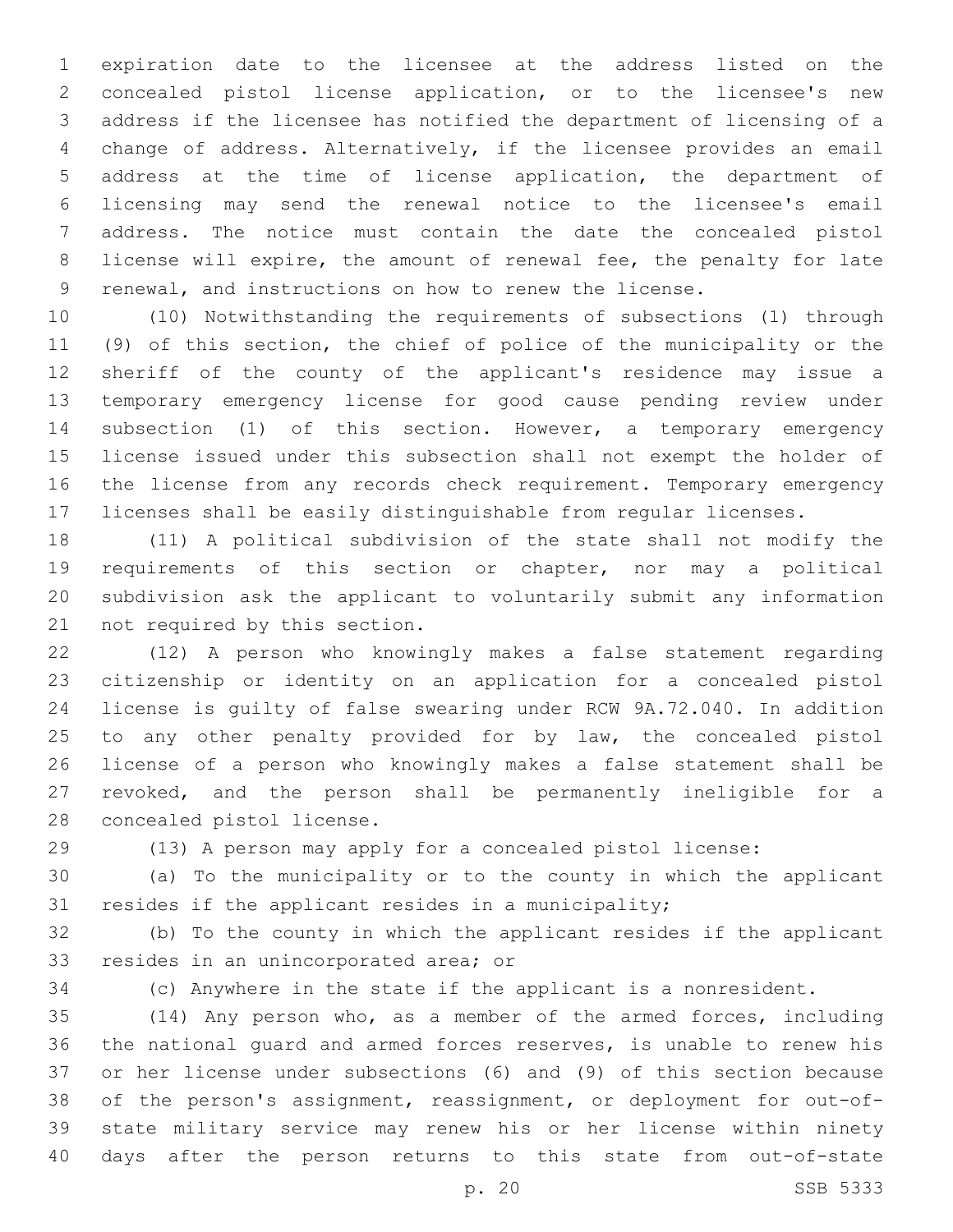expiration date to the licensee at the address listed on the concealed pistol license application, or to the licensee's new address if the licensee has notified the department of licensing of a change of address. Alternatively, if the licensee provides an email address at the time of license application, the department of licensing may send the renewal notice to the licensee's email address. The notice must contain the date the concealed pistol license will expire, the amount of renewal fee, the penalty for late renewal, and instructions on how to renew the license.

(10) Notwithstanding the requirements of subsections (1) through (9) of this section, the chief of police of the municipality or the sheriff of the county of the applicant's residence may issue a temporary emergency license for good cause pending review under subsection (1) of this section. However, a temporary emergency license issued under this subsection shall not exempt the holder of the license from any records check requirement. Temporary emergency licenses shall be easily distinguishable from regular licenses.

(11) A political subdivision of the state shall not modify the requirements of this section or chapter, nor may a political subdivision ask the applicant to voluntarily submit any information not required by this section.

(12) A person who knowingly makes a false statement regarding citizenship or identity on an application for a concealed pistol license is guilty of false swearing under RCW 9A.72.040. In addition to any other penalty provided for by law, the concealed pistol license of a person who knowingly makes a false statement shall be revoked, and the person shall be permanently ineligible for a concealed pistol license.

(13) A person may apply for a concealed pistol license:

(a) To the municipality or to the county in which the applicant resides if the applicant resides in a municipality;

(b) To the county in which the applicant resides if the applicant resides in an unincorporated area; or

(c) Anywhere in the state if the applicant is a nonresident.

(14) Any person who, as a member of the armed forces, including the national guard and armed forces reserves, is unable to renew his or her license under subsections (6) and (9) of this section because of the person's assignment, reassignment, or deployment for out-of-state military service may renew his or her license within ninety days after the person returns to this state from out-of-state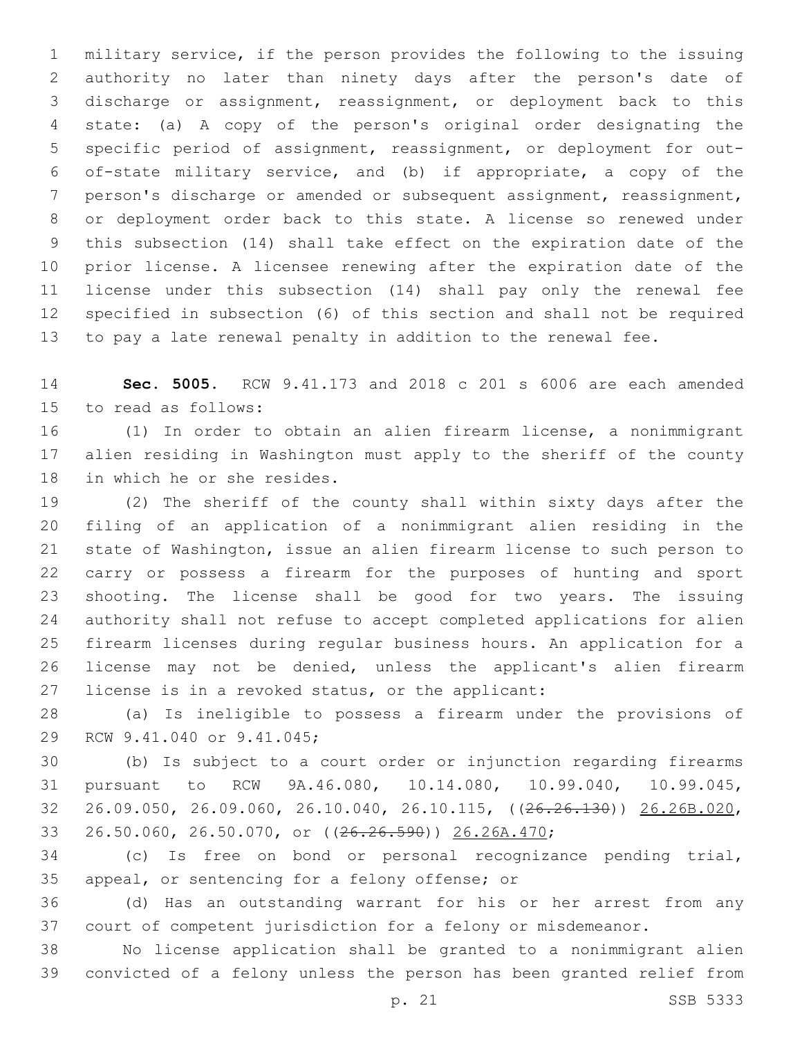military service, if the person provides the following to the issuing authority no later than ninety days after the person's date of discharge or assignment, reassignment, or deployment back to this state: (a) A copy of the person's original order designating the specific period of assignment, reassignment, or deployment for out-of-state military service, and (b) if appropriate, a copy of the person's discharge or amended or subsequent assignment, reassignment, or deployment order back to this state. A license so renewed under this subsection (14) shall take effect on the expiration date of the prior license. A licensee renewing after the expiration date of the license under this subsection (14) shall pay only the renewal fee specified in subsection (6) of this section and shall not be required to pay a late renewal penalty in addition to the renewal fee.

**Sec. 5005.** RCW 9.41.173 and 2018 c 201 s 6006 are each amended to read as follows:

(1) In order to obtain an alien firearm license, a nonimmigrant alien residing in Washington must apply to the sheriff of the county in which he or she resides.

(2) The sheriff of the county shall within sixty days after the filing of an application of a nonimmigrant alien residing in the state of Washington, issue an alien firearm license to such person to carry or possess a firearm for the purposes of hunting and sport shooting. The license shall be good for two years. The issuing authority shall not refuse to accept completed applications for alien firearm licenses during regular business hours. An application for a license may not be denied, unless the applicant's alien firearm license is in a revoked status, or the applicant:

(a) Is ineligible to possess a firearm under the provisions of RCW 9.41.040 or 9.41.045;

(b) Is subject to a court order or injunction regarding firearms pursuant to RCW 9A.46.080, 10.14.080, 10.99.040, 10.99.045, 26.09.050, 26.09.060, 26.10.040, 26.10.115, ((~~26.26.130~~)) <u>26.26B.020</u>, 26.50.060, 26.50.070, or ((~~26.26.590~~)) <u>26.26A.470</u>;

(c) Is free on bond or personal recognizance pending trial, appeal, or sentencing for a felony offense; or

(d) Has an outstanding warrant for his or her arrest from any court of competent jurisdiction for a felony or misdemeanor.

No license application shall be granted to a nonimmigrant alien convicted of a felony unless the person has been granted relief from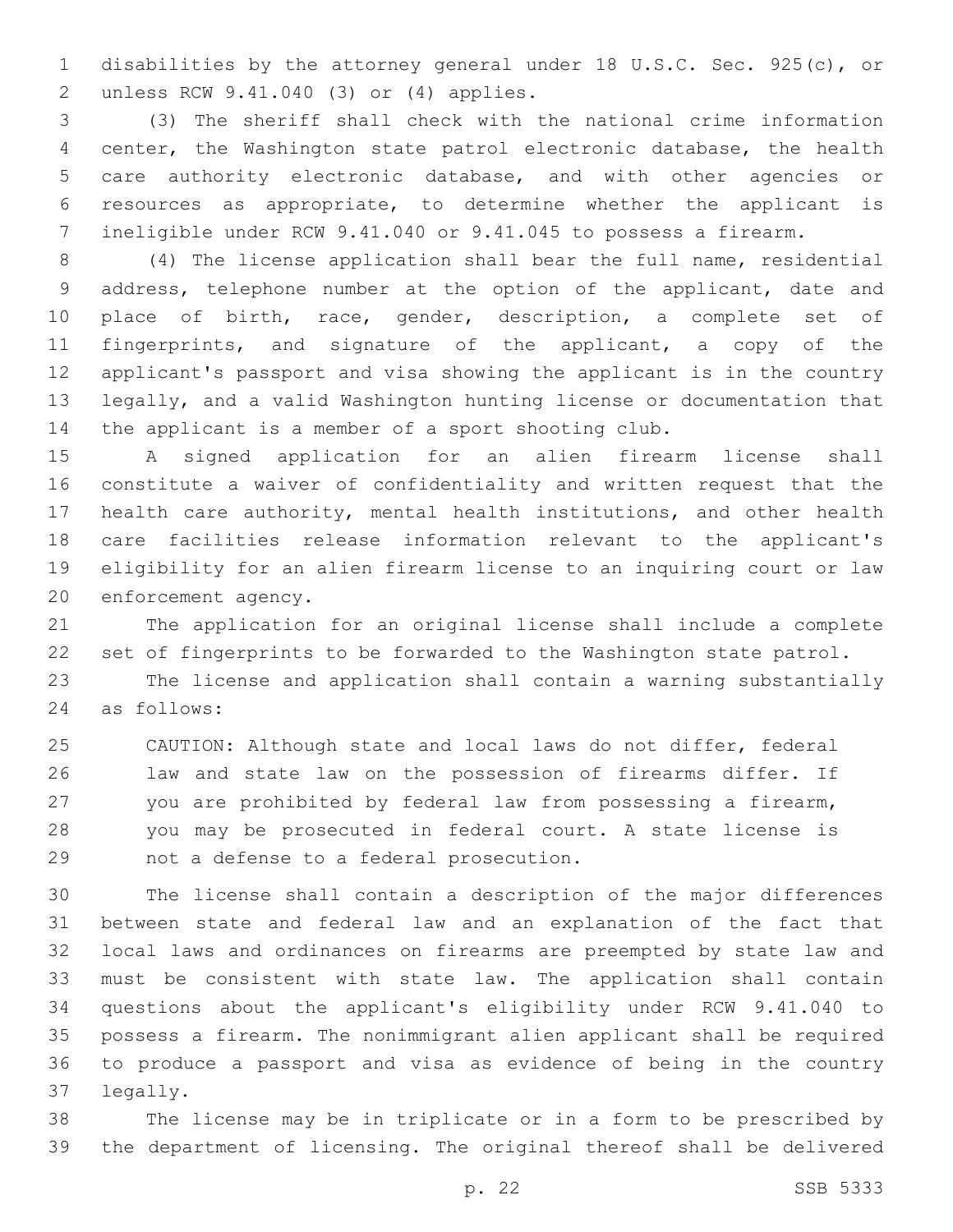disabilities by the attorney general under 18 U.S.C. Sec. 925(c), or unless RCW 9.41.040 (3) or (4) applies.

(3) The sheriff shall check with the national crime information center, the Washington state patrol electronic database, the health care authority electronic database, and with other agencies or resources as appropriate, to determine whether the applicant is ineligible under RCW 9.41.040 or 9.41.045 to possess a firearm.

(4) The license application shall bear the full name, residential address, telephone number at the option of the applicant, date and place of birth, race, gender, description, a complete set of fingerprints, and signature of the applicant, a copy of the applicant's passport and visa showing the applicant is in the country legally, and a valid Washington hunting license or documentation that the applicant is a member of a sport shooting club.

A signed application for an alien firearm license shall constitute a waiver of confidentiality and written request that the health care authority, mental health institutions, and other health care facilities release information relevant to the applicant's eligibility for an alien firearm license to an inquiring court or law enforcement agency.

The application for an original license shall include a complete set of fingerprints to be forwarded to the Washington state patrol.

The license and application shall contain a warning substantially as follows:

> CAUTION: Although state and local laws do not differ, federal law and state law on the possession of firearms differ. If you are prohibited by federal law from possessing a firearm, you may be prosecuted in federal court. A state license is not a defense to a federal prosecution.

The license shall contain a description of the major differences between state and federal law and an explanation of the fact that local laws and ordinances on firearms are preempted by state law and must be consistent with state law. The application shall contain questions about the applicant's eligibility under RCW 9.41.040 to possess a firearm. The nonimmigrant alien applicant shall be required to produce a passport and visa as evidence of being in the country legally.

The license may be in triplicate or in a form to be prescribed by the department of licensing. The original thereof shall be delivered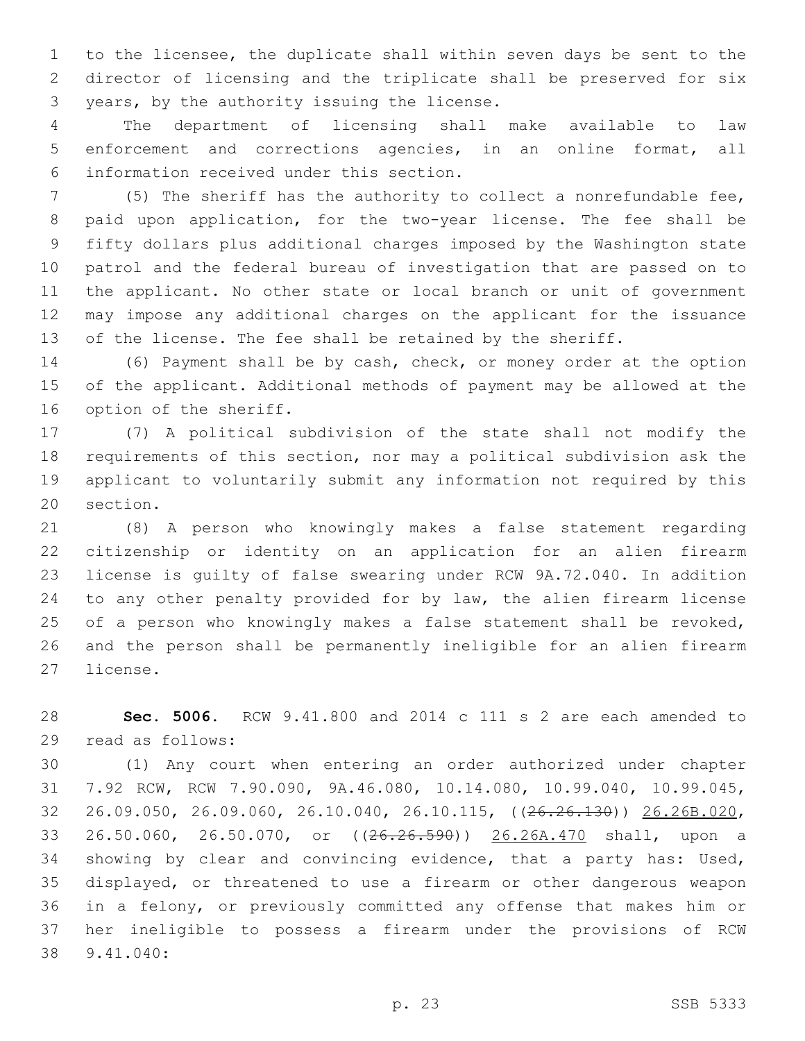to the licensee, the duplicate shall within seven days be sent to the director of licensing and the triplicate shall be preserved for six years, by the authority issuing the license.

The department of licensing shall make available to law enforcement and corrections agencies, in an online format, all information received under this section.

(5) The sheriff has the authority to collect a nonrefundable fee, paid upon application, for the two-year license. The fee shall be fifty dollars plus additional charges imposed by the Washington state patrol and the federal bureau of investigation that are passed on to the applicant. No other state or local branch or unit of government may impose any additional charges on the applicant for the issuance of the license. The fee shall be retained by the sheriff.

(6) Payment shall be by cash, check, or money order at the option of the applicant. Additional methods of payment may be allowed at the option of the sheriff.

(7) A political subdivision of the state shall not modify the requirements of this section, nor may a political subdivision ask the applicant to voluntarily submit any information not required by this section.

(8) A person who knowingly makes a false statement regarding citizenship or identity on an application for an alien firearm license is guilty of false swearing under RCW 9A.72.040. In addition to any other penalty provided for by law, the alien firearm license of a person who knowingly makes a false statement shall be revoked, and the person shall be permanently ineligible for an alien firearm license.

**Sec. 5006.** RCW 9.41.800 and 2014 c 111 s 2 are each amended to read as follows:

(1) Any court when entering an order authorized under chapter 7.92 RCW, RCW 7.90.090, 9A.46.080, 10.14.080, 10.99.040, 10.99.045, 26.09.050, 26.09.060, 26.10.040, 26.10.115, ((~~26.26.130~~)) <u>26.26B.020</u>, 26.50.060, 26.50.070, or ((~~26.26.590~~)) <u>26.26A.470</u> shall, upon a showing by clear and convincing evidence, that a party has: Used, displayed, or threatened to use a firearm or other dangerous weapon in a felony, or previously committed any offense that makes him or her ineligible to possess a firearm under the provisions of RCW 9.41.040: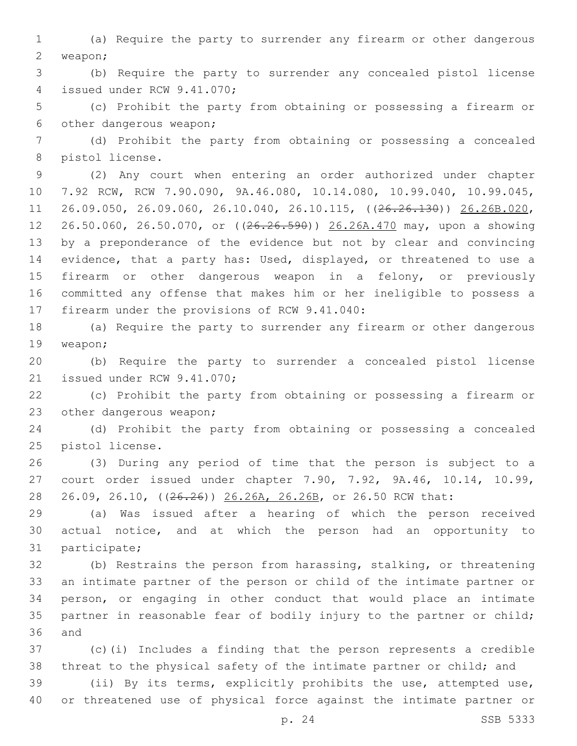(a) Require the party to surrender any firearm or other dangerous weapon;

(b) Require the party to surrender any concealed pistol license issued under RCW 9.41.070;

(c) Prohibit the party from obtaining or possessing a firearm or other dangerous weapon;

(d) Prohibit the party from obtaining or possessing a concealed pistol license.

(2) Any court when entering an order authorized under chapter 7.92 RCW, RCW 7.90.090, 9A.46.080, 10.14.080, 10.99.040, 10.99.045, 26.09.050, 26.09.060, 26.10.040, 26.10.115, ((~~26.26.130~~)) 26.26B.020, 26.50.060, 26.50.070, or ((~~26.26.590~~)) 26.26A.470 may, upon a showing by a preponderance of the evidence but not by clear and convincing evidence, that a party has: Used, displayed, or threatened to use a firearm or other dangerous weapon in a felony, or previously committed any offense that makes him or her ineligible to possess a firearm under the provisions of RCW 9.41.040:

(a) Require the party to surrender any firearm or other dangerous weapon;

(b) Require the party to surrender a concealed pistol license issued under RCW 9.41.070;

(c) Prohibit the party from obtaining or possessing a firearm or other dangerous weapon;

(d) Prohibit the party from obtaining or possessing a concealed pistol license.

(3) During any period of time that the person is subject to a court order issued under chapter 7.90, 7.92, 9A.46, 10.14, 10.99, 26.09, 26.10, ((~~26.26~~)) 26.26A, 26.26B, or 26.50 RCW that:

(a) Was issued after a hearing of which the person received actual notice, and at which the person had an opportunity to participate;

(b) Restrains the person from harassing, stalking, or threatening an intimate partner of the person or child of the intimate partner or person, or engaging in other conduct that would place an intimate partner in reasonable fear of bodily injury to the partner or child; and

(c)(i) Includes a finding that the person represents a credible threat to the physical safety of the intimate partner or child; and

(ii) By its terms, explicitly prohibits the use, attempted use, or threatened use of physical force against the intimate partner or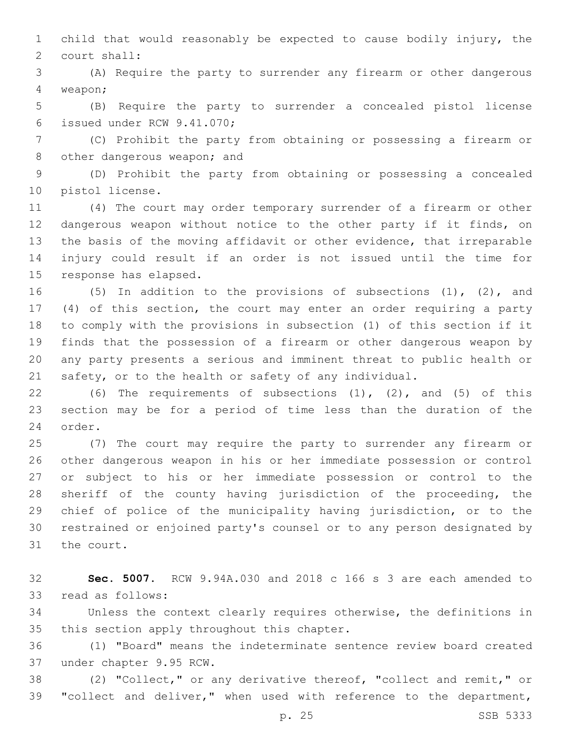child that would reasonably be expected to cause bodily injury, the court shall:

(A) Require the party to surrender any firearm or other dangerous weapon;

(B) Require the party to surrender a concealed pistol license issued under RCW 9.41.070;

(C) Prohibit the party from obtaining or possessing a firearm or other dangerous weapon; and

(D) Prohibit the party from obtaining or possessing a concealed pistol license.

(4) The court may order temporary surrender of a firearm or other dangerous weapon without notice to the other party if it finds, on the basis of the moving affidavit or other evidence, that irreparable injury could result if an order is not issued until the time for response has elapsed.

(5) In addition to the provisions of subsections (1), (2), and (4) of this section, the court may enter an order requiring a party to comply with the provisions in subsection (1) of this section if it finds that the possession of a firearm or other dangerous weapon by any party presents a serious and imminent threat to public health or safety, or to the health or safety of any individual.

(6) The requirements of subsections (1), (2), and (5) of this section may be for a period of time less than the duration of the order.

(7) The court may require the party to surrender any firearm or other dangerous weapon in his or her immediate possession or control or subject to his or her immediate possession or control to the sheriff of the county having jurisdiction of the proceeding, the chief of police of the municipality having jurisdiction, or to the restrained or enjoined party's counsel or to any person designated by the court.

**Sec. 5007.** RCW 9.94A.030 and 2018 c 166 s 3 are each amended to read as follows:

Unless the context clearly requires otherwise, the definitions in this section apply throughout this chapter.

(1) "Board" means the indeterminate sentence review board created under chapter 9.95 RCW.

(2) "Collect," or any derivative thereof, "collect and remit," or "collect and deliver," when used with reference to the department,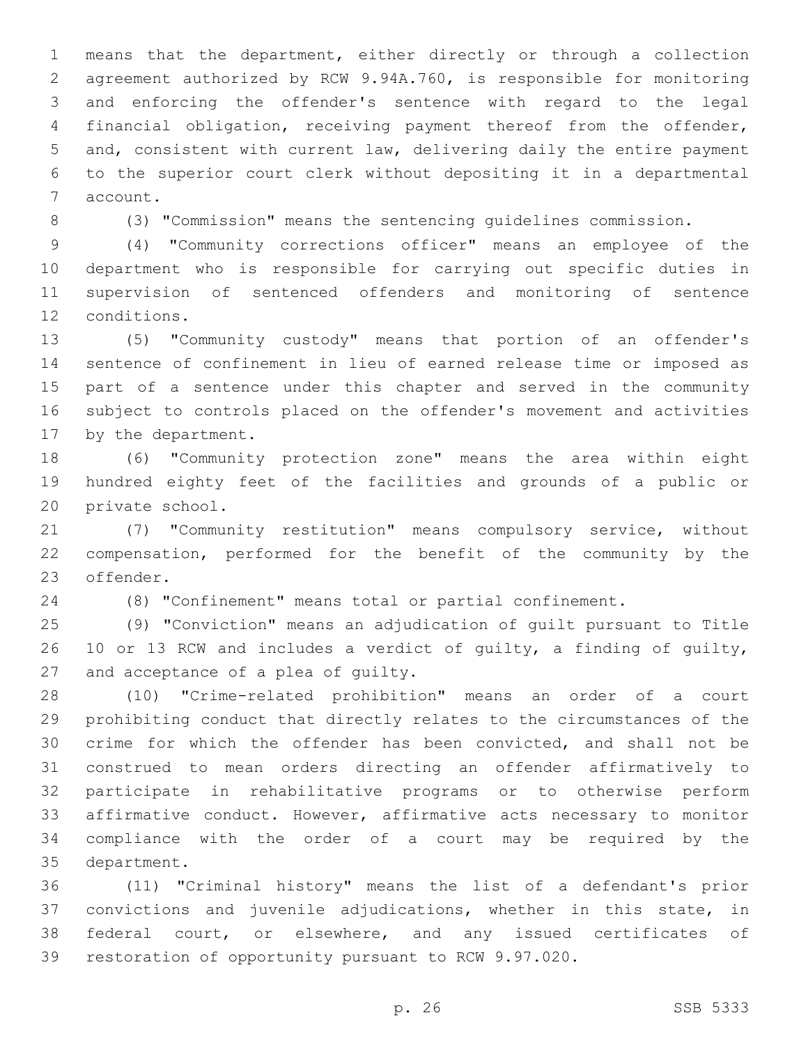means that the department, either directly or through a collection agreement authorized by RCW 9.94A.760, is responsible for monitoring and enforcing the offender's sentence with regard to the legal financial obligation, receiving payment thereof from the offender, and, consistent with current law, delivering daily the entire payment to the superior court clerk without depositing it in a departmental account.

(3) "Commission" means the sentencing guidelines commission.

(4) "Community corrections officer" means an employee of the department who is responsible for carrying out specific duties in supervision of sentenced offenders and monitoring of sentence conditions.

(5) "Community custody" means that portion of an offender's sentence of confinement in lieu of earned release time or imposed as part of a sentence under this chapter and served in the community subject to controls placed on the offender's movement and activities by the department.

(6) "Community protection zone" means the area within eight hundred eighty feet of the facilities and grounds of a public or private school.

(7) "Community restitution" means compulsory service, without compensation, performed for the benefit of the community by the offender.

(8) "Confinement" means total or partial confinement.

(9) "Conviction" means an adjudication of guilt pursuant to Title 10 or 13 RCW and includes a verdict of guilty, a finding of guilty, and acceptance of a plea of guilty.

(10) "Crime-related prohibition" means an order of a court prohibiting conduct that directly relates to the circumstances of the crime for which the offender has been convicted, and shall not be construed to mean orders directing an offender affirmatively to participate in rehabilitative programs or to otherwise perform affirmative conduct. However, affirmative acts necessary to monitor compliance with the order of a court may be required by the department.

(11) "Criminal history" means the list of a defendant's prior convictions and juvenile adjudications, whether in this state, in federal court, or elsewhere, and any issued certificates of restoration of opportunity pursuant to RCW 9.97.020.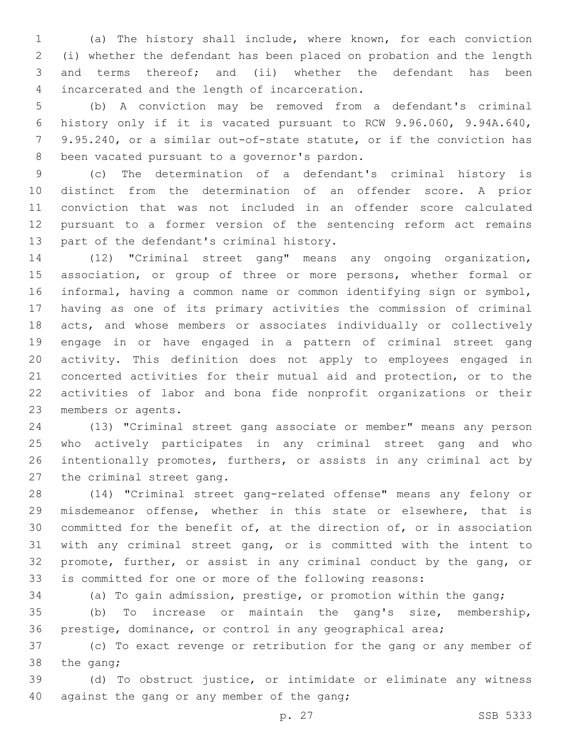(a) The history shall include, where known, for each conviction (i) whether the defendant has been placed on probation and the length and terms thereof; and (ii) whether the defendant has been incarcerated and the length of incarceration.

(b) A conviction may be removed from a defendant's criminal history only if it is vacated pursuant to RCW 9.96.060, 9.94A.640, 9.95.240, or a similar out-of-state statute, or if the conviction has been vacated pursuant to a governor's pardon.

(c) The determination of a defendant's criminal history is distinct from the determination of an offender score. A prior conviction that was not included in an offender score calculated pursuant to a former version of the sentencing reform act remains part of the defendant's criminal history.

(12) "Criminal street gang" means any ongoing organization, association, or group of three or more persons, whether formal or informal, having a common name or common identifying sign or symbol, having as one of its primary activities the commission of criminal acts, and whose members or associates individually or collectively engage in or have engaged in a pattern of criminal street gang activity. This definition does not apply to employees engaged in concerted activities for their mutual aid and protection, or to the activities of labor and bona fide nonprofit organizations or their members or agents.

(13) "Criminal street gang associate or member" means any person who actively participates in any criminal street gang and who intentionally promotes, furthers, or assists in any criminal act by the criminal street gang.

(14) "Criminal street gang-related offense" means any felony or misdemeanor offense, whether in this state or elsewhere, that is committed for the benefit of, at the direction of, or in association with any criminal street gang, or is committed with the intent to promote, further, or assist in any criminal conduct by the gang, or is committed for one or more of the following reasons:

(a) To gain admission, prestige, or promotion within the gang;

(b) To increase or maintain the gang's size, membership, prestige, dominance, or control in any geographical area;

(c) To exact revenge or retribution for the gang or any member of the gang;

(d) To obstruct justice, or intimidate or eliminate any witness against the gang or any member of the gang;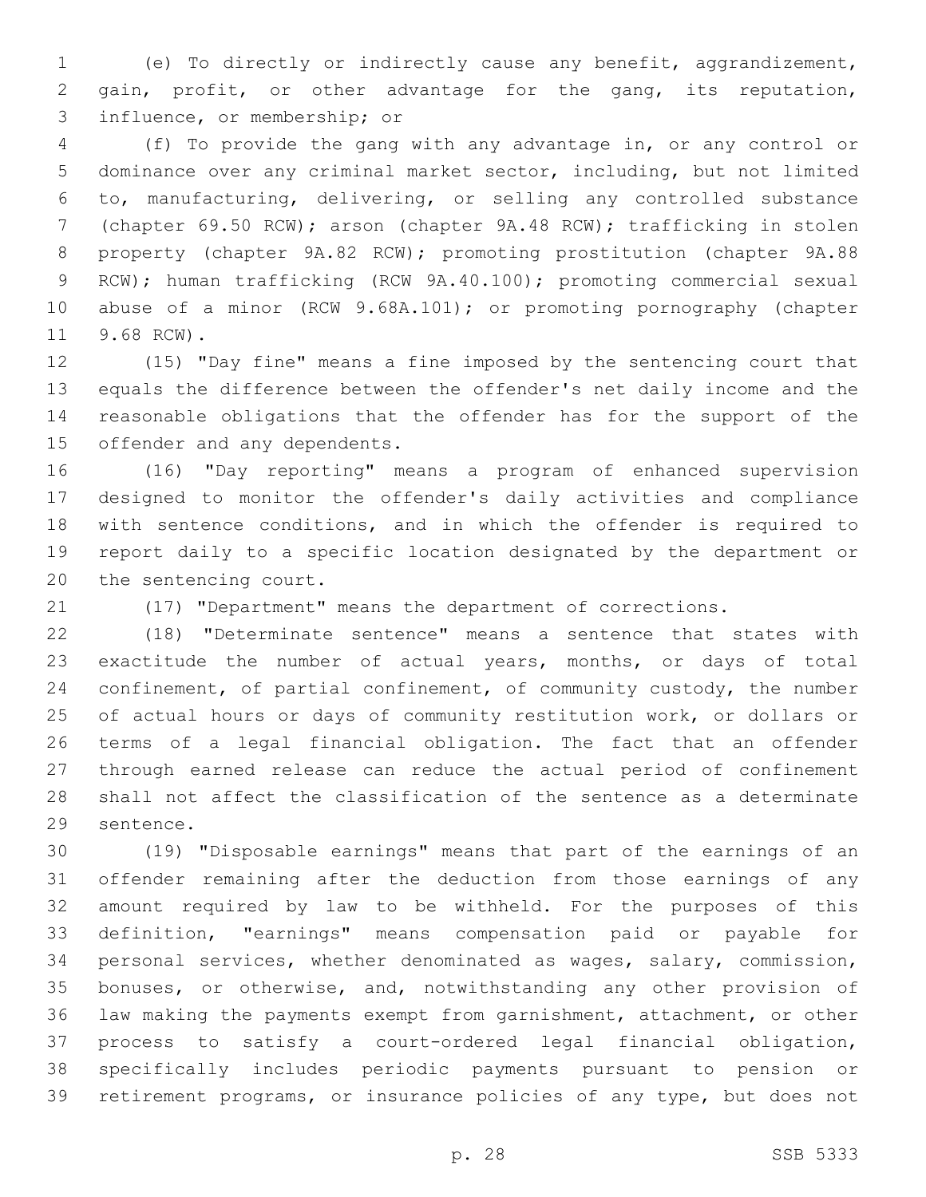(e) To directly or indirectly cause any benefit, aggrandizement, gain, profit, or other advantage for the gang, its reputation, influence, or membership; or

(f) To provide the gang with any advantage in, or any control or dominance over any criminal market sector, including, but not limited to, manufacturing, delivering, or selling any controlled substance (chapter 69.50 RCW); arson (chapter 9A.48 RCW); trafficking in stolen property (chapter 9A.82 RCW); promoting prostitution (chapter 9A.88 RCW); human trafficking (RCW 9A.40.100); promoting commercial sexual abuse of a minor (RCW 9.68A.101); or promoting pornography (chapter 9.68 RCW).

(15) "Day fine" means a fine imposed by the sentencing court that equals the difference between the offender's net daily income and the reasonable obligations that the offender has for the support of the offender and any dependents.

(16) "Day reporting" means a program of enhanced supervision designed to monitor the offender's daily activities and compliance with sentence conditions, and in which the offender is required to report daily to a specific location designated by the department or the sentencing court.

(17) "Department" means the department of corrections.

(18) "Determinate sentence" means a sentence that states with exactitude the number of actual years, months, or days of total confinement, of partial confinement, of community custody, the number of actual hours or days of community restitution work, or dollars or terms of a legal financial obligation. The fact that an offender through earned release can reduce the actual period of confinement shall not affect the classification of the sentence as a determinate sentence.

(19) "Disposable earnings" means that part of the earnings of an offender remaining after the deduction from those earnings of any amount required by law to be withheld. For the purposes of this definition, "earnings" means compensation paid or payable for personal services, whether denominated as wages, salary, commission, bonuses, or otherwise, and, notwithstanding any other provision of law making the payments exempt from garnishment, attachment, or other process to satisfy a court-ordered legal financial obligation, specifically includes periodic payments pursuant to pension or retirement programs, or insurance policies of any type, but does not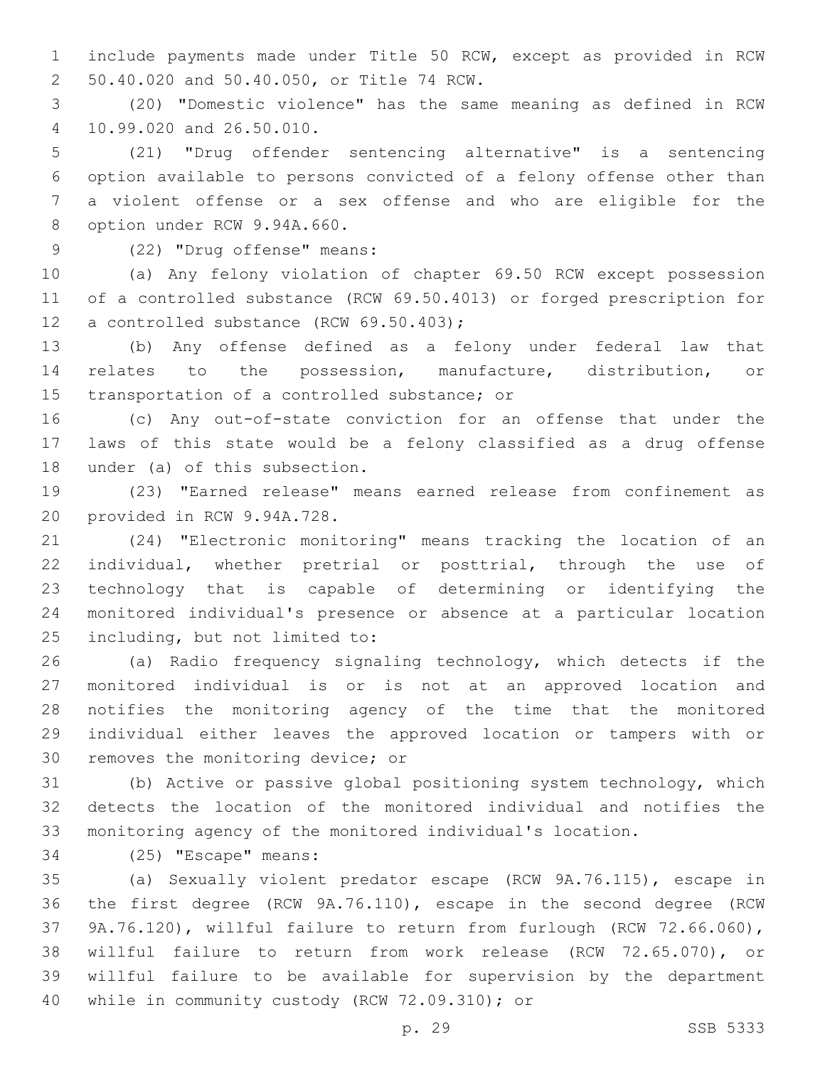include payments made under Title 50 RCW, except as provided in RCW 50.40.020 and 50.40.050, or Title 74 RCW.

(20) "Domestic violence" has the same meaning as defined in RCW 10.99.020 and 26.50.010.

(21) "Drug offender sentencing alternative" is a sentencing option available to persons convicted of a felony offense other than a violent offense or a sex offense and who are eligible for the option under RCW 9.94A.660.

(22) "Drug offense" means:

(a) Any felony violation of chapter 69.50 RCW except possession of a controlled substance (RCW 69.50.4013) or forged prescription for a controlled substance (RCW 69.50.403);

(b) Any offense defined as a felony under federal law that relates to the possession, manufacture, distribution, or transportation of a controlled substance; or

(c) Any out-of-state conviction for an offense that under the laws of this state would be a felony classified as a drug offense under (a) of this subsection.

(23) "Earned release" means earned release from confinement as provided in RCW 9.94A.728.

(24) "Electronic monitoring" means tracking the location of an individual, whether pretrial or posttrial, through the use of technology that is capable of determining or identifying the monitored individual's presence or absence at a particular location including, but not limited to:

(a) Radio frequency signaling technology, which detects if the monitored individual is or is not at an approved location and notifies the monitoring agency of the time that the monitored individual either leaves the approved location or tampers with or removes the monitoring device; or

(b) Active or passive global positioning system technology, which detects the location of the monitored individual and notifies the monitoring agency of the monitored individual's location.

(25) "Escape" means:

(a) Sexually violent predator escape (RCW 9A.76.115), escape in the first degree (RCW 9A.76.110), escape in the second degree (RCW 9A.76.120), willful failure to return from furlough (RCW 72.66.060), willful failure to return from work release (RCW 72.65.070), or willful failure to be available for supervision by the department while in community custody (RCW 72.09.310); or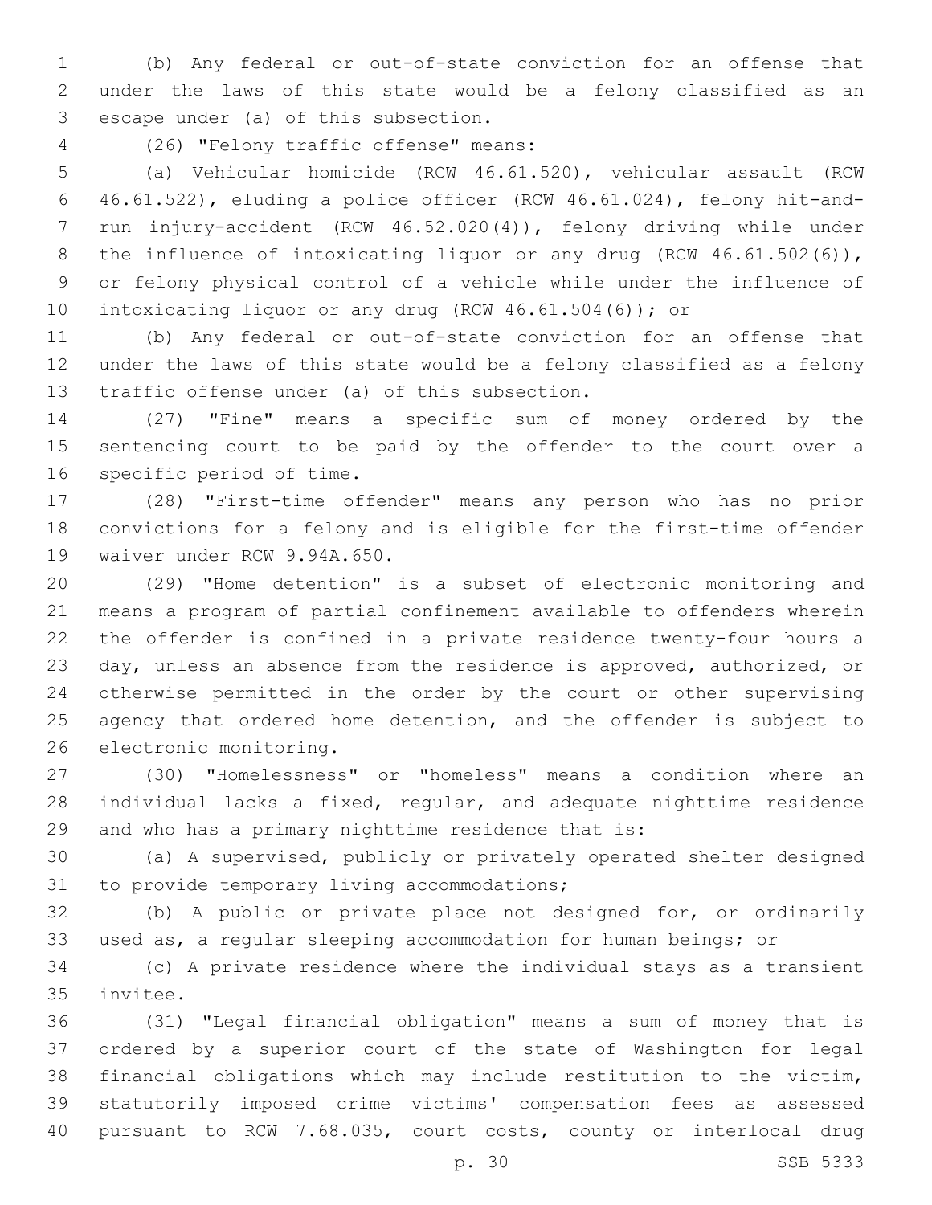(b) Any federal or out-of-state conviction for an offense that under the laws of this state would be a felony classified as an escape under (a) of this subsection.

(26) "Felony traffic offense" means:

(a) Vehicular homicide (RCW 46.61.520), vehicular assault (RCW 46.61.522), eluding a police officer (RCW 46.61.024), felony hit-and-run injury-accident (RCW 46.52.020(4)), felony driving while under the influence of intoxicating liquor or any drug (RCW 46.61.502(6)), or felony physical control of a vehicle while under the influence of intoxicating liquor or any drug (RCW 46.61.504(6)); or

(b) Any federal or out-of-state conviction for an offense that under the laws of this state would be a felony classified as a felony traffic offense under (a) of this subsection.

(27) "Fine" means a specific sum of money ordered by the sentencing court to be paid by the offender to the court over a specific period of time.

(28) "First-time offender" means any person who has no prior convictions for a felony and is eligible for the first-time offender waiver under RCW 9.94A.650.

(29) "Home detention" is a subset of electronic monitoring and means a program of partial confinement available to offenders wherein the offender is confined in a private residence twenty-four hours a day, unless an absence from the residence is approved, authorized, or otherwise permitted in the order by the court or other supervising agency that ordered home detention, and the offender is subject to electronic monitoring.

(30) "Homelessness" or "homeless" means a condition where an individual lacks a fixed, regular, and adequate nighttime residence and who has a primary nighttime residence that is:

(a) A supervised, publicly or privately operated shelter designed to provide temporary living accommodations;

(b) A public or private place not designed for, or ordinarily used as, a regular sleeping accommodation for human beings; or

(c) A private residence where the individual stays as a transient invitee.

(31) "Legal financial obligation" means a sum of money that is ordered by a superior court of the state of Washington for legal financial obligations which may include restitution to the victim, statutorily imposed crime victims' compensation fees as assessed pursuant to RCW 7.68.035, court costs, county or interlocal drug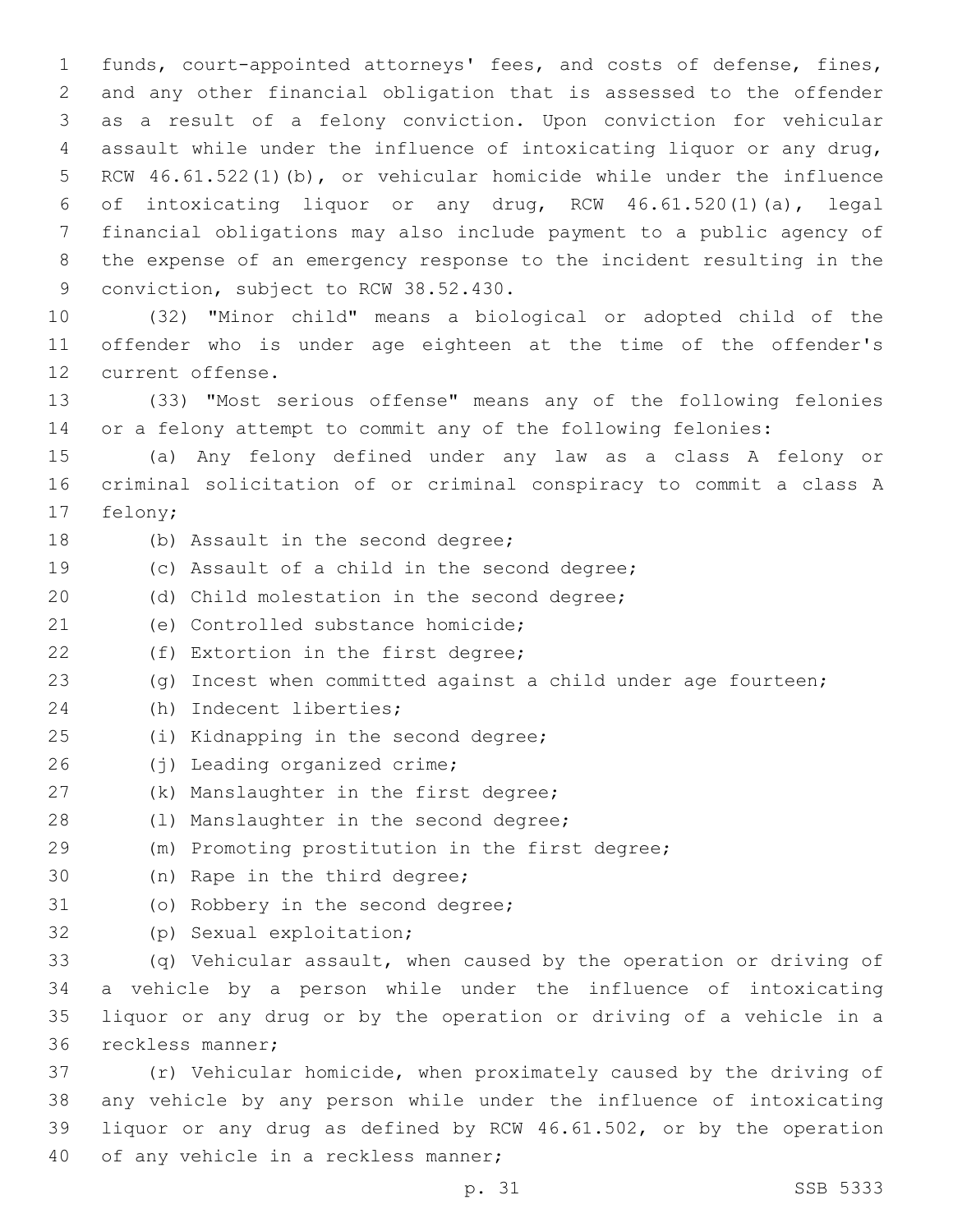funds, court-appointed attorneys' fees, and costs of defense, fines, and any other financial obligation that is assessed to the offender as a result of a felony conviction. Upon conviction for vehicular assault while under the influence of intoxicating liquor or any drug, RCW 46.61.522(1)(b), or vehicular homicide while under the influence of intoxicating liquor or any drug, RCW 46.61.520(1)(a), legal financial obligations may also include payment to a public agency of the expense of an emergency response to the incident resulting in the conviction, subject to RCW 38.52.430.

(32) "Minor child" means a biological or adopted child of the offender who is under age eighteen at the time of the offender's current offense.

(33) "Most serious offense" means any of the following felonies or a felony attempt to commit any of the following felonies:

(a) Any felony defined under any law as a class A felony or criminal solicitation of or criminal conspiracy to commit a class A felony;

(b) Assault in the second degree;

(c) Assault of a child in the second degree;

(d) Child molestation in the second degree;

(e) Controlled substance homicide;

(f) Extortion in the first degree;

(g) Incest when committed against a child under age fourteen;

(h) Indecent liberties;

(i) Kidnapping in the second degree;

(j) Leading organized crime;

(k) Manslaughter in the first degree;

(l) Manslaughter in the second degree;

(m) Promoting prostitution in the first degree;

(n) Rape in the third degree;

(o) Robbery in the second degree;

(p) Sexual exploitation;

(q) Vehicular assault, when caused by the operation or driving of a vehicle by a person while under the influence of intoxicating liquor or any drug or by the operation or driving of a vehicle in a reckless manner;

(r) Vehicular homicide, when proximately caused by the driving of any vehicle by any person while under the influence of intoxicating liquor or any drug as defined by RCW 46.61.502, or by the operation of any vehicle in a reckless manner;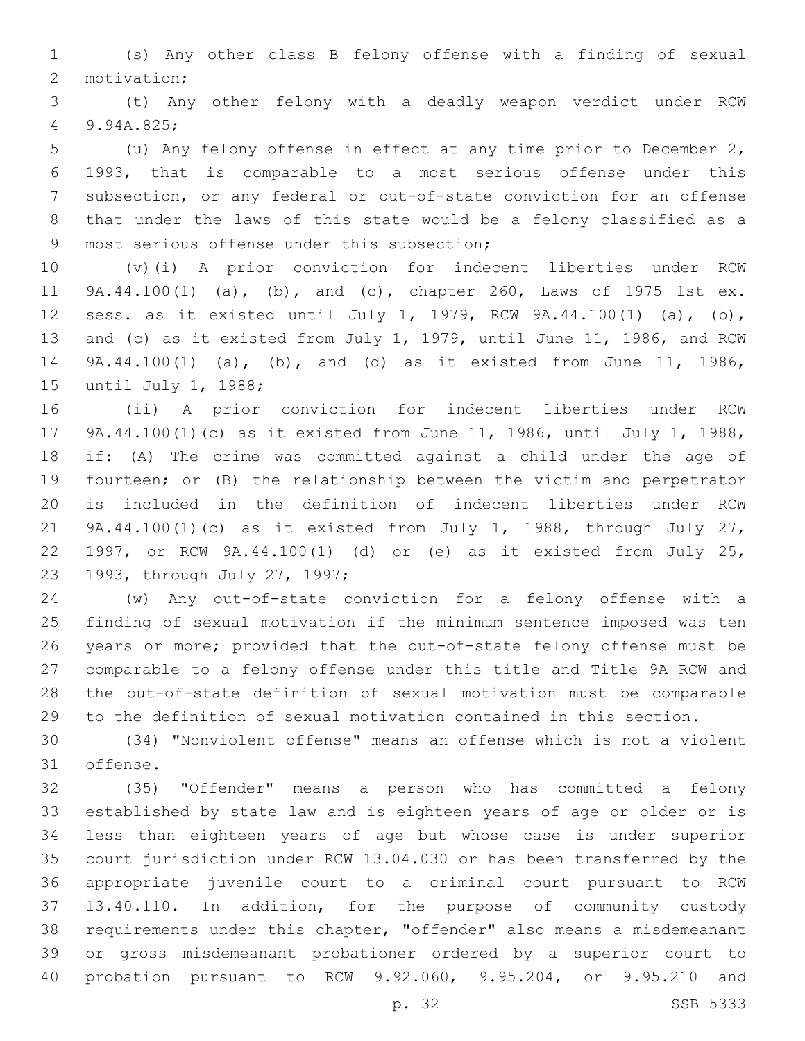(s) Any other class B felony offense with a finding of sexual motivation;

(t) Any other felony with a deadly weapon verdict under RCW 9.94A.825;

(u) Any felony offense in effect at any time prior to December 2, 1993, that is comparable to a most serious offense under this subsection, or any federal or out-of-state conviction for an offense that under the laws of this state would be a felony classified as a most serious offense under this subsection;

(v)(i) A prior conviction for indecent liberties under RCW 9A.44.100(1) (a), (b), and (c), chapter 260, Laws of 1975 1st ex. sess. as it existed until July 1, 1979, RCW 9A.44.100(1) (a), (b), and (c) as it existed from July 1, 1979, until June 11, 1986, and RCW 9A.44.100(1) (a), (b), and (d) as it existed from June 11, 1986, until July 1, 1988;

(ii) A prior conviction for indecent liberties under RCW 9A.44.100(1)(c) as it existed from June 11, 1986, until July 1, 1988, if: (A) The crime was committed against a child under the age of fourteen; or (B) the relationship between the victim and perpetrator is included in the definition of indecent liberties under RCW 9A.44.100(1)(c) as it existed from July 1, 1988, through July 27, 1997, or RCW 9A.44.100(1) (d) or (e) as it existed from July 25, 1993, through July 27, 1997;

(w) Any out-of-state conviction for a felony offense with a finding of sexual motivation if the minimum sentence imposed was ten years or more; provided that the out-of-state felony offense must be comparable to a felony offense under this title and Title 9A RCW and the out-of-state definition of sexual motivation must be comparable to the definition of sexual motivation contained in this section.

(34) "Nonviolent offense" means an offense which is not a violent offense.

(35) "Offender" means a person who has committed a felony established by state law and is eighteen years of age or older or is less than eighteen years of age but whose case is under superior court jurisdiction under RCW 13.04.030 or has been transferred by the appropriate juvenile court to a criminal court pursuant to RCW 13.40.110. In addition, for the purpose of community custody requirements under this chapter, "offender" also means a misdemeanant or gross misdemeanant probationer ordered by a superior court to probation pursuant to RCW 9.92.060, 9.95.204, or 9.95.210 and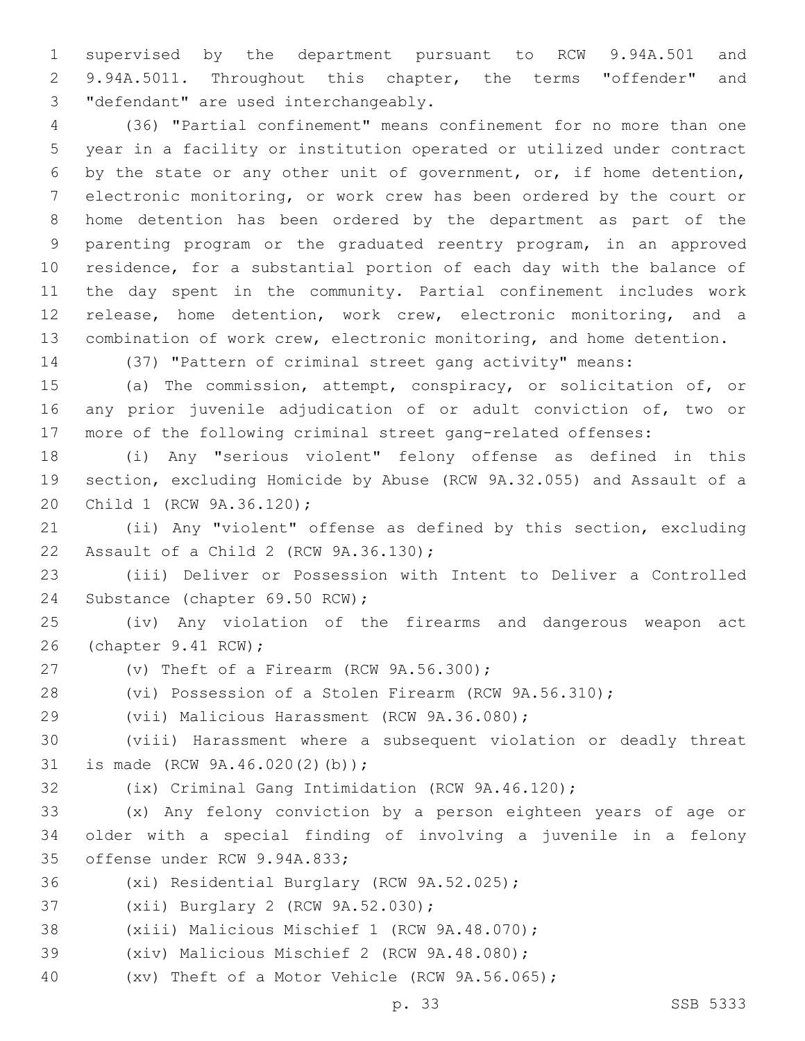supervised by the department pursuant to RCW 9.94A.501 and 9.94A.5011. Throughout this chapter, the terms "offender" and "defendant" are used interchangeably.

(36) "Partial confinement" means confinement for no more than one year in a facility or institution operated or utilized under contract by the state or any other unit of government, or, if home detention, electronic monitoring, or work crew has been ordered by the court or home detention has been ordered by the department as part of the parenting program or the graduated reentry program, in an approved residence, for a substantial portion of each day with the balance of the day spent in the community. Partial confinement includes work release, home detention, work crew, electronic monitoring, and a combination of work crew, electronic monitoring, and home detention.

(37) "Pattern of criminal street gang activity" means:

(a) The commission, attempt, conspiracy, or solicitation of, or any prior juvenile adjudication of or adult conviction of, two or more of the following criminal street gang-related offenses:

(i) Any "serious violent" felony offense as defined in this section, excluding Homicide by Abuse (RCW 9A.32.055) and Assault of a Child 1 (RCW 9A.36.120);

(ii) Any "violent" offense as defined by this section, excluding Assault of a Child 2 (RCW 9A.36.130);

(iii) Deliver or Possession with Intent to Deliver a Controlled Substance (chapter 69.50 RCW);

(iv) Any violation of the firearms and dangerous weapon act (chapter 9.41 RCW);

(v) Theft of a Firearm (RCW 9A.56.300);

(vi) Possession of a Stolen Firearm (RCW 9A.56.310);

(vii) Malicious Harassment (RCW 9A.36.080);

(viii) Harassment where a subsequent violation or deadly threat is made (RCW 9A.46.020(2)(b));

(ix) Criminal Gang Intimidation (RCW 9A.46.120);

(x) Any felony conviction by a person eighteen years of age or older with a special finding of involving a juvenile in a felony offense under RCW 9.94A.833;

(xi) Residential Burglary (RCW 9A.52.025);

(xii) Burglary 2 (RCW 9A.52.030);

(xiii) Malicious Mischief 1 (RCW 9A.48.070);

(xiv) Malicious Mischief 2 (RCW 9A.48.080);

(xv) Theft of a Motor Vehicle (RCW 9A.56.065);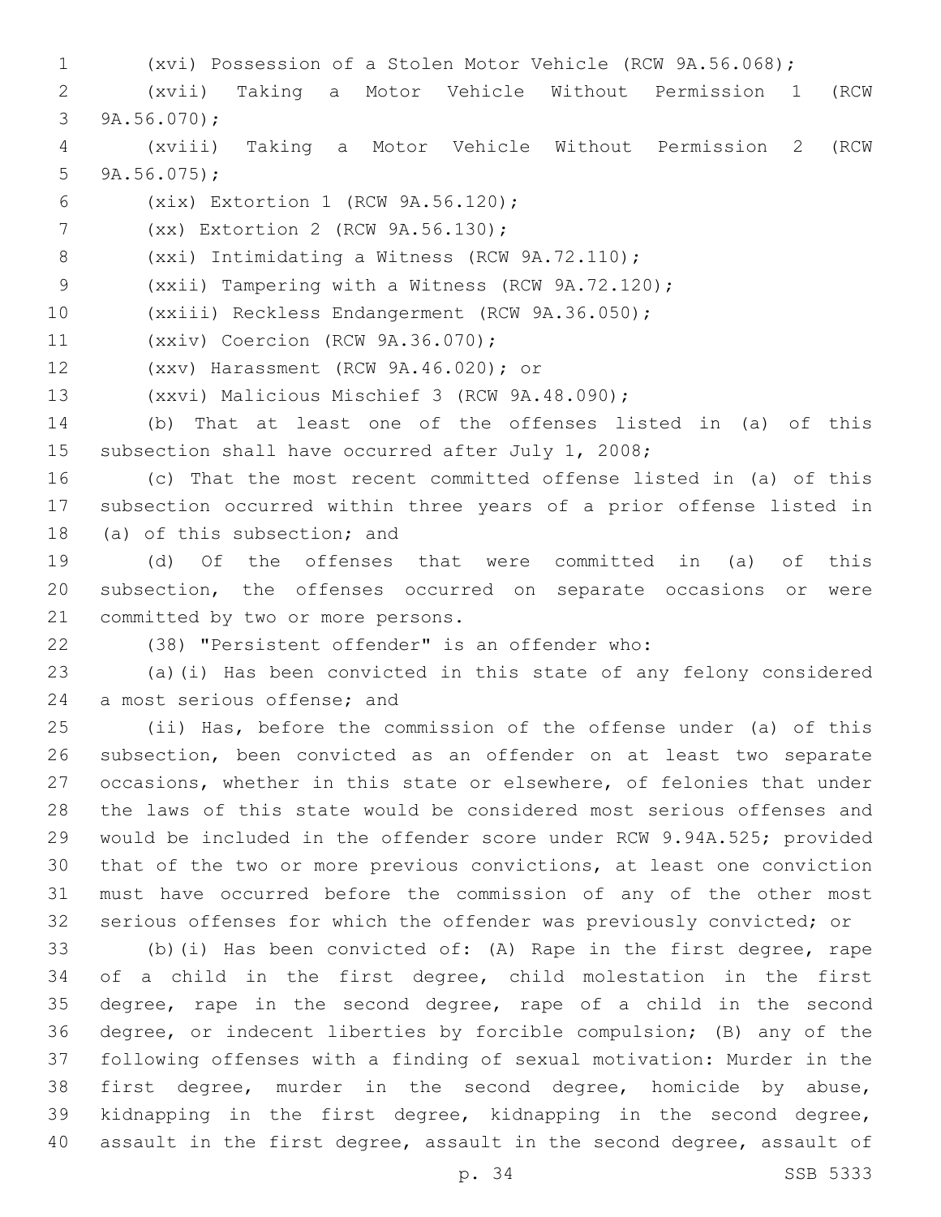(xvi) Possession of a Stolen Motor Vehicle (RCW 9A.56.068);

(xvii) Taking a Motor Vehicle Without Permission 1 (RCW 9A.56.070);

(xviii) Taking a Motor Vehicle Without Permission 2 (RCW 9A.56.075);

(xix) Extortion 1 (RCW 9A.56.120);

(xx) Extortion 2 (RCW 9A.56.130);

(xxi) Intimidating a Witness (RCW 9A.72.110);

(xxii) Tampering with a Witness (RCW 9A.72.120);

(xxiii) Reckless Endangerment (RCW 9A.36.050);

(xxiv) Coercion (RCW 9A.36.070);

(xxv) Harassment (RCW 9A.46.020); or

(xxvi) Malicious Mischief 3 (RCW 9A.48.090);

(b) That at least one of the offenses listed in (a) of this subsection shall have occurred after July 1, 2008;

(c) That the most recent committed offense listed in (a) of this subsection occurred within three years of a prior offense listed in (a) of this subsection; and

(d) Of the offenses that were committed in (a) of this subsection, the offenses occurred on separate occasions or were committed by two or more persons.

(38) "Persistent offender" is an offender who:

(a)(i) Has been convicted in this state of any felony considered a most serious offense; and

(ii) Has, before the commission of the offense under (a) of this subsection, been convicted as an offender on at least two separate occasions, whether in this state or elsewhere, of felonies that under the laws of this state would be considered most serious offenses and would be included in the offender score under RCW 9.94A.525; provided that of the two or more previous convictions, at least one conviction must have occurred before the commission of any of the other most serious offenses for which the offender was previously convicted; or

(b)(i) Has been convicted of: (A) Rape in the first degree, rape of a child in the first degree, child molestation in the first degree, rape in the second degree, rape of a child in the second degree, or indecent liberties by forcible compulsion; (B) any of the following offenses with a finding of sexual motivation: Murder in the first degree, murder in the second degree, homicide by abuse, kidnapping in the first degree, kidnapping in the second degree, assault in the first degree, assault in the second degree, assault of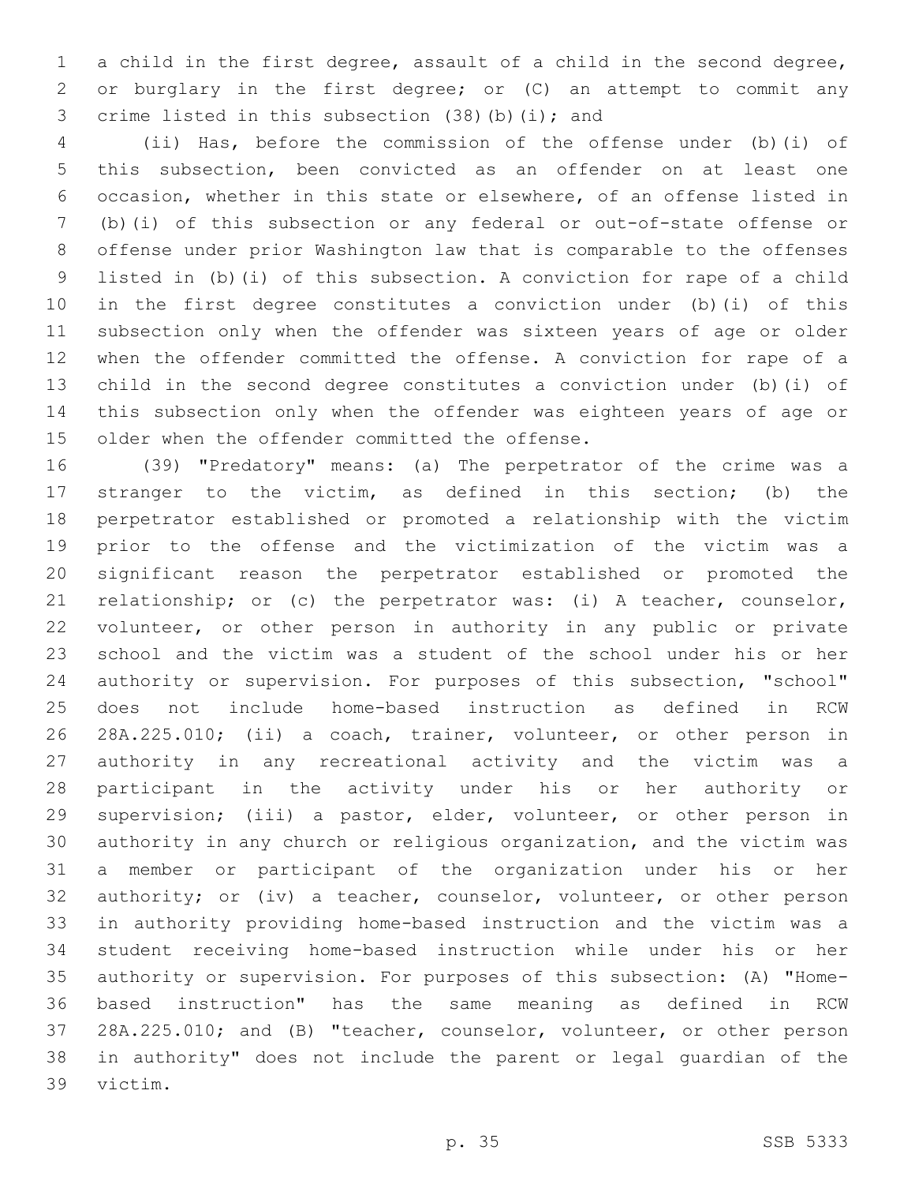a child in the first degree, assault of a child in the second degree, or burglary in the first degree; or (C) an attempt to commit any crime listed in this subsection (38)(b)(i); and

(ii) Has, before the commission of the offense under (b)(i) of this subsection, been convicted as an offender on at least one occasion, whether in this state or elsewhere, of an offense listed in (b)(i) of this subsection or any federal or out-of-state offense or offense under prior Washington law that is comparable to the offenses listed in (b)(i) of this subsection. A conviction for rape of a child in the first degree constitutes a conviction under (b)(i) of this subsection only when the offender was sixteen years of age or older when the offender committed the offense. A conviction for rape of a child in the second degree constitutes a conviction under (b)(i) of this subsection only when the offender was eighteen years of age or older when the offender committed the offense.

(39) "Predatory" means: (a) The perpetrator of the crime was a stranger to the victim, as defined in this section; (b) the perpetrator established or promoted a relationship with the victim prior to the offense and the victimization of the victim was a significant reason the perpetrator established or promoted the relationship; or (c) the perpetrator was: (i) A teacher, counselor, volunteer, or other person in authority in any public or private school and the victim was a student of the school under his or her authority or supervision. For purposes of this subsection, "school" does not include home-based instruction as defined in RCW 28A.225.010; (ii) a coach, trainer, volunteer, or other person in authority in any recreational activity and the victim was a participant in the activity under his or her authority or supervision; (iii) a pastor, elder, volunteer, or other person in authority in any church or religious organization, and the victim was a member or participant of the organization under his or her authority; or (iv) a teacher, counselor, volunteer, or other person in authority providing home-based instruction and the victim was a student receiving home-based instruction while under his or her authority or supervision. For purposes of this subsection: (A) "Home-based instruction" has the same meaning as defined in RCW 28A.225.010; and (B) "teacher, counselor, volunteer, or other person in authority" does not include the parent or legal guardian of the victim.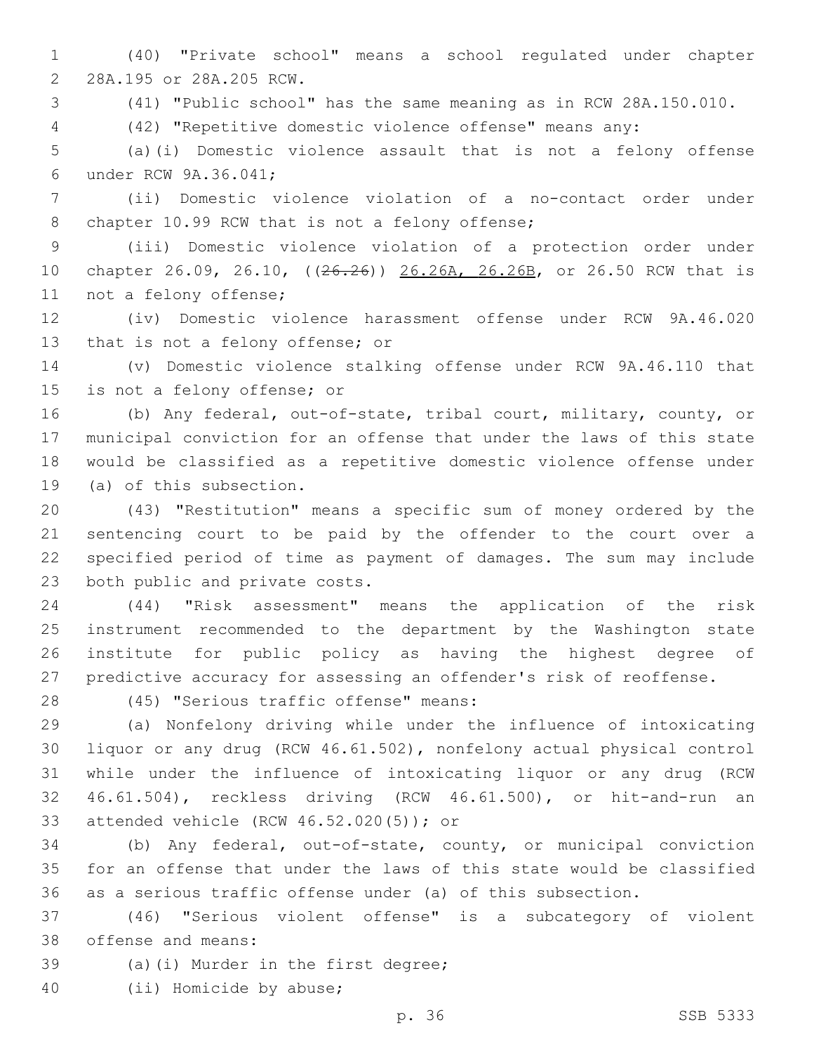(40) "Private school" means a school regulated under chapter 28A.195 or 28A.205 RCW.

(41) "Public school" has the same meaning as in RCW 28A.150.010.

(42) "Repetitive domestic violence offense" means any:

(a)(i) Domestic violence assault that is not a felony offense under RCW 9A.36.041;

(ii) Domestic violence violation of a no-contact order under chapter 10.99 RCW that is not a felony offense;

(iii) Domestic violence violation of a protection order under chapter 26.09, 26.10, ((~~26.26~~)) <u>26.26A, 26.26B</u>, or 26.50 RCW that is not a felony offense;

(iv) Domestic violence harassment offense under RCW 9A.46.020 that is not a felony offense; or

(v) Domestic violence stalking offense under RCW 9A.46.110 that is not a felony offense; or

(b) Any federal, out-of-state, tribal court, military, county, or municipal conviction for an offense that under the laws of this state would be classified as a repetitive domestic violence offense under (a) of this subsection.

(43) "Restitution" means a specific sum of money ordered by the sentencing court to be paid by the offender to the court over a specified period of time as payment of damages. The sum may include both public and private costs.

(44) "Risk assessment" means the application of the risk instrument recommended to the department by the Washington state institute for public policy as having the highest degree of predictive accuracy for assessing an offender's risk of reoffense.

(45) "Serious traffic offense" means:

(a) Nonfelony driving while under the influence of intoxicating liquor or any drug (RCW 46.61.502), nonfelony actual physical control while under the influence of intoxicating liquor or any drug (RCW 46.61.504), reckless driving (RCW 46.61.500), or hit-and-run an attended vehicle (RCW 46.52.020(5)); or

(b) Any federal, out-of-state, county, or municipal conviction for an offense that under the laws of this state would be classified as a serious traffic offense under (a) of this subsection.

(46) "Serious violent offense" is a subcategory of violent offense and means:

(a)(i) Murder in the first degree;

(ii) Homicide by abuse;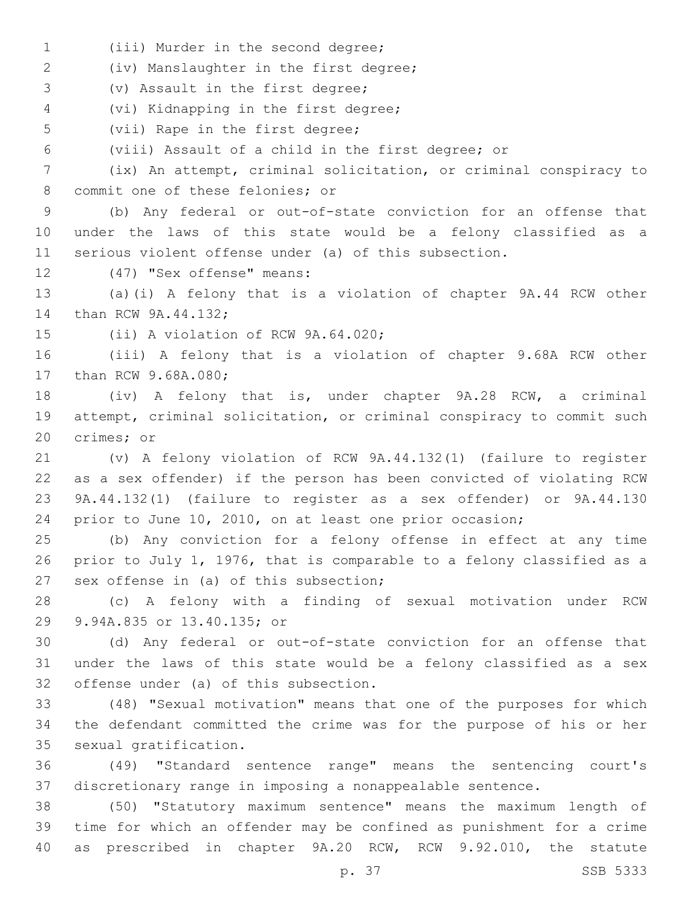(iii) Murder in the second degree;

(iv) Manslaughter in the first degree;

(v) Assault in the first degree;

(vi) Kidnapping in the first degree;

(vii) Rape in the first degree;

(viii) Assault of a child in the first degree; or

(ix) An attempt, criminal solicitation, or criminal conspiracy to commit one of these felonies; or

(b) Any federal or out-of-state conviction for an offense that under the laws of this state would be a felony classified as a serious violent offense under (a) of this subsection.

(47) "Sex offense" means:

(a)(i) A felony that is a violation of chapter 9A.44 RCW other than RCW 9A.44.132;

(ii) A violation of RCW 9A.64.020;

(iii) A felony that is a violation of chapter 9.68A RCW other than RCW 9.68A.080;

(iv) A felony that is, under chapter 9A.28 RCW, a criminal attempt, criminal solicitation, or criminal conspiracy to commit such crimes; or

(v) A felony violation of RCW 9A.44.132(1) (failure to register as a sex offender) if the person has been convicted of violating RCW 9A.44.132(1) (failure to register as a sex offender) or 9A.44.130 prior to June 10, 2010, on at least one prior occasion;

(b) Any conviction for a felony offense in effect at any time prior to July 1, 1976, that is comparable to a felony classified as a sex offense in (a) of this subsection;

(c) A felony with a finding of sexual motivation under RCW 9.94A.835 or 13.40.135; or

(d) Any federal or out-of-state conviction for an offense that under the laws of this state would be a felony classified as a sex offense under (a) of this subsection.

(48) "Sexual motivation" means that one of the purposes for which the defendant committed the crime was for the purpose of his or her sexual gratification.

(49) "Standard sentence range" means the sentencing court's discretionary range in imposing a nonappealable sentence.

(50) "Statutory maximum sentence" means the maximum length of time for which an offender may be confined as punishment for a crime as prescribed in chapter 9A.20 RCW, RCW 9.92.010, the statute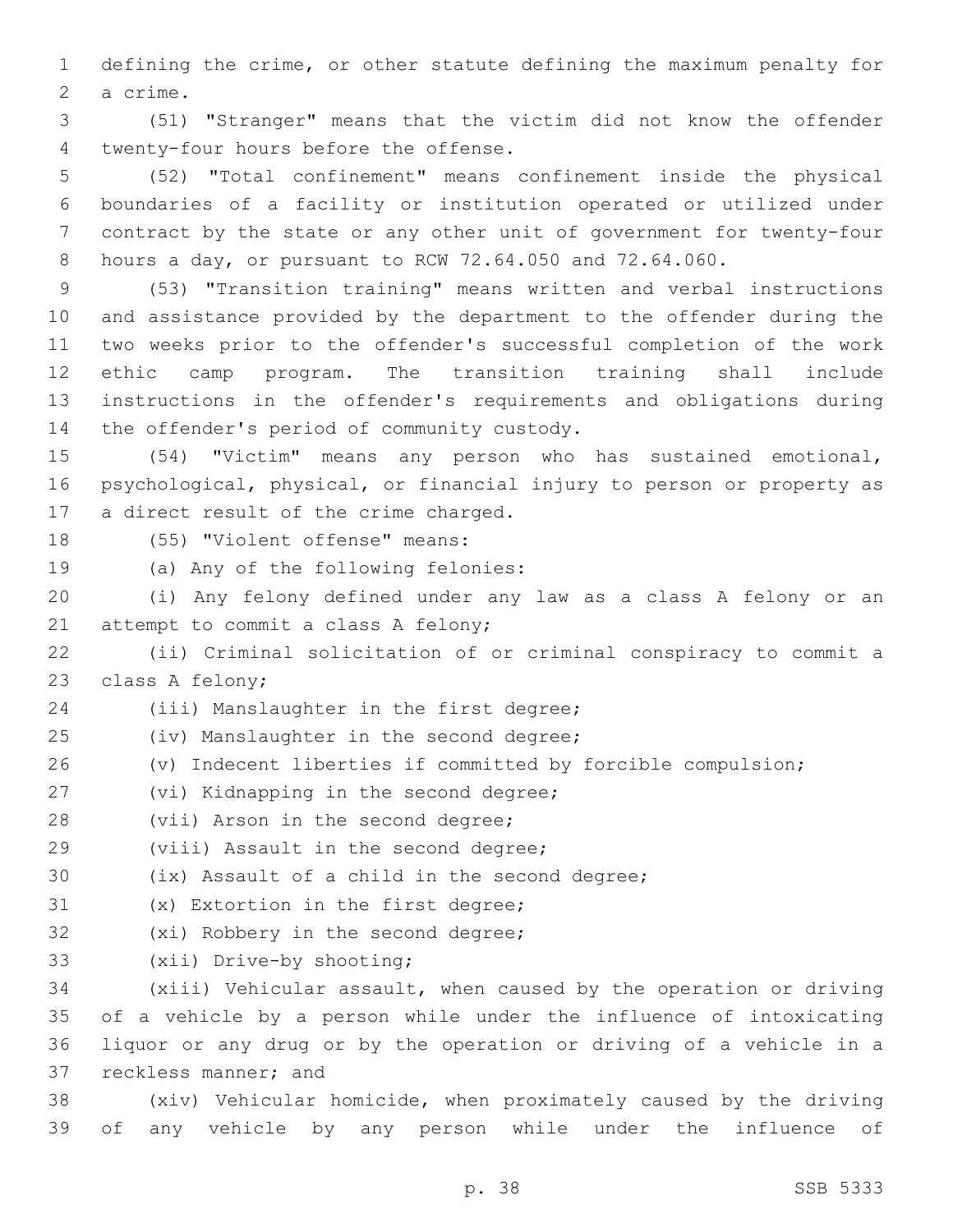defining the crime, or other statute defining the maximum penalty for a crime.

(51) "Stranger" means that the victim did not know the offender twenty-four hours before the offense.

(52) "Total confinement" means confinement inside the physical boundaries of a facility or institution operated or utilized under contract by the state or any other unit of government for twenty-four hours a day, or pursuant to RCW 72.64.050 and 72.64.060.

(53) "Transition training" means written and verbal instructions and assistance provided by the department to the offender during the two weeks prior to the offender's successful completion of the work ethic camp program. The transition training shall include instructions in the offender's requirements and obligations during the offender's period of community custody.

(54) "Victim" means any person who has sustained emotional, psychological, physical, or financial injury to person or property as a direct result of the crime charged.

(55) "Violent offense" means:

(a) Any of the following felonies:

(i) Any felony defined under any law as a class A felony or an attempt to commit a class A felony;

(ii) Criminal solicitation of or criminal conspiracy to commit a class A felony;

(iii) Manslaughter in the first degree;

(iv) Manslaughter in the second degree;

(v) Indecent liberties if committed by forcible compulsion;

(vi) Kidnapping in the second degree;

(vii) Arson in the second degree;

(viii) Assault in the second degree;

(ix) Assault of a child in the second degree;

(x) Extortion in the first degree;

(xi) Robbery in the second degree;

(xii) Drive-by shooting;

(xiii) Vehicular assault, when caused by the operation or driving of a vehicle by a person while under the influence of intoxicating liquor or any drug or by the operation or driving of a vehicle in a reckless manner; and

(xiv) Vehicular homicide, when proximately caused by the driving of any vehicle by any person while under the influence of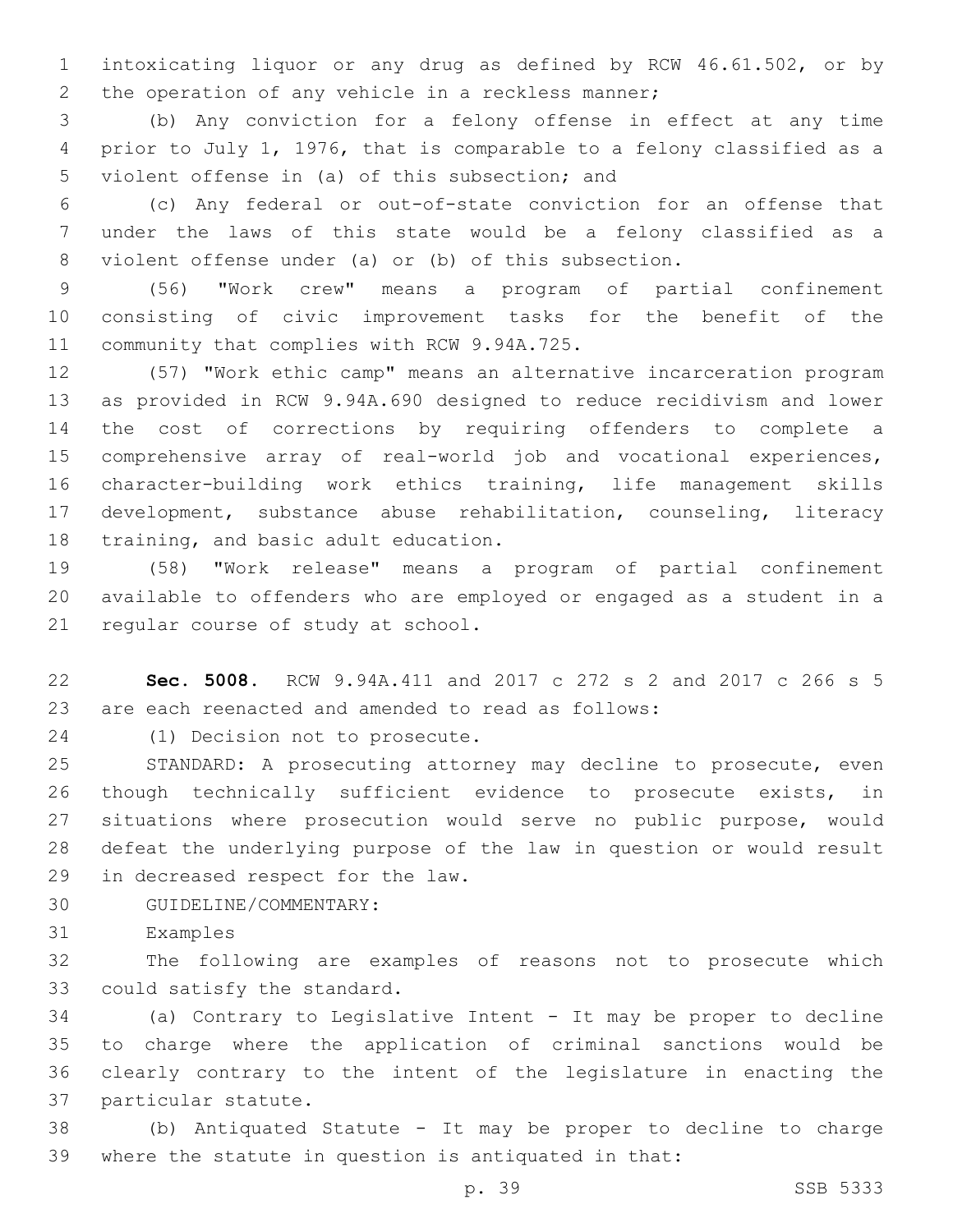intoxicating liquor or any drug as defined by RCW 46.61.502, or by the operation of any vehicle in a reckless manner;

(b) Any conviction for a felony offense in effect at any time prior to July 1, 1976, that is comparable to a felony classified as a violent offense in (a) of this subsection; and

(c) Any federal or out-of-state conviction for an offense that under the laws of this state would be a felony classified as a violent offense under (a) or (b) of this subsection.

(56) "Work crew" means a program of partial confinement consisting of civic improvement tasks for the benefit of the community that complies with RCW 9.94A.725.

(57) "Work ethic camp" means an alternative incarceration program as provided in RCW 9.94A.690 designed to reduce recidivism and lower the cost of corrections by requiring offenders to complete a comprehensive array of real-world job and vocational experiences, character-building work ethics training, life management skills development, substance abuse rehabilitation, counseling, literacy training, and basic adult education.

(58) "Work release" means a program of partial confinement available to offenders who are employed or engaged as a student in a regular course of study at school.

**Sec. 5008.** RCW 9.94A.411 and 2017 c 272 s 2 and 2017 c 266 s 5 are each reenacted and amended to read as follows:

(1) Decision not to prosecute.

STANDARD: A prosecuting attorney may decline to prosecute, even though technically sufficient evidence to prosecute exists, in situations where prosecution would serve no public purpose, would defeat the underlying purpose of the law in question or would result in decreased respect for the law.

GUIDELINE/COMMENTARY:

Examples

The following are examples of reasons not to prosecute which could satisfy the standard.

(a) Contrary to Legislative Intent - It may be proper to decline to charge where the application of criminal sanctions would be clearly contrary to the intent of the legislature in enacting the particular statute.

(b) Antiquated Statute - It may be proper to decline to charge where the statute in question is antiquated in that: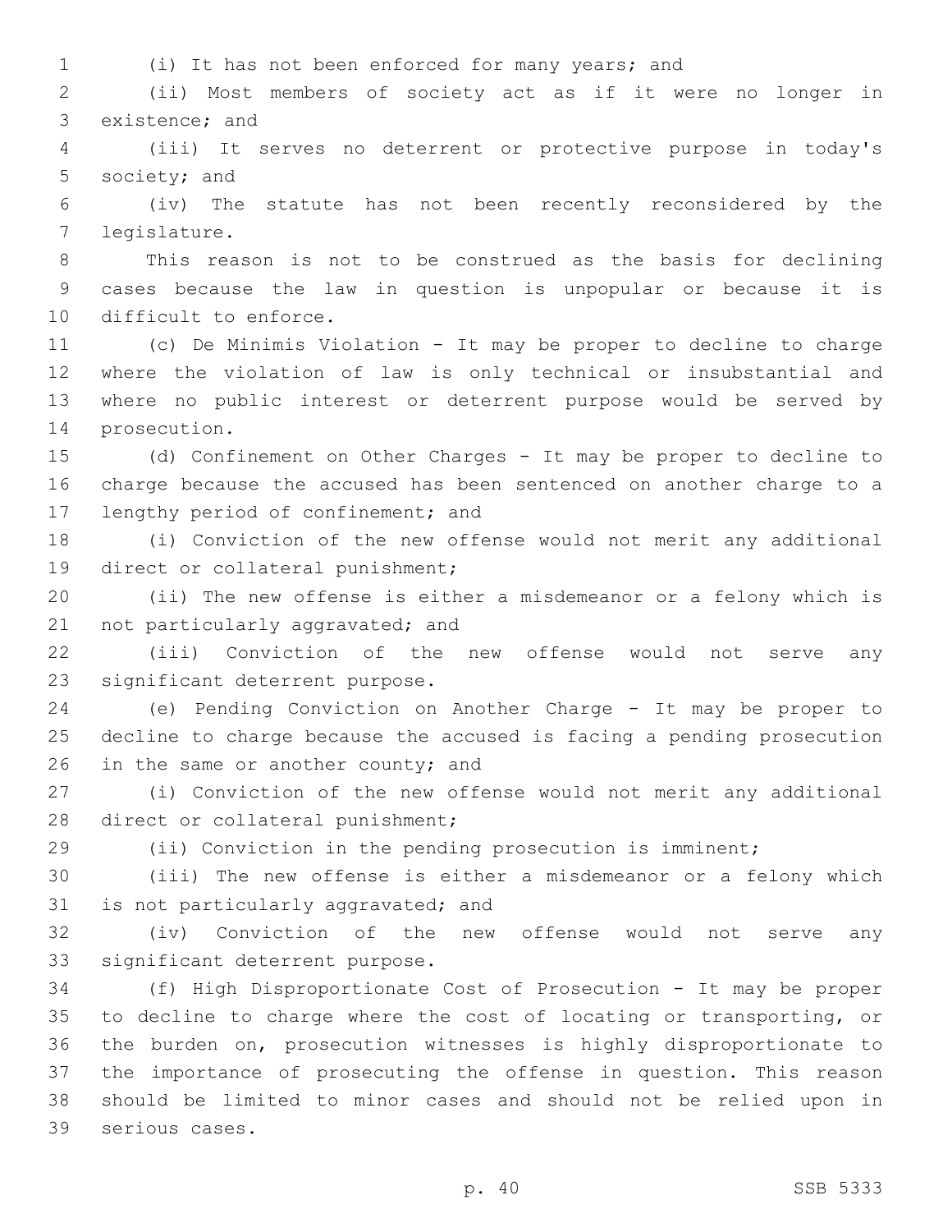(i) It has not been enforced for many years; and

(ii) Most members of society act as if it were no longer in existence; and

(iii) It serves no deterrent or protective purpose in today's society; and

(iv) The statute has not been recently reconsidered by the legislature.

This reason is not to be construed as the basis for declining cases because the law in question is unpopular or because it is difficult to enforce.

(c) De Minimis Violation - It may be proper to decline to charge where the violation of law is only technical or insubstantial and where no public interest or deterrent purpose would be served by prosecution.

(d) Confinement on Other Charges - It may be proper to decline to charge because the accused has been sentenced on another charge to a lengthy period of confinement; and

(i) Conviction of the new offense would not merit any additional direct or collateral punishment;

(ii) The new offense is either a misdemeanor or a felony which is not particularly aggravated; and

(iii) Conviction of the new offense would not serve any significant deterrent purpose.

(e) Pending Conviction on Another Charge - It may be proper to decline to charge because the accused is facing a pending prosecution in the same or another county; and

(i) Conviction of the new offense would not merit any additional direct or collateral punishment;

(ii) Conviction in the pending prosecution is imminent;

(iii) The new offense is either a misdemeanor or a felony which is not particularly aggravated; and

(iv) Conviction of the new offense would not serve any significant deterrent purpose.

(f) High Disproportionate Cost of Prosecution - It may be proper to decline to charge where the cost of locating or transporting, or the burden on, prosecution witnesses is highly disproportionate to the importance of prosecuting the offense in question. This reason should be limited to minor cases and should not be relied upon in serious cases.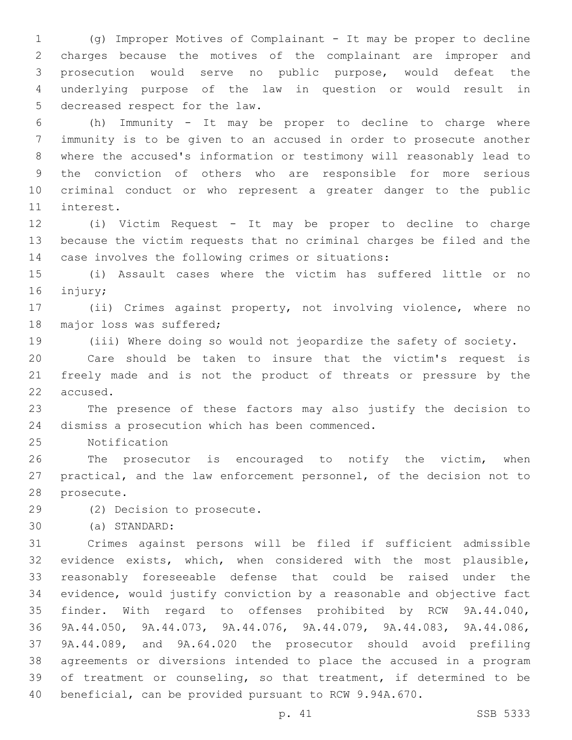(g) Improper Motives of Complainant - It may be proper to decline charges because the motives of the complainant are improper and prosecution would serve no public purpose, would defeat the underlying purpose of the law in question or would result in decreased respect for the law.

(h) Immunity - It may be proper to decline to charge where immunity is to be given to an accused in order to prosecute another where the accused's information or testimony will reasonably lead to the conviction of others who are responsible for more serious criminal conduct or who represent a greater danger to the public interest.

(i) Victim Request - It may be proper to decline to charge because the victim requests that no criminal charges be filed and the case involves the following crimes or situations:

(i) Assault cases where the victim has suffered little or no injury;

(ii) Crimes against property, not involving violence, where no major loss was suffered;

(iii) Where doing so would not jeopardize the safety of society.

Care should be taken to insure that the victim's request is freely made and is not the product of threats or pressure by the accused.

The presence of these factors may also justify the decision to dismiss a prosecution which has been commenced.

Notification

The prosecutor is encouraged to notify the victim, when practical, and the law enforcement personnel, of the decision not to prosecute.

(2) Decision to prosecute.

(a) STANDARD:

Crimes against persons will be filed if sufficient admissible evidence exists, which, when considered with the most plausible, reasonably foreseeable defense that could be raised under the evidence, would justify conviction by a reasonable and objective fact finder. With regard to offenses prohibited by RCW 9A.44.040, 9A.44.050, 9A.44.073, 9A.44.076, 9A.44.079, 9A.44.083, 9A.44.086, 9A.44.089, and 9A.64.020 the prosecutor should avoid prefiling agreements or diversions intended to place the accused in a program of treatment or counseling, so that treatment, if determined to be beneficial, can be provided pursuant to RCW 9.94A.670.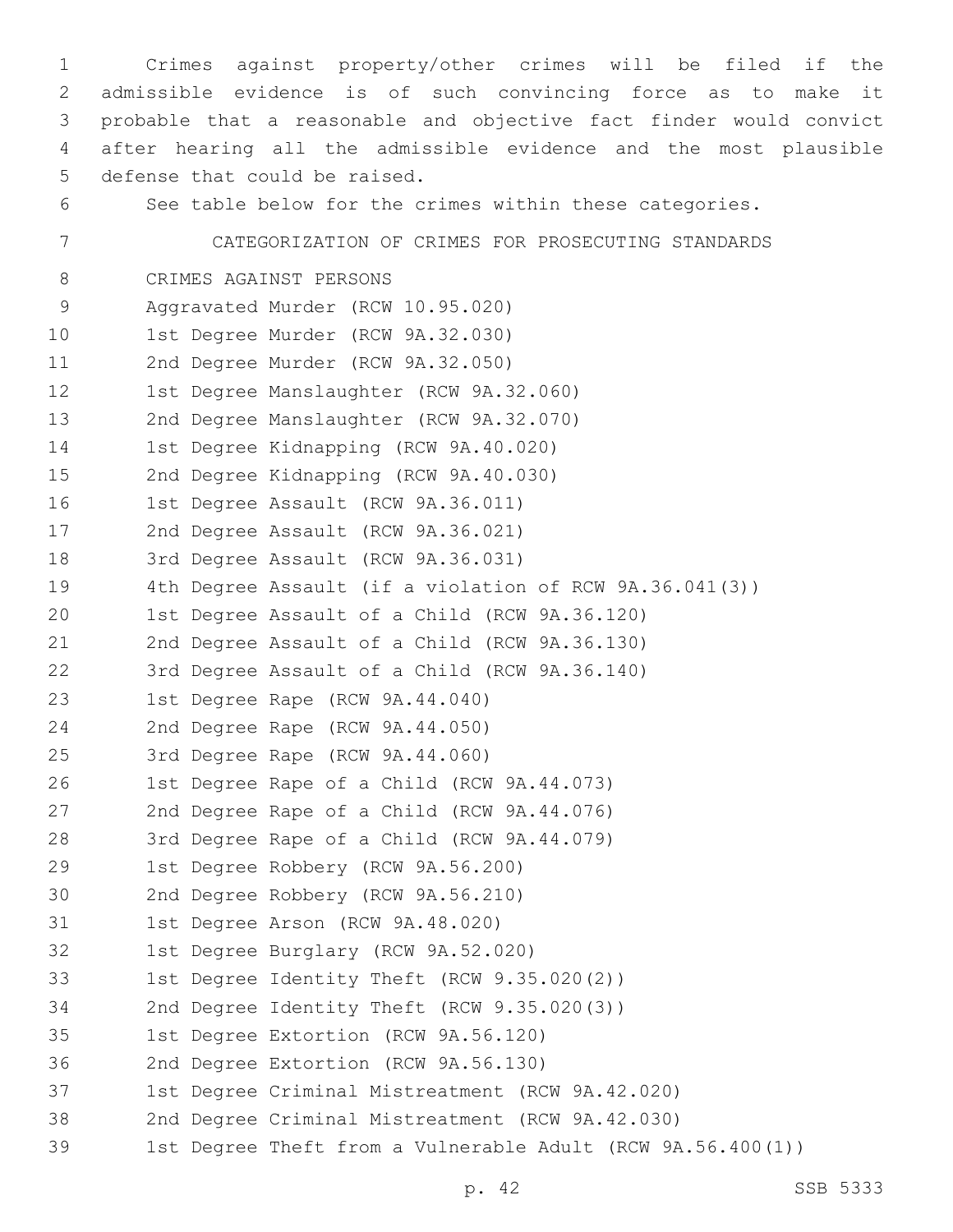Crimes against property/other crimes will be filed if the admissible evidence is of such convincing force as to make it probable that a reasonable and objective fact finder would convict after hearing all the admissible evidence and the most plausible defense that could be raised.

See table below for the crimes within these categories.

CATEGORIZATION OF CRIMES FOR PROSECUTING STANDARDS

CRIMES AGAINST PERSONS

Aggravated Murder (RCW 10.95.020)
1st Degree Murder (RCW 9A.32.030)
2nd Degree Murder (RCW 9A.32.050)
1st Degree Manslaughter (RCW 9A.32.060)
2nd Degree Manslaughter (RCW 9A.32.070)
1st Degree Kidnapping (RCW 9A.40.020)
2nd Degree Kidnapping (RCW 9A.40.030)
1st Degree Assault (RCW 9A.36.011)
2nd Degree Assault (RCW 9A.36.021)
3rd Degree Assault (RCW 9A.36.031)
4th Degree Assault (if a violation of RCW 9A.36.041(3))
1st Degree Assault of a Child (RCW 9A.36.120)
2nd Degree Assault of a Child (RCW 9A.36.130)
3rd Degree Assault of a Child (RCW 9A.36.140)
1st Degree Rape (RCW 9A.44.040)
2nd Degree Rape (RCW 9A.44.050)
3rd Degree Rape (RCW 9A.44.060)
1st Degree Rape of a Child (RCW 9A.44.073)
2nd Degree Rape of a Child (RCW 9A.44.076)
3rd Degree Rape of a Child (RCW 9A.44.079)
1st Degree Robbery (RCW 9A.56.200)
2nd Degree Robbery (RCW 9A.56.210)
1st Degree Arson (RCW 9A.48.020)
1st Degree Burglary (RCW 9A.52.020)
1st Degree Identity Theft (RCW 9.35.020(2))
2nd Degree Identity Theft (RCW 9.35.020(3))
1st Degree Extortion (RCW 9A.56.120)
2nd Degree Extortion (RCW 9A.56.130)
1st Degree Criminal Mistreatment (RCW 9A.42.020)
2nd Degree Criminal Mistreatment (RCW 9A.42.030)
1st Degree Theft from a Vulnerable Adult (RCW 9A.56.400(1))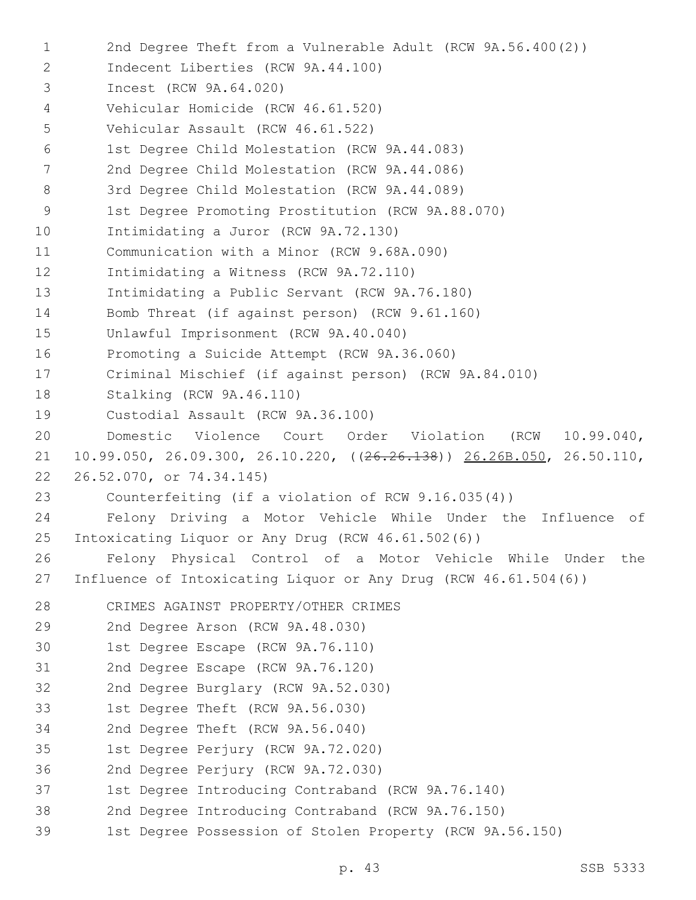2nd Degree Theft from a Vulnerable Adult (RCW 9A.56.400(2))
Indecent Liberties (RCW 9A.44.100)
Incest (RCW 9A.64.020)
Vehicular Homicide (RCW 46.61.520)
Vehicular Assault (RCW 46.61.522)
1st Degree Child Molestation (RCW 9A.44.083)
2nd Degree Child Molestation (RCW 9A.44.086)
3rd Degree Child Molestation (RCW 9A.44.089)
1st Degree Promoting Prostitution (RCW 9A.88.070)
Intimidating a Juror (RCW 9A.72.130)
Communication with a Minor (RCW 9.68A.090)
Intimidating a Witness (RCW 9A.72.110)
Intimidating a Public Servant (RCW 9A.76.180)
Bomb Threat (if against person) (RCW 9.61.160)
Unlawful Imprisonment (RCW 9A.40.040)
Promoting a Suicide Attempt (RCW 9A.36.060)
Criminal Mischief (if against person) (RCW 9A.84.010)
Stalking (RCW 9A.46.110)
Custodial Assault (RCW 9A.36.100)
Domestic Violence Court Order Violation (RCW 10.99.040, 10.99.050, 26.09.300, 26.10.220, ((~~26.26.138~~)) 26.26B.050, 26.50.110, 26.52.070, or 74.34.145)
Counterfeiting (if a violation of RCW 9.16.035(4))
Felony Driving a Motor Vehicle While Under the Influence of Intoxicating Liquor or Any Drug (RCW 46.61.502(6))
Felony Physical Control of a Motor Vehicle While Under the Influence of Intoxicating Liquor or Any Drug (RCW 46.61.504(6))

CRIMES AGAINST PROPERTY/OTHER CRIMES
2nd Degree Arson (RCW 9A.48.030)
1st Degree Escape (RCW 9A.76.110)
2nd Degree Escape (RCW 9A.76.120)
2nd Degree Burglary (RCW 9A.52.030)
1st Degree Theft (RCW 9A.56.030)
2nd Degree Theft (RCW 9A.56.040)
1st Degree Perjury (RCW 9A.72.020)
2nd Degree Perjury (RCW 9A.72.030)
1st Degree Introducing Contraband (RCW 9A.76.140)
2nd Degree Introducing Contraband (RCW 9A.76.150)
1st Degree Possession of Stolen Property (RCW 9A.56.150)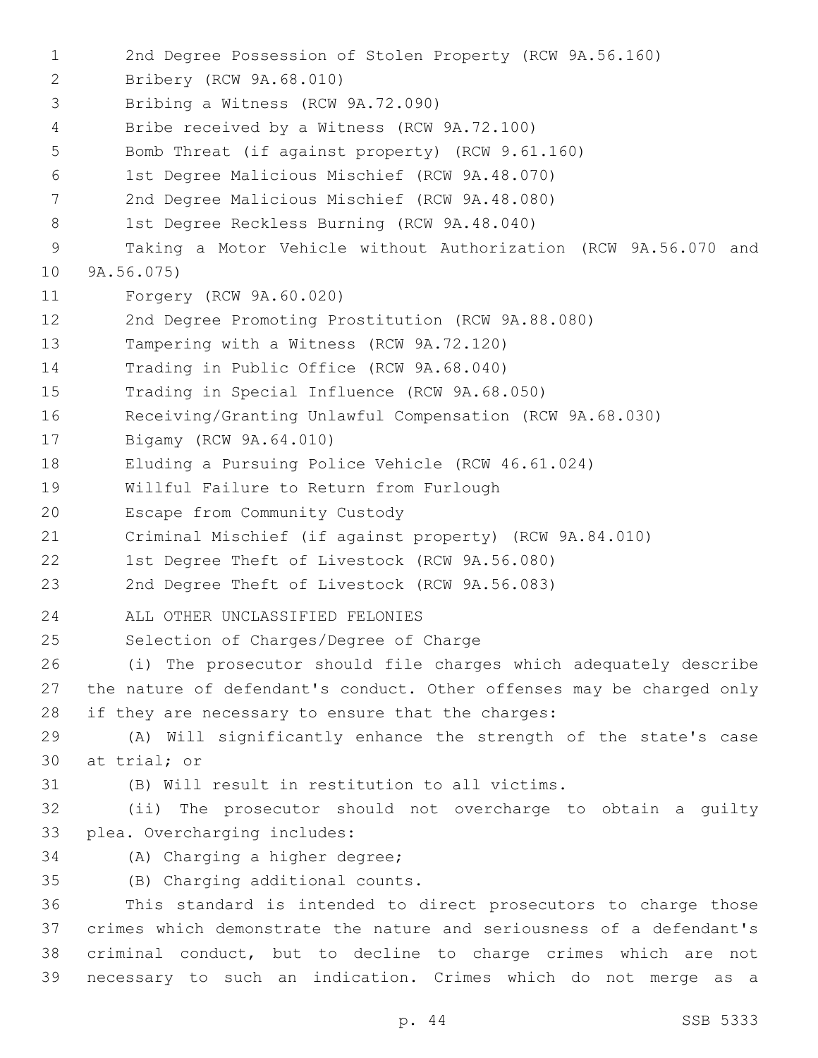2nd Degree Possession of Stolen Property (RCW 9A.56.160)
Bribery (RCW 9A.68.010)
Bribing a Witness (RCW 9A.72.090)
Bribe received by a Witness (RCW 9A.72.100)
Bomb Threat (if against property) (RCW 9.61.160)
1st Degree Malicious Mischief (RCW 9A.48.070)
2nd Degree Malicious Mischief (RCW 9A.48.080)
1st Degree Reckless Burning (RCW 9A.48.040)
Taking a Motor Vehicle without Authorization (RCW 9A.56.070 and 9A.56.075)
Forgery (RCW 9A.60.020)
2nd Degree Promoting Prostitution (RCW 9A.88.080)
Tampering with a Witness (RCW 9A.72.120)
Trading in Public Office (RCW 9A.68.040)
Trading in Special Influence (RCW 9A.68.050)
Receiving/Granting Unlawful Compensation (RCW 9A.68.030)
Bigamy (RCW 9A.64.010)
Eluding a Pursuing Police Vehicle (RCW 46.61.024)
Willful Failure to Return from Furlough
Escape from Community Custody
Criminal Mischief (if against property) (RCW 9A.84.010)
1st Degree Theft of Livestock (RCW 9A.56.080)
2nd Degree Theft of Livestock (RCW 9A.56.083)

ALL OTHER UNCLASSIFIED FELONIES

Selection of Charges/Degree of Charge

(i) The prosecutor should file charges which adequately describe the nature of defendant's conduct. Other offenses may be charged only if they are necessary to ensure that the charges:

(A) Will significantly enhance the strength of the state's case at trial; or

(B) Will result in restitution to all victims.

(ii) The prosecutor should not overcharge to obtain a guilty plea. Overcharging includes:

(A) Charging a higher degree;

(B) Charging additional counts.

This standard is intended to direct prosecutors to charge those crimes which demonstrate the nature and seriousness of a defendant's criminal conduct, but to decline to charge crimes which are not necessary to such an indication. Crimes which do not merge as a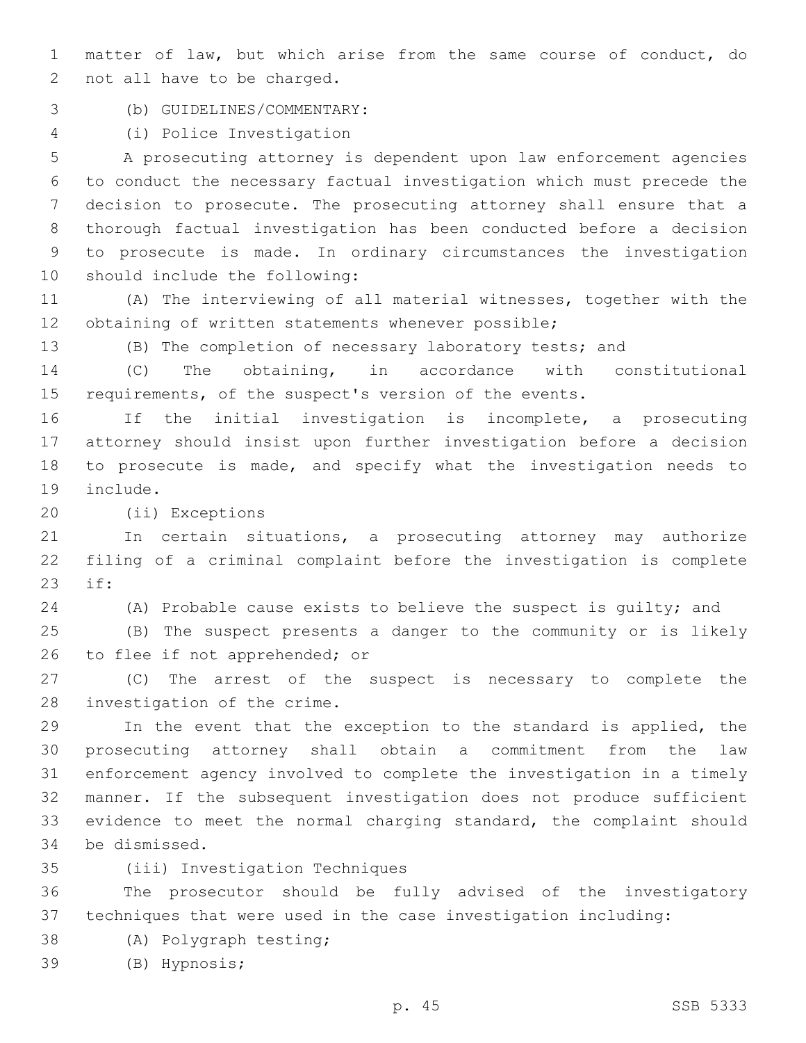matter of law, but which arise from the same course of conduct, do not all have to be charged.

(b) GUIDELINES/COMMENTARY:

(i) Police Investigation

A prosecuting attorney is dependent upon law enforcement agencies to conduct the necessary factual investigation which must precede the decision to prosecute. The prosecuting attorney shall ensure that a thorough factual investigation has been conducted before a decision to prosecute is made. In ordinary circumstances the investigation should include the following:

(A) The interviewing of all material witnesses, together with the obtaining of written statements whenever possible;

(B) The completion of necessary laboratory tests; and

(C) The obtaining, in accordance with constitutional requirements, of the suspect's version of the events.

If the initial investigation is incomplete, a prosecuting attorney should insist upon further investigation before a decision to prosecute is made, and specify what the investigation needs to include.

(ii) Exceptions

In certain situations, a prosecuting attorney may authorize filing of a criminal complaint before the investigation is complete if:

(A) Probable cause exists to believe the suspect is guilty; and

(B) The suspect presents a danger to the community or is likely to flee if not apprehended; or

(C) The arrest of the suspect is necessary to complete the investigation of the crime.

In the event that the exception to the standard is applied, the prosecuting attorney shall obtain a commitment from the law enforcement agency involved to complete the investigation in a timely manner. If the subsequent investigation does not produce sufficient evidence to meet the normal charging standard, the complaint should be dismissed.

(iii) Investigation Techniques

The prosecutor should be fully advised of the investigatory techniques that were used in the case investigation including:

(A) Polygraph testing;

(B) Hypnosis;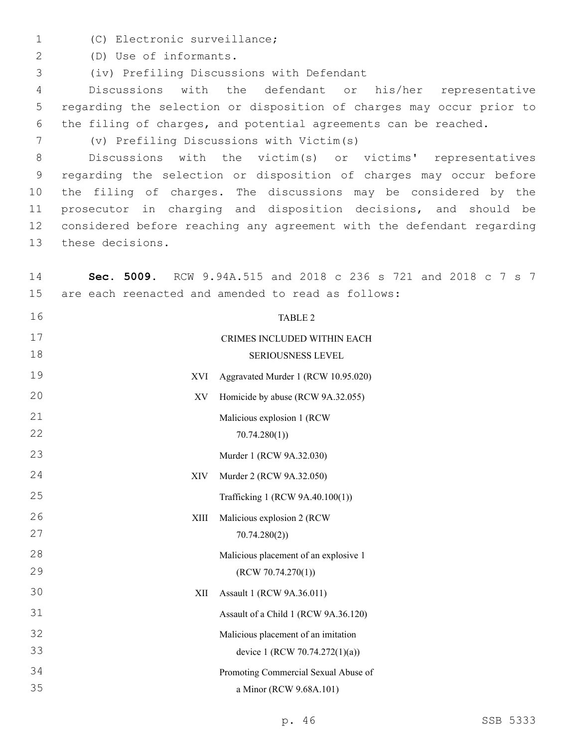(C) Electronic surveillance;

(D) Use of informants.

(iv) Prefiling Discussions with Defendant

Discussions with the defendant or his/her representative regarding the selection or disposition of charges may occur prior to the filing of charges, and potential agreements can be reached.

(v) Prefiling Discussions with Victim(s)

Discussions with the victim(s) or victims' representatives regarding the selection or disposition of charges may occur before the filing of charges. The discussions may be considered by the prosecutor in charging and disposition decisions, and should be considered before reaching any agreement with the defendant regarding these decisions.

**Sec. 5009.** RCW 9.94A.515 and 2018 c 236 s 721 and 2018 c 7 s 7 are each reenacted and amended to read as follows:

TABLE 2

CRIMES INCLUDED WITHIN EACH SERIOUSNESS LEVEL

| | |
|---|---|
| XVI | Aggravated Murder 1 (RCW 10.95.020) |
| XV | Homicide by abuse (RCW 9A.32.055) |
| | Malicious explosion 1 (RCW 70.74.280(1)) |
| | Murder 1 (RCW 9A.32.030) |
| XIV | Murder 2 (RCW 9A.32.050) |
| | Trafficking 1 (RCW 9A.40.100(1)) |
| XIII | Malicious explosion 2 (RCW 70.74.280(2)) |
| | Malicious placement of an explosive 1 (RCW 70.74.270(1)) |
| XII | Assault 1 (RCW 9A.36.011) |
| | Assault of a Child 1 (RCW 9A.36.120) |
| | Malicious placement of an imitation device 1 (RCW 70.74.272(1)(a)) |
| | Promoting Commercial Sexual Abuse of a Minor (RCW 9.68A.101) |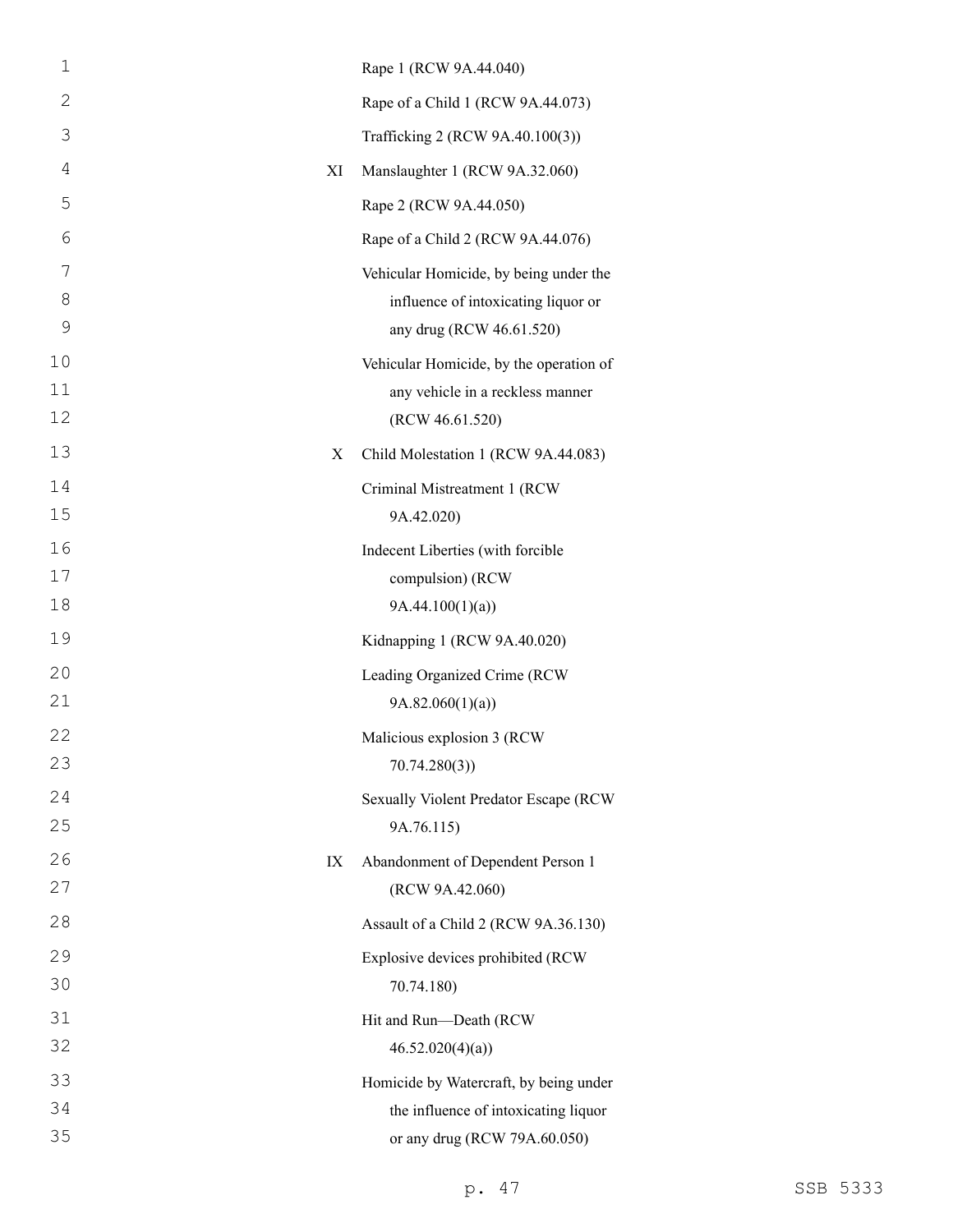| | |
|---|---|
| | Rape 1 (RCW 9A.44.040) |
| | Rape of a Child 1 (RCW 9A.44.073) |
| | Trafficking 2 (RCW 9A.40.100(3)) |
| XI | Manslaughter 1 (RCW 9A.32.060) |
| | Rape 2 (RCW 9A.44.050) |
| | Rape of a Child 2 (RCW 9A.44.076) |
| | Vehicular Homicide, by being under the influence of intoxicating liquor or any drug (RCW 46.61.520) |
| | Vehicular Homicide, by the operation of any vehicle in a reckless manner (RCW 46.61.520) |
| X | Child Molestation 1 (RCW 9A.44.083) |
| | Criminal Mistreatment 1 (RCW 9A.42.020) |
| | Indecent Liberties (with forcible compulsion) (RCW 9A.44.100(1)(a)) |
| | Kidnapping 1 (RCW 9A.40.020) |
| | Leading Organized Crime (RCW 9A.82.060(1)(a)) |
| | Malicious explosion 3 (RCW 70.74.280(3)) |
| | Sexually Violent Predator Escape (RCW 9A.76.115) |
| IX | Abandonment of Dependent Person 1 (RCW 9A.42.060) |
| | Assault of a Child 2 (RCW 9A.36.130) |
| | Explosive devices prohibited (RCW 70.74.180) |
| | Hit and Run—Death (RCW 46.52.020(4)(a)) |
| | Homicide by Watercraft, by being under the influence of intoxicating liquor or any drug (RCW 79A.60.050) |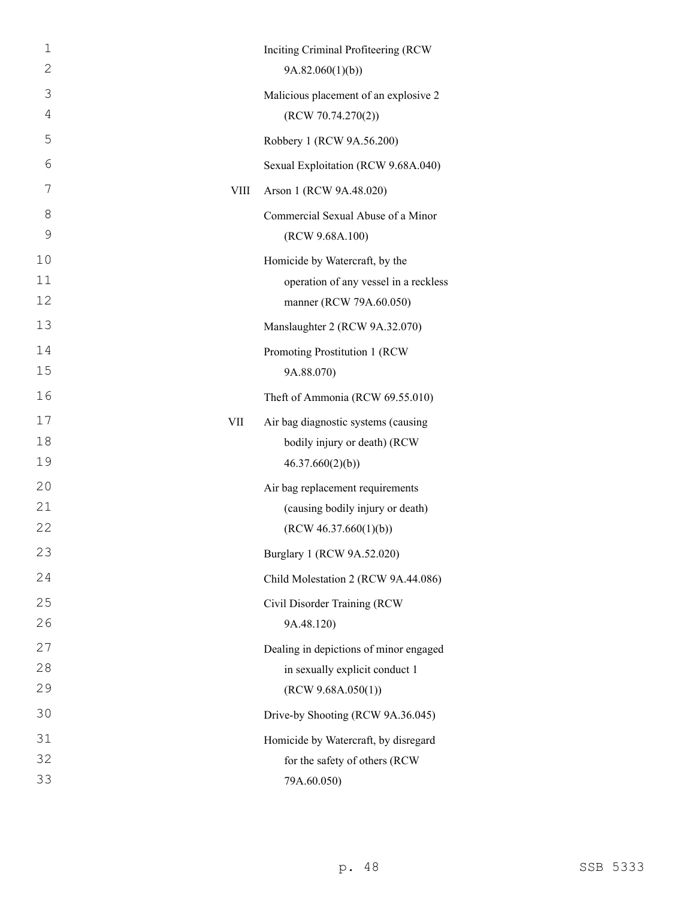| | |
|---|---|
| | Inciting Criminal Profiteering (RCW 9A.82.060(1)(b)) |
| | Malicious placement of an explosive 2 (RCW 70.74.270(2)) |
| | Robbery 1 (RCW 9A.56.200) |
| | Sexual Exploitation (RCW 9.68A.040) |
| VIII | Arson 1 (RCW 9A.48.020) |
| | Commercial Sexual Abuse of a Minor (RCW 9.68A.100) |
| | Homicide by Watercraft, by the operation of any vessel in a reckless manner (RCW 79A.60.050) |
| | Manslaughter 2 (RCW 9A.32.070) |
| | Promoting Prostitution 1 (RCW 9A.88.070) |
| | Theft of Ammonia (RCW 69.55.010) |
| VII | Air bag diagnostic systems (causing bodily injury or death) (RCW 46.37.660(2)(b)) |
| | Air bag replacement requirements (causing bodily injury or death) (RCW 46.37.660(1)(b)) |
| | Burglary 1 (RCW 9A.52.020) |
| | Child Molestation 2 (RCW 9A.44.086) |
| | Civil Disorder Training (RCW 9A.48.120) |
| | Dealing in depictions of minor engaged in sexually explicit conduct 1 (RCW 9.68A.050(1)) |
| | Drive-by Shooting (RCW 9A.36.045) |
| | Homicide by Watercraft, by disregard for the safety of others (RCW 79A.60.050) |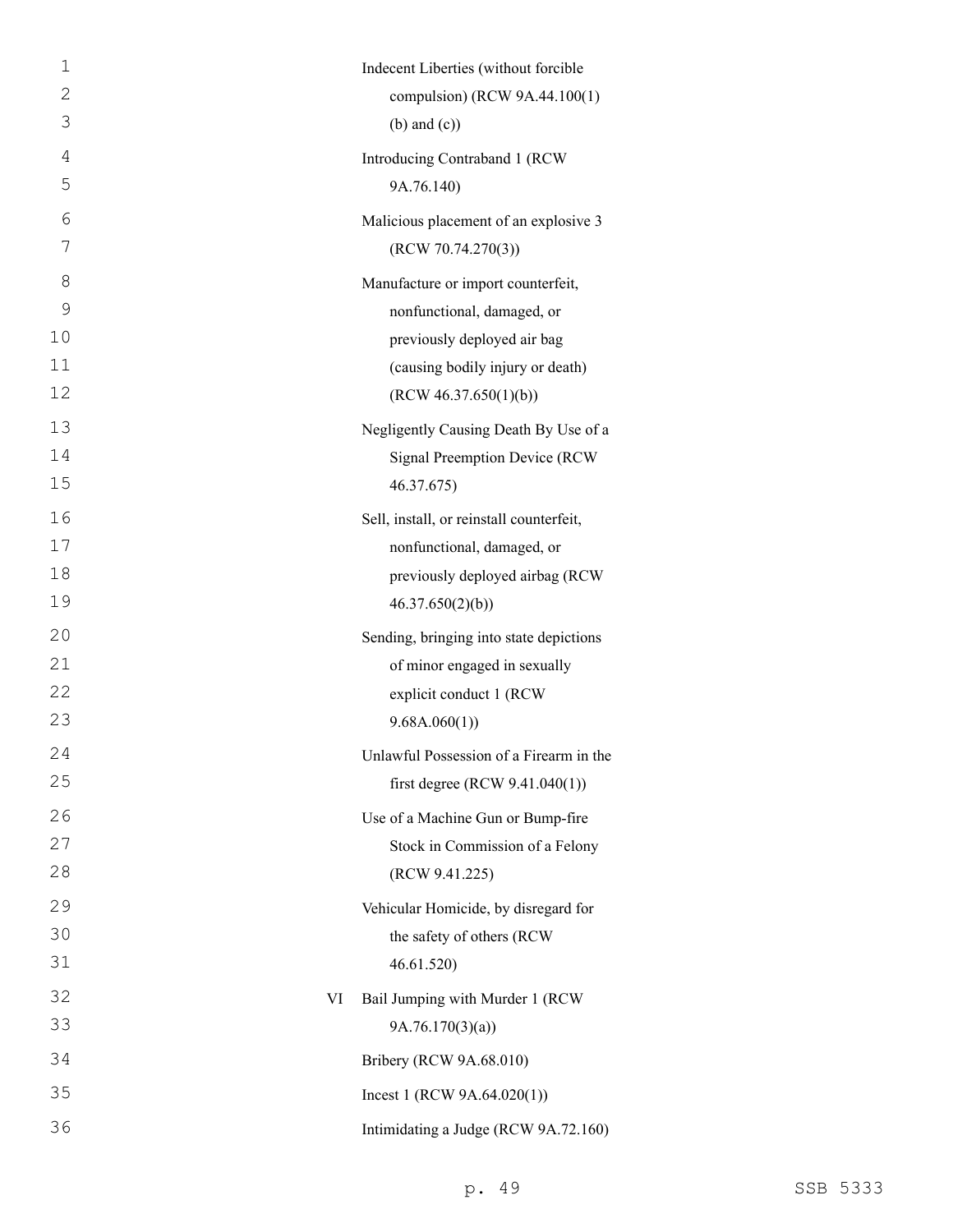Indecent Liberties (without forcible compulsion) (RCW 9A.44.100(1) (b) and (c))

Introducing Contraband 1 (RCW 9A.76.140)

Malicious placement of an explosive 3 (RCW 70.74.270(3))

Manufacture or import counterfeit, nonfunctional, damaged, or previously deployed air bag (causing bodily injury or death) (RCW 46.37.650(1)(b))

Negligently Causing Death By Use of a Signal Preemption Device (RCW 46.37.675)

Sell, install, or reinstall counterfeit, nonfunctional, damaged, or previously deployed airbag (RCW 46.37.650(2)(b))

Sending, bringing into state depictions of minor engaged in sexually explicit conduct 1 (RCW 9.68A.060(1))

Unlawful Possession of a Firearm in the first degree (RCW 9.41.040(1))

Use of a Machine Gun or Bump-fire Stock in Commission of a Felony (RCW 9.41.225)

Vehicular Homicide, by disregard for the safety of others (RCW 46.61.520)

VI Bail Jumping with Murder 1 (RCW 9A.76.170(3)(a))

Bribery (RCW 9A.68.010)

Incest 1 (RCW 9A.64.020(1))

Intimidating a Judge (RCW 9A.72.160)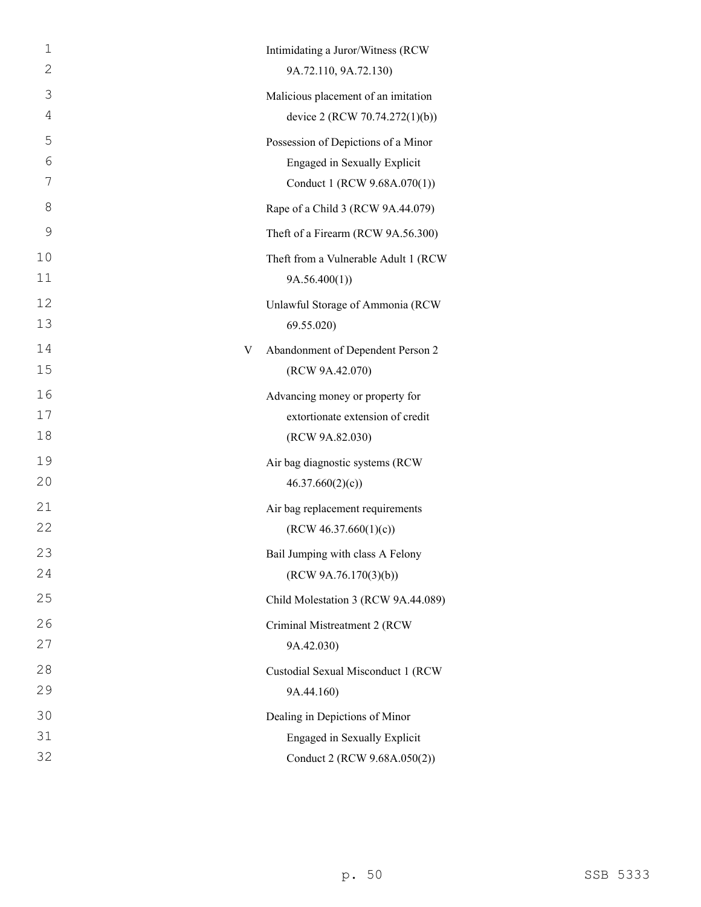| | |
|---|---|
| | Intimidating a Juror/Witness (RCW 9A.72.110, 9A.72.130) |
| | Malicious placement of an imitation device 2 (RCW 70.74.272(1)(b)) |
| | Possession of Depictions of a Minor Engaged in Sexually Explicit Conduct 1 (RCW 9.68A.070(1)) |
| | Rape of a Child 3 (RCW 9A.44.079) |
| | Theft of a Firearm (RCW 9A.56.300) |
| | Theft from a Vulnerable Adult 1 (RCW 9A.56.400(1)) |
| | Unlawful Storage of Ammonia (RCW 69.55.020) |
| V | Abandonment of Dependent Person 2 (RCW 9A.42.070) |
| | Advancing money or property for extortionate extension of credit (RCW 9A.82.030) |
| | Air bag diagnostic systems (RCW 46.37.660(2)(c)) |
| | Air bag replacement requirements (RCW 46.37.660(1)(c)) |
| | Bail Jumping with class A Felony (RCW 9A.76.170(3)(b)) |
| | Child Molestation 3 (RCW 9A.44.089) |
| | Criminal Mistreatment 2 (RCW 9A.42.030) |
| | Custodial Sexual Misconduct 1 (RCW 9A.44.160) |
| | Dealing in Depictions of Minor Engaged in Sexually Explicit Conduct 2 (RCW 9.68A.050(2)) |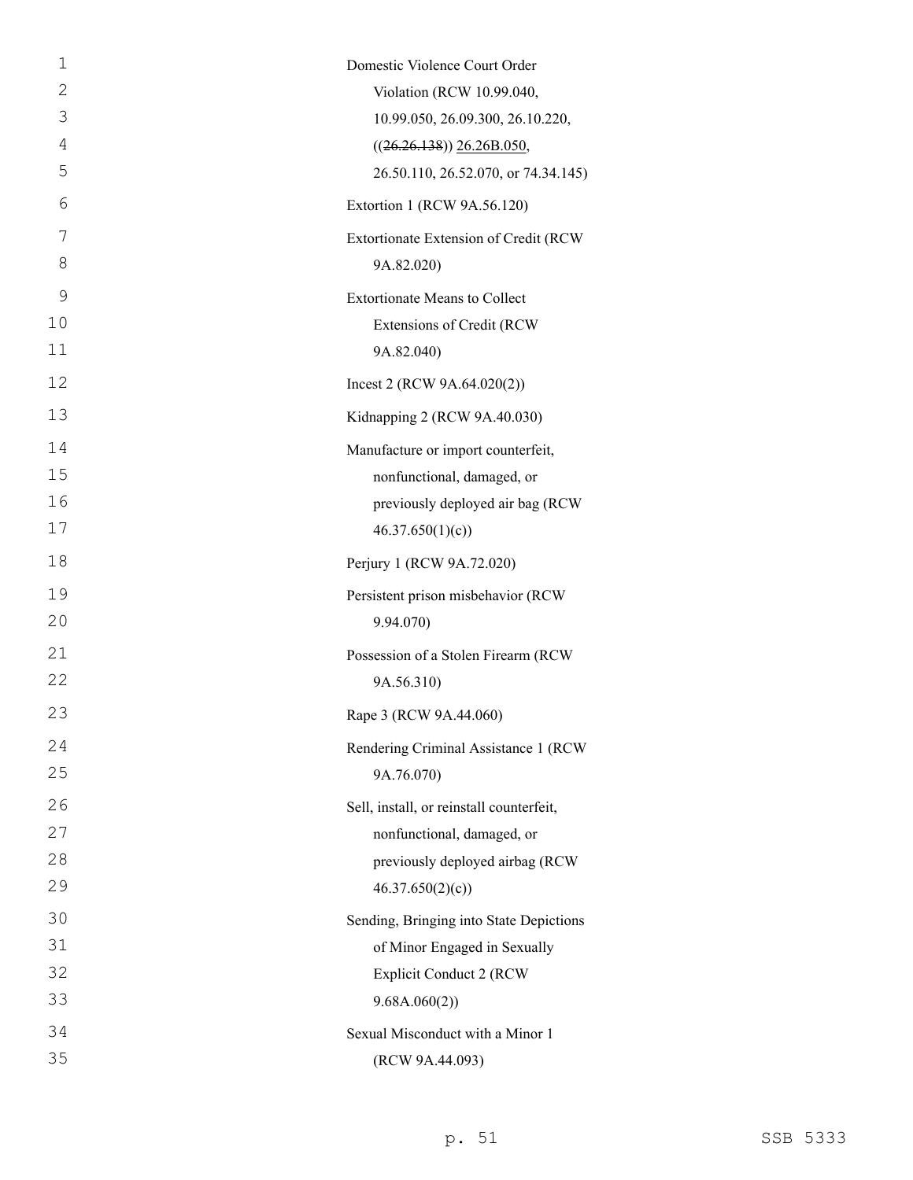Domestic Violence Court Order Violation (RCW 10.99.040, 10.99.050, 26.09.300, 26.10.220, ((~~26.26.138~~)) 26.26B.050, 26.50.110, 26.52.070, or 74.34.145)

Extortion 1 (RCW 9A.56.120)

Extortionate Extension of Credit (RCW 9A.82.020)

Extortionate Means to Collect Extensions of Credit (RCW 9A.82.040)

Incest 2 (RCW 9A.64.020(2))

Kidnapping 2 (RCW 9A.40.030)

Manufacture or import counterfeit, nonfunctional, damaged, or previously deployed air bag (RCW 46.37.650(1)(c))

Perjury 1 (RCW 9A.72.020)

Persistent prison misbehavior (RCW 9.94.070)

Possession of a Stolen Firearm (RCW 9A.56.310)

Rape 3 (RCW 9A.44.060)

Rendering Criminal Assistance 1 (RCW 9A.76.070)

Sell, install, or reinstall counterfeit, nonfunctional, damaged, or previously deployed airbag (RCW 46.37.650(2)(c))

Sending, Bringing into State Depictions of Minor Engaged in Sexually Explicit Conduct 2 (RCW 9.68A.060(2))

Sexual Misconduct with a Minor 1 (RCW 9A.44.093)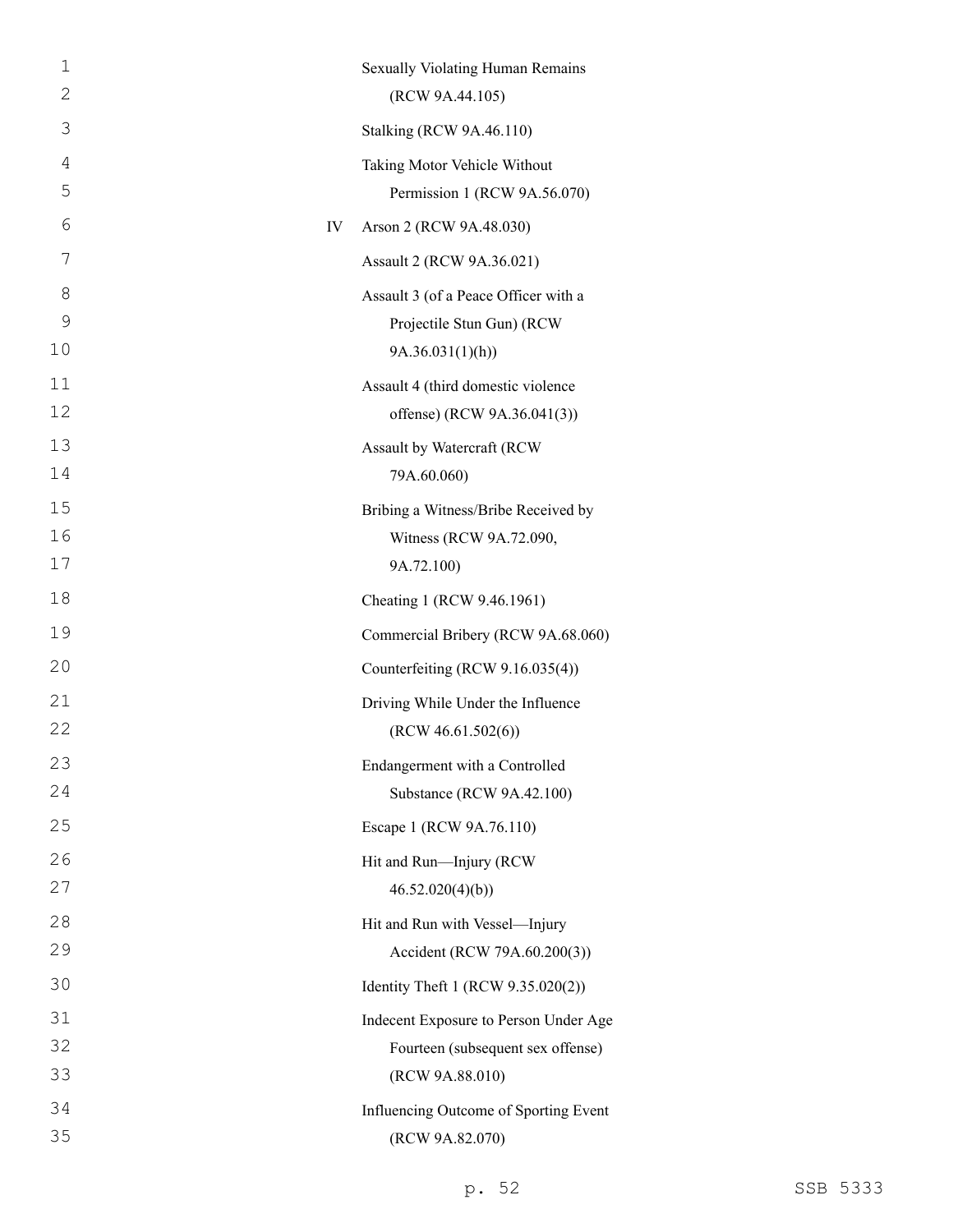Sexually Violating Human Remains (RCW 9A.44.105)

Stalking (RCW 9A.46.110)

Taking Motor Vehicle Without Permission 1 (RCW 9A.56.070)

IV Arson 2 (RCW 9A.48.030)

Assault 2 (RCW 9A.36.021)

Assault 3 (of a Peace Officer with a Projectile Stun Gun) (RCW 9A.36.031(1)(h))

Assault 4 (third domestic violence offense) (RCW 9A.36.041(3))

Assault by Watercraft (RCW 79A.60.060)

Bribing a Witness/Bribe Received by Witness (RCW 9A.72.090, 9A.72.100)

Cheating 1 (RCW 9.46.1961)

Commercial Bribery (RCW 9A.68.060)

Counterfeiting (RCW 9.16.035(4))

Driving While Under the Influence (RCW 46.61.502(6))

Endangerment with a Controlled Substance (RCW 9A.42.100)

Escape 1 (RCW 9A.76.110)

Hit and Run—Injury (RCW 46.52.020(4)(b))

Hit and Run with Vessel—Injury Accident (RCW 79A.60.200(3))

Identity Theft 1 (RCW 9.35.020(2))

Indecent Exposure to Person Under Age Fourteen (subsequent sex offense) (RCW 9A.88.010)

Influencing Outcome of Sporting Event (RCW 9A.82.070)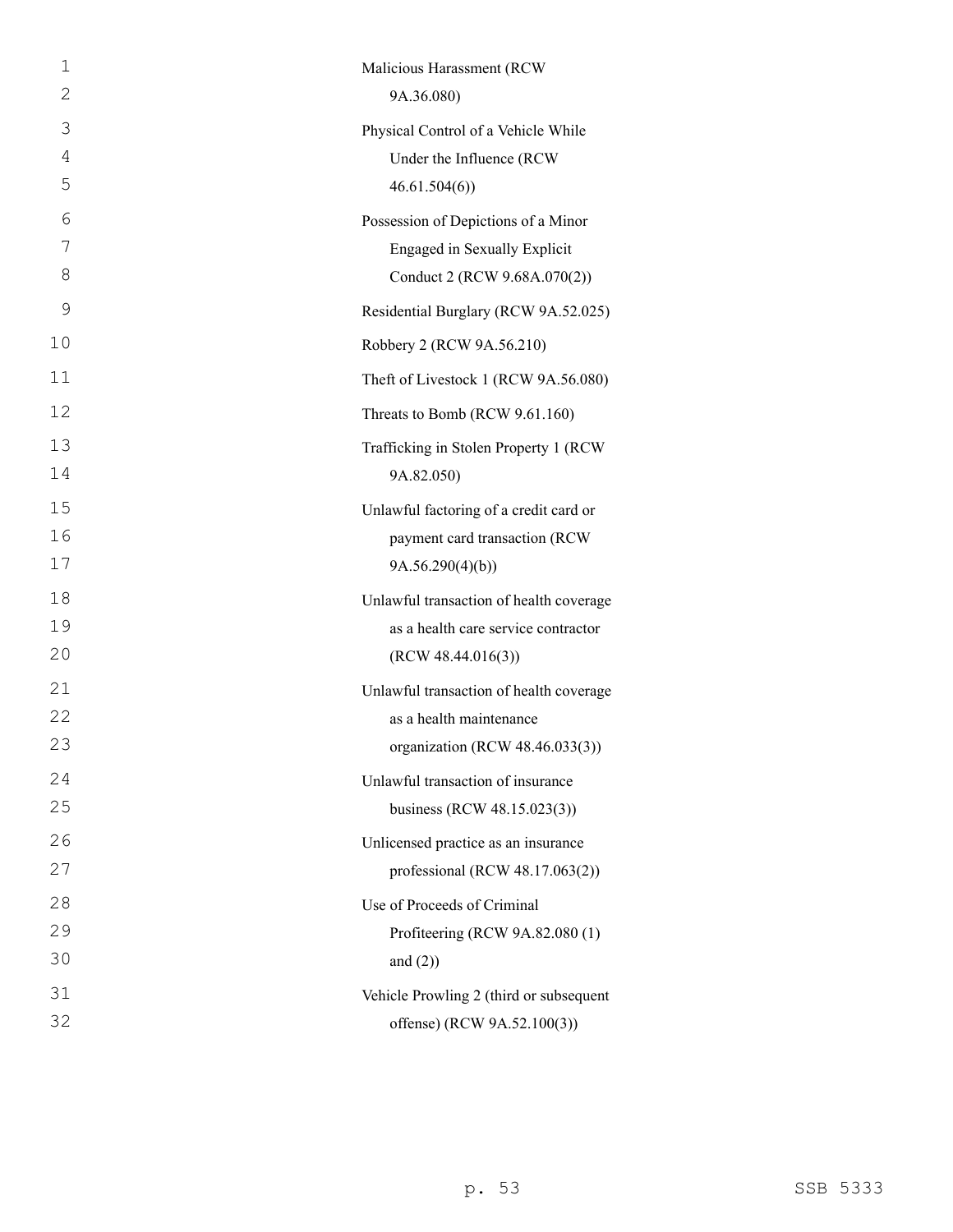Malicious Harassment (RCW 9A.36.080)

Physical Control of a Vehicle While Under the Influence (RCW 46.61.504(6))

Possession of Depictions of a Minor Engaged in Sexually Explicit Conduct 2 (RCW 9.68A.070(2))

Residential Burglary (RCW 9A.52.025)

Robbery 2 (RCW 9A.56.210)

Theft of Livestock 1 (RCW 9A.56.080)

Threats to Bomb (RCW 9.61.160)

Trafficking in Stolen Property 1 (RCW 9A.82.050)

Unlawful factoring of a credit card or payment card transaction (RCW 9A.56.290(4)(b))

Unlawful transaction of health coverage as a health care service contractor (RCW 48.44.016(3))

Unlawful transaction of health coverage as a health maintenance organization (RCW 48.46.033(3))

Unlawful transaction of insurance business (RCW 48.15.023(3))

Unlicensed practice as an insurance professional (RCW 48.17.063(2))

Use of Proceeds of Criminal Profiteering (RCW 9A.82.080 (1) and (2))

Vehicle Prowling 2 (third or subsequent offense) (RCW 9A.52.100(3))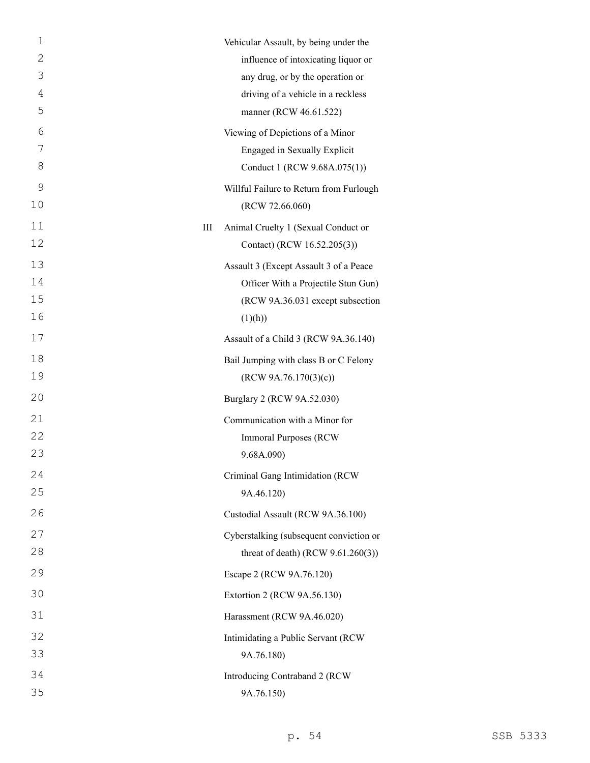| | |
|---|---|
| | Vehicular Assault, by being under the influence of intoxicating liquor or any drug, or by the operation or driving of a vehicle in a reckless manner (RCW 46.61.522) |
| | Viewing of Depictions of a Minor Engaged in Sexually Explicit Conduct 1 (RCW 9.68A.075(1)) |
| | Willful Failure to Return from Furlough (RCW 72.66.060) |
| III | Animal Cruelty 1 (Sexual Conduct or Contact) (RCW 16.52.205(3)) |
| | Assault 3 (Except Assault 3 of a Peace Officer With a Projectile Stun Gun) (RCW 9A.36.031 except subsection (1)(h)) |
| | Assault of a Child 3 (RCW 9A.36.140) |
| | Bail Jumping with class B or C Felony (RCW 9A.76.170(3)(c)) |
| | Burglary 2 (RCW 9A.52.030) |
| | Communication with a Minor for Immoral Purposes (RCW 9.68A.090) |
| | Criminal Gang Intimidation (RCW 9A.46.120) |
| | Custodial Assault (RCW 9A.36.100) |
| | Cyberstalking (subsequent conviction or threat of death) (RCW 9.61.260(3)) |
| | Escape 2 (RCW 9A.76.120) |
| | Extortion 2 (RCW 9A.56.130) |
| | Harassment (RCW 9A.46.020) |
| | Intimidating a Public Servant (RCW 9A.76.180) |
| | Introducing Contraband 2 (RCW 9A.76.150) |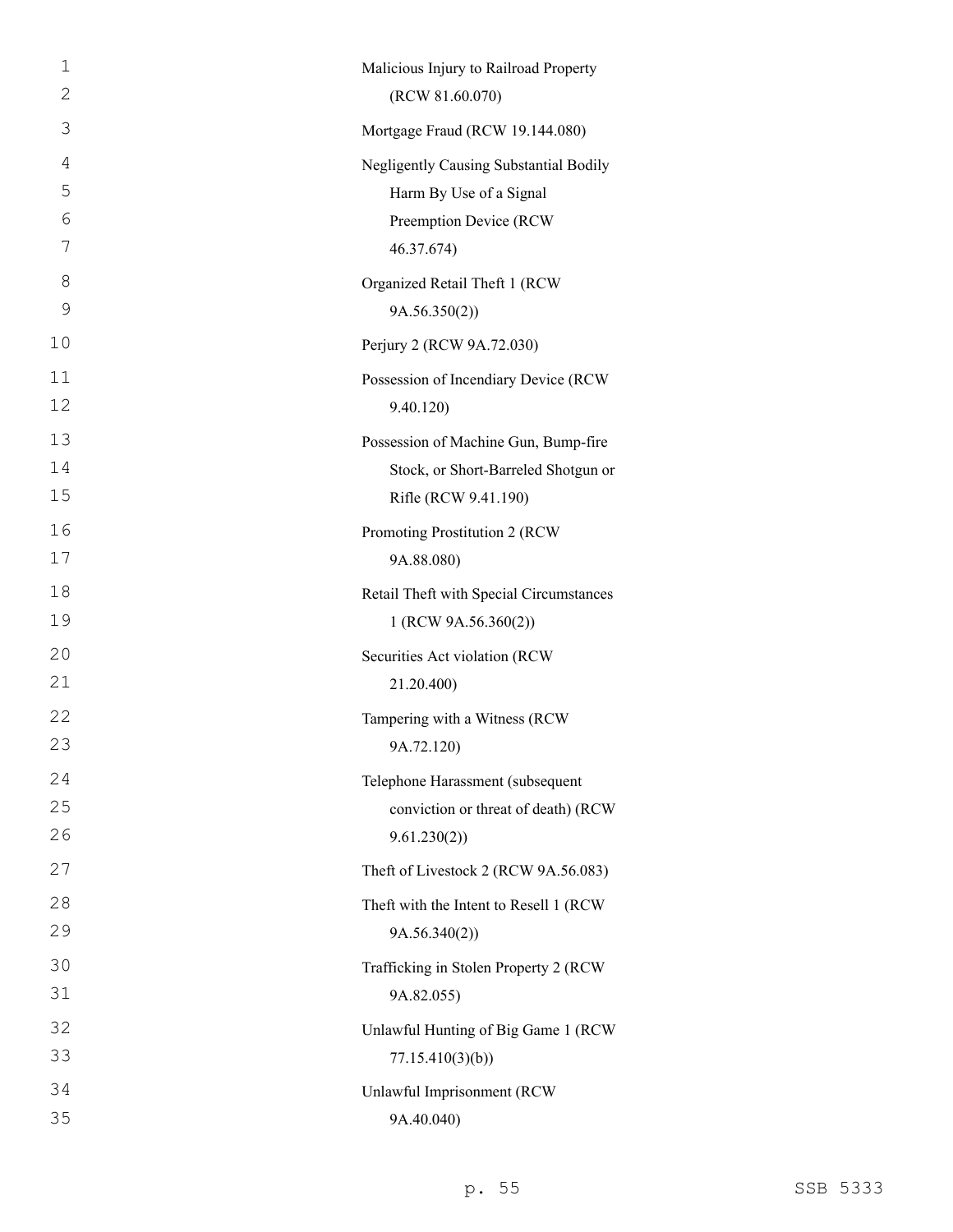Malicious Injury to Railroad Property (RCW 81.60.070)

Mortgage Fraud (RCW 19.144.080)

Negligently Causing Substantial Bodily Harm By Use of a Signal Preemption Device (RCW 46.37.674)

Organized Retail Theft 1 (RCW 9A.56.350(2))

Perjury 2 (RCW 9A.72.030)

Possession of Incendiary Device (RCW 9.40.120)

Possession of Machine Gun, Bump-fire Stock, or Short-Barreled Shotgun or Rifle (RCW 9.41.190)

Promoting Prostitution 2 (RCW 9A.88.080)

Retail Theft with Special Circumstances 1 (RCW 9A.56.360(2))

Securities Act violation (RCW 21.20.400)

Tampering with a Witness (RCW 9A.72.120)

Telephone Harassment (subsequent conviction or threat of death) (RCW 9.61.230(2))

Theft of Livestock 2 (RCW 9A.56.083)

Theft with the Intent to Resell 1 (RCW 9A.56.340(2))

Trafficking in Stolen Property 2 (RCW 9A.82.055)

Unlawful Hunting of Big Game 1 (RCW 77.15.410(3)(b))

Unlawful Imprisonment (RCW 9A.40.040)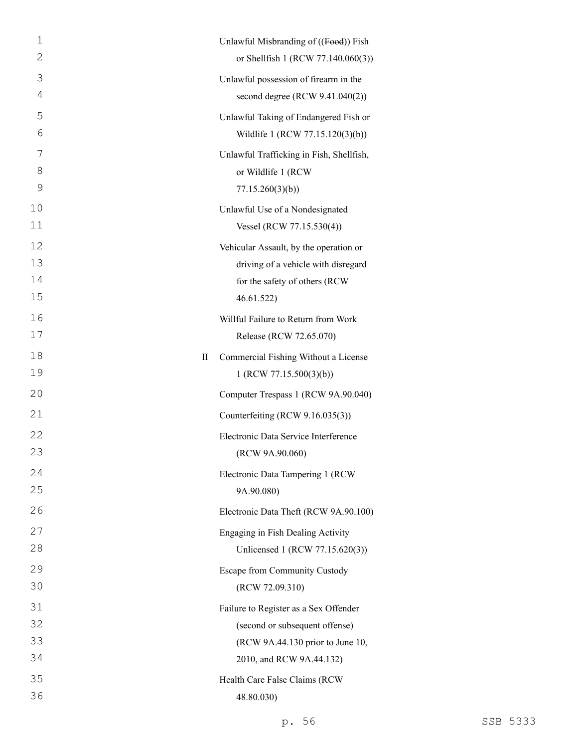Unlawful Misbranding of ((~~Food~~)) Fish or Shellfish 1 (RCW 77.140.060(3))

Unlawful possession of firearm in the second degree (RCW 9.41.040(2))

Unlawful Taking of Endangered Fish or Wildlife 1 (RCW 77.15.120(3)(b))

Unlawful Trafficking in Fish, Shellfish, or Wildlife 1 (RCW 77.15.260(3)(b))

Unlawful Use of a Nondesignated Vessel (RCW 77.15.530(4))

Vehicular Assault, by the operation or driving of a vehicle with disregard for the safety of others (RCW 46.61.522)

Willful Failure to Return from Work Release (RCW 72.65.070)

II Commercial Fishing Without a License 1 (RCW 77.15.500(3)(b))

Computer Trespass 1 (RCW 9A.90.040)

Counterfeiting (RCW 9.16.035(3))

Electronic Data Service Interference (RCW 9A.90.060)

Electronic Data Tampering 1 (RCW 9A.90.080)

Electronic Data Theft (RCW 9A.90.100)

Engaging in Fish Dealing Activity Unlicensed 1 (RCW 77.15.620(3))

Escape from Community Custody (RCW 72.09.310)

Failure to Register as a Sex Offender (second or subsequent offense) (RCW 9A.44.130 prior to June 10, 2010, and RCW 9A.44.132)

Health Care False Claims (RCW 48.80.030)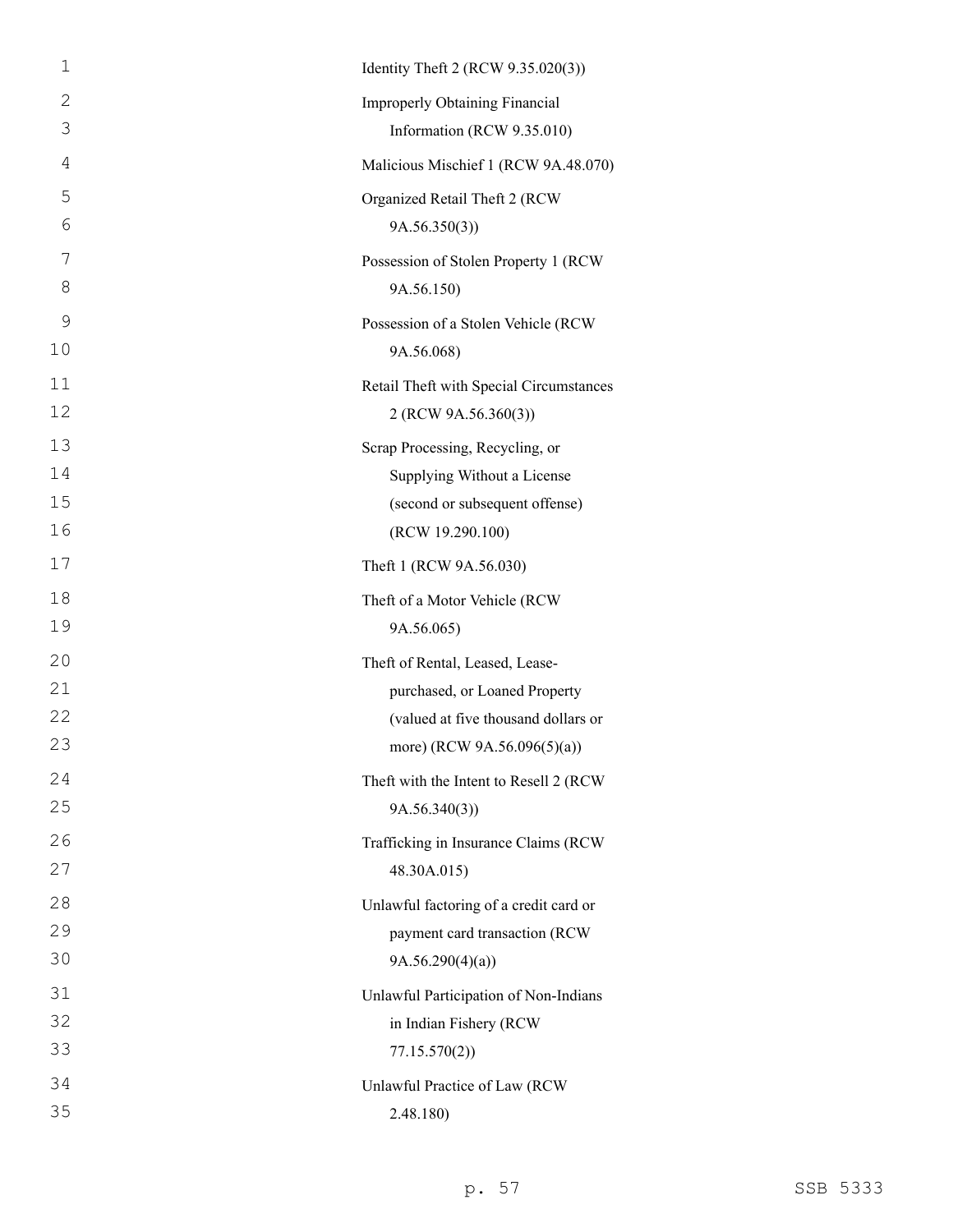Identity Theft 2 (RCW 9.35.020(3))

Improperly Obtaining Financial Information (RCW 9.35.010)

Malicious Mischief 1 (RCW 9A.48.070)

Organized Retail Theft 2 (RCW 9A.56.350(3))

Possession of Stolen Property 1 (RCW 9A.56.150)

Possession of a Stolen Vehicle (RCW 9A.56.068)

Retail Theft with Special Circumstances 2 (RCW 9A.56.360(3))

Scrap Processing, Recycling, or Supplying Without a License (second or subsequent offense) (RCW 19.290.100)

Theft 1 (RCW 9A.56.030)

Theft of a Motor Vehicle (RCW 9A.56.065)

Theft of Rental, Leased, Lease-purchased, or Loaned Property (valued at five thousand dollars or more) (RCW 9A.56.096(5)(a))

Theft with the Intent to Resell 2 (RCW 9A.56.340(3))

Trafficking in Insurance Claims (RCW 48.30A.015)

Unlawful factoring of a credit card or payment card transaction (RCW 9A.56.290(4)(a))

Unlawful Participation of Non-Indians in Indian Fishery (RCW 77.15.570(2))

Unlawful Practice of Law (RCW 2.48.180)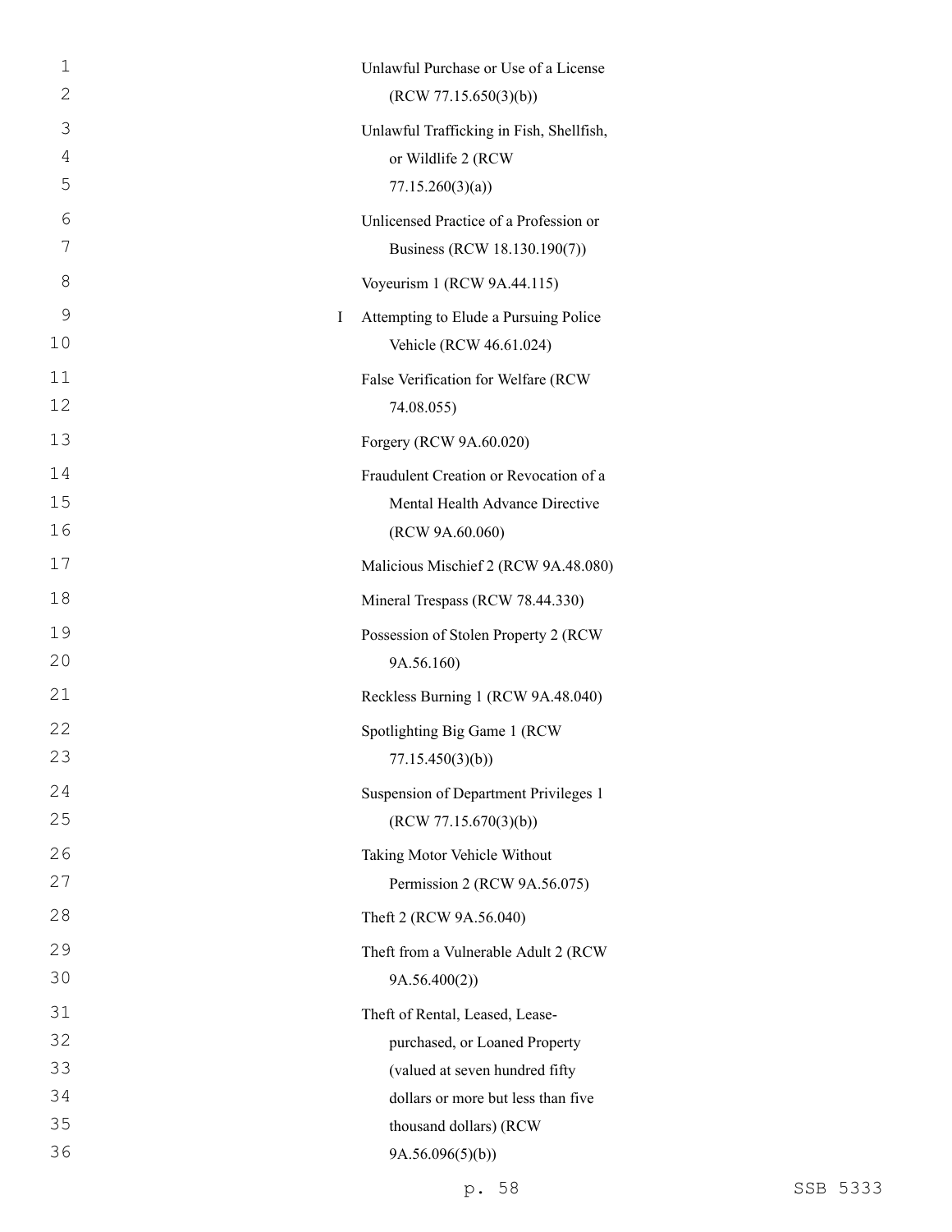| | |
|---|---|
| | Unlawful Purchase or Use of a License (RCW 77.15.650(3)(b)) |
| | Unlawful Trafficking in Fish, Shellfish, or Wildlife 2 (RCW 77.15.260(3)(a)) |
| | Unlicensed Practice of a Profession or Business (RCW 18.130.190(7)) |
| | Voyeurism 1 (RCW 9A.44.115) |
| I | Attempting to Elude a Pursuing Police Vehicle (RCW 46.61.024) |
| | False Verification for Welfare (RCW 74.08.055) |
| | Forgery (RCW 9A.60.020) |
| | Fraudulent Creation or Revocation of a Mental Health Advance Directive (RCW 9A.60.060) |
| | Malicious Mischief 2 (RCW 9A.48.080) |
| | Mineral Trespass (RCW 78.44.330) |
| | Possession of Stolen Property 2 (RCW 9A.56.160) |
| | Reckless Burning 1 (RCW 9A.48.040) |
| | Spotlighting Big Game 1 (RCW 77.15.450(3)(b)) |
| | Suspension of Department Privileges 1 (RCW 77.15.670(3)(b)) |
| | Taking Motor Vehicle Without Permission 2 (RCW 9A.56.075) |
| | Theft 2 (RCW 9A.56.040) |
| | Theft from a Vulnerable Adult 2 (RCW 9A.56.400(2)) |
| | Theft of Rental, Leased, Lease-purchased, or Loaned Property (valued at seven hundred fifty dollars or more but less than five thousand dollars) (RCW 9A.56.096(5)(b)) |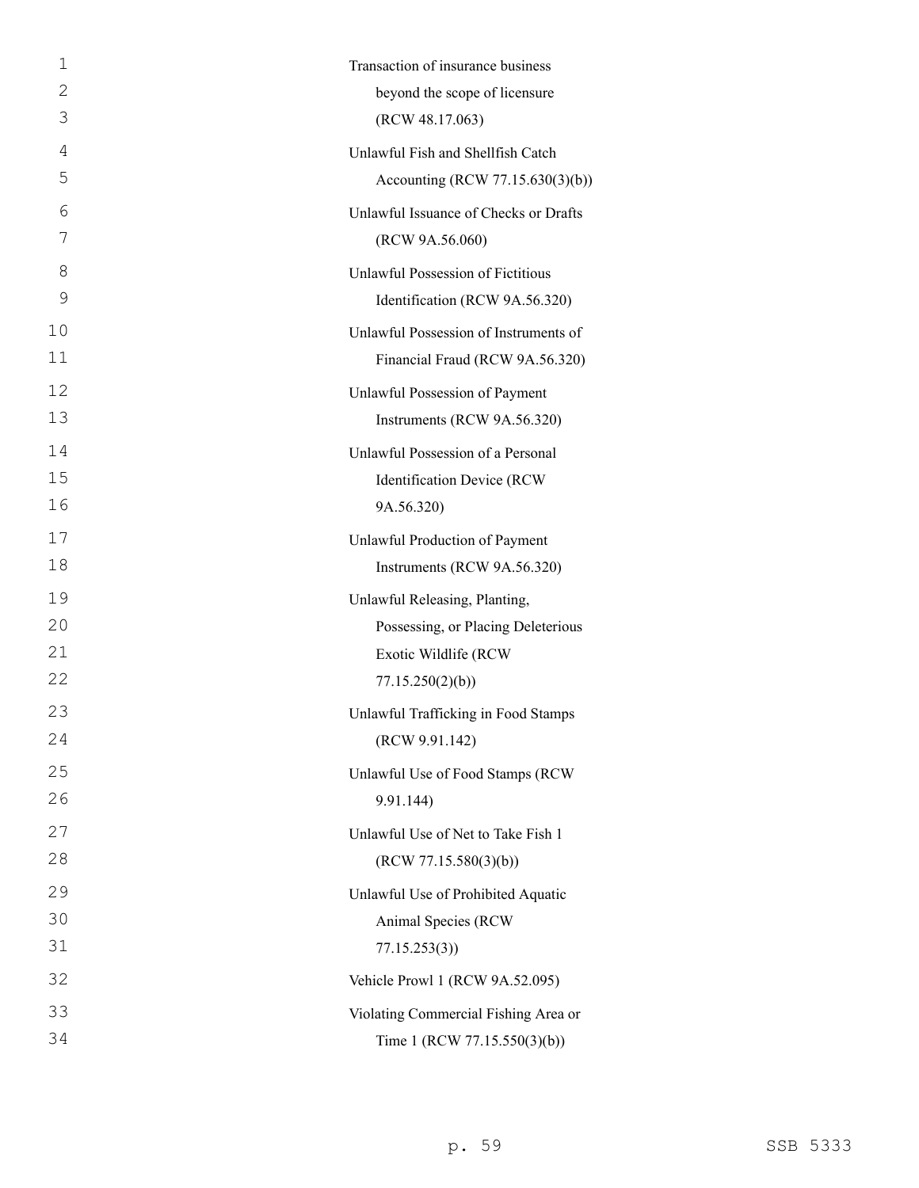Transaction of insurance business beyond the scope of licensure (RCW 48.17.063)

Unlawful Fish and Shellfish Catch Accounting (RCW 77.15.630(3)(b))

Unlawful Issuance of Checks or Drafts (RCW 9A.56.060)

Unlawful Possession of Fictitious Identification (RCW 9A.56.320)

Unlawful Possession of Instruments of Financial Fraud (RCW 9A.56.320)

Unlawful Possession of Payment Instruments (RCW 9A.56.320)

Unlawful Possession of a Personal Identification Device (RCW 9A.56.320)

Unlawful Production of Payment Instruments (RCW 9A.56.320)

Unlawful Releasing, Planting, Possessing, or Placing Deleterious Exotic Wildlife (RCW 77.15.250(2)(b))

Unlawful Trafficking in Food Stamps (RCW 9.91.142)

Unlawful Use of Food Stamps (RCW 9.91.144)

Unlawful Use of Net to Take Fish 1 (RCW 77.15.580(3)(b))

Unlawful Use of Prohibited Aquatic Animal Species (RCW 77.15.253(3))

Vehicle Prowl 1 (RCW 9A.52.095)

Violating Commercial Fishing Area or Time 1 (RCW 77.15.550(3)(b))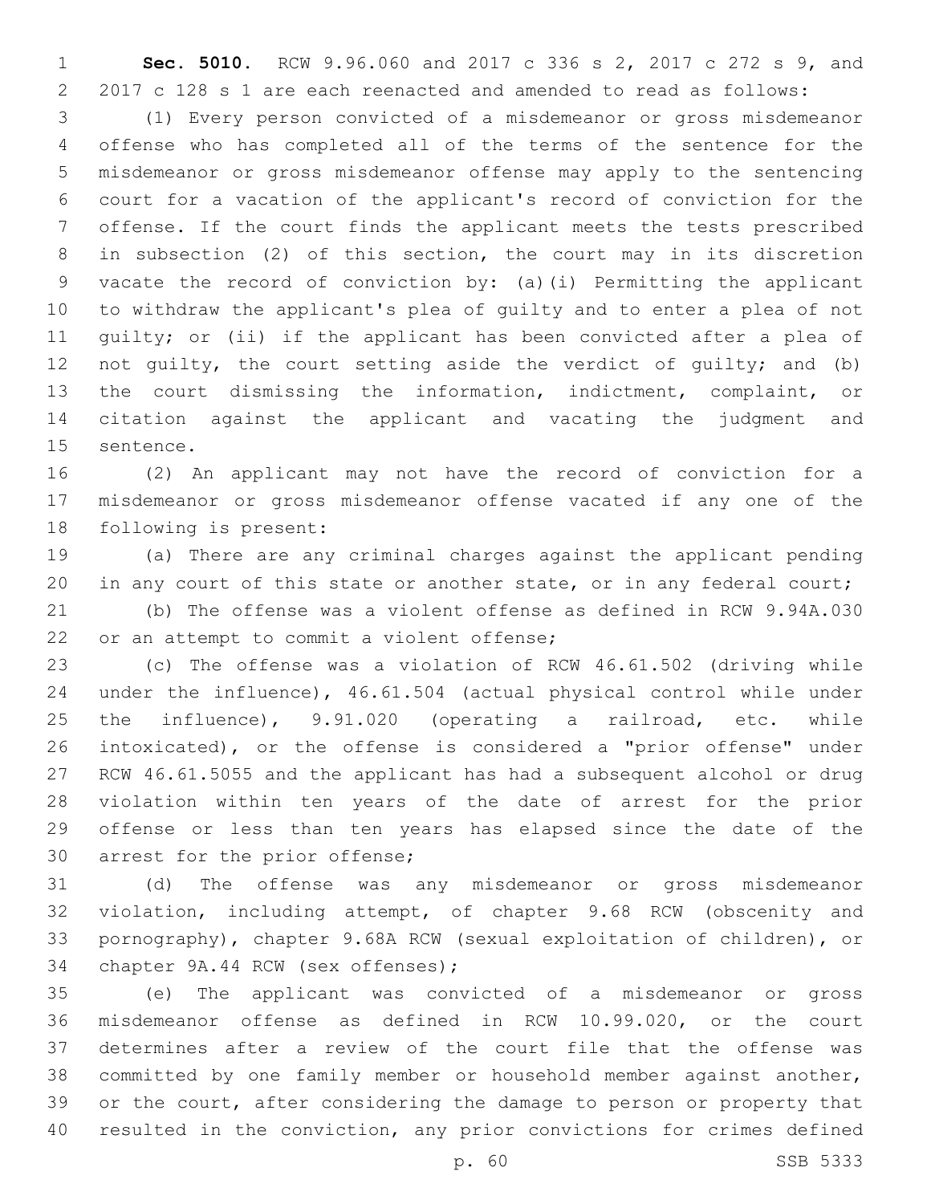**Sec. 5010.** RCW 9.96.060 and 2017 c 336 s 2, 2017 c 272 s 9, and 2017 c 128 s 1 are each reenacted and amended to read as follows:

(1) Every person convicted of a misdemeanor or gross misdemeanor offense who has completed all of the terms of the sentence for the misdemeanor or gross misdemeanor offense may apply to the sentencing court for a vacation of the applicant's record of conviction for the offense. If the court finds the applicant meets the tests prescribed in subsection (2) of this section, the court may in its discretion vacate the record of conviction by: (a)(i) Permitting the applicant to withdraw the applicant's plea of guilty and to enter a plea of not guilty; or (ii) if the applicant has been convicted after a plea of not guilty, the court setting aside the verdict of guilty; and (b) the court dismissing the information, indictment, complaint, or citation against the applicant and vacating the judgment and sentence.

(2) An applicant may not have the record of conviction for a misdemeanor or gross misdemeanor offense vacated if any one of the following is present:

(a) There are any criminal charges against the applicant pending in any court of this state or another state, or in any federal court;

(b) The offense was a violent offense as defined in RCW 9.94A.030 or an attempt to commit a violent offense;

(c) The offense was a violation of RCW 46.61.502 (driving while under the influence), 46.61.504 (actual physical control while under the influence), 9.91.020 (operating a railroad, etc. while intoxicated), or the offense is considered a "prior offense" under RCW 46.61.5055 and the applicant has had a subsequent alcohol or drug violation within ten years of the date of arrest for the prior offense or less than ten years has elapsed since the date of the arrest for the prior offense;

(d) The offense was any misdemeanor or gross misdemeanor violation, including attempt, of chapter 9.68 RCW (obscenity and pornography), chapter 9.68A RCW (sexual exploitation of children), or chapter 9A.44 RCW (sex offenses);

(e) The applicant was convicted of a misdemeanor or gross misdemeanor offense as defined in RCW 10.99.020, or the court determines after a review of the court file that the offense was committed by one family member or household member against another, or the court, after considering the damage to person or property that resulted in the conviction, any prior convictions for crimes defined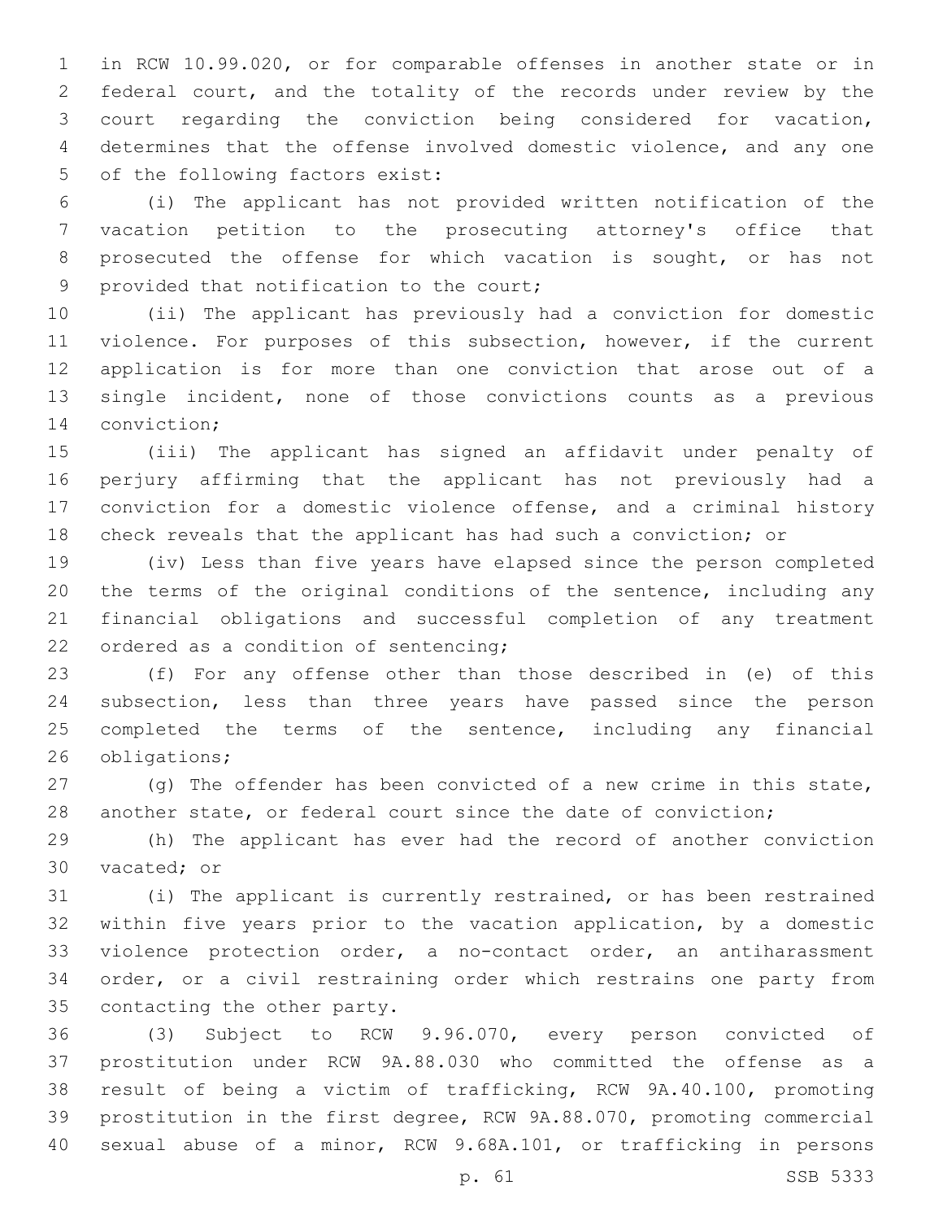in RCW 10.99.020, or for comparable offenses in another state or in federal court, and the totality of the records under review by the court regarding the conviction being considered for vacation, determines that the offense involved domestic violence, and any one of the following factors exist:

(i) The applicant has not provided written notification of the vacation petition to the prosecuting attorney's office that prosecuted the offense for which vacation is sought, or has not provided that notification to the court;

(ii) The applicant has previously had a conviction for domestic violence. For purposes of this subsection, however, if the current application is for more than one conviction that arose out of a single incident, none of those convictions counts as a previous conviction;

(iii) The applicant has signed an affidavit under penalty of perjury affirming that the applicant has not previously had a conviction for a domestic violence offense, and a criminal history check reveals that the applicant has had such a conviction; or

(iv) Less than five years have elapsed since the person completed the terms of the original conditions of the sentence, including any financial obligations and successful completion of any treatment ordered as a condition of sentencing;

(f) For any offense other than those described in (e) of this subsection, less than three years have passed since the person completed the terms of the sentence, including any financial obligations;

(g) The offender has been convicted of a new crime in this state, another state, or federal court since the date of conviction;

(h) The applicant has ever had the record of another conviction vacated; or

(i) The applicant is currently restrained, or has been restrained within five years prior to the vacation application, by a domestic violence protection order, a no-contact order, an antiharassment order, or a civil restraining order which restrains one party from contacting the other party.

(3) Subject to RCW 9.96.070, every person convicted of prostitution under RCW 9A.88.030 who committed the offense as a result of being a victim of trafficking, RCW 9A.40.100, promoting prostitution in the first degree, RCW 9A.88.070, promoting commercial sexual abuse of a minor, RCW 9.68A.101, or trafficking in persons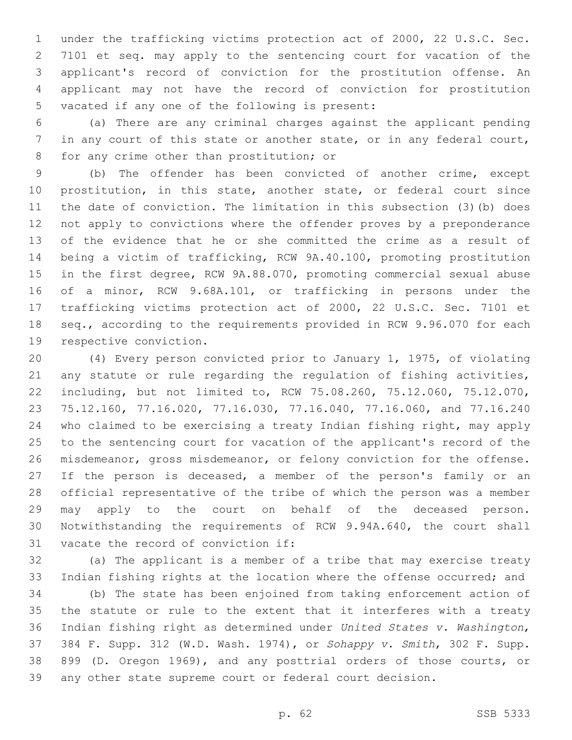under the trafficking victims protection act of 2000, 22 U.S.C. Sec. 7101 et seq. may apply to the sentencing court for vacation of the applicant's record of conviction for the prostitution offense. An applicant may not have the record of conviction for prostitution vacated if any one of the following is present:

(a) There are any criminal charges against the applicant pending in any court of this state or another state, or in any federal court, for any crime other than prostitution; or

(b) The offender has been convicted of another crime, except prostitution, in this state, another state, or federal court since the date of conviction. The limitation in this subsection (3)(b) does not apply to convictions where the offender proves by a preponderance of the evidence that he or she committed the crime as a result of being a victim of trafficking, RCW 9A.40.100, promoting prostitution in the first degree, RCW 9A.88.070, promoting commercial sexual abuse of a minor, RCW 9.68A.101, or trafficking in persons under the trafficking victims protection act of 2000, 22 U.S.C. Sec. 7101 et seq., according to the requirements provided in RCW 9.96.070 for each respective conviction.

(4) Every person convicted prior to January 1, 1975, of violating any statute or rule regarding the regulation of fishing activities, including, but not limited to, RCW 75.08.260, 75.12.060, 75.12.070, 75.12.160, 77.16.020, 77.16.030, 77.16.040, 77.16.060, and 77.16.240 who claimed to be exercising a treaty Indian fishing right, may apply to the sentencing court for vacation of the applicant's record of the misdemeanor, gross misdemeanor, or felony conviction for the offense. If the person is deceased, a member of the person's family or an official representative of the tribe of which the person was a member may apply to the court on behalf of the deceased person. Notwithstanding the requirements of RCW 9.94A.640, the court shall vacate the record of conviction if:

(a) The applicant is a member of a tribe that may exercise treaty Indian fishing rights at the location where the offense occurred; and

(b) The state has been enjoined from taking enforcement action of the statute or rule to the extent that it interferes with a treaty Indian fishing right as determined under *United States v. Washington*, 384 F. Supp. 312 (W.D. Wash. 1974), or *Sohappy v. Smith*, 302 F. Supp. 899 (D. Oregon 1969), and any posttrial orders of those courts, or any other state supreme court or federal court decision.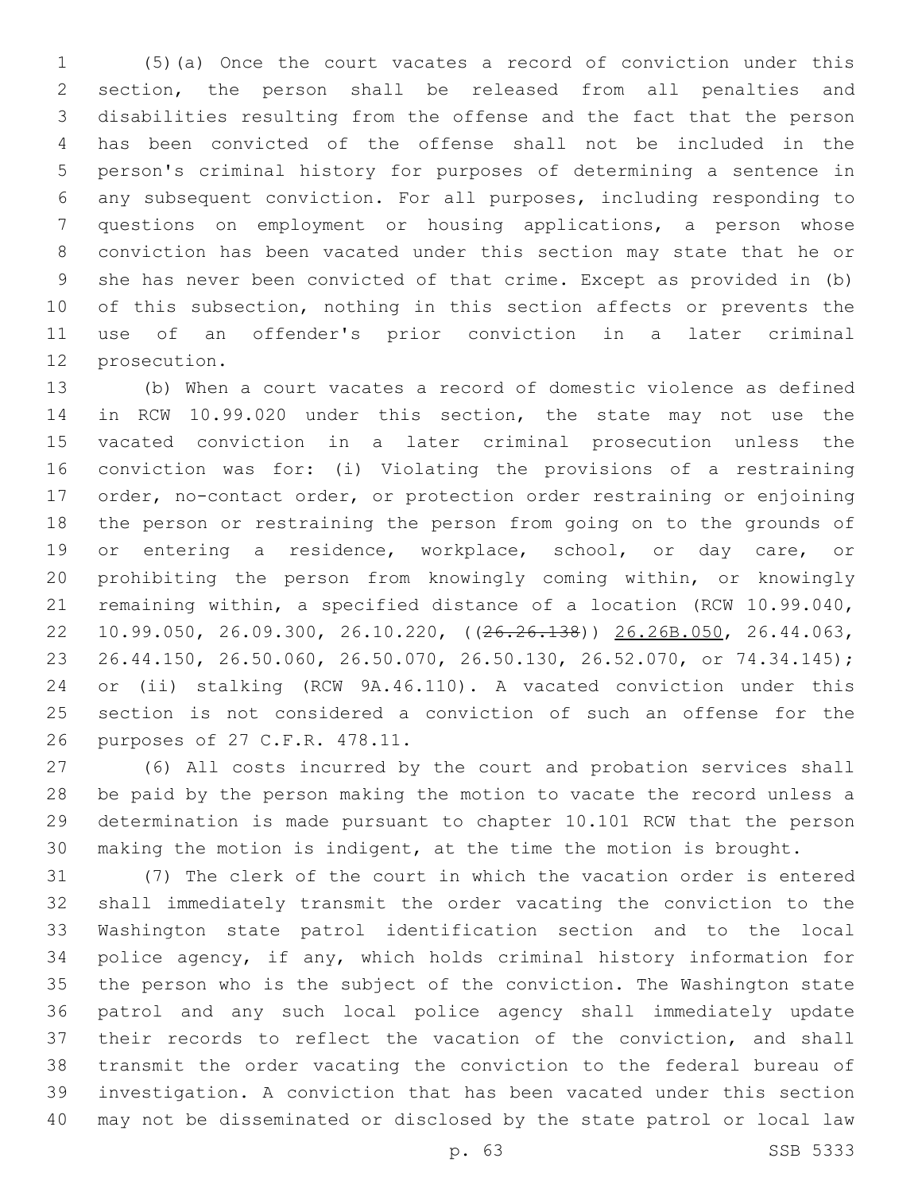(5)(a) Once the court vacates a record of conviction under this section, the person shall be released from all penalties and disabilities resulting from the offense and the fact that the person has been convicted of the offense shall not be included in the person's criminal history for purposes of determining a sentence in any subsequent conviction. For all purposes, including responding to questions on employment or housing applications, a person whose conviction has been vacated under this section may state that he or she has never been convicted of that crime. Except as provided in (b) of this subsection, nothing in this section affects or prevents the use of an offender's prior conviction in a later criminal prosecution.

(b) When a court vacates a record of domestic violence as defined in RCW 10.99.020 under this section, the state may not use the vacated conviction in a later criminal prosecution unless the conviction was for: (i) Violating the provisions of a restraining order, no-contact order, or protection order restraining or enjoining the person or restraining the person from going on to the grounds of or entering a residence, workplace, school, or day care, or prohibiting the person from knowingly coming within, or knowingly remaining within, a specified distance of a location (RCW 10.99.040, 10.99.050, 26.09.300, 26.10.220, ((~~26.26.138~~)) 26.26B.050, 26.44.063, 26.44.150, 26.50.060, 26.50.070, 26.50.130, 26.52.070, or 74.34.145); or (ii) stalking (RCW 9A.46.110). A vacated conviction under this section is not considered a conviction of such an offense for the purposes of 27 C.F.R. 478.11.

(6) All costs incurred by the court and probation services shall be paid by the person making the motion to vacate the record unless a determination is made pursuant to chapter 10.101 RCW that the person making the motion is indigent, at the time the motion is brought.

(7) The clerk of the court in which the vacation order is entered shall immediately transmit the order vacating the conviction to the Washington state patrol identification section and to the local police agency, if any, which holds criminal history information for the person who is the subject of the conviction. The Washington state patrol and any such local police agency shall immediately update their records to reflect the vacation of the conviction, and shall transmit the order vacating the conviction to the federal bureau of investigation. A conviction that has been vacated under this section may not be disseminated or disclosed by the state patrol or local law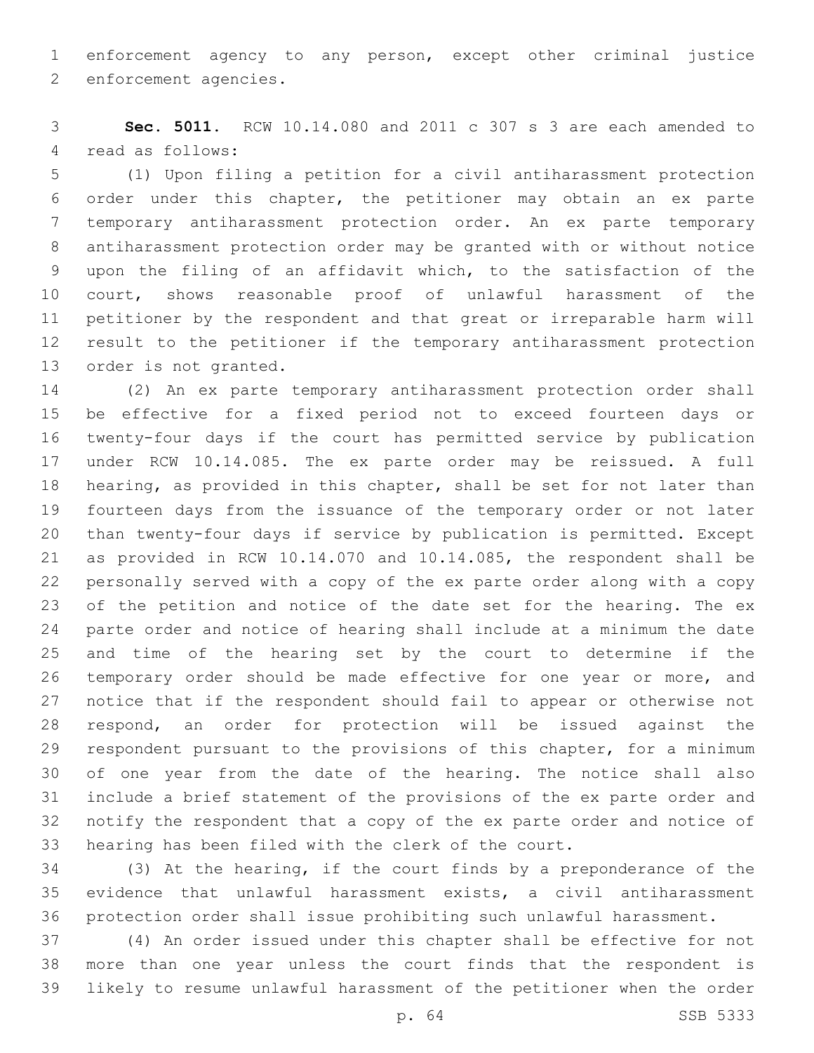enforcement agency to any person, except other criminal justice enforcement agencies.

**Sec. 5011.** RCW 10.14.080 and 2011 c 307 s 3 are each amended to read as follows:

(1) Upon filing a petition for a civil antiharassment protection order under this chapter, the petitioner may obtain an ex parte temporary antiharassment protection order. An ex parte temporary antiharassment protection order may be granted with or without notice upon the filing of an affidavit which, to the satisfaction of the court, shows reasonable proof of unlawful harassment of the petitioner by the respondent and that great or irreparable harm will result to the petitioner if the temporary antiharassment protection order is not granted.

(2) An ex parte temporary antiharassment protection order shall be effective for a fixed period not to exceed fourteen days or twenty-four days if the court has permitted service by publication under RCW 10.14.085. The ex parte order may be reissued. A full hearing, as provided in this chapter, shall be set for not later than fourteen days from the issuance of the temporary order or not later than twenty-four days if service by publication is permitted. Except as provided in RCW 10.14.070 and 10.14.085, the respondent shall be personally served with a copy of the ex parte order along with a copy of the petition and notice of the date set for the hearing. The ex parte order and notice of hearing shall include at a minimum the date and time of the hearing set by the court to determine if the temporary order should be made effective for one year or more, and notice that if the respondent should fail to appear or otherwise not respond, an order for protection will be issued against the respondent pursuant to the provisions of this chapter, for a minimum of one year from the date of the hearing. The notice shall also include a brief statement of the provisions of the ex parte order and notify the respondent that a copy of the ex parte order and notice of hearing has been filed with the clerk of the court.

(3) At the hearing, if the court finds by a preponderance of the evidence that unlawful harassment exists, a civil antiharassment protection order shall issue prohibiting such unlawful harassment.

(4) An order issued under this chapter shall be effective for not more than one year unless the court finds that the respondent is likely to resume unlawful harassment of the petitioner when the order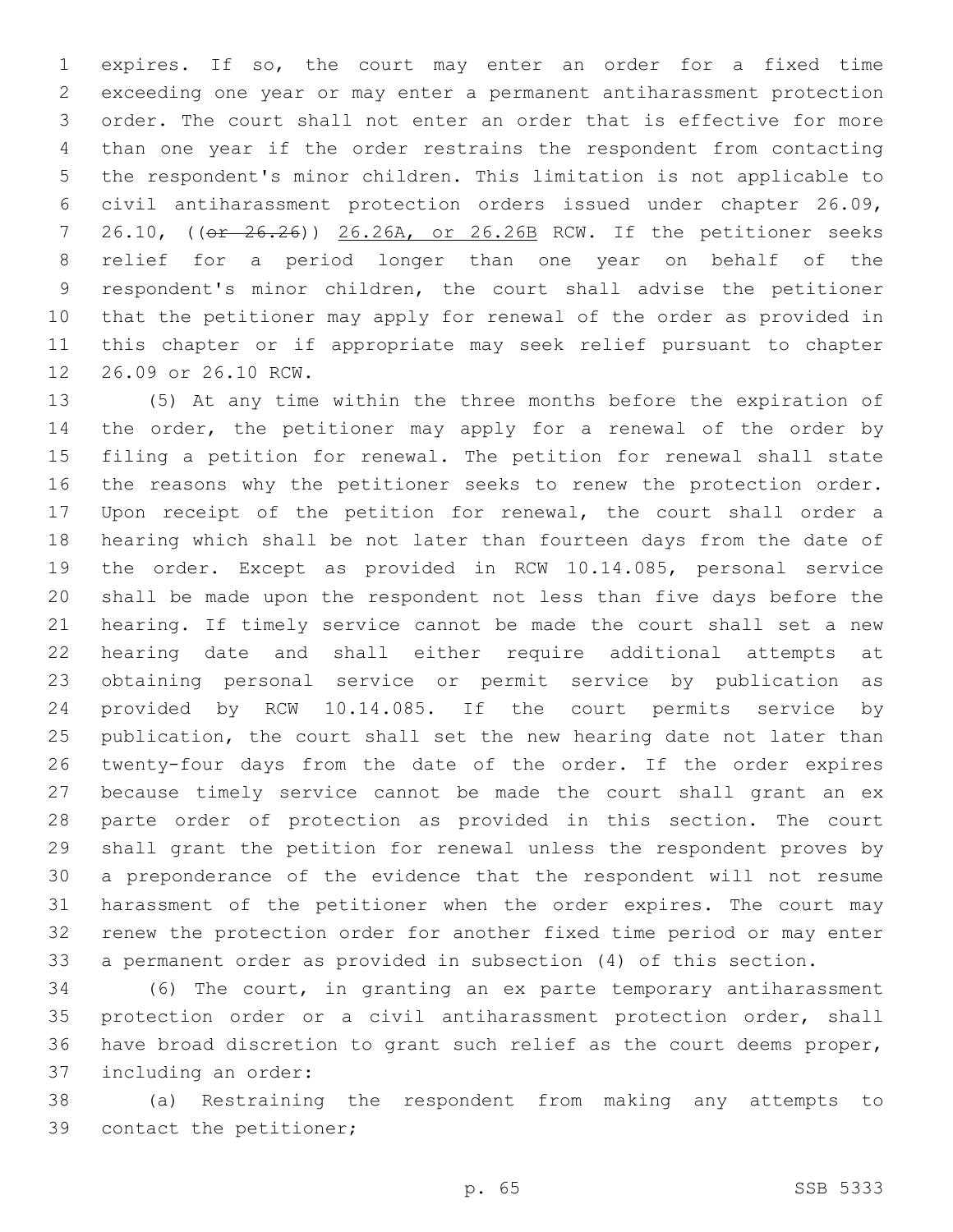expires. If so, the court may enter an order for a fixed time exceeding one year or may enter a permanent antiharassment protection order. The court shall not enter an order that is effective for more than one year if the order restrains the respondent from contacting the respondent's minor children. This limitation is not applicable to civil antiharassment protection orders issued under chapter 26.09, 26.10, ((~~or 26.26~~)) <u>26.26A, or 26.26B</u> RCW. If the petitioner seeks relief for a period longer than one year on behalf of the respondent's minor children, the court shall advise the petitioner that the petitioner may apply for renewal of the order as provided in this chapter or if appropriate may seek relief pursuant to chapter 26.09 or 26.10 RCW.

(5) At any time within the three months before the expiration of the order, the petitioner may apply for a renewal of the order by filing a petition for renewal. The petition for renewal shall state the reasons why the petitioner seeks to renew the protection order. Upon receipt of the petition for renewal, the court shall order a hearing which shall be not later than fourteen days from the date of the order. Except as provided in RCW 10.14.085, personal service shall be made upon the respondent not less than five days before the hearing. If timely service cannot be made the court shall set a new hearing date and shall either require additional attempts at obtaining personal service or permit service by publication as provided by RCW 10.14.085. If the court permits service by publication, the court shall set the new hearing date not later than twenty-four days from the date of the order. If the order expires because timely service cannot be made the court shall grant an ex parte order of protection as provided in this section. The court shall grant the petition for renewal unless the respondent proves by a preponderance of the evidence that the respondent will not resume harassment of the petitioner when the order expires. The court may renew the protection order for another fixed time period or may enter a permanent order as provided in subsection (4) of this section.

(6) The court, in granting an ex parte temporary antiharassment protection order or a civil antiharassment protection order, shall have broad discretion to grant such relief as the court deems proper, including an order:

(a) Restraining the respondent from making any attempts to contact the petitioner;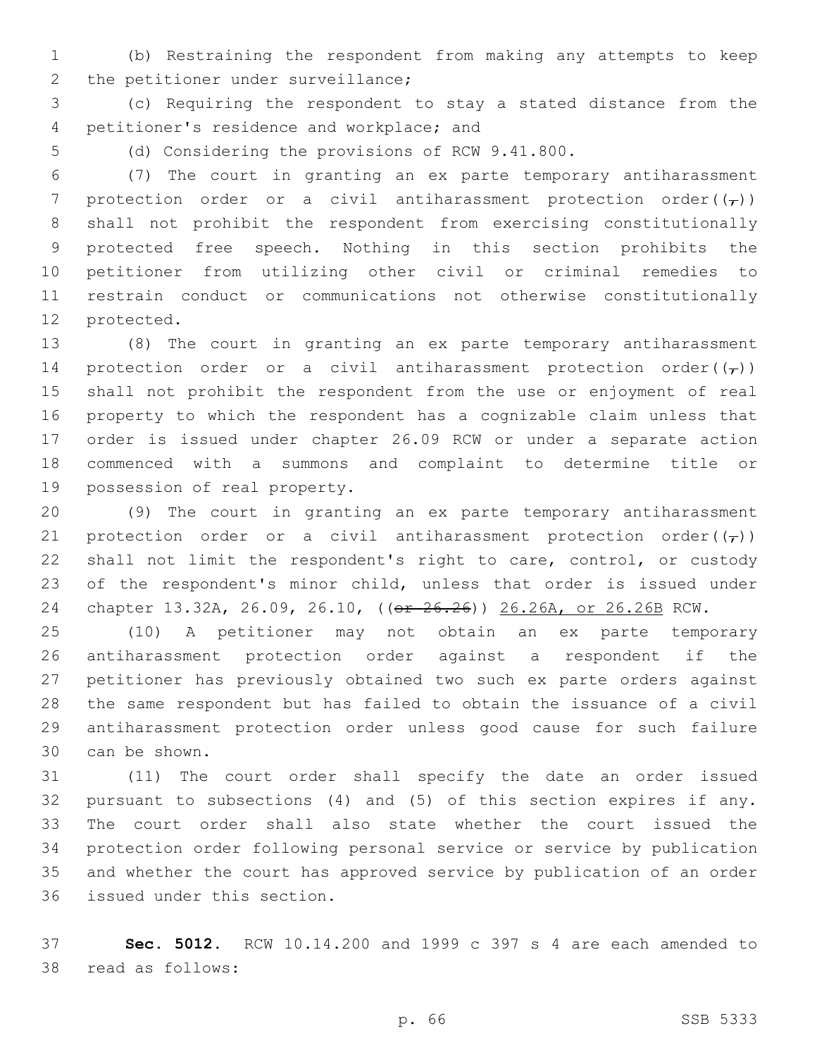(b) Restraining the respondent from making any attempts to keep the petitioner under surveillance;

(c) Requiring the respondent to stay a stated distance from the petitioner's residence and workplace; and

(d) Considering the provisions of RCW 9.41.800.

(7) The court in granting an ex parte temporary antiharassment protection order or a civil antiharassment protection order((,)) shall not prohibit the respondent from exercising constitutionally protected free speech. Nothing in this section prohibits the petitioner from utilizing other civil or criminal remedies to restrain conduct or communications not otherwise constitutionally protected.

(8) The court in granting an ex parte temporary antiharassment protection order or a civil antiharassment protection order((,)) shall not prohibit the respondent from the use or enjoyment of real property to which the respondent has a cognizable claim unless that order is issued under chapter 26.09 RCW or under a separate action commenced with a summons and complaint to determine title or possession of real property.

(9) The court in granting an ex parte temporary antiharassment protection order or a civil antiharassment protection order((,)) shall not limit the respondent's right to care, control, or custody of the respondent's minor child, unless that order is issued under chapter 13.32A, 26.09, 26.10, ((~~or 26.26~~)) <u>26.26A, or 26.26B</u> RCW.

(10) A petitioner may not obtain an ex parte temporary antiharassment protection order against a respondent if the petitioner has previously obtained two such ex parte orders against the same respondent but has failed to obtain the issuance of a civil antiharassment protection order unless good cause for such failure can be shown.

(11) The court order shall specify the date an order issued pursuant to subsections (4) and (5) of this section expires if any. The court order shall also state whether the court issued the protection order following personal service or service by publication and whether the court has approved service by publication of an order issued under this section.

**Sec. 5012.** RCW 10.14.200 and 1999 c 397 s 4 are each amended to read as follows: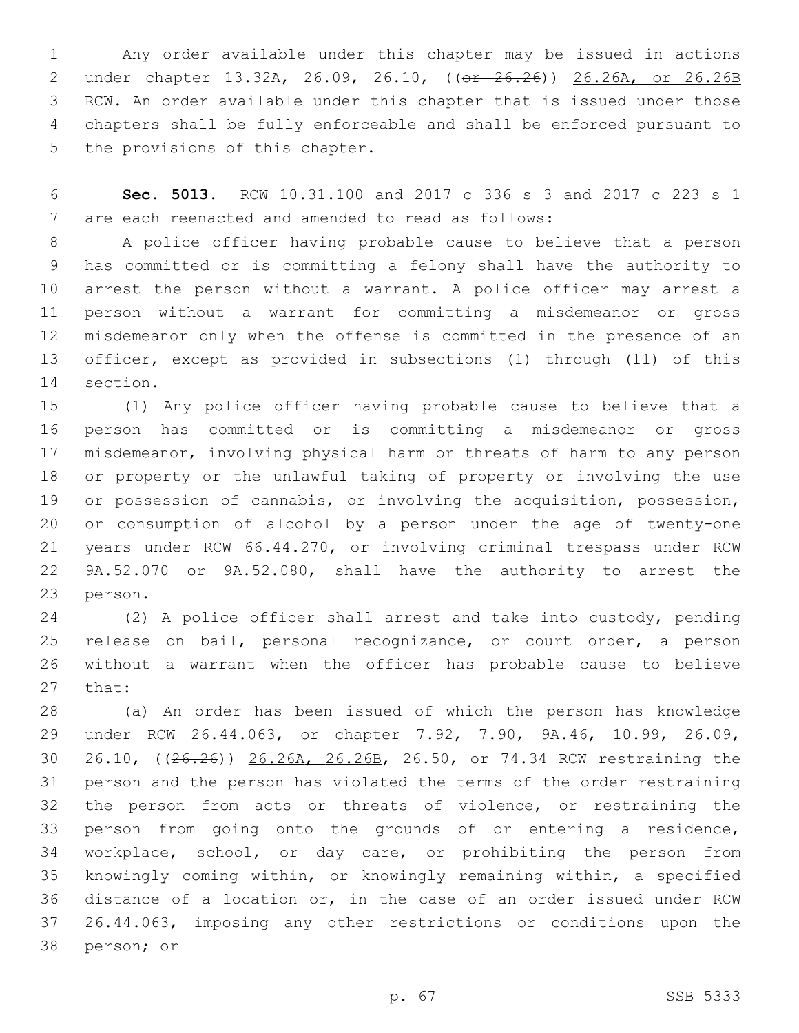Any order available under this chapter may be issued in actions under chapter 13.32A, 26.09, 26.10, ((~~or 26.26~~)) <u>26.26A, or 26.26B</u> RCW. An order available under this chapter that is issued under those chapters shall be fully enforceable and shall be enforced pursuant to the provisions of this chapter.

**Sec. 5013.** RCW 10.31.100 and 2017 c 336 s 3 and 2017 c 223 s 1 are each reenacted and amended to read as follows:

A police officer having probable cause to believe that a person has committed or is committing a felony shall have the authority to arrest the person without a warrant. A police officer may arrest a person without a warrant for committing a misdemeanor or gross misdemeanor only when the offense is committed in the presence of an officer, except as provided in subsections (1) through (11) of this section.

(1) Any police officer having probable cause to believe that a person has committed or is committing a misdemeanor or gross misdemeanor, involving physical harm or threats of harm to any person or property or the unlawful taking of property or involving the use or possession of cannabis, or involving the acquisition, possession, or consumption of alcohol by a person under the age of twenty-one years under RCW 66.44.270, or involving criminal trespass under RCW 9A.52.070 or 9A.52.080, shall have the authority to arrest the person.

(2) A police officer shall arrest and take into custody, pending release on bail, personal recognizance, or court order, a person without a warrant when the officer has probable cause to believe that:

(a) An order has been issued of which the person has knowledge under RCW 26.44.063, or chapter 7.92, 7.90, 9A.46, 10.99, 26.09, 26.10, ((~~26.26~~)) <u>26.26A, 26.26B</u>, 26.50, or 74.34 RCW restraining the person and the person has violated the terms of the order restraining the person from acts or threats of violence, or restraining the person from going onto the grounds of or entering a residence, workplace, school, or day care, or prohibiting the person from knowingly coming within, or knowingly remaining within, a specified distance of a location or, in the case of an order issued under RCW 26.44.063, imposing any other restrictions or conditions upon the person; or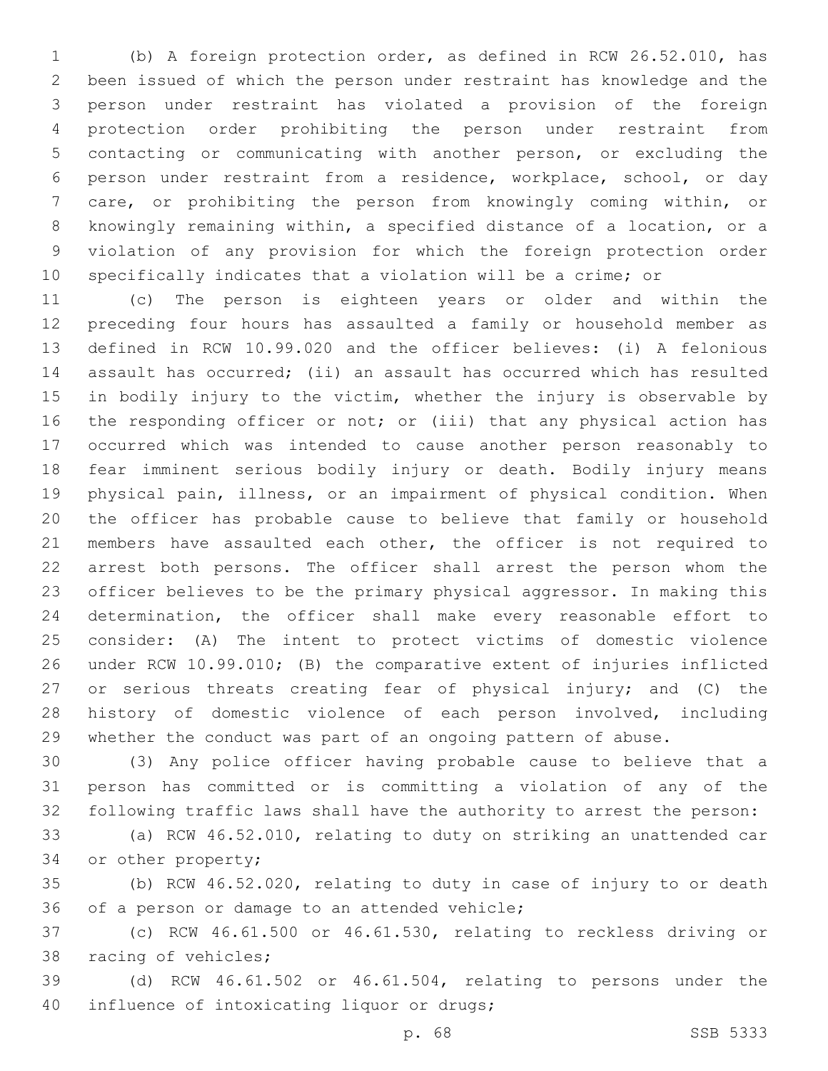(b) A foreign protection order, as defined in RCW 26.52.010, has been issued of which the person under restraint has knowledge and the person under restraint has violated a provision of the foreign protection order prohibiting the person under restraint from contacting or communicating with another person, or excluding the person under restraint from a residence, workplace, school, or day care, or prohibiting the person from knowingly coming within, or knowingly remaining within, a specified distance of a location, or a violation of any provision for which the foreign protection order specifically indicates that a violation will be a crime; or

(c) The person is eighteen years or older and within the preceding four hours has assaulted a family or household member as defined in RCW 10.99.020 and the officer believes: (i) A felonious assault has occurred; (ii) an assault has occurred which has resulted in bodily injury to the victim, whether the injury is observable by the responding officer or not; or (iii) that any physical action has occurred which was intended to cause another person reasonably to fear imminent serious bodily injury or death. Bodily injury means physical pain, illness, or an impairment of physical condition. When the officer has probable cause to believe that family or household members have assaulted each other, the officer is not required to arrest both persons. The officer shall arrest the person whom the officer believes to be the primary physical aggressor. In making this determination, the officer shall make every reasonable effort to consider: (A) The intent to protect victims of domestic violence under RCW 10.99.010; (B) the comparative extent of injuries inflicted or serious threats creating fear of physical injury; and (C) the history of domestic violence of each person involved, including whether the conduct was part of an ongoing pattern of abuse.

(3) Any police officer having probable cause to believe that a person has committed or is committing a violation of any of the following traffic laws shall have the authority to arrest the person:

(a) RCW 46.52.010, relating to duty on striking an unattended car or other property;

(b) RCW 46.52.020, relating to duty in case of injury to or death of a person or damage to an attended vehicle;

(c) RCW 46.61.500 or 46.61.530, relating to reckless driving or racing of vehicles;

(d) RCW 46.61.502 or 46.61.504, relating to persons under the influence of intoxicating liquor or drugs;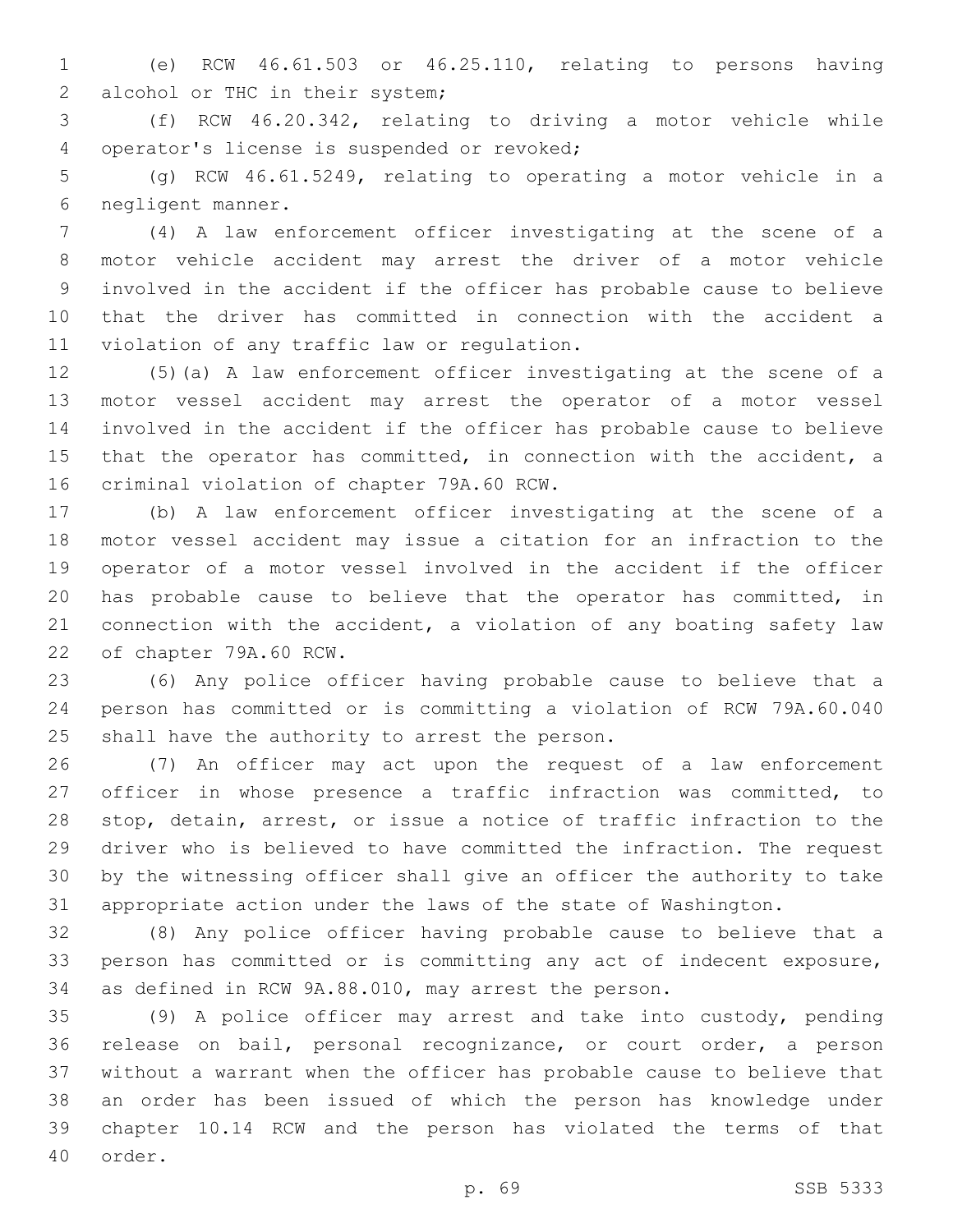(e) RCW 46.61.503 or 46.25.110, relating to persons having alcohol or THC in their system;

(f) RCW 46.20.342, relating to driving a motor vehicle while operator's license is suspended or revoked;

(g) RCW 46.61.5249, relating to operating a motor vehicle in a negligent manner.

(4) A law enforcement officer investigating at the scene of a motor vehicle accident may arrest the driver of a motor vehicle involved in the accident if the officer has probable cause to believe that the driver has committed in connection with the accident a violation of any traffic law or regulation.

(5)(a) A law enforcement officer investigating at the scene of a motor vessel accident may arrest the operator of a motor vessel involved in the accident if the officer has probable cause to believe that the operator has committed, in connection with the accident, a criminal violation of chapter 79A.60 RCW.

(b) A law enforcement officer investigating at the scene of a motor vessel accident may issue a citation for an infraction to the operator of a motor vessel involved in the accident if the officer has probable cause to believe that the operator has committed, in connection with the accident, a violation of any boating safety law of chapter 79A.60 RCW.

(6) Any police officer having probable cause to believe that a person has committed or is committing a violation of RCW 79A.60.040 shall have the authority to arrest the person.

(7) An officer may act upon the request of a law enforcement officer in whose presence a traffic infraction was committed, to stop, detain, arrest, or issue a notice of traffic infraction to the driver who is believed to have committed the infraction. The request by the witnessing officer shall give an officer the authority to take appropriate action under the laws of the state of Washington.

(8) Any police officer having probable cause to believe that a person has committed or is committing any act of indecent exposure, as defined in RCW 9A.88.010, may arrest the person.

(9) A police officer may arrest and take into custody, pending release on bail, personal recognizance, or court order, a person without a warrant when the officer has probable cause to believe that an order has been issued of which the person has knowledge under chapter 10.14 RCW and the person has violated the terms of that order.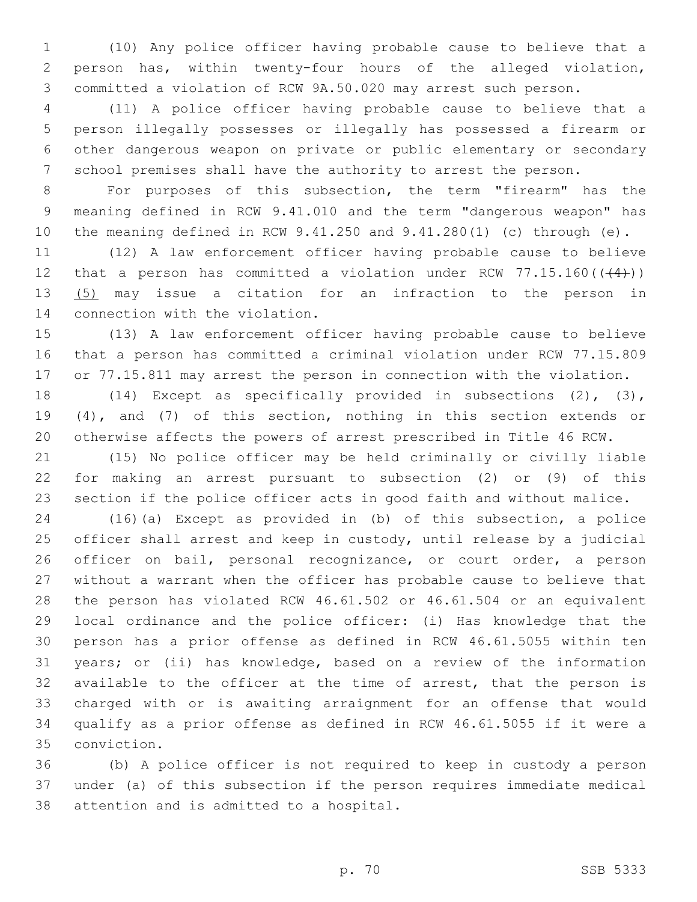(10) Any police officer having probable cause to believe that a person has, within twenty-four hours of the alleged violation, committed a violation of RCW 9A.50.020 may arrest such person.

(11) A police officer having probable cause to believe that a person illegally possesses or illegally has possessed a firearm or other dangerous weapon on private or public elementary or secondary school premises shall have the authority to arrest the person.

For purposes of this subsection, the term "firearm" has the meaning defined in RCW 9.41.010 and the term "dangerous weapon" has the meaning defined in RCW 9.41.250 and 9.41.280(1) (c) through (e).

(12) A law enforcement officer having probable cause to believe that a person has committed a violation under RCW 77.15.160((~~(4)~~)) (5) may issue a citation for an infraction to the person in connection with the violation.

(13) A law enforcement officer having probable cause to believe that a person has committed a criminal violation under RCW 77.15.809 or 77.15.811 may arrest the person in connection with the violation.

(14) Except as specifically provided in subsections (2), (3), (4), and (7) of this section, nothing in this section extends or otherwise affects the powers of arrest prescribed in Title 46 RCW.

(15) No police officer may be held criminally or civilly liable for making an arrest pursuant to subsection (2) or (9) of this section if the police officer acts in good faith and without malice.

(16)(a) Except as provided in (b) of this subsection, a police officer shall arrest and keep in custody, until release by a judicial officer on bail, personal recognizance, or court order, a person without a warrant when the officer has probable cause to believe that the person has violated RCW 46.61.502 or 46.61.504 or an equivalent local ordinance and the police officer: (i) Has knowledge that the person has a prior offense as defined in RCW 46.61.5055 within ten years; or (ii) has knowledge, based on a review of the information available to the officer at the time of arrest, that the person is charged with or is awaiting arraignment for an offense that would qualify as a prior offense as defined in RCW 46.61.5055 if it were a conviction.

(b) A police officer is not required to keep in custody a person under (a) of this subsection if the person requires immediate medical attention and is admitted to a hospital.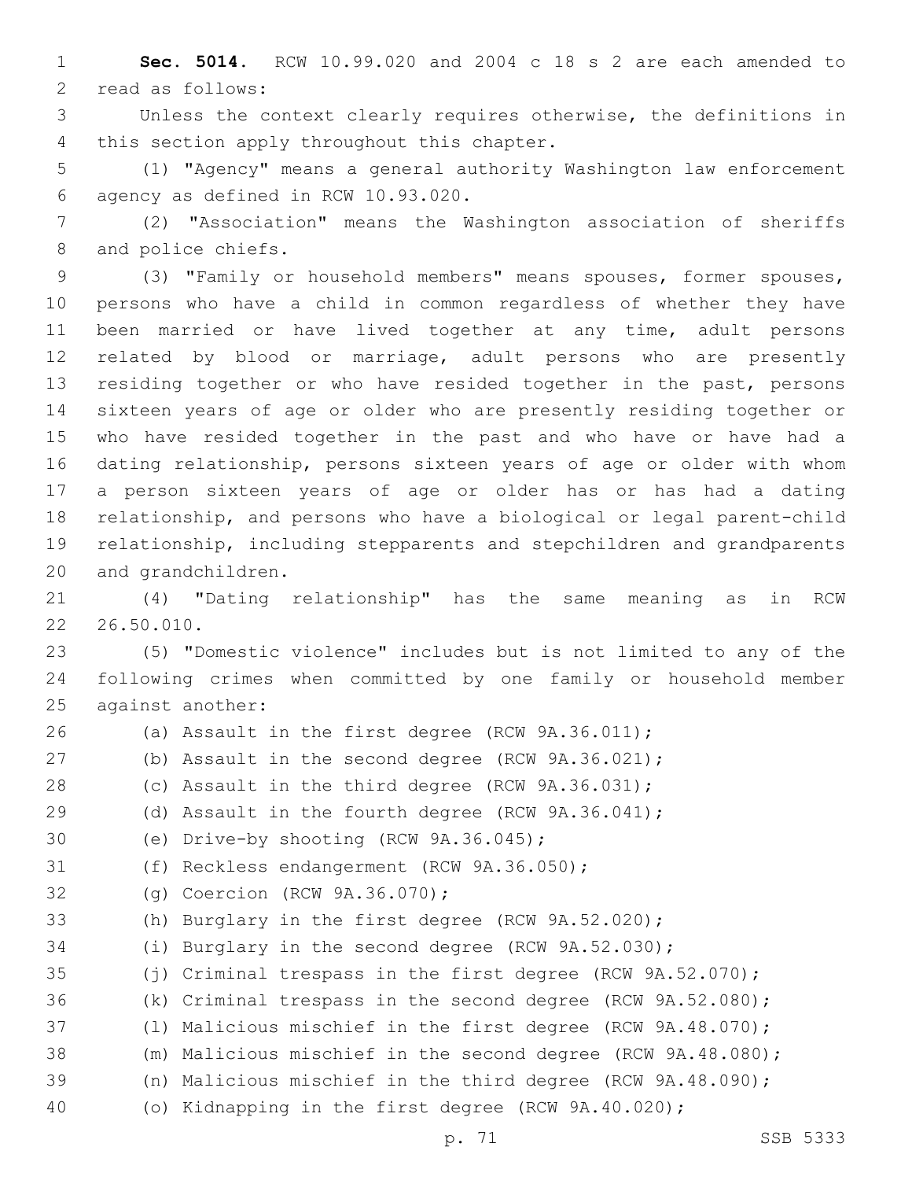**Sec. 5014.** RCW 10.99.020 and 2004 c 18 s 2 are each amended to read as follows:

Unless the context clearly requires otherwise, the definitions in this section apply throughout this chapter.

(1) "Agency" means a general authority Washington law enforcement agency as defined in RCW 10.93.020.

(2) "Association" means the Washington association of sheriffs and police chiefs.

(3) "Family or household members" means spouses, former spouses, persons who have a child in common regardless of whether they have been married or have lived together at any time, adult persons related by blood or marriage, adult persons who are presently residing together or who have resided together in the past, persons sixteen years of age or older who are presently residing together or who have resided together in the past and who have or have had a dating relationship, persons sixteen years of age or older with whom a person sixteen years of age or older has or has had a dating relationship, and persons who have a biological or legal parent-child relationship, including stepparents and stepchildren and grandparents and grandchildren.

(4) "Dating relationship" has the same meaning as in RCW 26.50.010.

(5) "Domestic violence" includes but is not limited to any of the following crimes when committed by one family or household member against another:

(a) Assault in the first degree (RCW 9A.36.011);

(b) Assault in the second degree (RCW 9A.36.021);

(c) Assault in the third degree (RCW 9A.36.031);

(d) Assault in the fourth degree (RCW 9A.36.041);

(e) Drive-by shooting (RCW 9A.36.045);

(f) Reckless endangerment (RCW 9A.36.050);

(g) Coercion (RCW 9A.36.070);

(h) Burglary in the first degree (RCW 9A.52.020);

(i) Burglary in the second degree (RCW 9A.52.030);

(j) Criminal trespass in the first degree (RCW 9A.52.070);

(k) Criminal trespass in the second degree (RCW 9A.52.080);

(l) Malicious mischief in the first degree (RCW 9A.48.070);

(m) Malicious mischief in the second degree (RCW 9A.48.080);

(n) Malicious mischief in the third degree (RCW 9A.48.090);

(o) Kidnapping in the first degree (RCW 9A.40.020);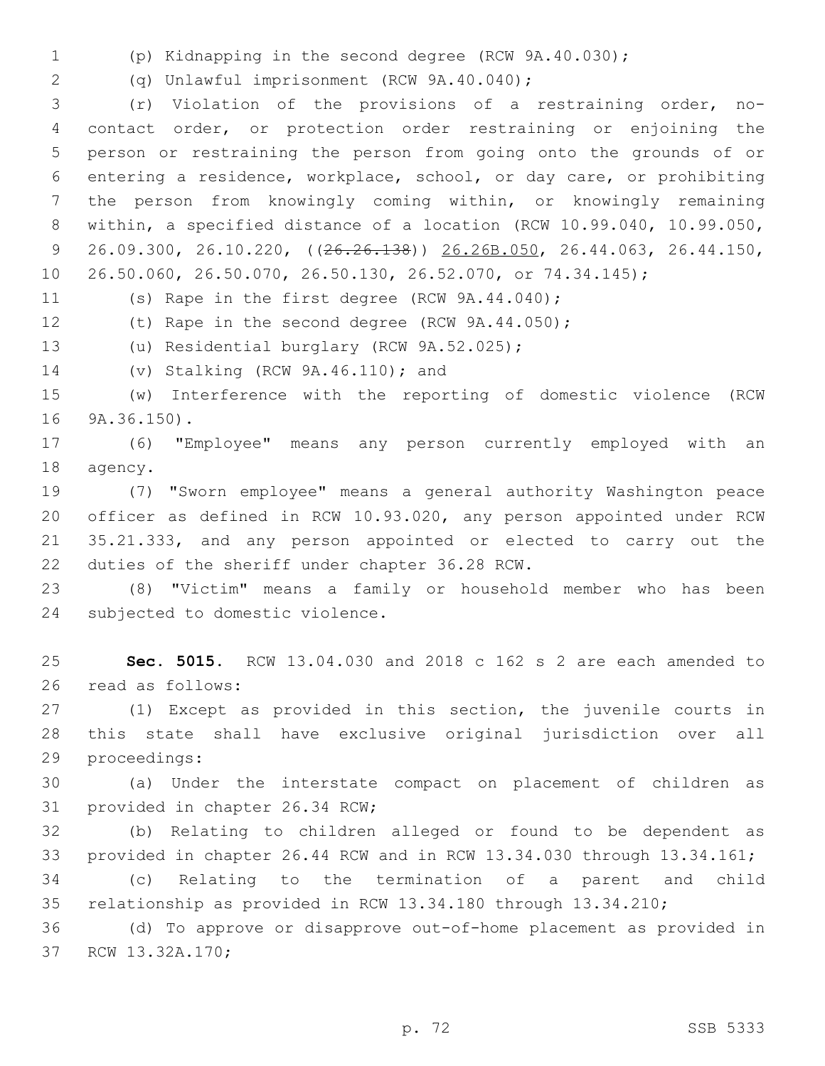(p) Kidnapping in the second degree (RCW 9A.40.030);

(q) Unlawful imprisonment (RCW 9A.40.040);

(r) Violation of the provisions of a restraining order, no-contact order, or protection order restraining or enjoining the person or restraining the person from going onto the grounds of or entering a residence, workplace, school, or day care, or prohibiting the person from knowingly coming within, or knowingly remaining within, a specified distance of a location (RCW 10.99.040, 10.99.050, 26.09.300, 26.10.220, ((~~26.26.138~~)) <u>26.26B.050</u>, 26.44.063, 26.44.150, 26.50.060, 26.50.070, 26.50.130, 26.52.070, or 74.34.145);

(s) Rape in the first degree (RCW 9A.44.040);

(t) Rape in the second degree (RCW 9A.44.050);

(u) Residential burglary (RCW 9A.52.025);

(v) Stalking (RCW 9A.46.110); and

(w) Interference with the reporting of domestic violence (RCW 9A.36.150).

(6) "Employee" means any person currently employed with an agency.

(7) "Sworn employee" means a general authority Washington peace officer as defined in RCW 10.93.020, any person appointed under RCW 35.21.333, and any person appointed or elected to carry out the duties of the sheriff under chapter 36.28 RCW.

(8) "Victim" means a family or household member who has been subjected to domestic violence.

**Sec. 5015.** RCW 13.04.030 and 2018 c 162 s 2 are each amended to read as follows:

(1) Except as provided in this section, the juvenile courts in this state shall have exclusive original jurisdiction over all proceedings:

(a) Under the interstate compact on placement of children as provided in chapter 26.34 RCW;

(b) Relating to children alleged or found to be dependent as provided in chapter 26.44 RCW and in RCW 13.34.030 through 13.34.161;

(c) Relating to the termination of a parent and child relationship as provided in RCW 13.34.180 through 13.34.210;

(d) To approve or disapprove out-of-home placement as provided in RCW 13.32A.170;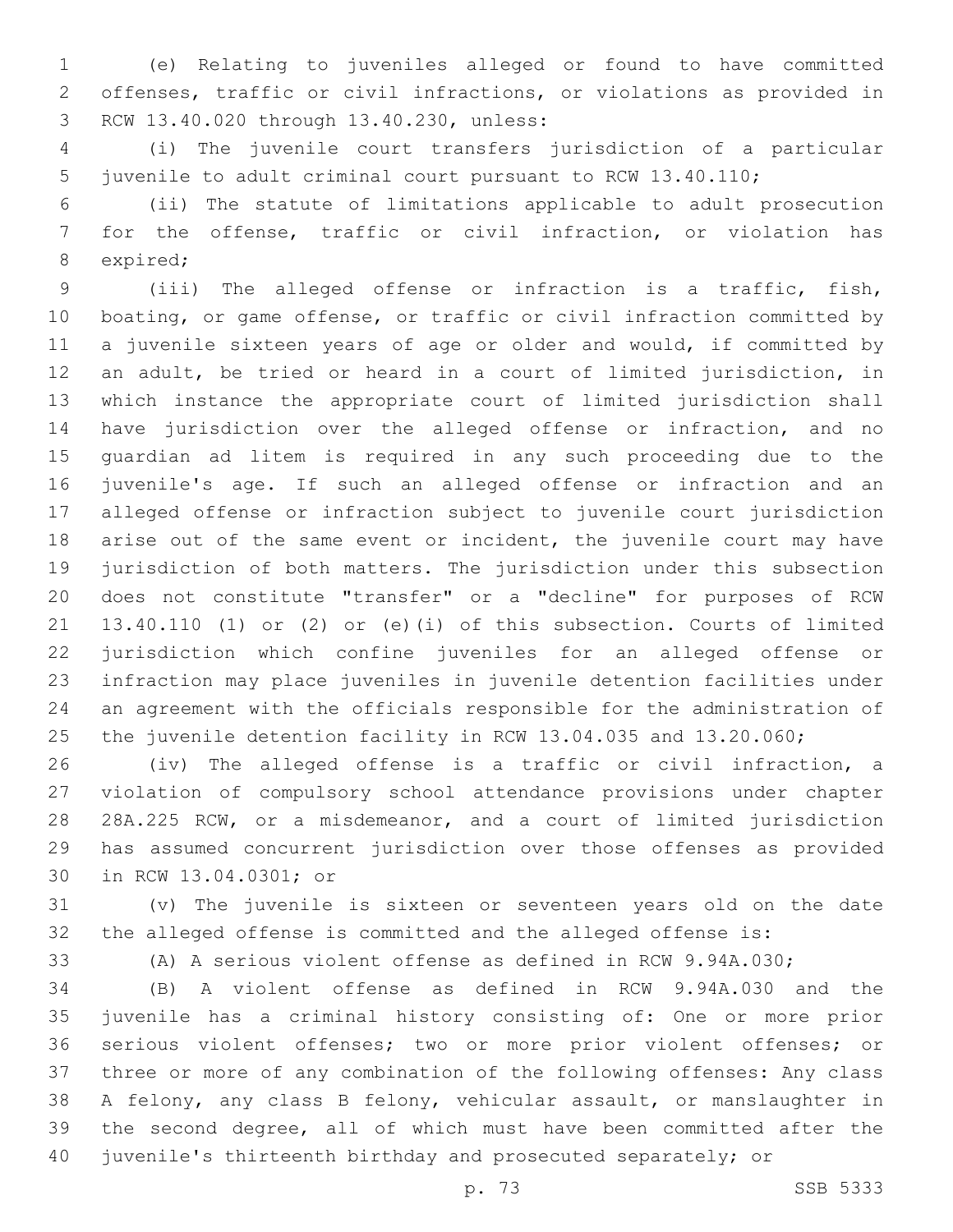(e) Relating to juveniles alleged or found to have committed offenses, traffic or civil infractions, or violations as provided in RCW 13.40.020 through 13.40.230, unless:

(i) The juvenile court transfers jurisdiction of a particular juvenile to adult criminal court pursuant to RCW 13.40.110;

(ii) The statute of limitations applicable to adult prosecution for the offense, traffic or civil infraction, or violation has expired;

(iii) The alleged offense or infraction is a traffic, fish, boating, or game offense, or traffic or civil infraction committed by a juvenile sixteen years of age or older and would, if committed by an adult, be tried or heard in a court of limited jurisdiction, in which instance the appropriate court of limited jurisdiction shall have jurisdiction over the alleged offense or infraction, and no guardian ad litem is required in any such proceeding due to the juvenile's age. If such an alleged offense or infraction and an alleged offense or infraction subject to juvenile court jurisdiction arise out of the same event or incident, the juvenile court may have jurisdiction of both matters. The jurisdiction under this subsection does not constitute "transfer" or a "decline" for purposes of RCW 13.40.110 (1) or (2) or (e)(i) of this subsection. Courts of limited jurisdiction which confine juveniles for an alleged offense or infraction may place juveniles in juvenile detention facilities under an agreement with the officials responsible for the administration of the juvenile detention facility in RCW 13.04.035 and 13.20.060;

(iv) The alleged offense is a traffic or civil infraction, a violation of compulsory school attendance provisions under chapter 28A.225 RCW, or a misdemeanor, and a court of limited jurisdiction has assumed concurrent jurisdiction over those offenses as provided in RCW 13.04.0301; or

(v) The juvenile is sixteen or seventeen years old on the date the alleged offense is committed and the alleged offense is:

(A) A serious violent offense as defined in RCW 9.94A.030;

(B) A violent offense as defined in RCW 9.94A.030 and the juvenile has a criminal history consisting of: One or more prior serious violent offenses; two or more prior violent offenses; or three or more of any combination of the following offenses: Any class A felony, any class B felony, vehicular assault, or manslaughter in the second degree, all of which must have been committed after the juvenile's thirteenth birthday and prosecuted separately; or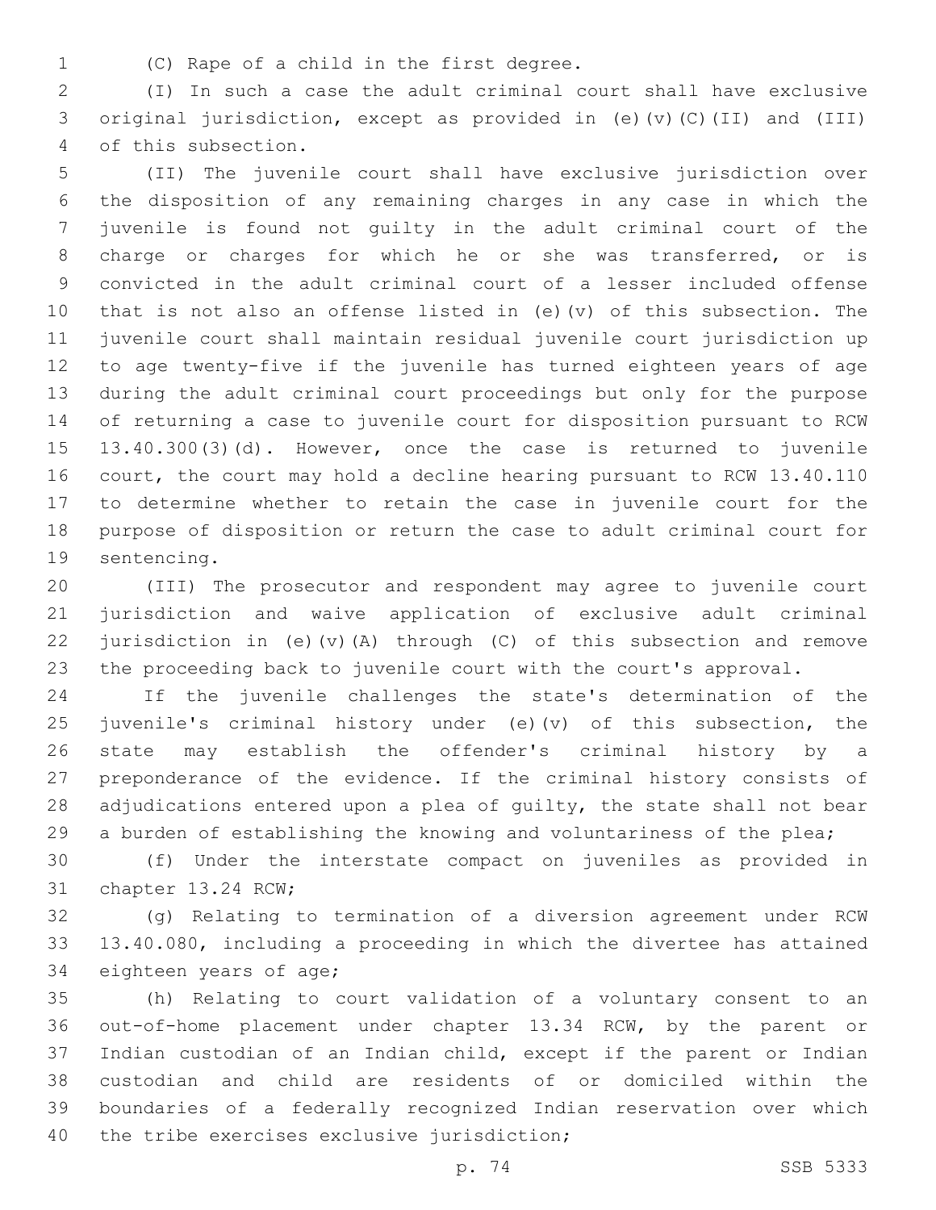(C) Rape of a child in the first degree.

(I) In such a case the adult criminal court shall have exclusive original jurisdiction, except as provided in (e)(v)(C)(II) and (III) of this subsection.

(II) The juvenile court shall have exclusive jurisdiction over the disposition of any remaining charges in any case in which the juvenile is found not guilty in the adult criminal court of the charge or charges for which he or she was transferred, or is convicted in the adult criminal court of a lesser included offense that is not also an offense listed in (e)(v) of this subsection. The juvenile court shall maintain residual juvenile court jurisdiction up to age twenty-five if the juvenile has turned eighteen years of age during the adult criminal court proceedings but only for the purpose of returning a case to juvenile court for disposition pursuant to RCW 13.40.300(3)(d). However, once the case is returned to juvenile court, the court may hold a decline hearing pursuant to RCW 13.40.110 to determine whether to retain the case in juvenile court for the purpose of disposition or return the case to adult criminal court for sentencing.

(III) The prosecutor and respondent may agree to juvenile court jurisdiction and waive application of exclusive adult criminal jurisdiction in (e)(v)(A) through (C) of this subsection and remove the proceeding back to juvenile court with the court's approval.

If the juvenile challenges the state's determination of the juvenile's criminal history under (e)(v) of this subsection, the state may establish the offender's criminal history by a preponderance of the evidence. If the criminal history consists of adjudications entered upon a plea of guilty, the state shall not bear a burden of establishing the knowing and voluntariness of the plea;

(f) Under the interstate compact on juveniles as provided in chapter 13.24 RCW;

(g) Relating to termination of a diversion agreement under RCW 13.40.080, including a proceeding in which the divertee has attained eighteen years of age;

(h) Relating to court validation of a voluntary consent to an out-of-home placement under chapter 13.34 RCW, by the parent or Indian custodian of an Indian child, except if the parent or Indian custodian and child are residents of or domiciled within the boundaries of a federally recognized Indian reservation over which the tribe exercises exclusive jurisdiction;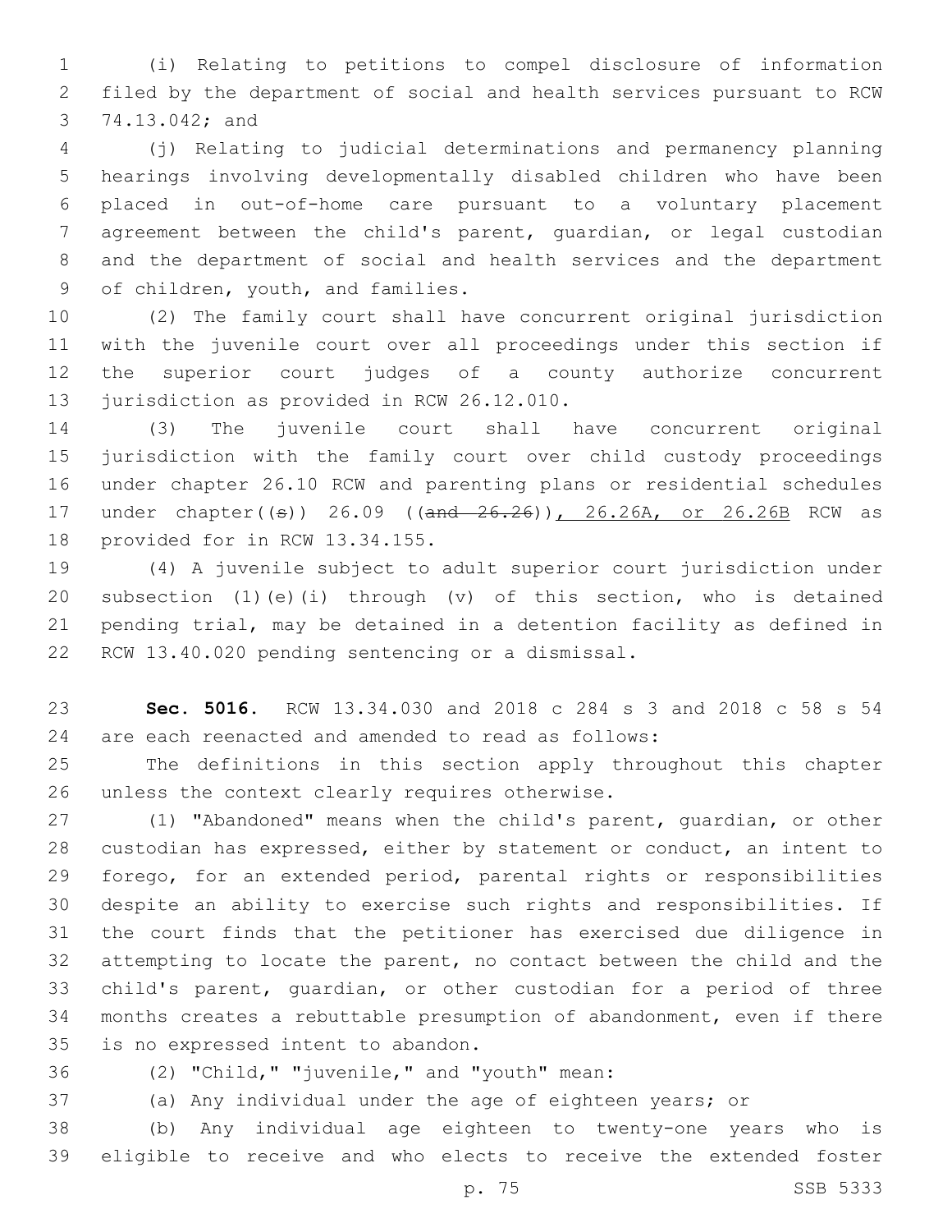(i) Relating to petitions to compel disclosure of information filed by the department of social and health services pursuant to RCW 74.13.042; and

(j) Relating to judicial determinations and permanency planning hearings involving developmentally disabled children who have been placed in out-of-home care pursuant to a voluntary placement agreement between the child's parent, guardian, or legal custodian and the department of social and health services and the department of children, youth, and families.

(2) The family court shall have concurrent original jurisdiction with the juvenile court over all proceedings under this section if the superior court judges of a county authorize concurrent jurisdiction as provided in RCW 26.12.010.

(3) The juvenile court shall have concurrent original jurisdiction with the family court over child custody proceedings under chapter 26.10 RCW and parenting plans or residential schedules under chapter((s)) 26.09 ((and 26.26))<u>, 26.26A, or 26.26B</u> RCW as provided for in RCW 13.34.155.

(4) A juvenile subject to adult superior court jurisdiction under subsection (1)(e)(i) through (v) of this section, who is detained pending trial, may be detained in a detention facility as defined in RCW 13.40.020 pending sentencing or a dismissal.

**Sec. 5016.** RCW 13.34.030 and 2018 c 284 s 3 and 2018 c 58 s 54 are each reenacted and amended to read as follows:

The definitions in this section apply throughout this chapter unless the context clearly requires otherwise.

(1) "Abandoned" means when the child's parent, guardian, or other custodian has expressed, either by statement or conduct, an intent to forego, for an extended period, parental rights or responsibilities despite an ability to exercise such rights and responsibilities. If the court finds that the petitioner has exercised due diligence in attempting to locate the parent, no contact between the child and the child's parent, guardian, or other custodian for a period of three months creates a rebuttable presumption of abandonment, even if there is no expressed intent to abandon.

(2) "Child," "juvenile," and "youth" mean:

(a) Any individual under the age of eighteen years; or

(b) Any individual age eighteen to twenty-one years who is eligible to receive and who elects to receive the extended foster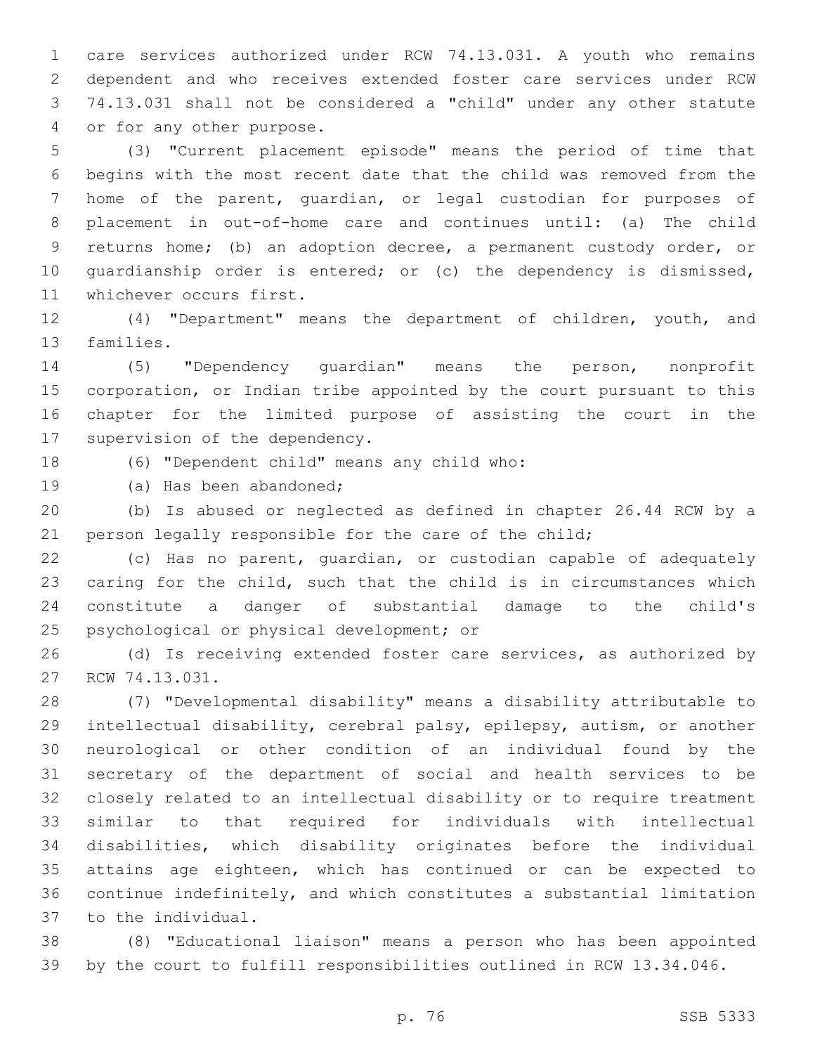care services authorized under RCW 74.13.031. A youth who remains dependent and who receives extended foster care services under RCW 74.13.031 shall not be considered a "child" under any other statute or for any other purpose.

(3) "Current placement episode" means the period of time that begins with the most recent date that the child was removed from the home of the parent, guardian, or legal custodian for purposes of placement in out-of-home care and continues until: (a) The child returns home; (b) an adoption decree, a permanent custody order, or guardianship order is entered; or (c) the dependency is dismissed, whichever occurs first.

(4) "Department" means the department of children, youth, and families.

(5) "Dependency guardian" means the person, nonprofit corporation, or Indian tribe appointed by the court pursuant to this chapter for the limited purpose of assisting the court in the supervision of the dependency.

(6) "Dependent child" means any child who:

(a) Has been abandoned;

(b) Is abused or neglected as defined in chapter 26.44 RCW by a person legally responsible for the care of the child;

(c) Has no parent, guardian, or custodian capable of adequately caring for the child, such that the child is in circumstances which constitute a danger of substantial damage to the child's psychological or physical development; or

(d) Is receiving extended foster care services, as authorized by RCW 74.13.031.

(7) "Developmental disability" means a disability attributable to intellectual disability, cerebral palsy, epilepsy, autism, or another neurological or other condition of an individual found by the secretary of the department of social and health services to be closely related to an intellectual disability or to require treatment similar to that required for individuals with intellectual disabilities, which disability originates before the individual attains age eighteen, which has continued or can be expected to continue indefinitely, and which constitutes a substantial limitation to the individual.

(8) "Educational liaison" means a person who has been appointed by the court to fulfill responsibilities outlined in RCW 13.34.046.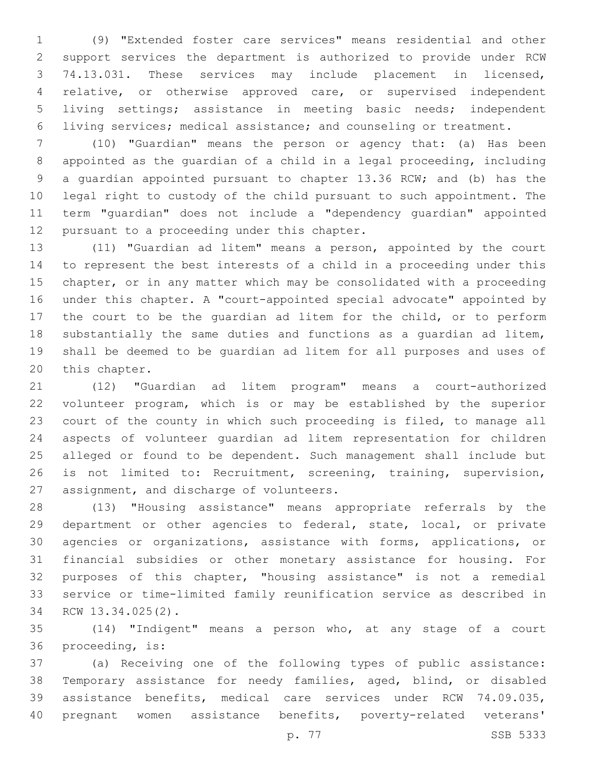(9) "Extended foster care services" means residential and other support services the department is authorized to provide under RCW 74.13.031. These services may include placement in licensed, relative, or otherwise approved care, or supervised independent living settings; assistance in meeting basic needs; independent living services; medical assistance; and counseling or treatment.

(10) "Guardian" means the person or agency that: (a) Has been appointed as the guardian of a child in a legal proceeding, including a guardian appointed pursuant to chapter 13.36 RCW; and (b) has the legal right to custody of the child pursuant to such appointment. The term "guardian" does not include a "dependency guardian" appointed pursuant to a proceeding under this chapter.

(11) "Guardian ad litem" means a person, appointed by the court to represent the best interests of a child in a proceeding under this chapter, or in any matter which may be consolidated with a proceeding under this chapter. A "court-appointed special advocate" appointed by the court to be the guardian ad litem for the child, or to perform substantially the same duties and functions as a guardian ad litem, shall be deemed to be guardian ad litem for all purposes and uses of this chapter.

(12) "Guardian ad litem program" means a court-authorized volunteer program, which is or may be established by the superior court of the county in which such proceeding is filed, to manage all aspects of volunteer guardian ad litem representation for children alleged or found to be dependent. Such management shall include but is not limited to: Recruitment, screening, training, supervision, assignment, and discharge of volunteers.

(13) "Housing assistance" means appropriate referrals by the department or other agencies to federal, state, local, or private agencies or organizations, assistance with forms, applications, or financial subsidies or other monetary assistance for housing. For purposes of this chapter, "housing assistance" is not a remedial service or time-limited family reunification service as described in RCW 13.34.025(2).

(14) "Indigent" means a person who, at any stage of a court proceeding, is:

(a) Receiving one of the following types of public assistance: Temporary assistance for needy families, aged, blind, or disabled assistance benefits, medical care services under RCW 74.09.035, pregnant women assistance benefits, poverty-related veterans'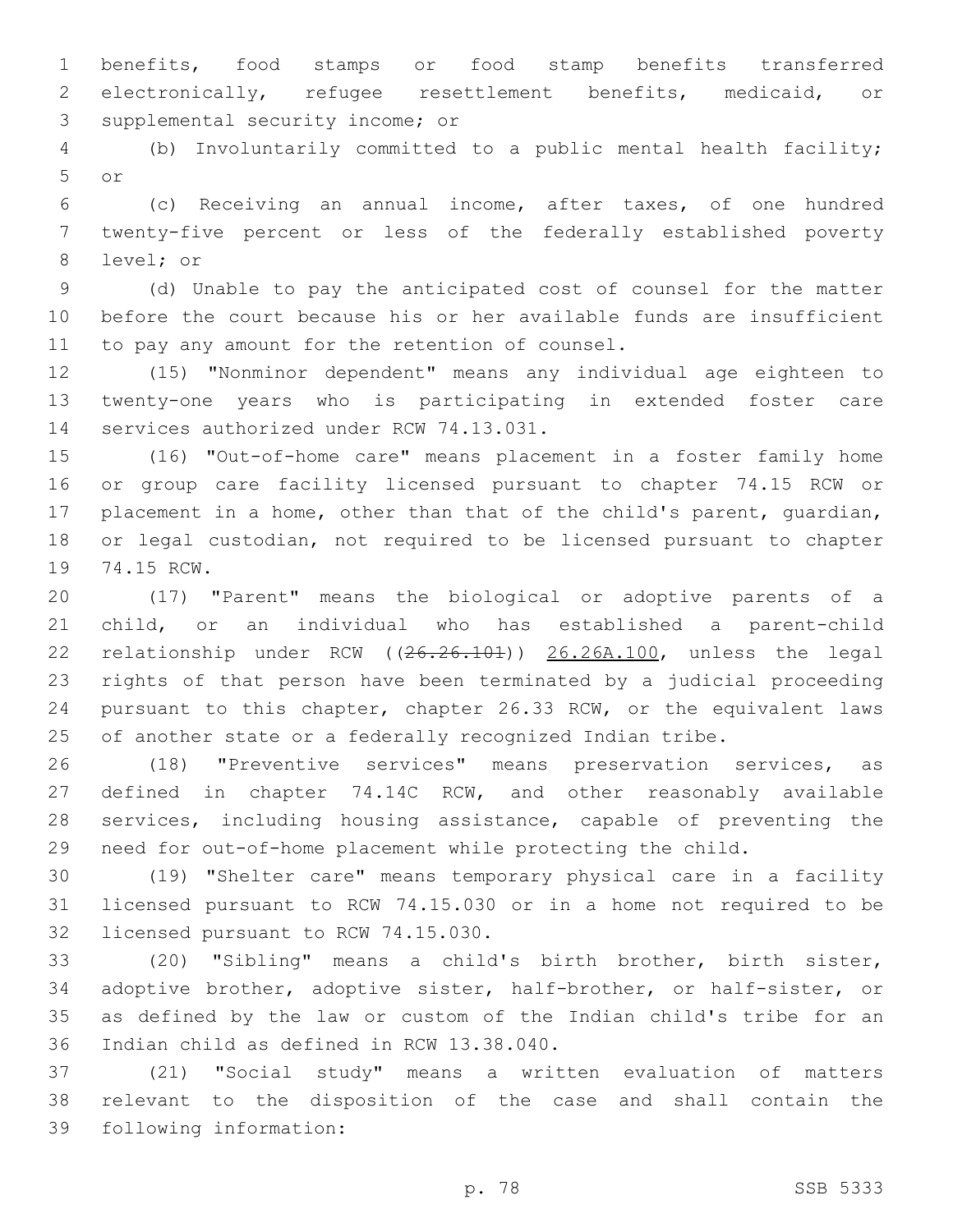benefits, food stamps or food stamp benefits transferred electronically, refugee resettlement benefits, medicaid, or supplemental security income; or

(b) Involuntarily committed to a public mental health facility; or

(c) Receiving an annual income, after taxes, of one hundred twenty-five percent or less of the federally established poverty level; or

(d) Unable to pay the anticipated cost of counsel for the matter before the court because his or her available funds are insufficient to pay any amount for the retention of counsel.

(15) "Nonminor dependent" means any individual age eighteen to twenty-one years who is participating in extended foster care services authorized under RCW 74.13.031.

(16) "Out-of-home care" means placement in a foster family home or group care facility licensed pursuant to chapter 74.15 RCW or placement in a home, other than that of the child's parent, guardian, or legal custodian, not required to be licensed pursuant to chapter 74.15 RCW.

(17) "Parent" means the biological or adoptive parents of a child, or an individual who has established a parent-child relationship under RCW ((~~26.26.101~~)) 26.26A.100, unless the legal rights of that person have been terminated by a judicial proceeding pursuant to this chapter, chapter 26.33 RCW, or the equivalent laws of another state or a federally recognized Indian tribe.

(18) "Preventive services" means preservation services, as defined in chapter 74.14C RCW, and other reasonably available services, including housing assistance, capable of preventing the need for out-of-home placement while protecting the child.

(19) "Shelter care" means temporary physical care in a facility licensed pursuant to RCW 74.15.030 or in a home not required to be licensed pursuant to RCW 74.15.030.

(20) "Sibling" means a child's birth brother, birth sister, adoptive brother, adoptive sister, half-brother, or half-sister, or as defined by the law or custom of the Indian child's tribe for an Indian child as defined in RCW 13.38.040.

(21) "Social study" means a written evaluation of matters relevant to the disposition of the case and shall contain the following information: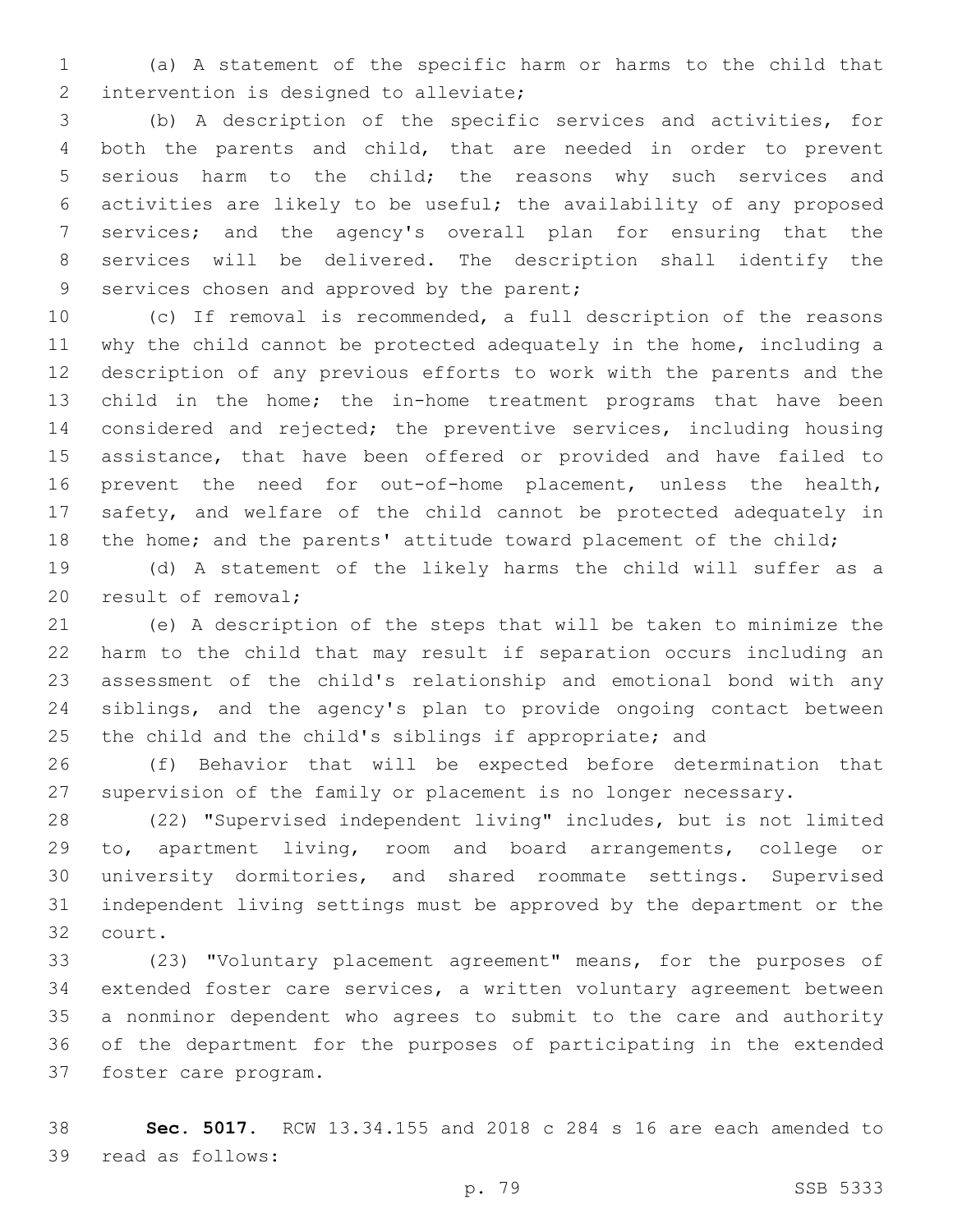(a) A statement of the specific harm or harms to the child that intervention is designed to alleviate;

(b) A description of the specific services and activities, for both the parents and child, that are needed in order to prevent serious harm to the child; the reasons why such services and activities are likely to be useful; the availability of any proposed services; and the agency's overall plan for ensuring that the services will be delivered. The description shall identify the services chosen and approved by the parent;

(c) If removal is recommended, a full description of the reasons why the child cannot be protected adequately in the home, including a description of any previous efforts to work with the parents and the child in the home; the in-home treatment programs that have been considered and rejected; the preventive services, including housing assistance, that have been offered or provided and have failed to prevent the need for out-of-home placement, unless the health, safety, and welfare of the child cannot be protected adequately in the home; and the parents' attitude toward placement of the child;

(d) A statement of the likely harms the child will suffer as a result of removal;

(e) A description of the steps that will be taken to minimize the harm to the child that may result if separation occurs including an assessment of the child's relationship and emotional bond with any siblings, and the agency's plan to provide ongoing contact between the child and the child's siblings if appropriate; and

(f) Behavior that will be expected before determination that supervision of the family or placement is no longer necessary.

(22) "Supervised independent living" includes, but is not limited to, apartment living, room and board arrangements, college or university dormitories, and shared roommate settings. Supervised independent living settings must be approved by the department or the court.

(23) "Voluntary placement agreement" means, for the purposes of extended foster care services, a written voluntary agreement between a nonminor dependent who agrees to submit to the care and authority of the department for the purposes of participating in the extended foster care program.

**Sec. 5017.** RCW 13.34.155 and 2018 c 284 s 16 are each amended to read as follows: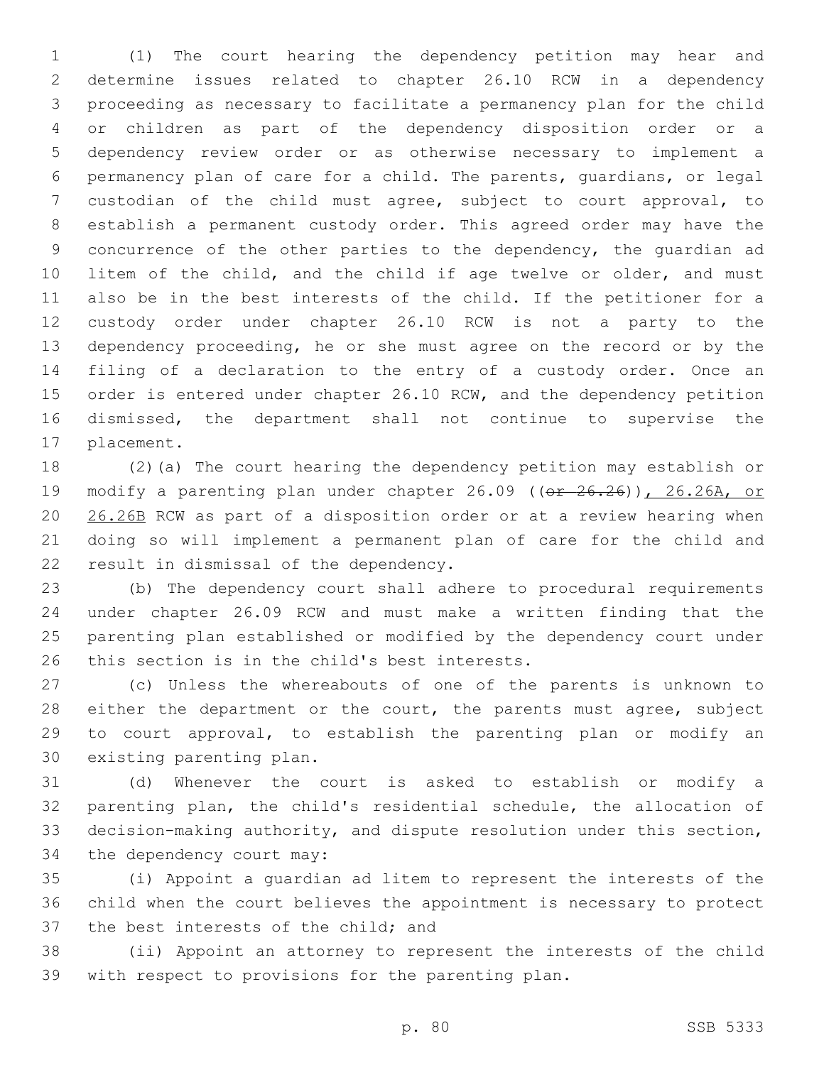(1) The court hearing the dependency petition may hear and determine issues related to chapter 26.10 RCW in a dependency proceeding as necessary to facilitate a permanency plan for the child or children as part of the dependency disposition order or a dependency review order or as otherwise necessary to implement a permanency plan of care for a child. The parents, guardians, or legal custodian of the child must agree, subject to court approval, to establish a permanent custody order. This agreed order may have the concurrence of the other parties to the dependency, the guardian ad litem of the child, and the child if age twelve or older, and must also be in the best interests of the child. If the petitioner for a custody order under chapter 26.10 RCW is not a party to the dependency proceeding, he or she must agree on the record or by the filing of a declaration to the entry of a custody order. Once an order is entered under chapter 26.10 RCW, and the dependency petition dismissed, the department shall not continue to supervise the placement.

(2)(a) The court hearing the dependency petition may establish or modify a parenting plan under chapter 26.09 ((~~or 26.26~~)), 26.26A, or 26.26B RCW as part of a disposition order or at a review hearing when doing so will implement a permanent plan of care for the child and result in dismissal of the dependency.

(b) The dependency court shall adhere to procedural requirements under chapter 26.09 RCW and must make a written finding that the parenting plan established or modified by the dependency court under this section is in the child's best interests.

(c) Unless the whereabouts of one of the parents is unknown to either the department or the court, the parents must agree, subject to court approval, to establish the parenting plan or modify an existing parenting plan.

(d) Whenever the court is asked to establish or modify a parenting plan, the child's residential schedule, the allocation of decision-making authority, and dispute resolution under this section, the dependency court may:

(i) Appoint a guardian ad litem to represent the interests of the child when the court believes the appointment is necessary to protect the best interests of the child; and

(ii) Appoint an attorney to represent the interests of the child with respect to provisions for the parenting plan.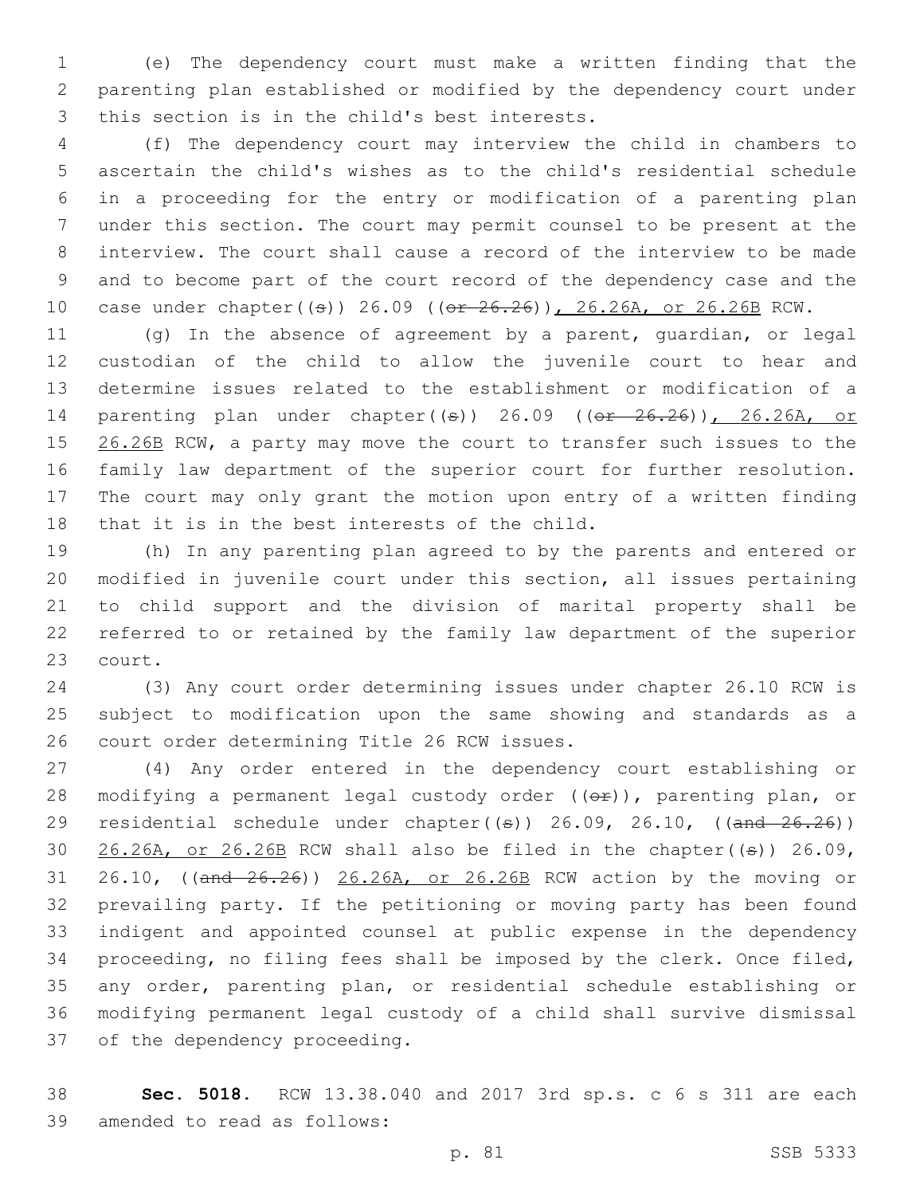(e) The dependency court must make a written finding that the parenting plan established or modified by the dependency court under this section is in the child's best interests.

(f) The dependency court may interview the child in chambers to ascertain the child's wishes as to the child's residential schedule in a proceeding for the entry or modification of a parenting plan under this section. The court may permit counsel to be present at the interview. The court shall cause a record of the interview to be made and to become part of the court record of the dependency case and the case under chapter((s)) 26.09 ((~~or 26.26~~)), 26.26A, or 26.26B RCW.

(g) In the absence of agreement by a parent, guardian, or legal custodian of the child to allow the juvenile court to hear and determine issues related to the establishment or modification of a parenting plan under chapter((s)) 26.09 ((~~or 26.26~~)), 26.26A, or 26.26B RCW, a party may move the court to transfer such issues to the family law department of the superior court for further resolution. The court may only grant the motion upon entry of a written finding that it is in the best interests of the child.

(h) In any parenting plan agreed to by the parents and entered or modified in juvenile court under this section, all issues pertaining to child support and the division of marital property shall be referred to or retained by the family law department of the superior court.

(3) Any court order determining issues under chapter 26.10 RCW is subject to modification upon the same showing and standards as a court order determining Title 26 RCW issues.

(4) Any order entered in the dependency court establishing or modifying a permanent legal custody order ((~~or~~)), parenting plan, or residential schedule under chapter((s)) 26.09, 26.10, ((~~and 26.26~~)) 26.26A, or 26.26B RCW shall also be filed in the chapter((s)) 26.09, 26.10, ((~~and 26.26~~)) 26.26A, or 26.26B RCW action by the moving or prevailing party. If the petitioning or moving party has been found indigent and appointed counsel at public expense in the dependency proceeding, no filing fees shall be imposed by the clerk. Once filed, any order, parenting plan, or residential schedule establishing or modifying permanent legal custody of a child shall survive dismissal of the dependency proceeding.

**Sec. 5018.** RCW 13.38.040 and 2017 3rd sp.s. c 6 s 311 are each amended to read as follows: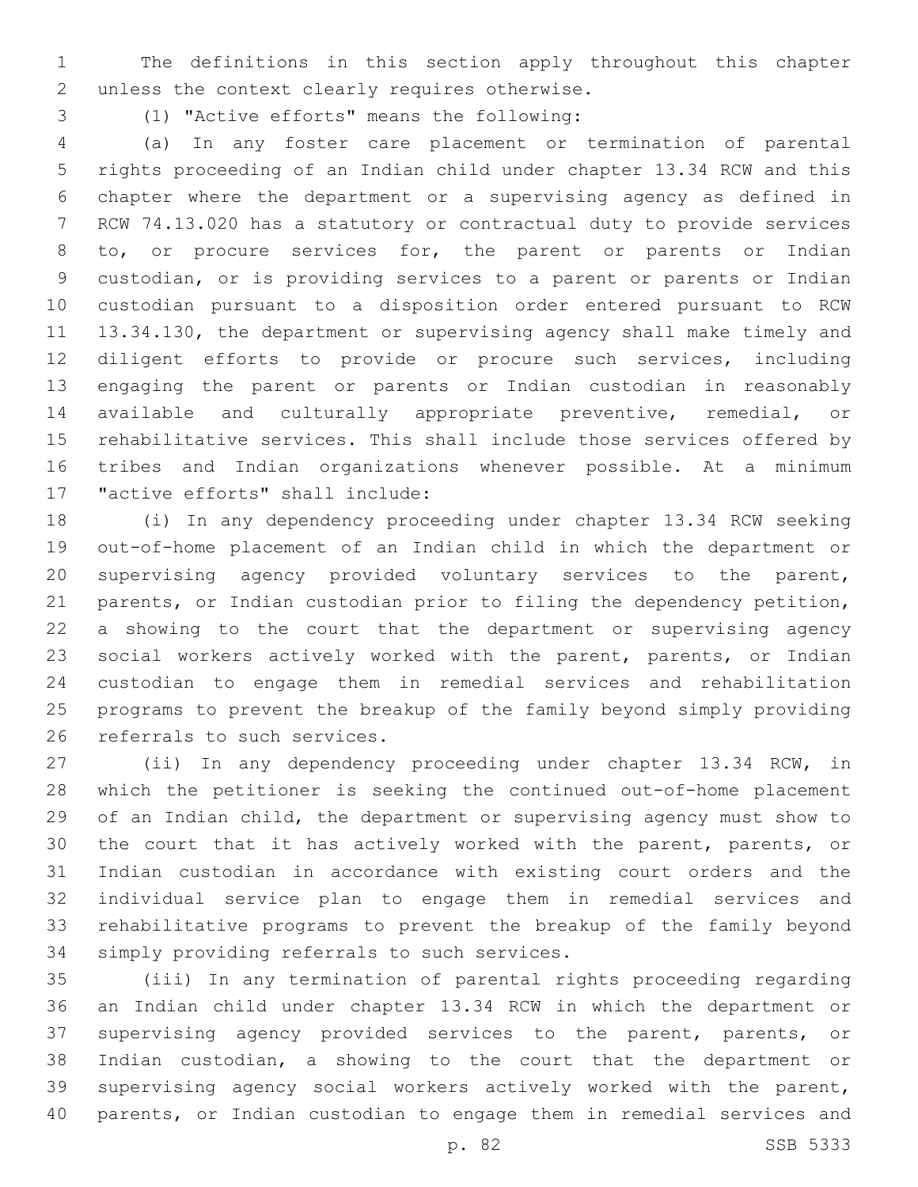The definitions in this section apply throughout this chapter unless the context clearly requires otherwise.

(1) "Active efforts" means the following:

(a) In any foster care placement or termination of parental rights proceeding of an Indian child under chapter 13.34 RCW and this chapter where the department or a supervising agency as defined in RCW 74.13.020 has a statutory or contractual duty to provide services to, or procure services for, the parent or parents or Indian custodian, or is providing services to a parent or parents or Indian custodian pursuant to a disposition order entered pursuant to RCW 13.34.130, the department or supervising agency shall make timely and diligent efforts to provide or procure such services, including engaging the parent or parents or Indian custodian in reasonably available and culturally appropriate preventive, remedial, or rehabilitative services. This shall include those services offered by tribes and Indian organizations whenever possible. At a minimum "active efforts" shall include:

(i) In any dependency proceeding under chapter 13.34 RCW seeking out-of-home placement of an Indian child in which the department or supervising agency provided voluntary services to the parent, parents, or Indian custodian prior to filing the dependency petition, a showing to the court that the department or supervising agency social workers actively worked with the parent, parents, or Indian custodian to engage them in remedial services and rehabilitation programs to prevent the breakup of the family beyond simply providing referrals to such services.

(ii) In any dependency proceeding under chapter 13.34 RCW, in which the petitioner is seeking the continued out-of-home placement of an Indian child, the department or supervising agency must show to the court that it has actively worked with the parent, parents, or Indian custodian in accordance with existing court orders and the individual service plan to engage them in remedial services and rehabilitative programs to prevent the breakup of the family beyond simply providing referrals to such services.

(iii) In any termination of parental rights proceeding regarding an Indian child under chapter 13.34 RCW in which the department or supervising agency provided services to the parent, parents, or Indian custodian, a showing to the court that the department or supervising agency social workers actively worked with the parent, parents, or Indian custodian to engage them in remedial services and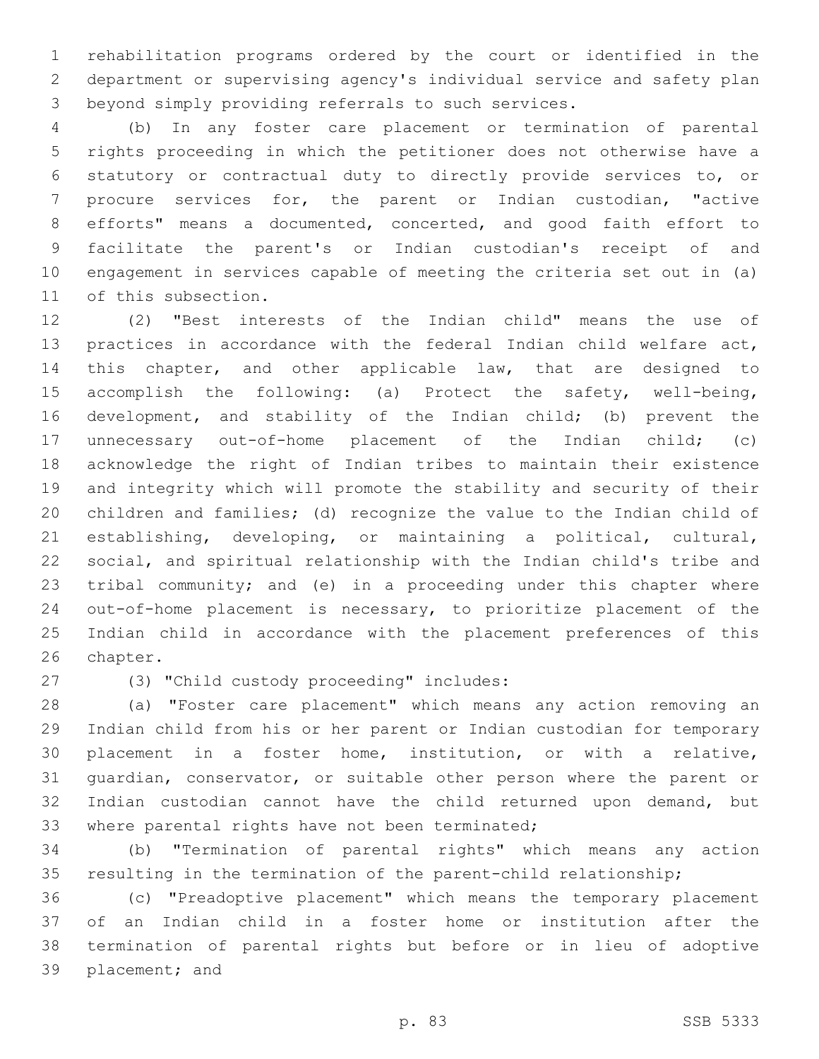rehabilitation programs ordered by the court or identified in the department or supervising agency's individual service and safety plan beyond simply providing referrals to such services.

(b) In any foster care placement or termination of parental rights proceeding in which the petitioner does not otherwise have a statutory or contractual duty to directly provide services to, or procure services for, the parent or Indian custodian, "active efforts" means a documented, concerted, and good faith effort to facilitate the parent's or Indian custodian's receipt of and engagement in services capable of meeting the criteria set out in (a) of this subsection.

(2) "Best interests of the Indian child" means the use of practices in accordance with the federal Indian child welfare act, this chapter, and other applicable law, that are designed to accomplish the following: (a) Protect the safety, well-being, development, and stability of the Indian child; (b) prevent the unnecessary out-of-home placement of the Indian child; (c) acknowledge the right of Indian tribes to maintain their existence and integrity which will promote the stability and security of their children and families; (d) recognize the value to the Indian child of establishing, developing, or maintaining a political, cultural, social, and spiritual relationship with the Indian child's tribe and tribal community; and (e) in a proceeding under this chapter where out-of-home placement is necessary, to prioritize placement of the Indian child in accordance with the placement preferences of this chapter.

(3) "Child custody proceeding" includes:

(a) "Foster care placement" which means any action removing an Indian child from his or her parent or Indian custodian for temporary placement in a foster home, institution, or with a relative, guardian, conservator, or suitable other person where the parent or Indian custodian cannot have the child returned upon demand, but where parental rights have not been terminated;

(b) "Termination of parental rights" which means any action resulting in the termination of the parent-child relationship;

(c) "Preadoptive placement" which means the temporary placement of an Indian child in a foster home or institution after the termination of parental rights but before or in lieu of adoptive placement; and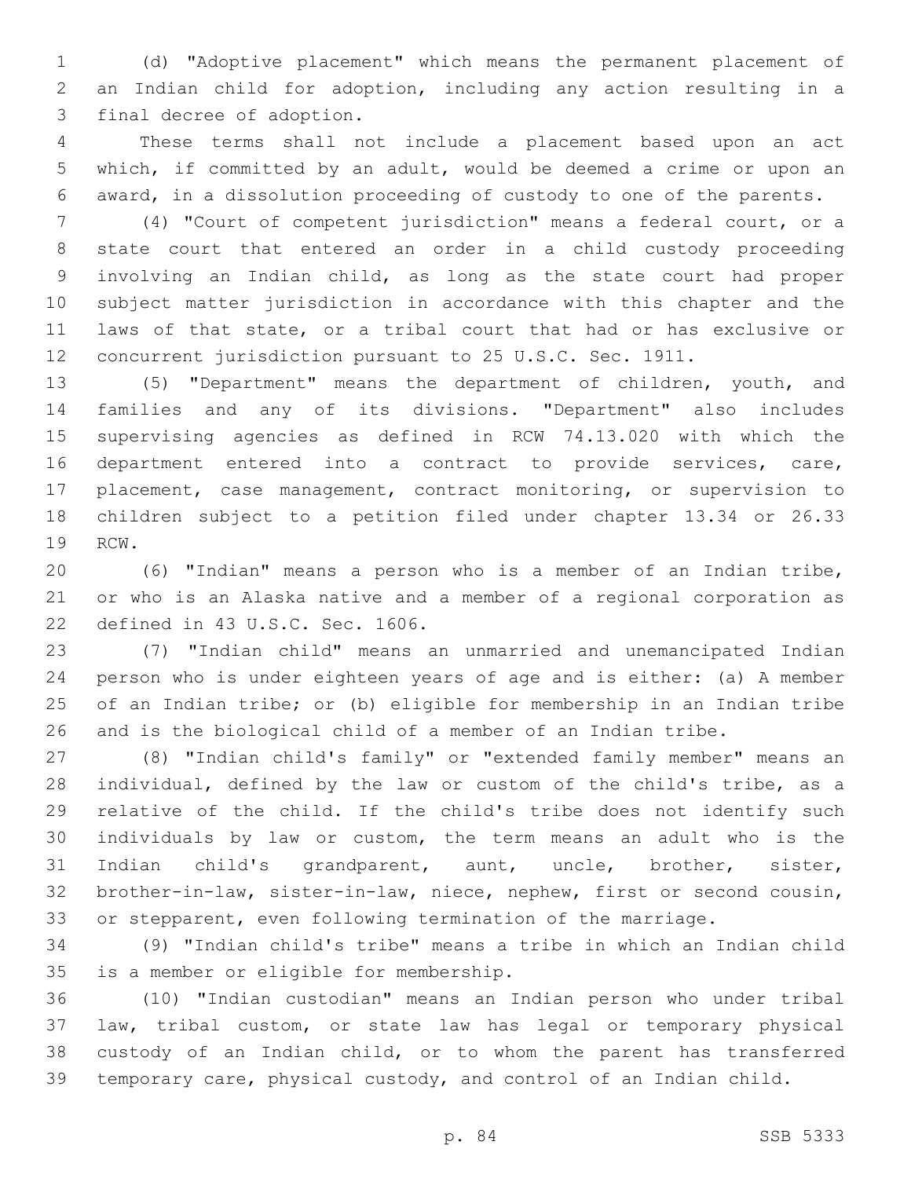(d) "Adoptive placement" which means the permanent placement of an Indian child for adoption, including any action resulting in a final decree of adoption.

These terms shall not include a placement based upon an act which, if committed by an adult, would be deemed a crime or upon an award, in a dissolution proceeding of custody to one of the parents.

(4) "Court of competent jurisdiction" means a federal court, or a state court that entered an order in a child custody proceeding involving an Indian child, as long as the state court had proper subject matter jurisdiction in accordance with this chapter and the laws of that state, or a tribal court that had or has exclusive or concurrent jurisdiction pursuant to 25 U.S.C. Sec. 1911.

(5) "Department" means the department of children, youth, and families and any of its divisions. "Department" also includes supervising agencies as defined in RCW 74.13.020 with which the department entered into a contract to provide services, care, placement, case management, contract monitoring, or supervision to children subject to a petition filed under chapter 13.34 or 26.33 RCW.

(6) "Indian" means a person who is a member of an Indian tribe, or who is an Alaska native and a member of a regional corporation as defined in 43 U.S.C. Sec. 1606.

(7) "Indian child" means an unmarried and unemancipated Indian person who is under eighteen years of age and is either: (a) A member of an Indian tribe; or (b) eligible for membership in an Indian tribe and is the biological child of a member of an Indian tribe.

(8) "Indian child's family" or "extended family member" means an individual, defined by the law or custom of the child's tribe, as a relative of the child. If the child's tribe does not identify such individuals by law or custom, the term means an adult who is the Indian child's grandparent, aunt, uncle, brother, sister, brother-in-law, sister-in-law, niece, nephew, first or second cousin, or stepparent, even following termination of the marriage.

(9) "Indian child's tribe" means a tribe in which an Indian child is a member or eligible for membership.

(10) "Indian custodian" means an Indian person who under tribal law, tribal custom, or state law has legal or temporary physical custody of an Indian child, or to whom the parent has transferred temporary care, physical custody, and control of an Indian child.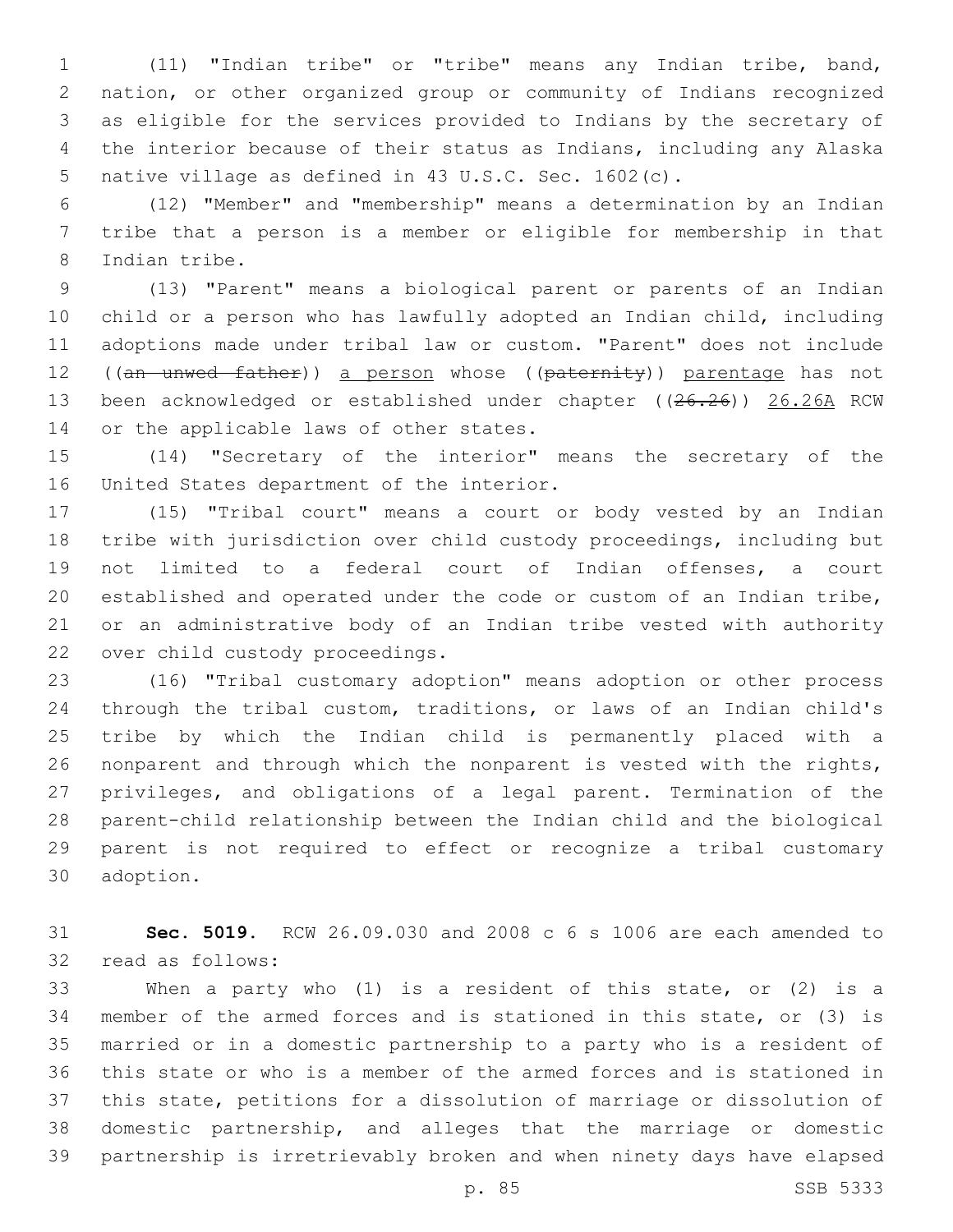(11) "Indian tribe" or "tribe" means any Indian tribe, band, nation, or other organized group or community of Indians recognized as eligible for the services provided to Indians by the secretary of the interior because of their status as Indians, including any Alaska native village as defined in 43 U.S.C. Sec. 1602(c).

(12) "Member" and "membership" means a determination by an Indian tribe that a person is a member or eligible for membership in that Indian tribe.

(13) "Parent" means a biological parent or parents of an Indian child or a person who has lawfully adopted an Indian child, including adoptions made under tribal law or custom. "Parent" does not include ((~~an unwed father~~)) a person whose ((~~paternity~~)) parentage has not been acknowledged or established under chapter ((~~26.26~~)) 26.26A RCW or the applicable laws of other states.

(14) "Secretary of the interior" means the secretary of the United States department of the interior.

(15) "Tribal court" means a court or body vested by an Indian tribe with jurisdiction over child custody proceedings, including but not limited to a federal court of Indian offenses, a court established and operated under the code or custom of an Indian tribe, or an administrative body of an Indian tribe vested with authority over child custody proceedings.

(16) "Tribal customary adoption" means adoption or other process through the tribal custom, traditions, or laws of an Indian child's tribe by which the Indian child is permanently placed with a nonparent and through which the nonparent is vested with the rights, privileges, and obligations of a legal parent. Termination of the parent-child relationship between the Indian child and the biological parent is not required to effect or recognize a tribal customary adoption.

**Sec. 5019.** RCW 26.09.030 and 2008 c 6 s 1006 are each amended to read as follows:

When a party who (1) is a resident of this state, or (2) is a member of the armed forces and is stationed in this state, or (3) is married or in a domestic partnership to a party who is a resident of this state or who is a member of the armed forces and is stationed in this state, petitions for a dissolution of marriage or dissolution of domestic partnership, and alleges that the marriage or domestic partnership is irretrievably broken and when ninety days have elapsed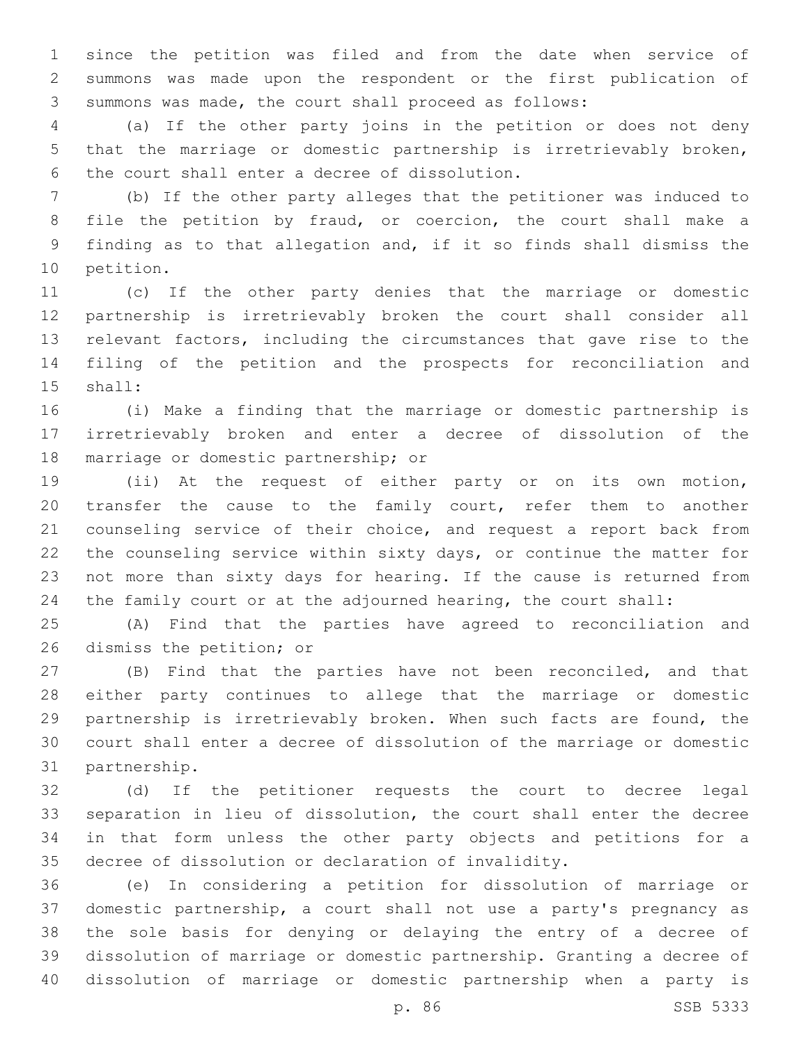since the petition was filed and from the date when service of summons was made upon the respondent or the first publication of summons was made, the court shall proceed as follows:

(a) If the other party joins in the petition or does not deny that the marriage or domestic partnership is irretrievably broken, the court shall enter a decree of dissolution.

(b) If the other party alleges that the petitioner was induced to file the petition by fraud, or coercion, the court shall make a finding as to that allegation and, if it so finds shall dismiss the petition.

(c) If the other party denies that the marriage or domestic partnership is irretrievably broken the court shall consider all relevant factors, including the circumstances that gave rise to the filing of the petition and the prospects for reconciliation and shall:

(i) Make a finding that the marriage or domestic partnership is irretrievably broken and enter a decree of dissolution of the marriage or domestic partnership; or

(ii) At the request of either party or on its own motion, transfer the cause to the family court, refer them to another counseling service of their choice, and request a report back from the counseling service within sixty days, or continue the matter for not more than sixty days for hearing. If the cause is returned from the family court or at the adjourned hearing, the court shall:

(A) Find that the parties have agreed to reconciliation and dismiss the petition; or

(B) Find that the parties have not been reconciled, and that either party continues to allege that the marriage or domestic partnership is irretrievably broken. When such facts are found, the court shall enter a decree of dissolution of the marriage or domestic partnership.

(d) If the petitioner requests the court to decree legal separation in lieu of dissolution, the court shall enter the decree in that form unless the other party objects and petitions for a decree of dissolution or declaration of invalidity.

(e) In considering a petition for dissolution of marriage or domestic partnership, a court shall not use a party's pregnancy as the sole basis for denying or delaying the entry of a decree of dissolution of marriage or domestic partnership. Granting a decree of dissolution of marriage or domestic partnership when a party is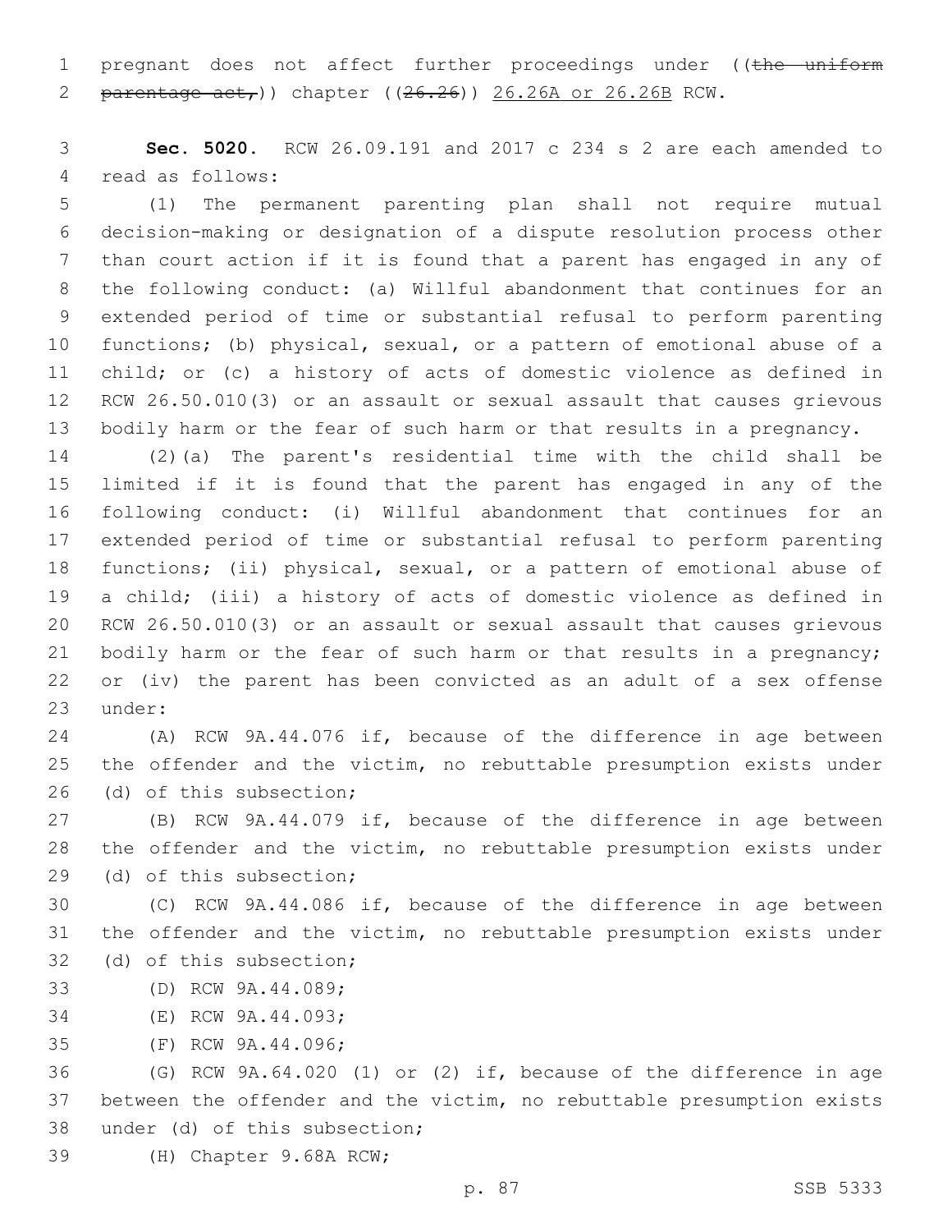pregnant does not affect further proceedings under ((~~the uniform parentage act,~~)) chapter ((~~26.26~~)) <u>26.26A or 26.26B</u> RCW.

**Sec. 5020.** RCW 26.09.191 and 2017 c 234 s 2 are each amended to read as follows:

(1) The permanent parenting plan shall not require mutual decision-making or designation of a dispute resolution process other than court action if it is found that a parent has engaged in any of the following conduct: (a) Willful abandonment that continues for an extended period of time or substantial refusal to perform parenting functions; (b) physical, sexual, or a pattern of emotional abuse of a child; or (c) a history of acts of domestic violence as defined in RCW 26.50.010(3) or an assault or sexual assault that causes grievous bodily harm or the fear of such harm or that results in a pregnancy.

(2)(a) The parent's residential time with the child shall be limited if it is found that the parent has engaged in any of the following conduct: (i) Willful abandonment that continues for an extended period of time or substantial refusal to perform parenting functions; (ii) physical, sexual, or a pattern of emotional abuse of a child; (iii) a history of acts of domestic violence as defined in RCW 26.50.010(3) or an assault or sexual assault that causes grievous bodily harm or the fear of such harm or that results in a pregnancy; or (iv) the parent has been convicted as an adult of a sex offense under:

(A) RCW 9A.44.076 if, because of the difference in age between the offender and the victim, no rebuttable presumption exists under (d) of this subsection;

(B) RCW 9A.44.079 if, because of the difference in age between the offender and the victim, no rebuttable presumption exists under (d) of this subsection;

(C) RCW 9A.44.086 if, because of the difference in age between the offender and the victim, no rebuttable presumption exists under (d) of this subsection;

(D) RCW 9A.44.089;

(E) RCW 9A.44.093;

(F) RCW 9A.44.096;

(G) RCW 9A.64.020 (1) or (2) if, because of the difference in age between the offender and the victim, no rebuttable presumption exists under (d) of this subsection;

(H) Chapter 9.68A RCW;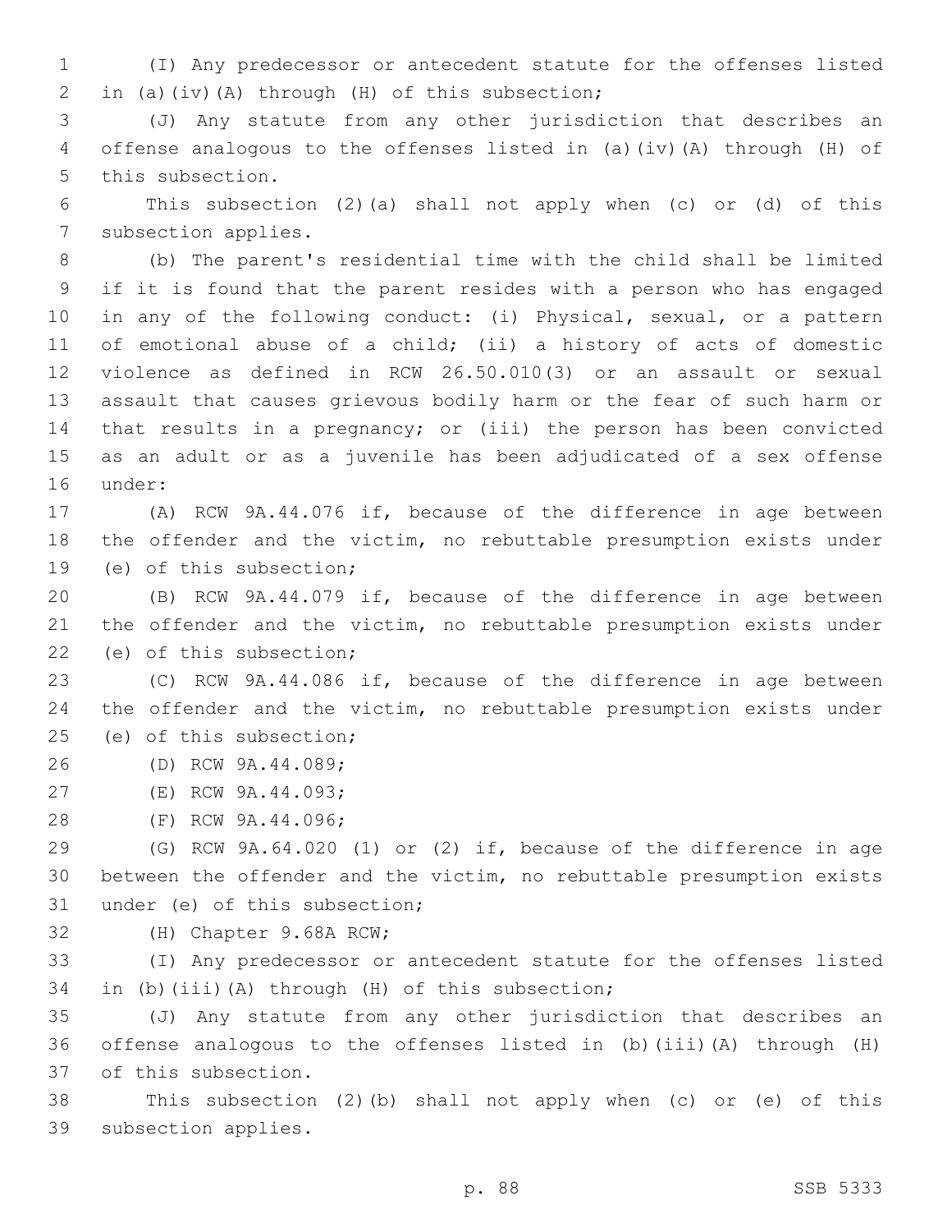(I) Any predecessor or antecedent statute for the offenses listed in (a)(iv)(A) through (H) of this subsection;

(J) Any statute from any other jurisdiction that describes an offense analogous to the offenses listed in (a)(iv)(A) through (H) of this subsection.

This subsection (2)(a) shall not apply when (c) or (d) of this subsection applies.

(b) The parent's residential time with the child shall be limited if it is found that the parent resides with a person who has engaged in any of the following conduct: (i) Physical, sexual, or a pattern of emotional abuse of a child; (ii) a history of acts of domestic violence as defined in RCW 26.50.010(3) or an assault or sexual assault that causes grievous bodily harm or the fear of such harm or that results in a pregnancy; or (iii) the person has been convicted as an adult or as a juvenile has been adjudicated of a sex offense under:

(A) RCW 9A.44.076 if, because of the difference in age between the offender and the victim, no rebuttable presumption exists under (e) of this subsection;

(B) RCW 9A.44.079 if, because of the difference in age between the offender and the victim, no rebuttable presumption exists under (e) of this subsection;

(C) RCW 9A.44.086 if, because of the difference in age between the offender and the victim, no rebuttable presumption exists under (e) of this subsection;

(D) RCW 9A.44.089;

(E) RCW 9A.44.093;

(F) RCW 9A.44.096;

(G) RCW 9A.64.020 (1) or (2) if, because of the difference in age between the offender and the victim, no rebuttable presumption exists under (e) of this subsection;

(H) Chapter 9.68A RCW;

(I) Any predecessor or antecedent statute for the offenses listed in (b)(iii)(A) through (H) of this subsection;

(J) Any statute from any other jurisdiction that describes an offense analogous to the offenses listed in (b)(iii)(A) through (H) of this subsection.

This subsection (2)(b) shall not apply when (c) or (e) of this subsection applies.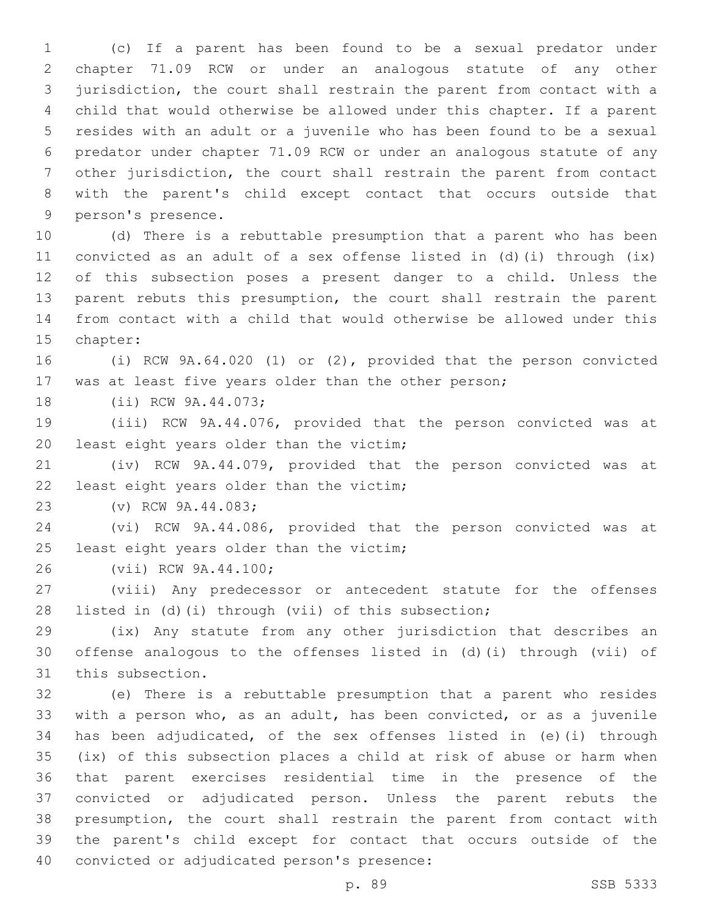(c) If a parent has been found to be a sexual predator under chapter 71.09 RCW or under an analogous statute of any other jurisdiction, the court shall restrain the parent from contact with a child that would otherwise be allowed under this chapter. If a parent resides with an adult or a juvenile who has been found to be a sexual predator under chapter 71.09 RCW or under an analogous statute of any other jurisdiction, the court shall restrain the parent from contact with the parent's child except contact that occurs outside that person's presence.

(d) There is a rebuttable presumption that a parent who has been convicted as an adult of a sex offense listed in (d)(i) through (ix) of this subsection poses a present danger to a child. Unless the parent rebuts this presumption, the court shall restrain the parent from contact with a child that would otherwise be allowed under this chapter:

(i) RCW 9A.64.020 (1) or (2), provided that the person convicted was at least five years older than the other person;

(ii) RCW 9A.44.073;

(iii) RCW 9A.44.076, provided that the person convicted was at least eight years older than the victim;

(iv) RCW 9A.44.079, provided that the person convicted was at least eight years older than the victim;

(v) RCW 9A.44.083;

(vi) RCW 9A.44.086, provided that the person convicted was at least eight years older than the victim;

(vii) RCW 9A.44.100;

(viii) Any predecessor or antecedent statute for the offenses listed in (d)(i) through (vii) of this subsection;

(ix) Any statute from any other jurisdiction that describes an offense analogous to the offenses listed in (d)(i) through (vii) of this subsection.

(e) There is a rebuttable presumption that a parent who resides with a person who, as an adult, has been convicted, or as a juvenile has been adjudicated, of the sex offenses listed in (e)(i) through (ix) of this subsection places a child at risk of abuse or harm when that parent exercises residential time in the presence of the convicted or adjudicated person. Unless the parent rebuts the presumption, the court shall restrain the parent from contact with the parent's child except for contact that occurs outside of the convicted or adjudicated person's presence: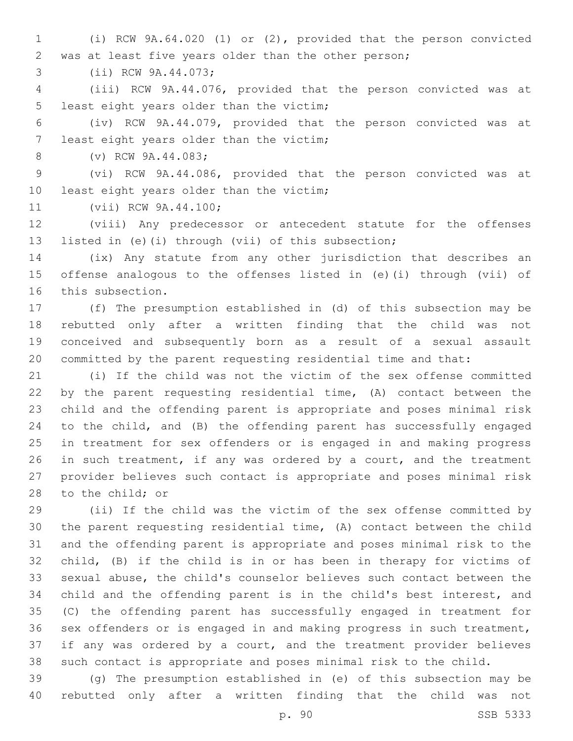(i) RCW 9A.64.020 (1) or (2), provided that the person convicted was at least five years older than the other person;

(ii) RCW 9A.44.073;

(iii) RCW 9A.44.076, provided that the person convicted was at least eight years older than the victim;

(iv) RCW 9A.44.079, provided that the person convicted was at least eight years older than the victim;

(v) RCW 9A.44.083;

(vi) RCW 9A.44.086, provided that the person convicted was at least eight years older than the victim;

(vii) RCW 9A.44.100;

(viii) Any predecessor or antecedent statute for the offenses listed in (e)(i) through (vii) of this subsection;

(ix) Any statute from any other jurisdiction that describes an offense analogous to the offenses listed in (e)(i) through (vii) of this subsection.

(f) The presumption established in (d) of this subsection may be rebutted only after a written finding that the child was not conceived and subsequently born as a result of a sexual assault committed by the parent requesting residential time and that:

(i) If the child was not the victim of the sex offense committed by the parent requesting residential time, (A) contact between the child and the offending parent is appropriate and poses minimal risk to the child, and (B) the offending parent has successfully engaged in treatment for sex offenders or is engaged in and making progress in such treatment, if any was ordered by a court, and the treatment provider believes such contact is appropriate and poses minimal risk to the child; or

(ii) If the child was the victim of the sex offense committed by the parent requesting residential time, (A) contact between the child and the offending parent is appropriate and poses minimal risk to the child, (B) if the child is in or has been in therapy for victims of sexual abuse, the child's counselor believes such contact between the child and the offending parent is in the child's best interest, and (C) the offending parent has successfully engaged in treatment for sex offenders or is engaged in and making progress in such treatment, if any was ordered by a court, and the treatment provider believes such contact is appropriate and poses minimal risk to the child.

(g) The presumption established in (e) of this subsection may be rebutted only after a written finding that the child was not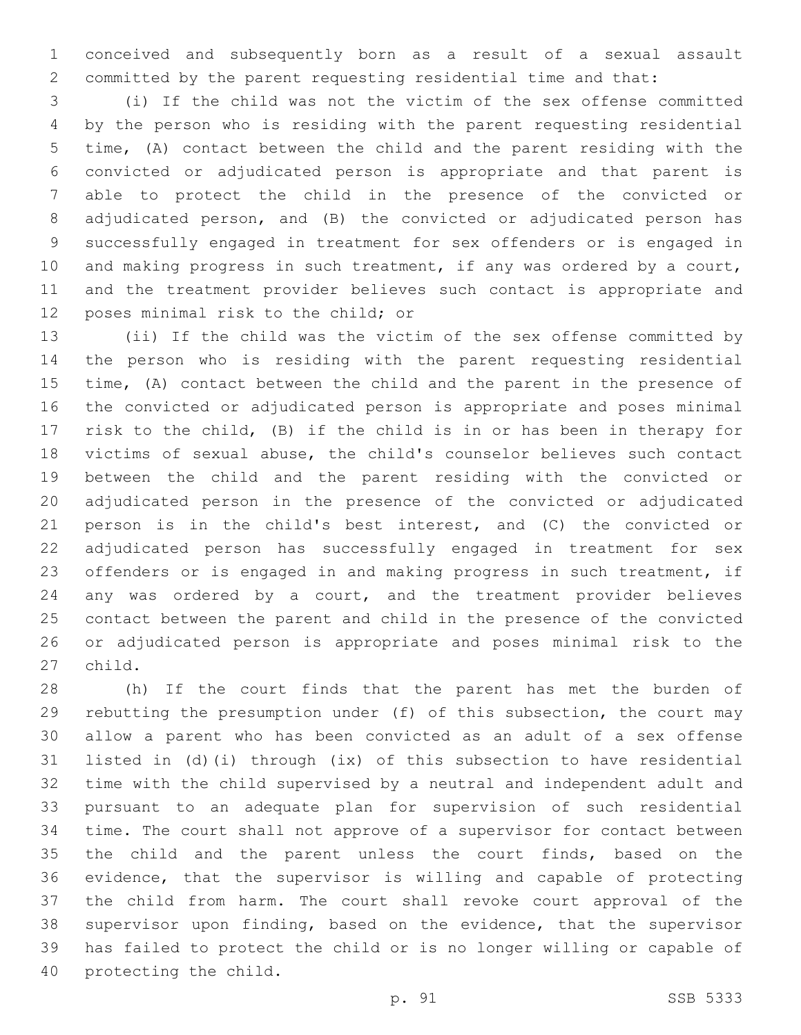conceived and subsequently born as a result of a sexual assault committed by the parent requesting residential time and that:

(i) If the child was not the victim of the sex offense committed by the person who is residing with the parent requesting residential time, (A) contact between the child and the parent residing with the convicted or adjudicated person is appropriate and that parent is able to protect the child in the presence of the convicted or adjudicated person, and (B) the convicted or adjudicated person has successfully engaged in treatment for sex offenders or is engaged in and making progress in such treatment, if any was ordered by a court, and the treatment provider believes such contact is appropriate and poses minimal risk to the child; or

(ii) If the child was the victim of the sex offense committed by the person who is residing with the parent requesting residential time, (A) contact between the child and the parent in the presence of the convicted or adjudicated person is appropriate and poses minimal risk to the child, (B) if the child is in or has been in therapy for victims of sexual abuse, the child's counselor believes such contact between the child and the parent residing with the convicted or adjudicated person in the presence of the convicted or adjudicated person is in the child's best interest, and (C) the convicted or adjudicated person has successfully engaged in treatment for sex offenders or is engaged in and making progress in such treatment, if any was ordered by a court, and the treatment provider believes contact between the parent and child in the presence of the convicted or adjudicated person is appropriate and poses minimal risk to the child.

(h) If the court finds that the parent has met the burden of rebutting the presumption under (f) of this subsection, the court may allow a parent who has been convicted as an adult of a sex offense listed in (d)(i) through (ix) of this subsection to have residential time with the child supervised by a neutral and independent adult and pursuant to an adequate plan for supervision of such residential time. The court shall not approve of a supervisor for contact between the child and the parent unless the court finds, based on the evidence, that the supervisor is willing and capable of protecting the child from harm. The court shall revoke court approval of the supervisor upon finding, based on the evidence, that the supervisor has failed to protect the child or is no longer willing or capable of protecting the child.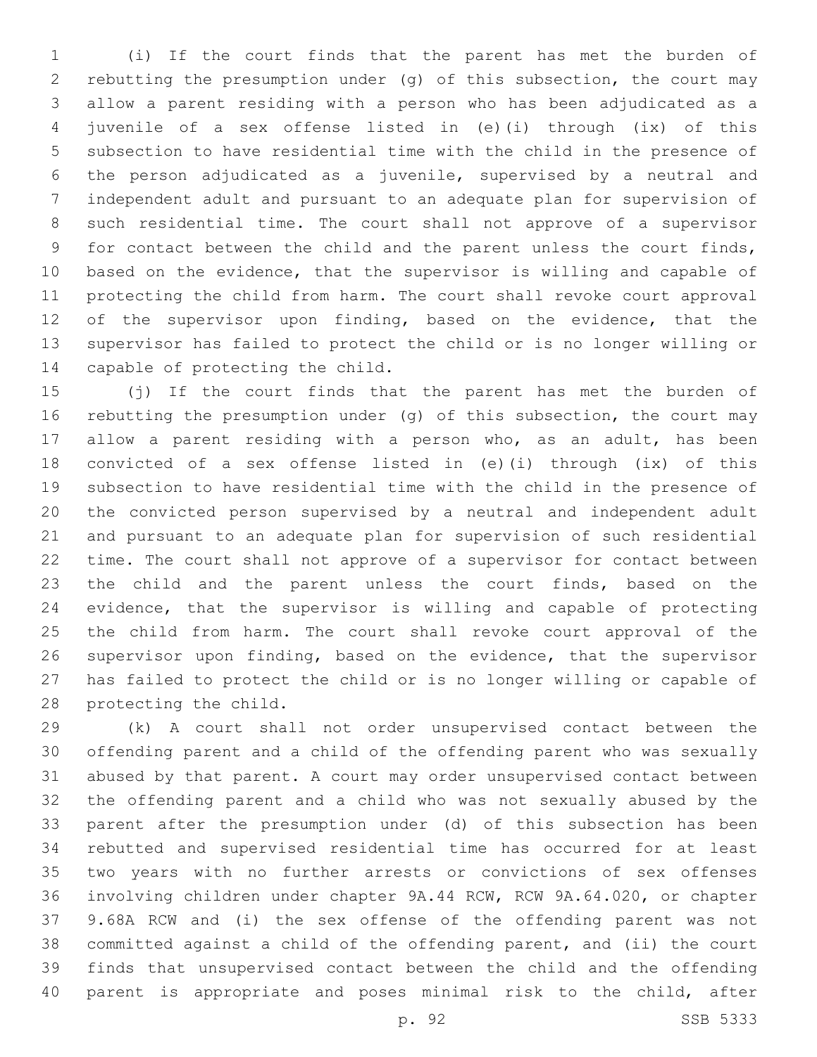(i) If the court finds that the parent has met the burden of rebutting the presumption under (g) of this subsection, the court may allow a parent residing with a person who has been adjudicated as a juvenile of a sex offense listed in (e)(i) through (ix) of this subsection to have residential time with the child in the presence of the person adjudicated as a juvenile, supervised by a neutral and independent adult and pursuant to an adequate plan for supervision of such residential time. The court shall not approve of a supervisor for contact between the child and the parent unless the court finds, based on the evidence, that the supervisor is willing and capable of protecting the child from harm. The court shall revoke court approval of the supervisor upon finding, based on the evidence, that the supervisor has failed to protect the child or is no longer willing or capable of protecting the child.

(j) If the court finds that the parent has met the burden of rebutting the presumption under (g) of this subsection, the court may allow a parent residing with a person who, as an adult, has been convicted of a sex offense listed in (e)(i) through (ix) of this subsection to have residential time with the child in the presence of the convicted person supervised by a neutral and independent adult and pursuant to an adequate plan for supervision of such residential time. The court shall not approve of a supervisor for contact between the child and the parent unless the court finds, based on the evidence, that the supervisor is willing and capable of protecting the child from harm. The court shall revoke court approval of the supervisor upon finding, based on the evidence, that the supervisor has failed to protect the child or is no longer willing or capable of protecting the child.

(k) A court shall not order unsupervised contact between the offending parent and a child of the offending parent who was sexually abused by that parent. A court may order unsupervised contact between the offending parent and a child who was not sexually abused by the parent after the presumption under (d) of this subsection has been rebutted and supervised residential time has occurred for at least two years with no further arrests or convictions of sex offenses involving children under chapter 9A.44 RCW, RCW 9A.64.020, or chapter 9.68A RCW and (i) the sex offense of the offending parent was not committed against a child of the offending parent, and (ii) the court finds that unsupervised contact between the child and the offending parent is appropriate and poses minimal risk to the child, after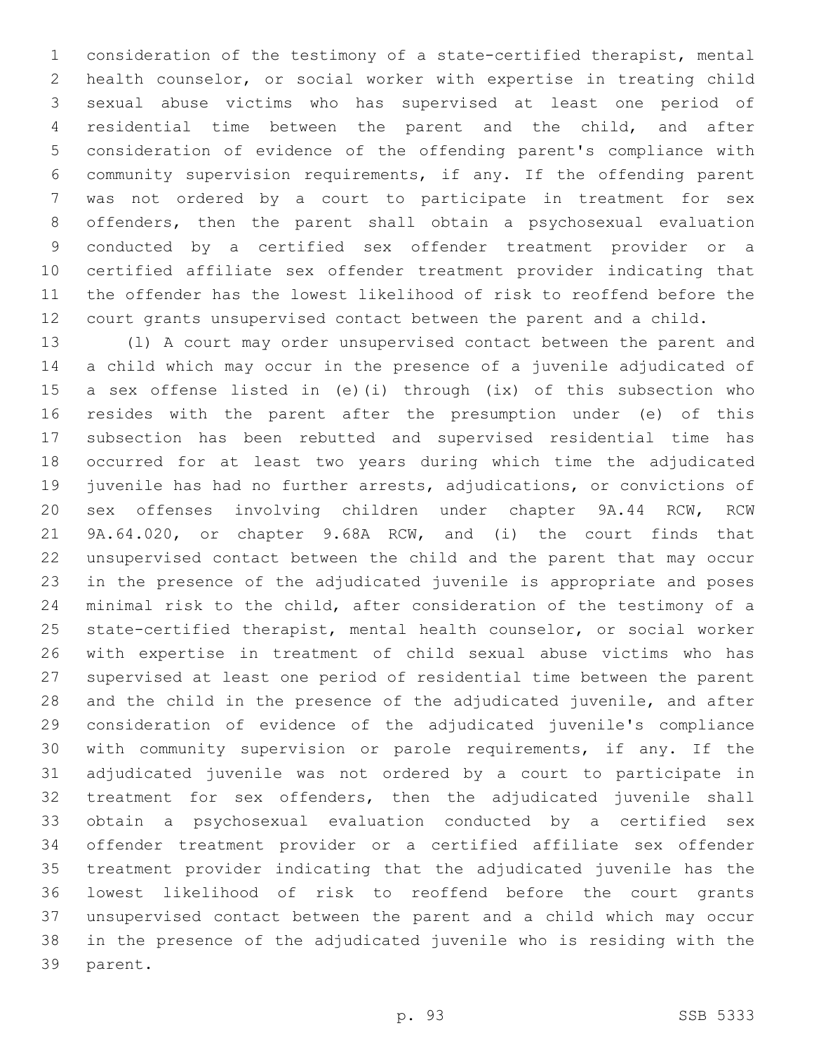consideration of the testimony of a state-certified therapist, mental health counselor, or social worker with expertise in treating child sexual abuse victims who has supervised at least one period of residential time between the parent and the child, and after consideration of evidence of the offending parent's compliance with community supervision requirements, if any. If the offending parent was not ordered by a court to participate in treatment for sex offenders, then the parent shall obtain a psychosexual evaluation conducted by a certified sex offender treatment provider or a certified affiliate sex offender treatment provider indicating that the offender has the lowest likelihood of risk to reoffend before the court grants unsupervised contact between the parent and a child.

(l) A court may order unsupervised contact between the parent and a child which may occur in the presence of a juvenile adjudicated of a sex offense listed in (e)(i) through (ix) of this subsection who resides with the parent after the presumption under (e) of this subsection has been rebutted and supervised residential time has occurred for at least two years during which time the adjudicated juvenile has had no further arrests, adjudications, or convictions of sex offenses involving children under chapter 9A.44 RCW, RCW 9A.64.020, or chapter 9.68A RCW, and (i) the court finds that unsupervised contact between the child and the parent that may occur in the presence of the adjudicated juvenile is appropriate and poses minimal risk to the child, after consideration of the testimony of a state-certified therapist, mental health counselor, or social worker with expertise in treatment of child sexual abuse victims who has supervised at least one period of residential time between the parent and the child in the presence of the adjudicated juvenile, and after consideration of evidence of the adjudicated juvenile's compliance with community supervision or parole requirements, if any. If the adjudicated juvenile was not ordered by a court to participate in treatment for sex offenders, then the adjudicated juvenile shall obtain a psychosexual evaluation conducted by a certified sex offender treatment provider or a certified affiliate sex offender treatment provider indicating that the adjudicated juvenile has the lowest likelihood of risk to reoffend before the court grants unsupervised contact between the parent and a child which may occur in the presence of the adjudicated juvenile who is residing with the parent.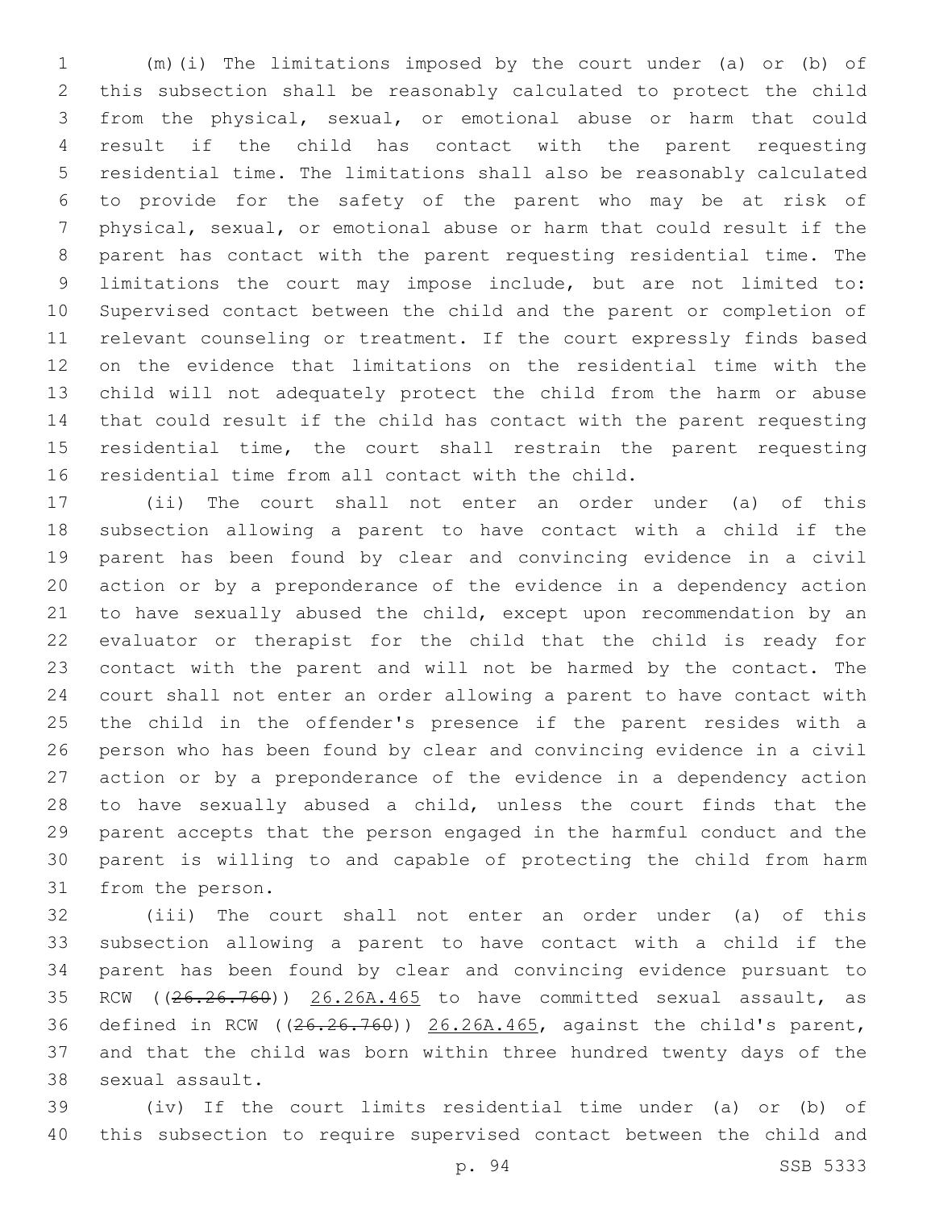(m)(i) The limitations imposed by the court under (a) or (b) of this subsection shall be reasonably calculated to protect the child from the physical, sexual, or emotional abuse or harm that could result if the child has contact with the parent requesting residential time. The limitations shall also be reasonably calculated to provide for the safety of the parent who may be at risk of physical, sexual, or emotional abuse or harm that could result if the parent has contact with the parent requesting residential time. The limitations the court may impose include, but are not limited to: Supervised contact between the child and the parent or completion of relevant counseling or treatment. If the court expressly finds based on the evidence that limitations on the residential time with the child will not adequately protect the child from the harm or abuse that could result if the child has contact with the parent requesting residential time, the court shall restrain the parent requesting residential time from all contact with the child.

(ii) The court shall not enter an order under (a) of this subsection allowing a parent to have contact with a child if the parent has been found by clear and convincing evidence in a civil action or by a preponderance of the evidence in a dependency action to have sexually abused the child, except upon recommendation by an evaluator or therapist for the child that the child is ready for contact with the parent and will not be harmed by the contact. The court shall not enter an order allowing a parent to have contact with the child in the offender's presence if the parent resides with a person who has been found by clear and convincing evidence in a civil action or by a preponderance of the evidence in a dependency action to have sexually abused a child, unless the court finds that the parent accepts that the person engaged in the harmful conduct and the parent is willing to and capable of protecting the child from harm from the person.

(iii) The court shall not enter an order under (a) of this subsection allowing a parent to have contact with a child if the parent has been found by clear and convincing evidence pursuant to RCW ((~~26.26.760~~)) 26.26A.465 to have committed sexual assault, as defined in RCW ((~~26.26.760~~)) 26.26A.465, against the child's parent, and that the child was born within three hundred twenty days of the sexual assault.

(iv) If the court limits residential time under (a) or (b) of this subsection to require supervised contact between the child and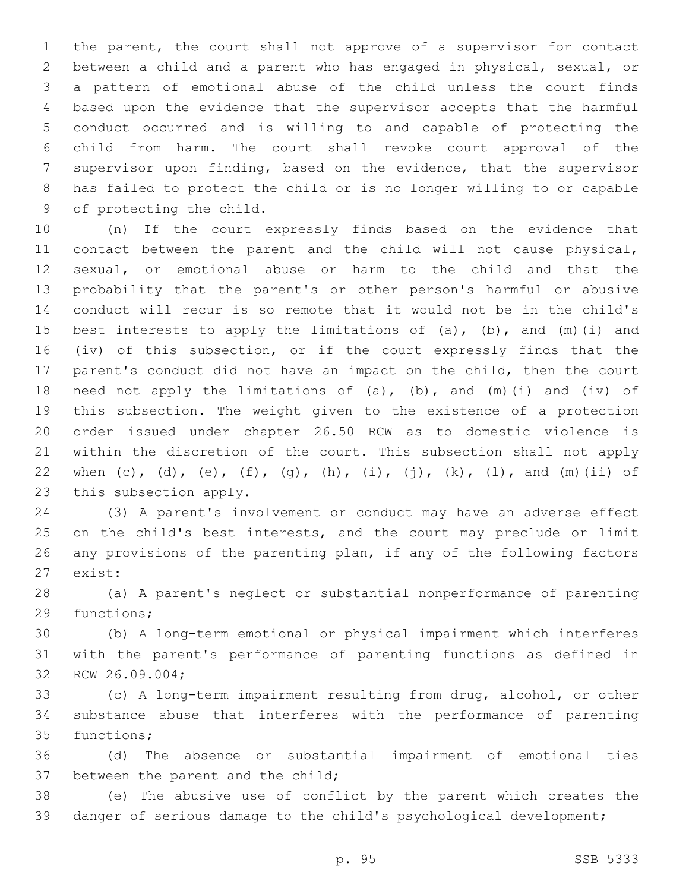the parent, the court shall not approve of a supervisor for contact between a child and a parent who has engaged in physical, sexual, or a pattern of emotional abuse of the child unless the court finds based upon the evidence that the supervisor accepts that the harmful conduct occurred and is willing to and capable of protecting the child from harm. The court shall revoke court approval of the supervisor upon finding, based on the evidence, that the supervisor has failed to protect the child or is no longer willing to or capable of protecting the child.

(n) If the court expressly finds based on the evidence that contact between the parent and the child will not cause physical, sexual, or emotional abuse or harm to the child and that the probability that the parent's or other person's harmful or abusive conduct will recur is so remote that it would not be in the child's best interests to apply the limitations of (a), (b), and (m)(i) and (iv) of this subsection, or if the court expressly finds that the parent's conduct did not have an impact on the child, then the court need not apply the limitations of (a), (b), and (m)(i) and (iv) of this subsection. The weight given to the existence of a protection order issued under chapter 26.50 RCW as to domestic violence is within the discretion of the court. This subsection shall not apply when (c), (d), (e), (f), (g), (h), (i), (j), (k), (l), and (m)(ii) of this subsection apply.

(3) A parent's involvement or conduct may have an adverse effect on the child's best interests, and the court may preclude or limit any provisions of the parenting plan, if any of the following factors exist:

(a) A parent's neglect or substantial nonperformance of parenting functions;

(b) A long-term emotional or physical impairment which interferes with the parent's performance of parenting functions as defined in RCW 26.09.004;

(c) A long-term impairment resulting from drug, alcohol, or other substance abuse that interferes with the performance of parenting functions;

(d) The absence or substantial impairment of emotional ties between the parent and the child;

(e) The abusive use of conflict by the parent which creates the danger of serious damage to the child's psychological development;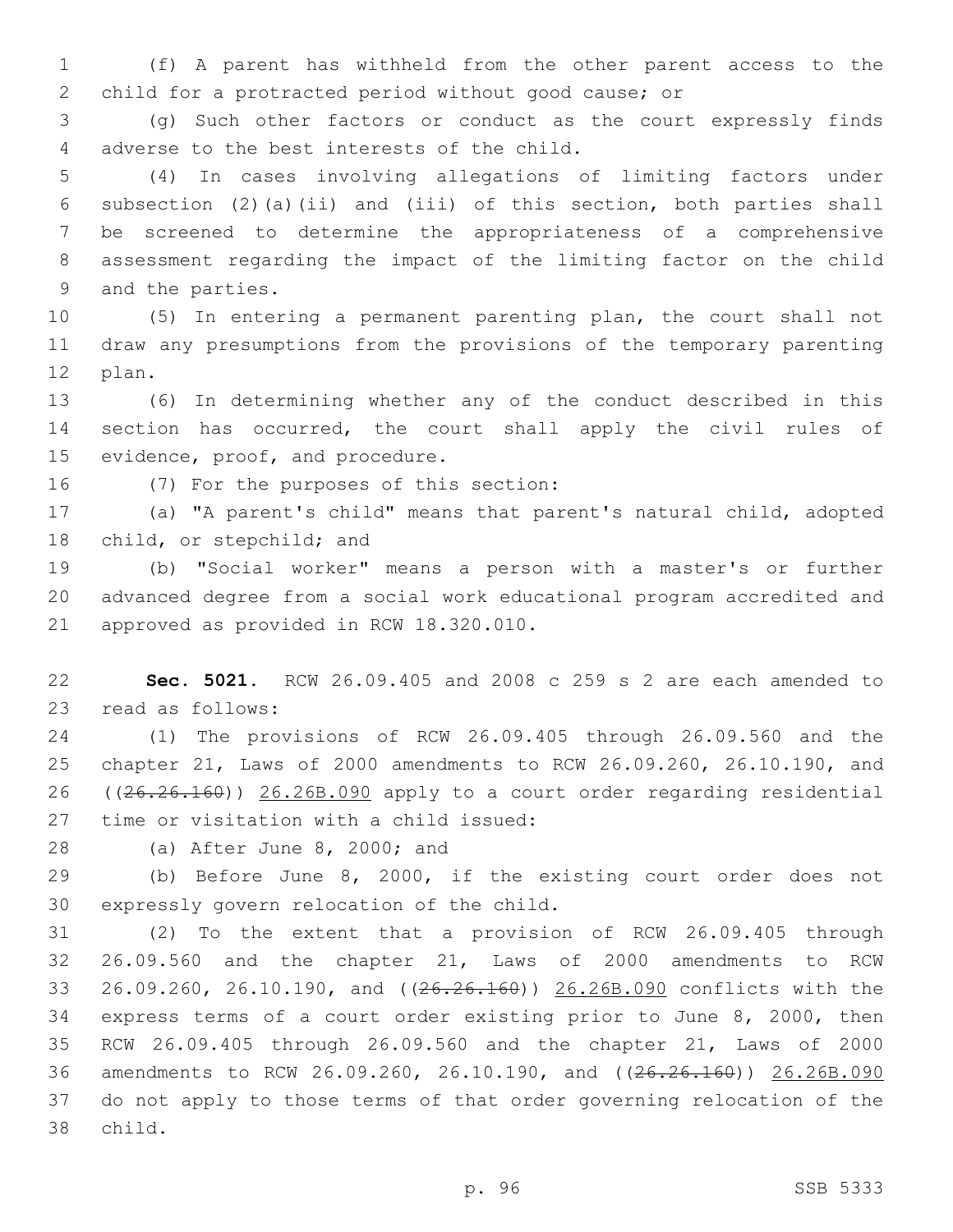(f) A parent has withheld from the other parent access to the child for a protracted period without good cause; or

(g) Such other factors or conduct as the court expressly finds adverse to the best interests of the child.

(4) In cases involving allegations of limiting factors under subsection (2)(a)(ii) and (iii) of this section, both parties shall be screened to determine the appropriateness of a comprehensive assessment regarding the impact of the limiting factor on the child and the parties.

(5) In entering a permanent parenting plan, the court shall not draw any presumptions from the provisions of the temporary parenting plan.

(6) In determining whether any of the conduct described in this section has occurred, the court shall apply the civil rules of evidence, proof, and procedure.

(7) For the purposes of this section:

(a) "A parent's child" means that parent's natural child, adopted child, or stepchild; and

(b) "Social worker" means a person with a master's or further advanced degree from a social work educational program accredited and approved as provided in RCW 18.320.010.

**Sec. 5021.** RCW 26.09.405 and 2008 c 259 s 2 are each amended to read as follows:

(1) The provisions of RCW 26.09.405 through 26.09.560 and the chapter 21, Laws of 2000 amendments to RCW 26.09.260, 26.10.190, and ((~~26.26.160~~)) <u>26.26B.090</u> apply to a court order regarding residential time or visitation with a child issued:

(a) After June 8, 2000; and

(b) Before June 8, 2000, if the existing court order does not expressly govern relocation of the child.

(2) To the extent that a provision of RCW 26.09.405 through 26.09.560 and the chapter 21, Laws of 2000 amendments to RCW 26.09.260, 26.10.190, and ((~~26.26.160~~)) <u>26.26B.090</u> conflicts with the express terms of a court order existing prior to June 8, 2000, then RCW 26.09.405 through 26.09.560 and the chapter 21, Laws of 2000 amendments to RCW 26.09.260, 26.10.190, and ((~~26.26.160~~)) <u>26.26B.090</u> do not apply to those terms of that order governing relocation of the child.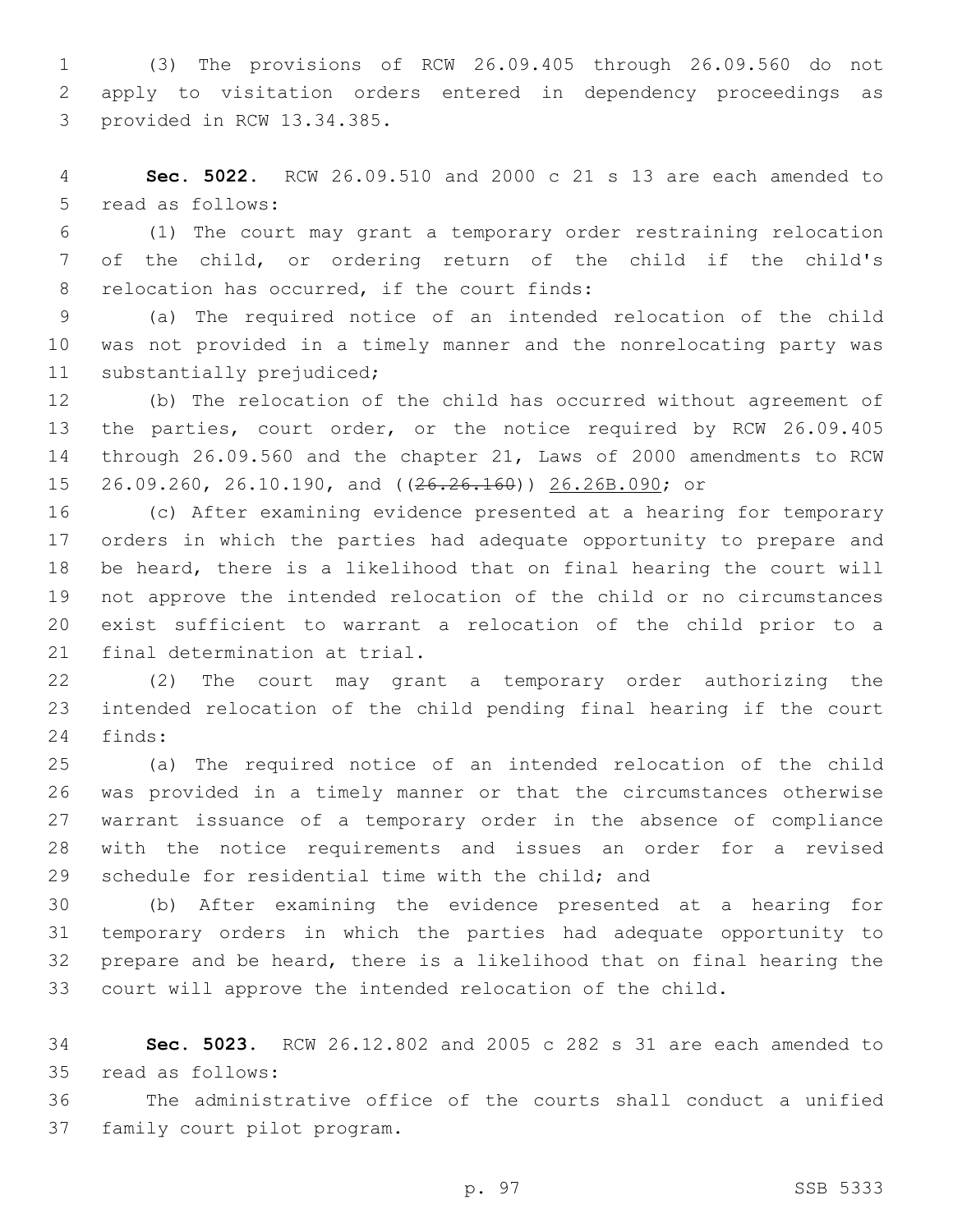(3) The provisions of RCW 26.09.405 through 26.09.560 do not apply to visitation orders entered in dependency proceedings as provided in RCW 13.34.385.

**Sec. 5022.** RCW 26.09.510 and 2000 c 21 s 13 are each amended to read as follows:

(1) The court may grant a temporary order restraining relocation of the child, or ordering return of the child if the child's relocation has occurred, if the court finds:

(a) The required notice of an intended relocation of the child was not provided in a timely manner and the nonrelocating party was substantially prejudiced;

(b) The relocation of the child has occurred without agreement of the parties, court order, or the notice required by RCW 26.09.405 through 26.09.560 and the chapter 21, Laws of 2000 amendments to RCW 26.09.260, 26.10.190, and ((~~26.26.160~~)) <u>26.26B.090</u>; or

(c) After examining evidence presented at a hearing for temporary orders in which the parties had adequate opportunity to prepare and be heard, there is a likelihood that on final hearing the court will not approve the intended relocation of the child or no circumstances exist sufficient to warrant a relocation of the child prior to a final determination at trial.

(2) The court may grant a temporary order authorizing the intended relocation of the child pending final hearing if the court finds:

(a) The required notice of an intended relocation of the child was provided in a timely manner or that the circumstances otherwise warrant issuance of a temporary order in the absence of compliance with the notice requirements and issues an order for a revised schedule for residential time with the child; and

(b) After examining the evidence presented at a hearing for temporary orders in which the parties had adequate opportunity to prepare and be heard, there is a likelihood that on final hearing the court will approve the intended relocation of the child.

**Sec. 5023.** RCW 26.12.802 and 2005 c 282 s 31 are each amended to read as follows:

The administrative office of the courts shall conduct a unified family court pilot program.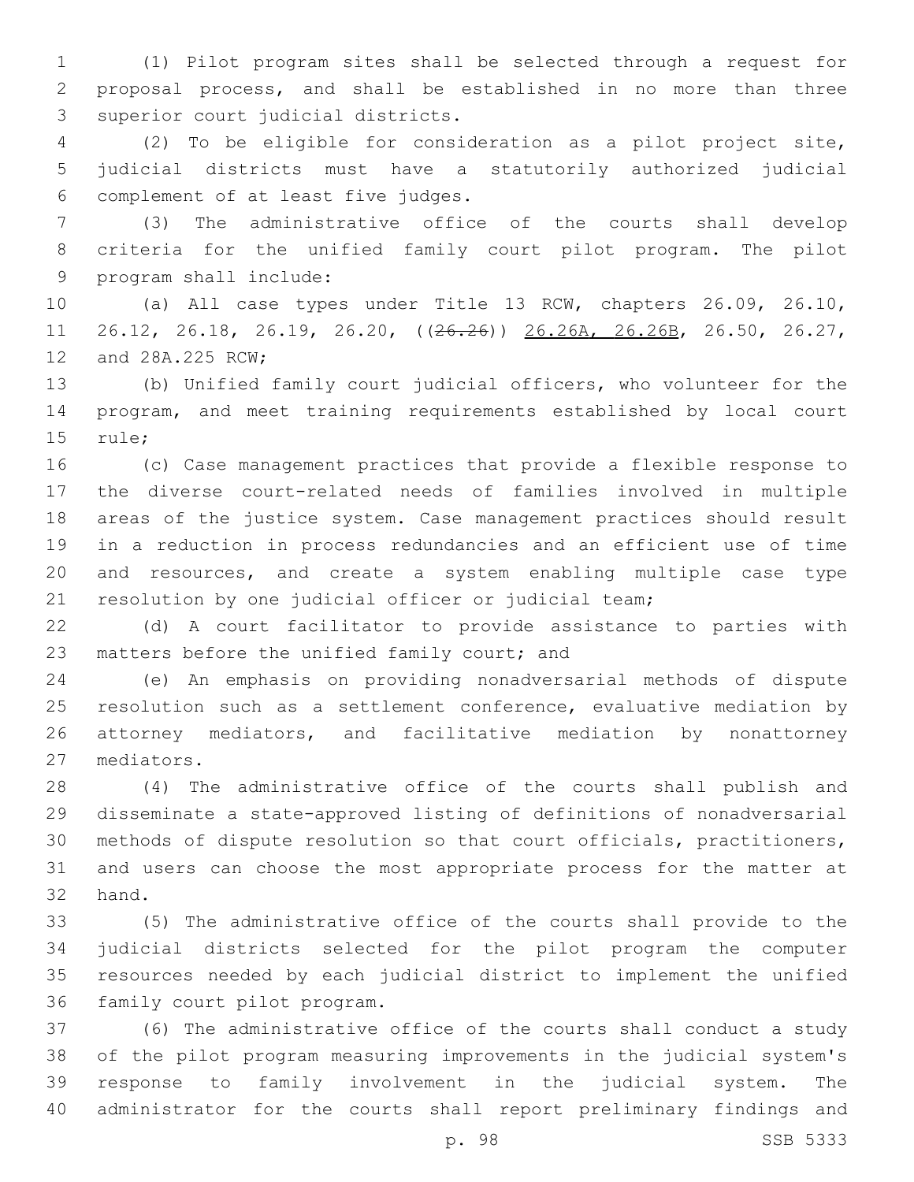(1) Pilot program sites shall be selected through a request for proposal process, and shall be established in no more than three superior court judicial districts.

(2) To be eligible for consideration as a pilot project site, judicial districts must have a statutorily authorized judicial complement of at least five judges.

(3) The administrative office of the courts shall develop criteria for the unified family court pilot program. The pilot program shall include:

(a) All case types under Title 13 RCW, chapters 26.09, 26.10, 26.12, 26.18, 26.19, 26.20, ((~~26.26~~)) <u>26.26A, 26.26B</u>, 26.50, 26.27, and 28A.225 RCW;

(b) Unified family court judicial officers, who volunteer for the program, and meet training requirements established by local court rule;

(c) Case management practices that provide a flexible response to the diverse court-related needs of families involved in multiple areas of the justice system. Case management practices should result in a reduction in process redundancies and an efficient use of time and resources, and create a system enabling multiple case type resolution by one judicial officer or judicial team;

(d) A court facilitator to provide assistance to parties with matters before the unified family court; and

(e) An emphasis on providing nonadversarial methods of dispute resolution such as a settlement conference, evaluative mediation by attorney mediators, and facilitative mediation by nonattorney mediators.

(4) The administrative office of the courts shall publish and disseminate a state-approved listing of definitions of nonadversarial methods of dispute resolution so that court officials, practitioners, and users can choose the most appropriate process for the matter at hand.

(5) The administrative office of the courts shall provide to the judicial districts selected for the pilot program the computer resources needed by each judicial district to implement the unified family court pilot program.

(6) The administrative office of the courts shall conduct a study of the pilot program measuring improvements in the judicial system's response to family involvement in the judicial system. The administrator for the courts shall report preliminary findings and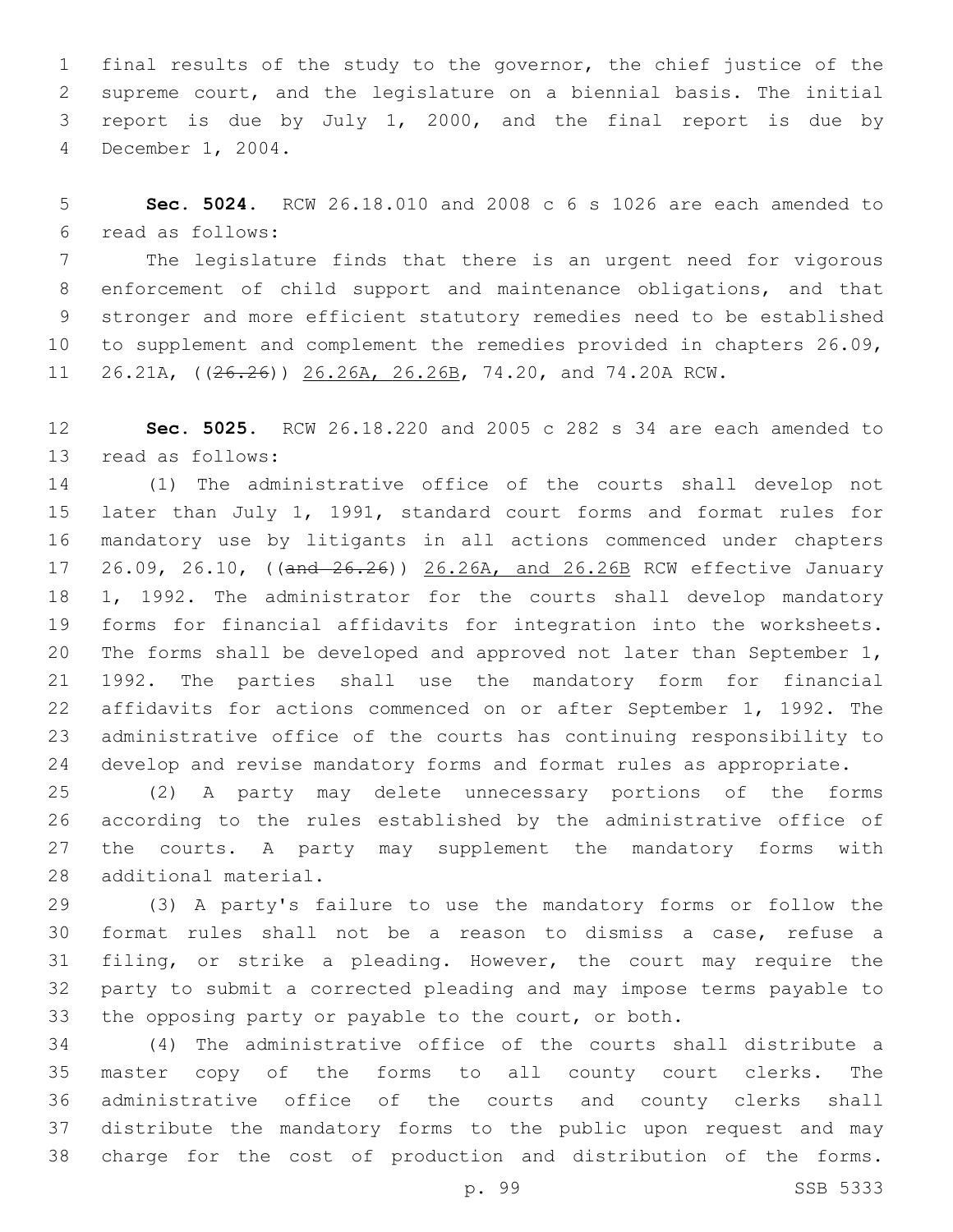final results of the study to the governor, the chief justice of the supreme court, and the legislature on a biennial basis. The initial report is due by July 1, 2000, and the final report is due by December 1, 2004.

**Sec. 5024.** RCW 26.18.010 and 2008 c 6 s 1026 are each amended to read as follows:

The legislature finds that there is an urgent need for vigorous enforcement of child support and maintenance obligations, and that stronger and more efficient statutory remedies need to be established to supplement and complement the remedies provided in chapters 26.09, 26.21A, ((~~26.26~~)) <u>26.26A, 26.26B</u>, 74.20, and 74.20A RCW.

**Sec. 5025.** RCW 26.18.220 and 2005 c 282 s 34 are each amended to read as follows:

(1) The administrative office of the courts shall develop not later than July 1, 1991, standard court forms and format rules for mandatory use by litigants in all actions commenced under chapters 26.09, 26.10, ((~~and 26.26~~)) <u>26.26A, and 26.26B</u> RCW effective January 1, 1992. The administrator for the courts shall develop mandatory forms for financial affidavits for integration into the worksheets. The forms shall be developed and approved not later than September 1, 1992. The parties shall use the mandatory form for financial affidavits for actions commenced on or after September 1, 1992. The administrative office of the courts has continuing responsibility to develop and revise mandatory forms and format rules as appropriate.

(2) A party may delete unnecessary portions of the forms according to the rules established by the administrative office of the courts. A party may supplement the mandatory forms with additional material.

(3) A party's failure to use the mandatory forms or follow the format rules shall not be a reason to dismiss a case, refuse a filing, or strike a pleading. However, the court may require the party to submit a corrected pleading and may impose terms payable to the opposing party or payable to the court, or both.

(4) The administrative office of the courts shall distribute a master copy of the forms to all county court clerks. The administrative office of the courts and county clerks shall distribute the mandatory forms to the public upon request and may charge for the cost of production and distribution of the forms.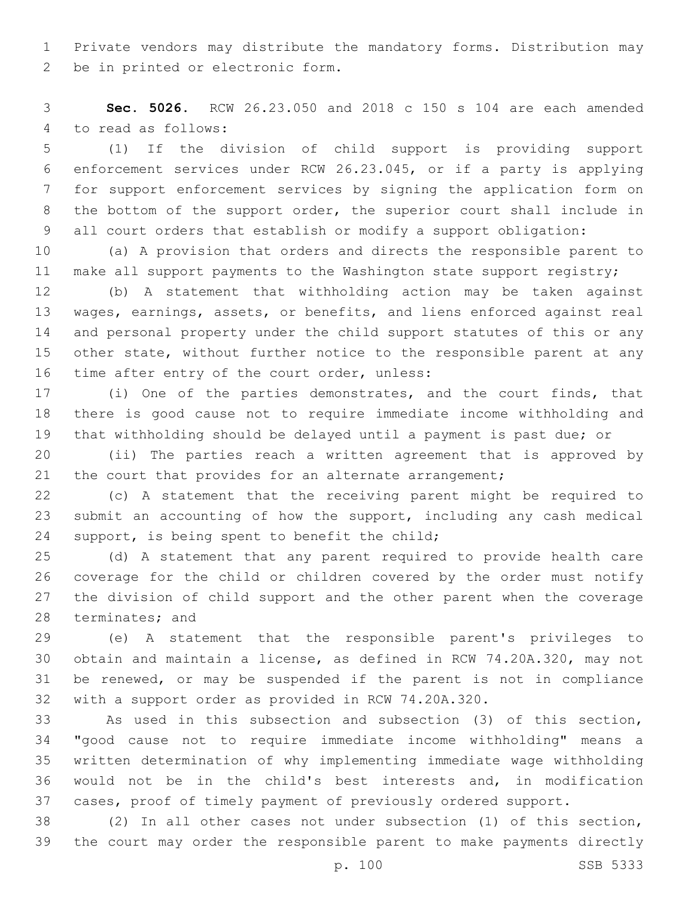Private vendors may distribute the mandatory forms. Distribution may be in printed or electronic form.

**Sec. 5026.** RCW 26.23.050 and 2018 c 150 s 104 are each amended to read as follows:

(1) If the division of child support is providing support enforcement services under RCW 26.23.045, or if a party is applying for support enforcement services by signing the application form on the bottom of the support order, the superior court shall include in all court orders that establish or modify a support obligation:

(a) A provision that orders and directs the responsible parent to make all support payments to the Washington state support registry;

(b) A statement that withholding action may be taken against wages, earnings, assets, or benefits, and liens enforced against real and personal property under the child support statutes of this or any other state, without further notice to the responsible parent at any time after entry of the court order, unless:

(i) One of the parties demonstrates, and the court finds, that there is good cause not to require immediate income withholding and that withholding should be delayed until a payment is past due; or

(ii) The parties reach a written agreement that is approved by the court that provides for an alternate arrangement;

(c) A statement that the receiving parent might be required to submit an accounting of how the support, including any cash medical support, is being spent to benefit the child;

(d) A statement that any parent required to provide health care coverage for the child or children covered by the order must notify the division of child support and the other parent when the coverage terminates; and

(e) A statement that the responsible parent's privileges to obtain and maintain a license, as defined in RCW 74.20A.320, may not be renewed, or may be suspended if the parent is not in compliance with a support order as provided in RCW 74.20A.320.

As used in this subsection and subsection (3) of this section, "good cause not to require immediate income withholding" means a written determination of why implementing immediate wage withholding would not be in the child's best interests and, in modification cases, proof of timely payment of previously ordered support.

(2) In all other cases not under subsection (1) of this section, the court may order the responsible parent to make payments directly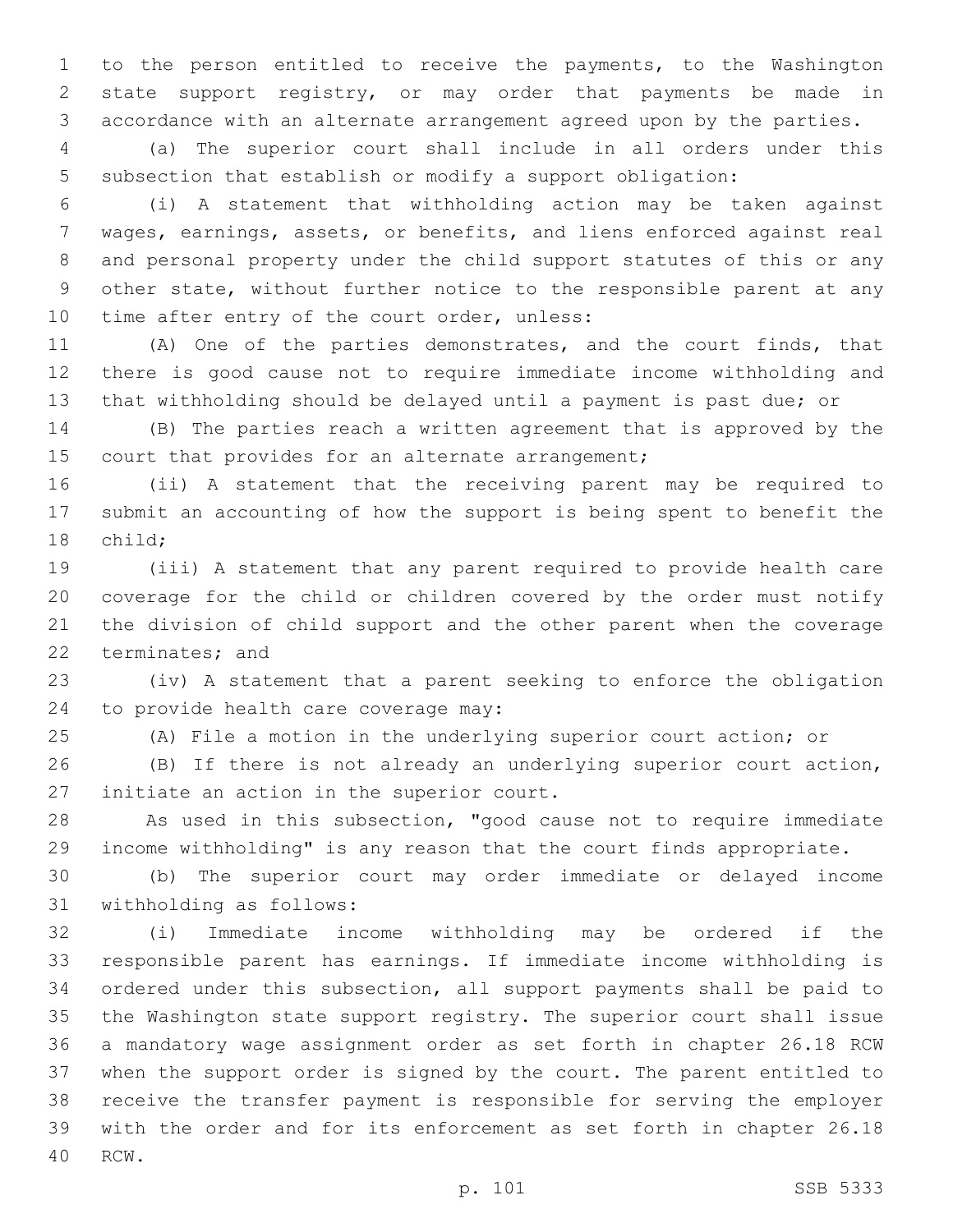to the person entitled to receive the payments, to the Washington state support registry, or may order that payments be made in accordance with an alternate arrangement agreed upon by the parties.

(a) The superior court shall include in all orders under this subsection that establish or modify a support obligation:

(i) A statement that withholding action may be taken against wages, earnings, assets, or benefits, and liens enforced against real and personal property under the child support statutes of this or any other state, without further notice to the responsible parent at any time after entry of the court order, unless:

(A) One of the parties demonstrates, and the court finds, that there is good cause not to require immediate income withholding and that withholding should be delayed until a payment is past due; or

(B) The parties reach a written agreement that is approved by the court that provides for an alternate arrangement;

(ii) A statement that the receiving parent may be required to submit an accounting of how the support is being spent to benefit the child;

(iii) A statement that any parent required to provide health care coverage for the child or children covered by the order must notify the division of child support and the other parent when the coverage terminates; and

(iv) A statement that a parent seeking to enforce the obligation to provide health care coverage may:

(A) File a motion in the underlying superior court action; or

(B) If there is not already an underlying superior court action, initiate an action in the superior court.

As used in this subsection, "good cause not to require immediate income withholding" is any reason that the court finds appropriate.

(b) The superior court may order immediate or delayed income withholding as follows:

(i) Immediate income withholding may be ordered if the responsible parent has earnings. If immediate income withholding is ordered under this subsection, all support payments shall be paid to the Washington state support registry. The superior court shall issue a mandatory wage assignment order as set forth in chapter 26.18 RCW when the support order is signed by the court. The parent entitled to receive the transfer payment is responsible for serving the employer with the order and for its enforcement as set forth in chapter 26.18 RCW.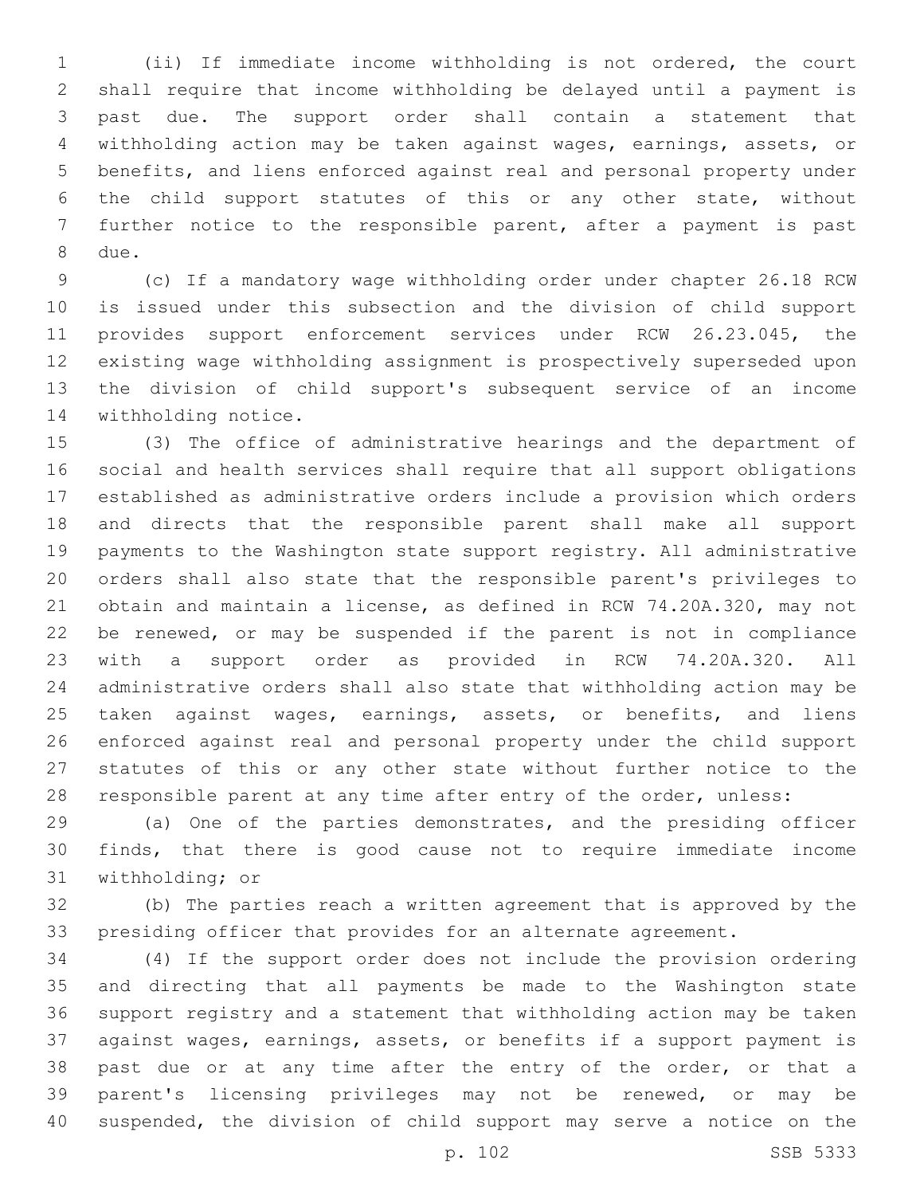(ii) If immediate income withholding is not ordered, the court shall require that income withholding be delayed until a payment is past due. The support order shall contain a statement that withholding action may be taken against wages, earnings, assets, or benefits, and liens enforced against real and personal property under the child support statutes of this or any other state, without further notice to the responsible parent, after a payment is past due.

(c) If a mandatory wage withholding order under chapter 26.18 RCW is issued under this subsection and the division of child support provides support enforcement services under RCW 26.23.045, the existing wage withholding assignment is prospectively superseded upon the division of child support's subsequent service of an income withholding notice.

(3) The office of administrative hearings and the department of social and health services shall require that all support obligations established as administrative orders include a provision which orders and directs that the responsible parent shall make all support payments to the Washington state support registry. All administrative orders shall also state that the responsible parent's privileges to obtain and maintain a license, as defined in RCW 74.20A.320, may not be renewed, or may be suspended if the parent is not in compliance with a support order as provided in RCW 74.20A.320. All administrative orders shall also state that withholding action may be taken against wages, earnings, assets, or benefits, and liens enforced against real and personal property under the child support statutes of this or any other state without further notice to the responsible parent at any time after entry of the order, unless:

(a) One of the parties demonstrates, and the presiding officer finds, that there is good cause not to require immediate income withholding; or

(b) The parties reach a written agreement that is approved by the presiding officer that provides for an alternate agreement.

(4) If the support order does not include the provision ordering and directing that all payments be made to the Washington state support registry and a statement that withholding action may be taken against wages, earnings, assets, or benefits if a support payment is past due or at any time after the entry of the order, or that a parent's licensing privileges may not be renewed, or may be suspended, the division of child support may serve a notice on the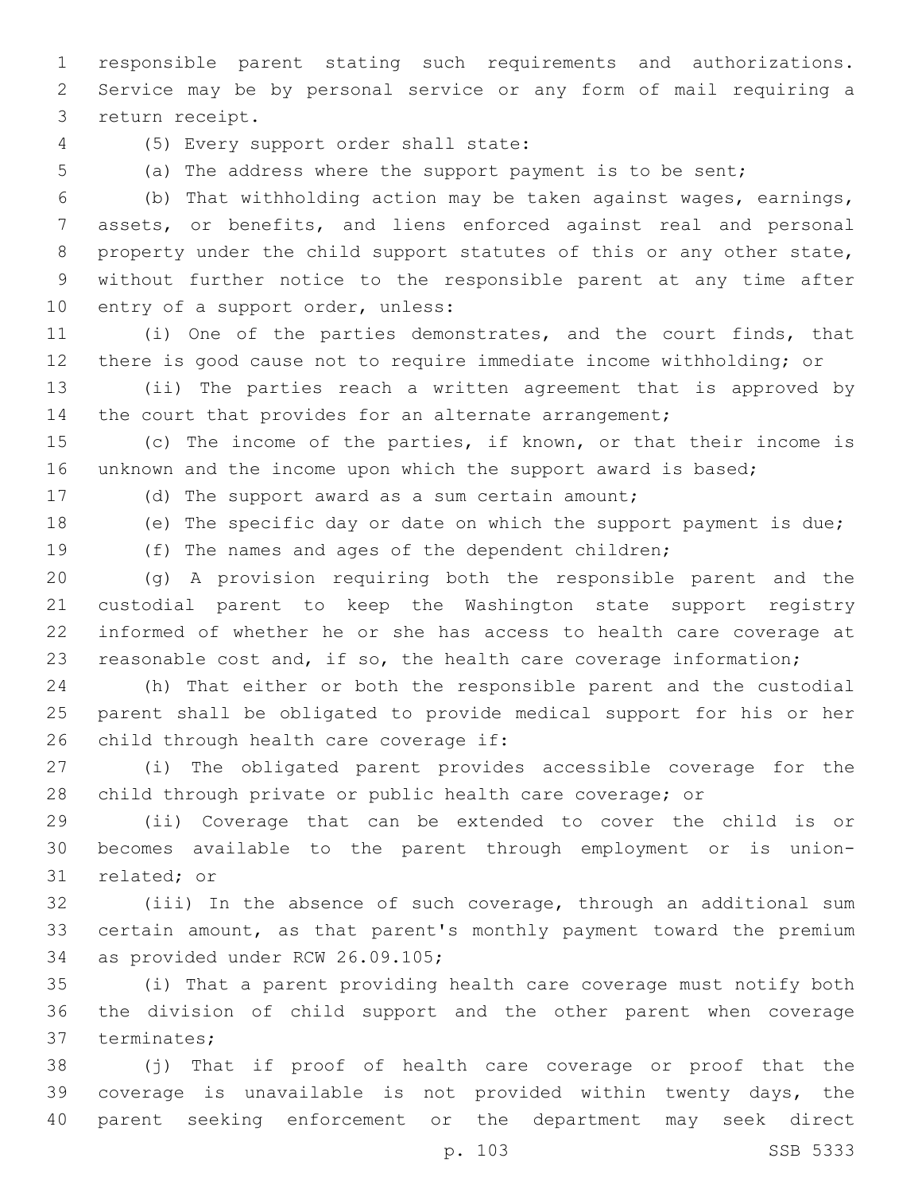responsible parent stating such requirements and authorizations. Service may be by personal service or any form of mail requiring a return receipt.

(5) Every support order shall state:

(a) The address where the support payment is to be sent;

(b) That withholding action may be taken against wages, earnings, assets, or benefits, and liens enforced against real and personal property under the child support statutes of this or any other state, without further notice to the responsible parent at any time after entry of a support order, unless:

(i) One of the parties demonstrates, and the court finds, that there is good cause not to require immediate income withholding; or

(ii) The parties reach a written agreement that is approved by the court that provides for an alternate arrangement;

(c) The income of the parties, if known, or that their income is unknown and the income upon which the support award is based;

(d) The support award as a sum certain amount;

(e) The specific day or date on which the support payment is due;

(f) The names and ages of the dependent children;

(g) A provision requiring both the responsible parent and the custodial parent to keep the Washington state support registry informed of whether he or she has access to health care coverage at reasonable cost and, if so, the health care coverage information;

(h) That either or both the responsible parent and the custodial parent shall be obligated to provide medical support for his or her child through health care coverage if:

(i) The obligated parent provides accessible coverage for the child through private or public health care coverage; or

(ii) Coverage that can be extended to cover the child is or becomes available to the parent through employment or is union-related; or

(iii) In the absence of such coverage, through an additional sum certain amount, as that parent's monthly payment toward the premium as provided under RCW 26.09.105;

(i) That a parent providing health care coverage must notify both the division of child support and the other parent when coverage terminates;

(j) That if proof of health care coverage or proof that the coverage is unavailable is not provided within twenty days, the parent seeking enforcement or the department may seek direct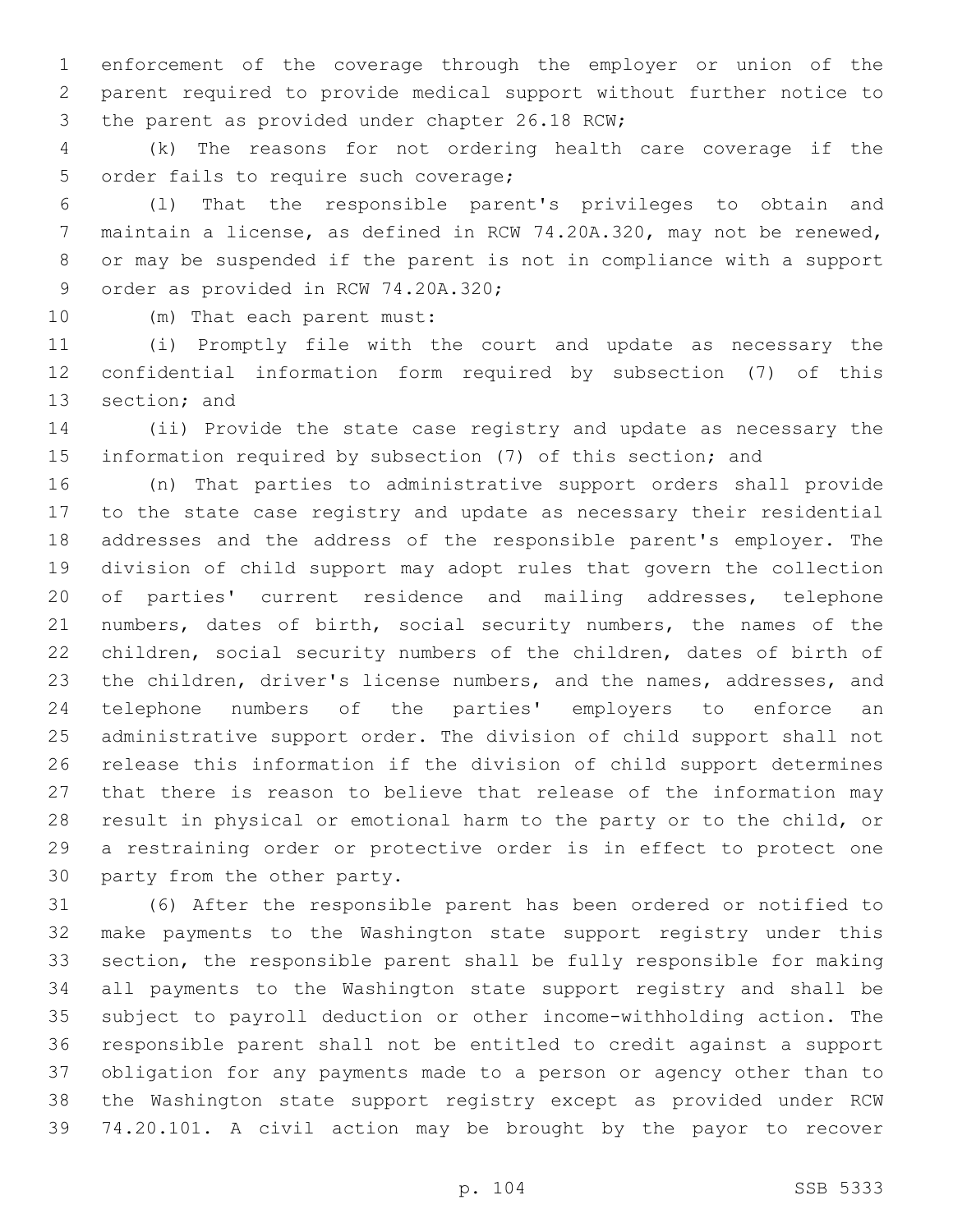enforcement of the coverage through the employer or union of the parent required to provide medical support without further notice to the parent as provided under chapter 26.18 RCW;

(k) The reasons for not ordering health care coverage if the order fails to require such coverage;

(l) That the responsible parent's privileges to obtain and maintain a license, as defined in RCW 74.20A.320, may not be renewed, or may be suspended if the parent is not in compliance with a support order as provided in RCW 74.20A.320;

(m) That each parent must:

(i) Promptly file with the court and update as necessary the confidential information form required by subsection (7) of this section; and

(ii) Provide the state case registry and update as necessary the information required by subsection (7) of this section; and

(n) That parties to administrative support orders shall provide to the state case registry and update as necessary their residential addresses and the address of the responsible parent's employer. The division of child support may adopt rules that govern the collection of parties' current residence and mailing addresses, telephone numbers, dates of birth, social security numbers, the names of the children, social security numbers of the children, dates of birth of the children, driver's license numbers, and the names, addresses, and telephone numbers of the parties' employers to enforce an administrative support order. The division of child support shall not release this information if the division of child support determines that there is reason to believe that release of the information may result in physical or emotional harm to the party or to the child, or a restraining order or protective order is in effect to protect one party from the other party.

(6) After the responsible parent has been ordered or notified to make payments to the Washington state support registry under this section, the responsible parent shall be fully responsible for making all payments to the Washington state support registry and shall be subject to payroll deduction or other income-withholding action. The responsible parent shall not be entitled to credit against a support obligation for any payments made to a person or agency other than to the Washington state support registry except as provided under RCW 74.20.101. A civil action may be brought by the payor to recover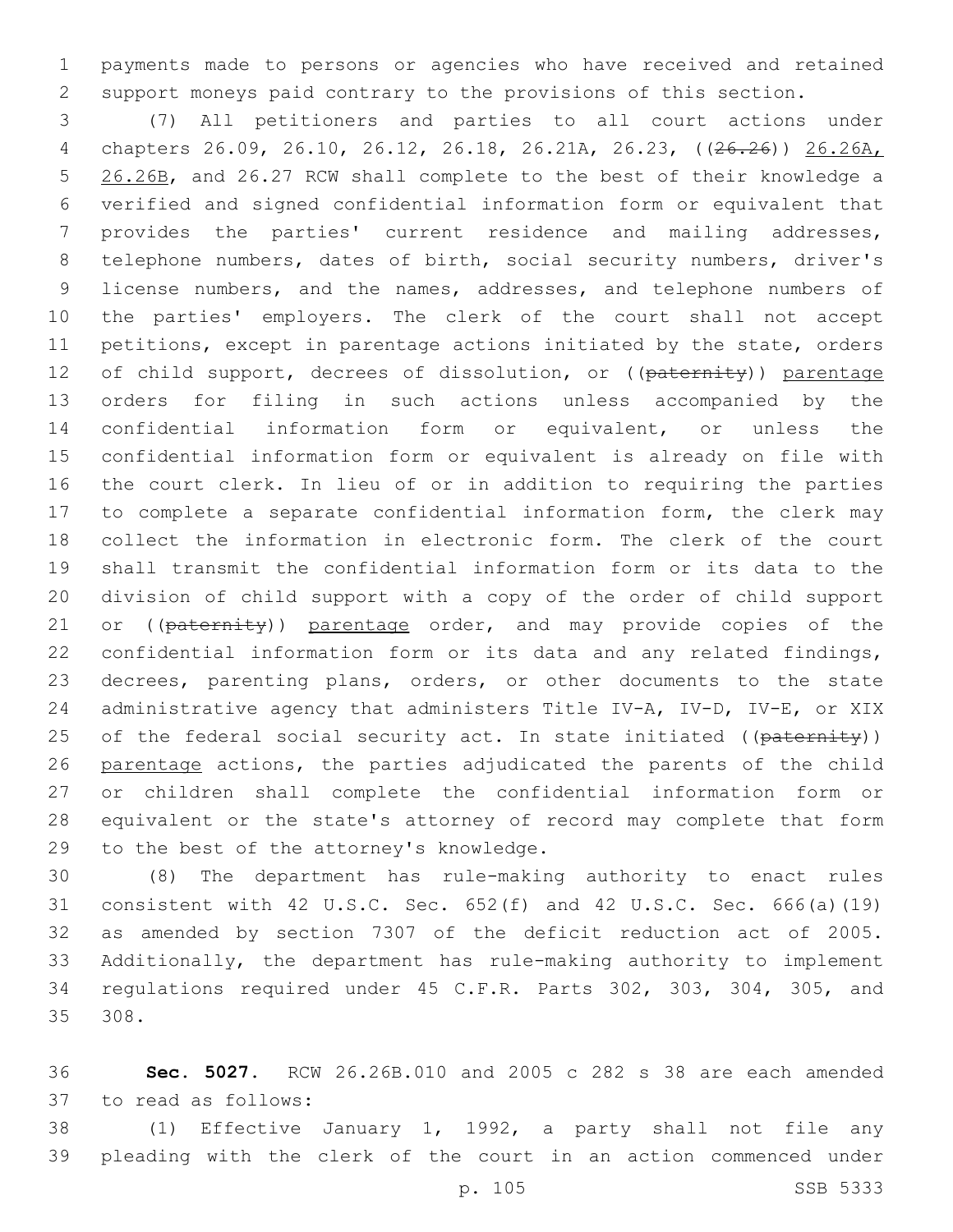payments made to persons or agencies who have received and retained support moneys paid contrary to the provisions of this section.

(7) All petitioners and parties to all court actions under chapters 26.09, 26.10, 26.12, 26.18, 26.21A, 26.23, ((~~26.26~~)) <u>26.26A, 26.26B</u>, and 26.27 RCW shall complete to the best of their knowledge a verified and signed confidential information form or equivalent that provides the parties' current residence and mailing addresses, telephone numbers, dates of birth, social security numbers, driver's license numbers, and the names, addresses, and telephone numbers of the parties' employers. The clerk of the court shall not accept petitions, except in parentage actions initiated by the state, orders of child support, decrees of dissolution, or ((~~paternity~~)) <u>parentage</u> orders for filing in such actions unless accompanied by the confidential information form or equivalent, or unless the confidential information form or equivalent is already on file with the court clerk. In lieu of or in addition to requiring the parties to complete a separate confidential information form, the clerk may collect the information in electronic form. The clerk of the court shall transmit the confidential information form or its data to the division of child support with a copy of the order of child support or ((~~paternity~~)) <u>parentage</u> order, and may provide copies of the confidential information form or its data and any related findings, decrees, parenting plans, orders, or other documents to the state administrative agency that administers Title IV-A, IV-D, IV-E, or XIX of the federal social security act. In state initiated ((~~paternity~~)) <u>parentage</u> actions, the parties adjudicated the parents of the child or children shall complete the confidential information form or equivalent or the state's attorney of record may complete that form to the best of the attorney's knowledge.

(8) The department has rule-making authority to enact rules consistent with 42 U.S.C. Sec. 652(f) and 42 U.S.C. Sec. 666(a)(19) as amended by section 7307 of the deficit reduction act of 2005. Additionally, the department has rule-making authority to implement regulations required under 45 C.F.R. Parts 302, 303, 304, 305, and 308.

**Sec. 5027.** RCW 26.26B.010 and 2005 c 282 s 38 are each amended to read as follows:

(1) Effective January 1, 1992, a party shall not file any pleading with the clerk of the court in an action commenced under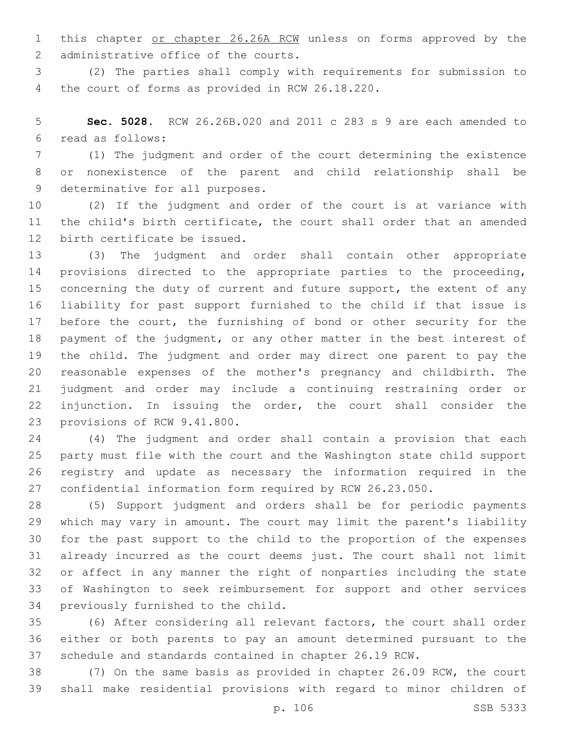this chapter <u>or chapter 26.26A RCW</u> unless on forms approved by the administrative office of the courts.

(2) The parties shall comply with requirements for submission to the court of forms as provided in RCW 26.18.220.

**Sec. 5028.** RCW 26.26B.020 and 2011 c 283 s 9 are each amended to read as follows:

(1) The judgment and order of the court determining the existence or nonexistence of the parent and child relationship shall be determinative for all purposes.

(2) If the judgment and order of the court is at variance with the child's birth certificate, the court shall order that an amended birth certificate be issued.

(3) The judgment and order shall contain other appropriate provisions directed to the appropriate parties to the proceeding, concerning the duty of current and future support, the extent of any liability for past support furnished to the child if that issue is before the court, the furnishing of bond or other security for the payment of the judgment, or any other matter in the best interest of the child. The judgment and order may direct one parent to pay the reasonable expenses of the mother's pregnancy and childbirth. The judgment and order may include a continuing restraining order or injunction. In issuing the order, the court shall consider the provisions of RCW 9.41.800.

(4) The judgment and order shall contain a provision that each party must file with the court and the Washington state child support registry and update as necessary the information required in the confidential information form required by RCW 26.23.050.

(5) Support judgment and orders shall be for periodic payments which may vary in amount. The court may limit the parent's liability for the past support to the child to the proportion of the expenses already incurred as the court deems just. The court shall not limit or affect in any manner the right of nonparties including the state of Washington to seek reimbursement for support and other services previously furnished to the child.

(6) After considering all relevant factors, the court shall order either or both parents to pay an amount determined pursuant to the schedule and standards contained in chapter 26.19 RCW.

(7) On the same basis as provided in chapter 26.09 RCW, the court shall make residential provisions with regard to minor children of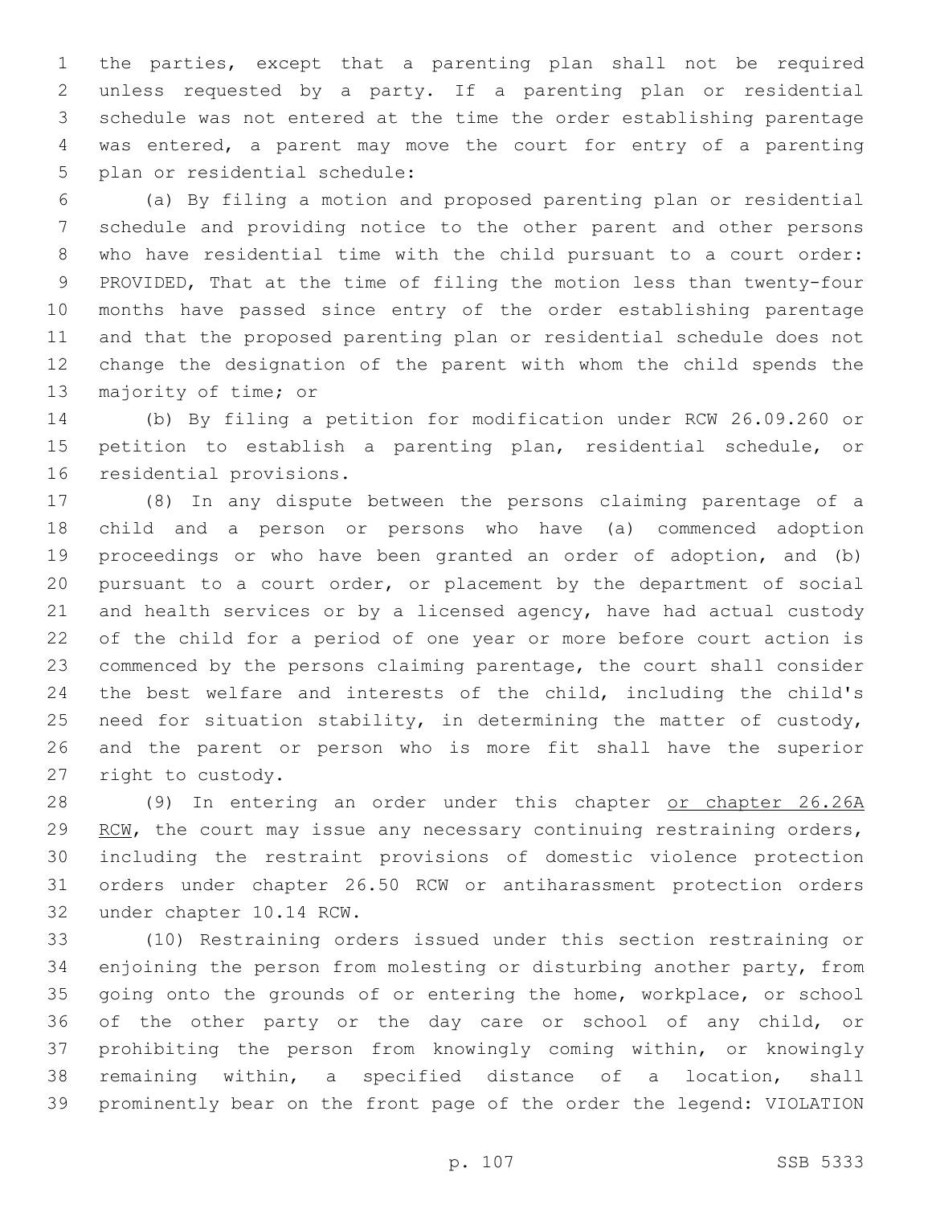the parties, except that a parenting plan shall not be required unless requested by a party. If a parenting plan or residential schedule was not entered at the time the order establishing parentage was entered, a parent may move the court for entry of a parenting plan or residential schedule:

(a) By filing a motion and proposed parenting plan or residential schedule and providing notice to the other parent and other persons who have residential time with the child pursuant to a court order: PROVIDED, That at the time of filing the motion less than twenty-four months have passed since entry of the order establishing parentage and that the proposed parenting plan or residential schedule does not change the designation of the parent with whom the child spends the majority of time; or

(b) By filing a petition for modification under RCW 26.09.260 or petition to establish a parenting plan, residential schedule, or residential provisions.

(8) In any dispute between the persons claiming parentage of a child and a person or persons who have (a) commenced adoption proceedings or who have been granted an order of adoption, and (b) pursuant to a court order, or placement by the department of social and health services or by a licensed agency, have had actual custody of the child for a period of one year or more before court action is commenced by the persons claiming parentage, the court shall consider the best welfare and interests of the child, including the child's need for situation stability, in determining the matter of custody, and the parent or person who is more fit shall have the superior right to custody.

(9) In entering an order under this chapter <u>or chapter 26.26A RCW</u>, the court may issue any necessary continuing restraining orders, including the restraint provisions of domestic violence protection orders under chapter 26.50 RCW or antiharassment protection orders under chapter 10.14 RCW.

(10) Restraining orders issued under this section restraining or enjoining the person from molesting or disturbing another party, from going onto the grounds of or entering the home, workplace, or school of the other party or the day care or school of any child, or prohibiting the person from knowingly coming within, or knowingly remaining within, a specified distance of a location, shall prominently bear on the front page of the order the legend: VIOLATION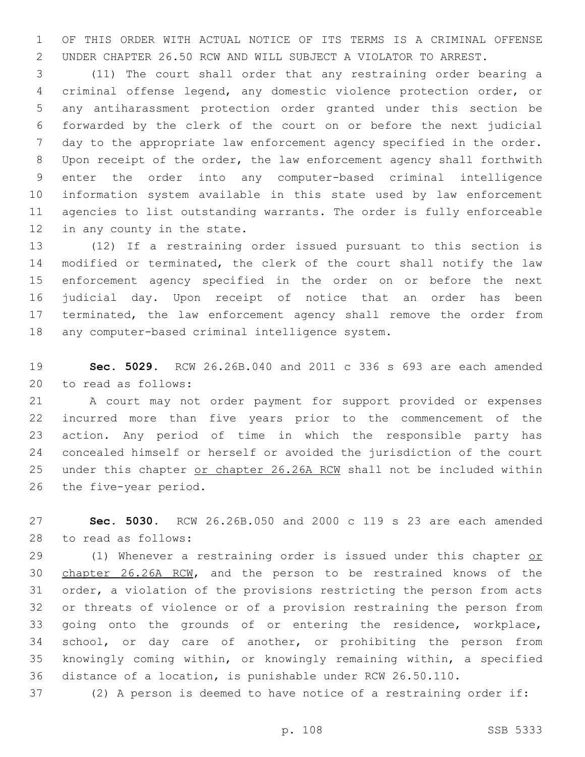OF THIS ORDER WITH ACTUAL NOTICE OF ITS TERMS IS A CRIMINAL OFFENSE UNDER CHAPTER 26.50 RCW AND WILL SUBJECT A VIOLATOR TO ARREST.

(11) The court shall order that any restraining order bearing a criminal offense legend, any domestic violence protection order, or any antiharassment protection order granted under this section be forwarded by the clerk of the court on or before the next judicial day to the appropriate law enforcement agency specified in the order. Upon receipt of the order, the law enforcement agency shall forthwith enter the order into any computer-based criminal intelligence information system available in this state used by law enforcement agencies to list outstanding warrants. The order is fully enforceable in any county in the state.

(12) If a restraining order issued pursuant to this section is modified or terminated, the clerk of the court shall notify the law enforcement agency specified in the order on or before the next judicial day. Upon receipt of notice that an order has been terminated, the law enforcement agency shall remove the order from any computer-based criminal intelligence system.

**Sec. 5029.** RCW 26.26B.040 and 2011 c 336 s 693 are each amended to read as follows:

A court may not order payment for support provided or expenses incurred more than five years prior to the commencement of the action. Any period of time in which the responsible party has concealed himself or herself or avoided the jurisdiction of the court under this chapter <u>or chapter 26.26A RCW</u> shall not be included within the five-year period.

**Sec. 5030.** RCW 26.26B.050 and 2000 c 119 s 23 are each amended to read as follows:

(1) Whenever a restraining order is issued under this chapter <u>or chapter 26.26A RCW</u>, and the person to be restrained knows of the order, a violation of the provisions restricting the person from acts or threats of violence or of a provision restraining the person from going onto the grounds of or entering the residence, workplace, school, or day care of another, or prohibiting the person from knowingly coming within, or knowingly remaining within, a specified distance of a location, is punishable under RCW 26.50.110.

(2) A person is deemed to have notice of a restraining order if: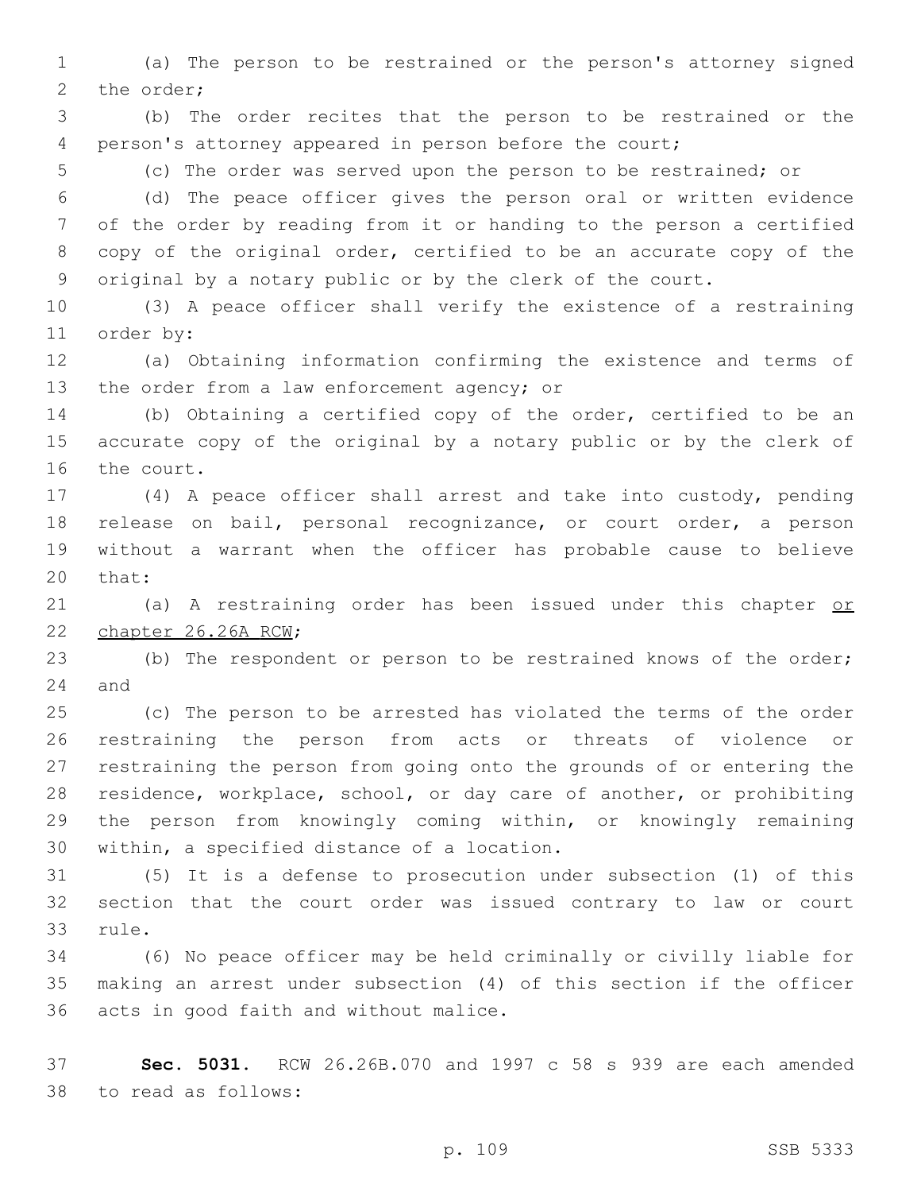(a) The person to be restrained or the person's attorney signed the order;

(b) The order recites that the person to be restrained or the person's attorney appeared in person before the court;

(c) The order was served upon the person to be restrained; or

(d) The peace officer gives the person oral or written evidence of the order by reading from it or handing to the person a certified copy of the original order, certified to be an accurate copy of the original by a notary public or by the clerk of the court.

(3) A peace officer shall verify the existence of a restraining order by:

(a) Obtaining information confirming the existence and terms of the order from a law enforcement agency; or

(b) Obtaining a certified copy of the order, certified to be an accurate copy of the original by a notary public or by the clerk of the court.

(4) A peace officer shall arrest and take into custody, pending release on bail, personal recognizance, or court order, a person without a warrant when the officer has probable cause to believe that:

(a) A restraining order has been issued under this chapter <u>or chapter 26.26A RCW</u>;

(b) The respondent or person to be restrained knows of the order; and

(c) The person to be arrested has violated the terms of the order restraining the person from acts or threats of violence or restraining the person from going onto the grounds of or entering the residence, workplace, school, or day care of another, or prohibiting the person from knowingly coming within, or knowingly remaining within, a specified distance of a location.

(5) It is a defense to prosecution under subsection (1) of this section that the court order was issued contrary to law or court rule.

(6) No peace officer may be held criminally or civilly liable for making an arrest under subsection (4) of this section if the officer acts in good faith and without malice.

**Sec. 5031.** RCW 26.26B.070 and 1997 c 58 s 939 are each amended to read as follows: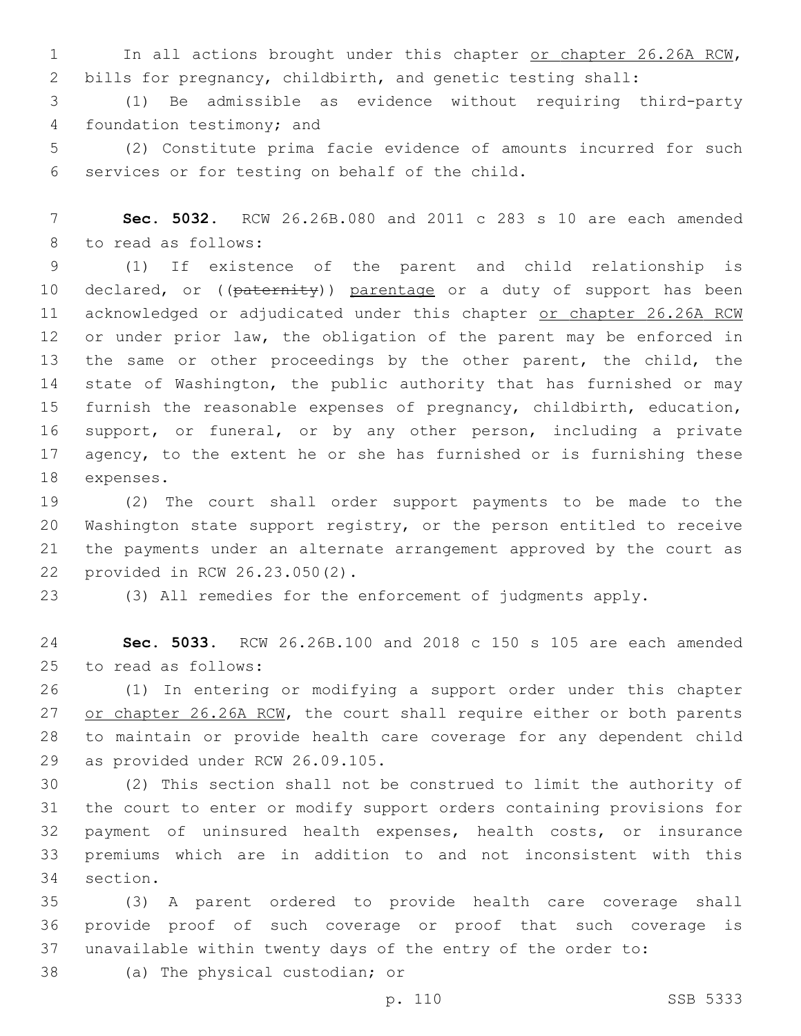In all actions brought under this chapter or chapter 26.26A RCW, bills for pregnancy, childbirth, and genetic testing shall:

(1) Be admissible as evidence without requiring third-party foundation testimony; and

(2) Constitute prima facie evidence of amounts incurred for such services or for testing on behalf of the child.

**Sec. 5032.** RCW 26.26B.080 and 2011 c 283 s 10 are each amended to read as follows:

(1) If existence of the parent and child relationship is declared, or ((~~paternity~~)) parentage or a duty of support has been acknowledged or adjudicated under this chapter or chapter 26.26A RCW or under prior law, the obligation of the parent may be enforced in the same or other proceedings by the other parent, the child, the state of Washington, the public authority that has furnished or may furnish the reasonable expenses of pregnancy, childbirth, education, support, or funeral, or by any other person, including a private agency, to the extent he or she has furnished or is furnishing these expenses.

(2) The court shall order support payments to be made to the Washington state support registry, or the person entitled to receive the payments under an alternate arrangement approved by the court as provided in RCW 26.23.050(2).

(3) All remedies for the enforcement of judgments apply.

**Sec. 5033.** RCW 26.26B.100 and 2018 c 150 s 105 are each amended to read as follows:

(1) In entering or modifying a support order under this chapter or chapter 26.26A RCW, the court shall require either or both parents to maintain or provide health care coverage for any dependent child as provided under RCW 26.09.105.

(2) This section shall not be construed to limit the authority of the court to enter or modify support orders containing provisions for payment of uninsured health expenses, health costs, or insurance premiums which are in addition to and not inconsistent with this section.

(3) A parent ordered to provide health care coverage shall provide proof of such coverage or proof that such coverage is unavailable within twenty days of the entry of the order to:

(a) The physical custodian; or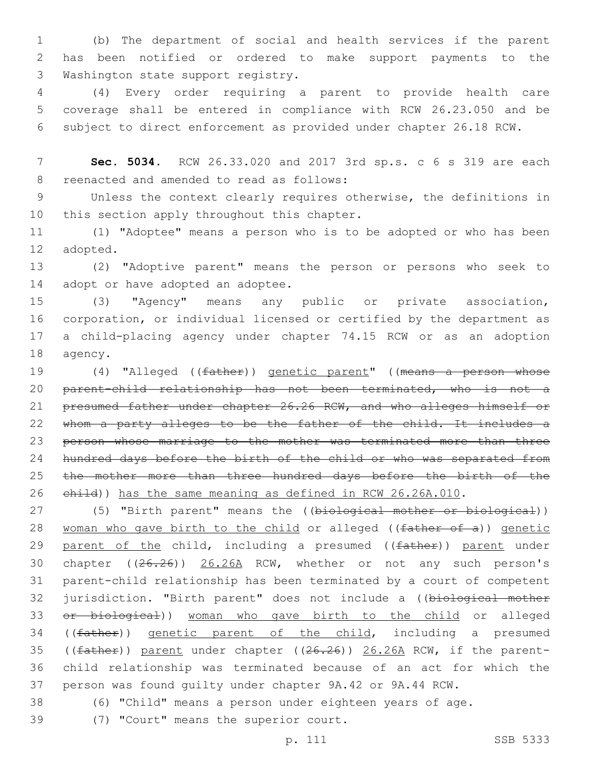(b) The department of social and health services if the parent has been notified or ordered to make support payments to the Washington state support registry.

(4) Every order requiring a parent to provide health care coverage shall be entered in compliance with RCW 26.23.050 and be subject to direct enforcement as provided under chapter 26.18 RCW.

**Sec. 5034.** RCW 26.33.020 and 2017 3rd sp.s. c 6 s 319 are each reenacted and amended to read as follows:

Unless the context clearly requires otherwise, the definitions in this section apply throughout this chapter.

(1) "Adoptee" means a person who is to be adopted or who has been adopted.

(2) "Adoptive parent" means the person or persons who seek to adopt or have adopted an adoptee.

(3) "Agency" means any public or private association, corporation, or individual licensed or certified by the department as a child-placing agency under chapter 74.15 RCW or as an adoption agency.

(4) "Alleged ((~~father~~)) genetic parent" ((~~means a person whose parent-child relationship has not been terminated, who is not a presumed father under chapter 26.26 RCW, and who alleges himself or whom a party alleges to be the father of the child. It includes a person whose marriage to the mother was terminated more than three hundred days before the birth of the child or who was separated from the mother more than three hundred days before the birth of the child~~)) has the same meaning as defined in RCW 26.26A.010.

(5) "Birth parent" means the ((~~biological mother or biological~~)) woman who gave birth to the child or alleged ((~~father of a~~)) genetic parent of the child, including a presumed ((~~father~~)) parent under chapter ((~~26.26~~)) 26.26A RCW, whether or not any such person's parent-child relationship has been terminated by a court of competent jurisdiction. "Birth parent" does not include a ((~~biological mother or biological~~)) woman who gave birth to the child or alleged ((~~father~~)) genetic parent of the child, including a presumed ((~~father~~)) parent under chapter ((~~26.26~~)) 26.26A RCW, if the parent-child relationship was terminated because of an act for which the person was found guilty under chapter 9A.42 or 9A.44 RCW.

(6) "Child" means a person under eighteen years of age.

(7) "Court" means the superior court.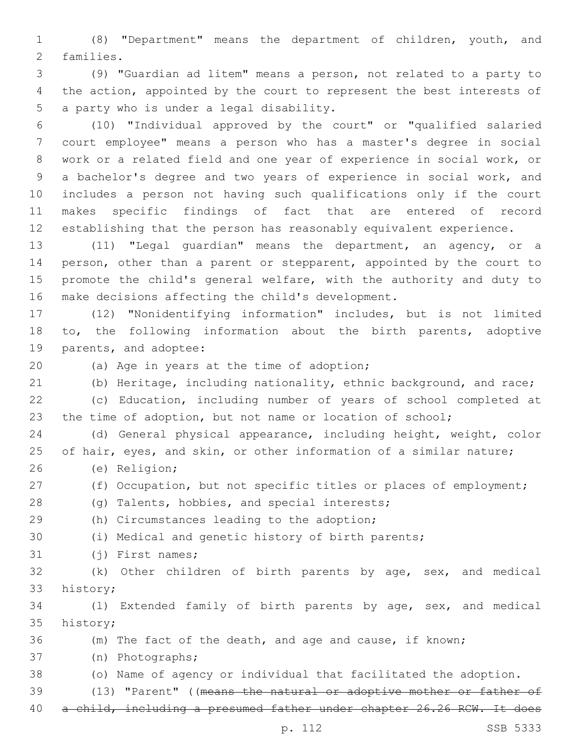(8) "Department" means the department of children, youth, and families.

(9) "Guardian ad litem" means a person, not related to a party to the action, appointed by the court to represent the best interests of a party who is under a legal disability.

(10) "Individual approved by the court" or "qualified salaried court employee" means a person who has a master's degree in social work or a related field and one year of experience in social work, or a bachelor's degree and two years of experience in social work, and includes a person not having such qualifications only if the court makes specific findings of fact that are entered of record establishing that the person has reasonably equivalent experience.

(11) "Legal guardian" means the department, an agency, or a person, other than a parent or stepparent, appointed by the court to promote the child's general welfare, with the authority and duty to make decisions affecting the child's development.

(12) "Nonidentifying information" includes, but is not limited to, the following information about the birth parents, adoptive parents, and adoptee:

(a) Age in years at the time of adoption;

(b) Heritage, including nationality, ethnic background, and race;

(c) Education, including number of years of school completed at the time of adoption, but not name or location of school;

(d) General physical appearance, including height, weight, color of hair, eyes, and skin, or other information of a similar nature;

(e) Religion;

(f) Occupation, but not specific titles or places of employment;

(g) Talents, hobbies, and special interests;

(h) Circumstances leading to the adoption;

(i) Medical and genetic history of birth parents;

(j) First names;

(k) Other children of birth parents by age, sex, and medical history;

(l) Extended family of birth parents by age, sex, and medical history;

(m) The fact of the death, and age and cause, if known;

(n) Photographs;

(o) Name of agency or individual that facilitated the adoption.

(13) "Parent" ((~~means the natural or adoptive mother or father of a child, including a presumed father under chapter 26.26 RCW. It does~~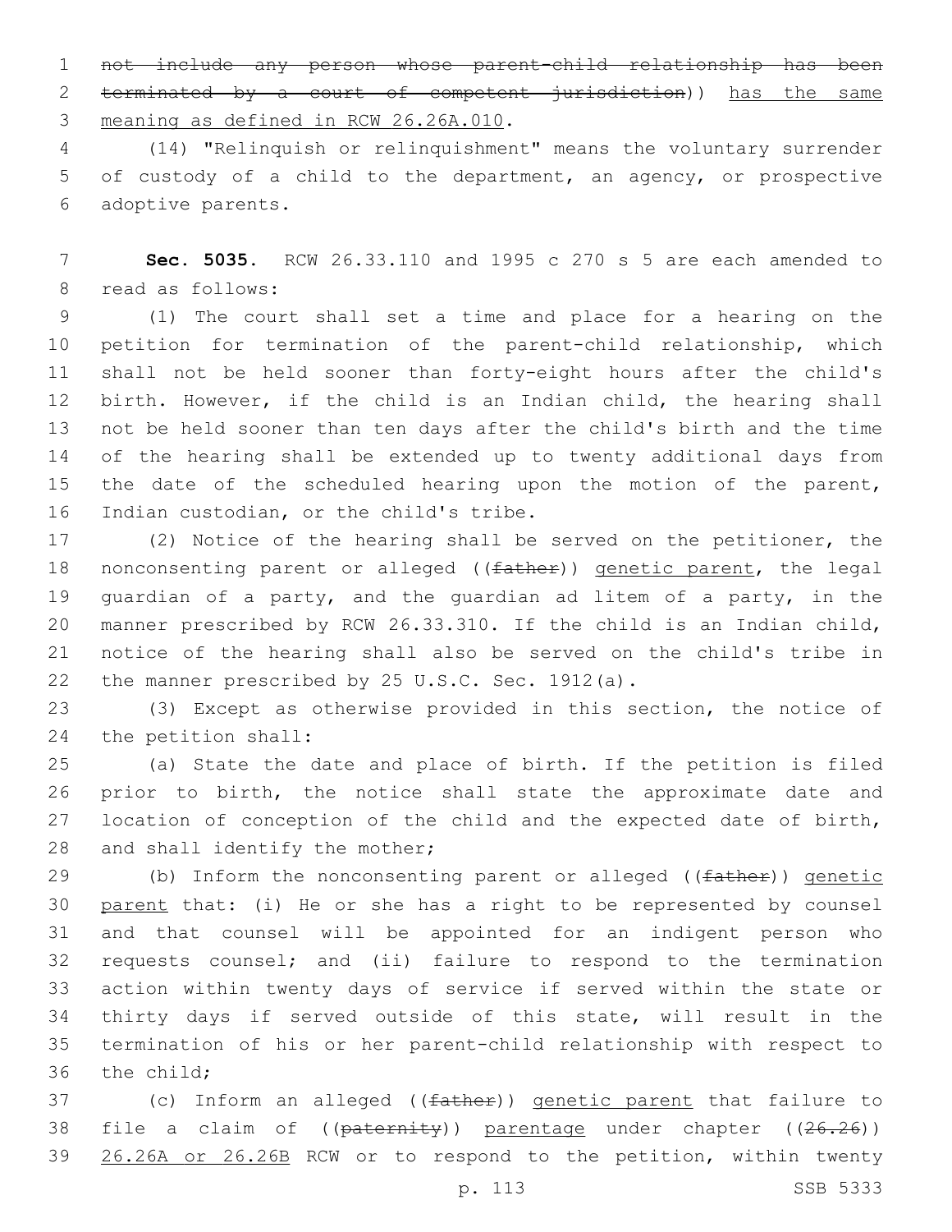~~not include any person whose parent-child relationship has been terminated by a court of competent jurisdiction~~)) has the same meaning as defined in RCW 26.26A.010.

(14) "Relinquish or relinquishment" means the voluntary surrender of custody of a child to the department, an agency, or prospective adoptive parents.

**Sec. 5035.** RCW 26.33.110 and 1995 c 270 s 5 are each amended to read as follows:

(1) The court shall set a time and place for a hearing on the petition for termination of the parent-child relationship, which shall not be held sooner than forty-eight hours after the child's birth. However, if the child is an Indian child, the hearing shall not be held sooner than ten days after the child's birth and the time of the hearing shall be extended up to twenty additional days from the date of the scheduled hearing upon the motion of the parent, Indian custodian, or the child's tribe.

(2) Notice of the hearing shall be served on the petitioner, the nonconsenting parent or alleged ((~~father~~)) genetic parent, the legal guardian of a party, and the guardian ad litem of a party, in the manner prescribed by RCW 26.33.310. If the child is an Indian child, notice of the hearing shall also be served on the child's tribe in the manner prescribed by 25 U.S.C. Sec. 1912(a).

(3) Except as otherwise provided in this section, the notice of the petition shall:

(a) State the date and place of birth. If the petition is filed prior to birth, the notice shall state the approximate date and location of conception of the child and the expected date of birth, and shall identify the mother;

(b) Inform the nonconsenting parent or alleged ((~~father~~)) genetic parent that: (i) He or she has a right to be represented by counsel and that counsel will be appointed for an indigent person who requests counsel; and (ii) failure to respond to the termination action within twenty days of service if served within the state or thirty days if served outside of this state, will result in the termination of his or her parent-child relationship with respect to the child;

(c) Inform an alleged ((~~father~~)) genetic parent that failure to file a claim of ((~~paternity~~)) parentage under chapter ((~~26.26~~)) 26.26A or 26.26B RCW or to respond to the petition, within twenty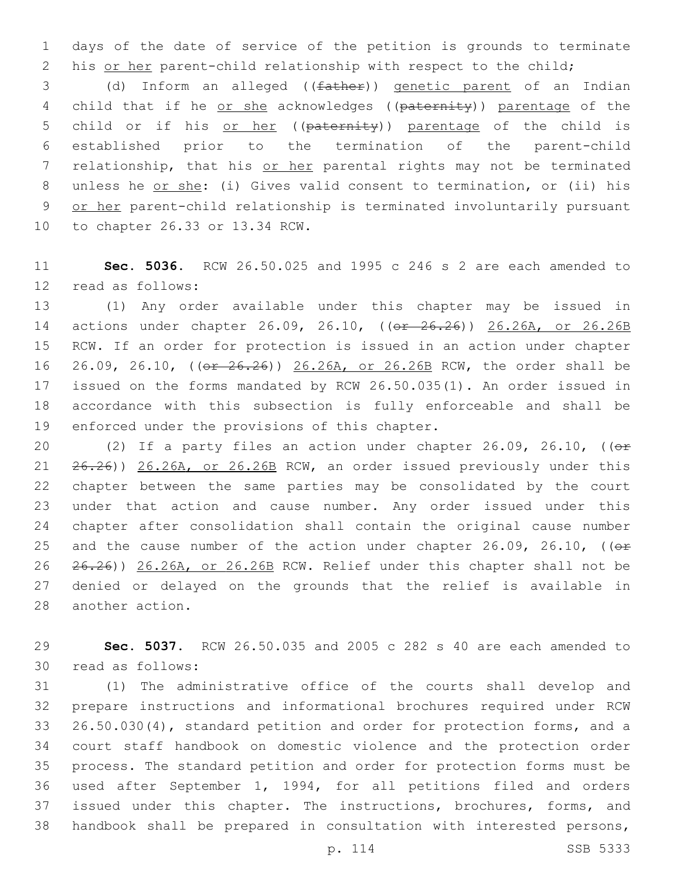days of the date of service of the petition is grounds to terminate his or her parent-child relationship with respect to the child;

(d) Inform an alleged ((father)) genetic parent of an Indian child that if he or she acknowledges ((paternity)) parentage of the child or if his or her ((paternity)) parentage of the child is established prior to the termination of the parent-child relationship, that his or her parental rights may not be terminated unless he or she: (i) Gives valid consent to termination, or (ii) his or her parent-child relationship is terminated involuntarily pursuant to chapter 26.33 or 13.34 RCW.

**Sec. 5036.** RCW 26.50.025 and 1995 c 246 s 2 are each amended to read as follows:

(1) Any order available under this chapter may be issued in actions under chapter 26.09, 26.10, ((or 26.26)) 26.26A, or 26.26B RCW. If an order for protection is issued in an action under chapter 26.09, 26.10, ((or 26.26)) 26.26A, or 26.26B RCW, the order shall be issued on the forms mandated by RCW 26.50.035(1). An order issued in accordance with this subsection is fully enforceable and shall be enforced under the provisions of this chapter.

(2) If a party files an action under chapter 26.09, 26.10, ((or 26.26)) 26.26A, or 26.26B RCW, an order issued previously under this chapter between the same parties may be consolidated by the court under that action and cause number. Any order issued under this chapter after consolidation shall contain the original cause number and the cause number of the action under chapter 26.09, 26.10, ((or 26.26)) 26.26A, or 26.26B RCW. Relief under this chapter shall not be denied or delayed on the grounds that the relief is available in another action.

**Sec. 5037.** RCW 26.50.035 and 2005 c 282 s 40 are each amended to read as follows:

(1) The administrative office of the courts shall develop and prepare instructions and informational brochures required under RCW 26.50.030(4), standard petition and order for protection forms, and a court staff handbook on domestic violence and the protection order process. The standard petition and order for protection forms must be used after September 1, 1994, for all petitions filed and orders issued under this chapter. The instructions, brochures, forms, and handbook shall be prepared in consultation with interested persons,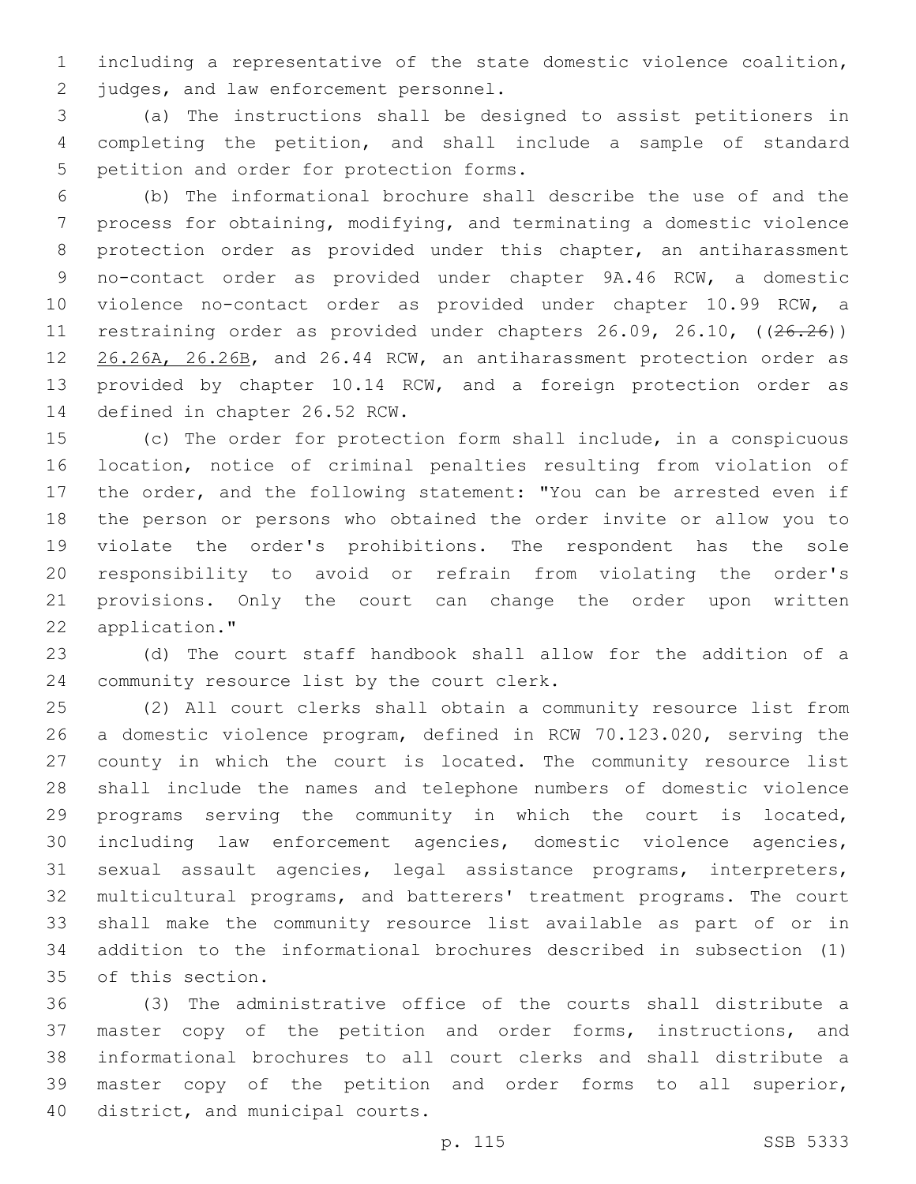including a representative of the state domestic violence coalition, judges, and law enforcement personnel.

(a) The instructions shall be designed to assist petitioners in completing the petition, and shall include a sample of standard petition and order for protection forms.

(b) The informational brochure shall describe the use of and the process for obtaining, modifying, and terminating a domestic violence protection order as provided under this chapter, an antiharassment no-contact order as provided under chapter 9A.46 RCW, a domestic violence no-contact order as provided under chapter 10.99 RCW, a restraining order as provided under chapters 26.09, 26.10, ((~~26.26~~)) <u>26.26A, 26.26B</u>, and 26.44 RCW, an antiharassment protection order as provided by chapter 10.14 RCW, and a foreign protection order as defined in chapter 26.52 RCW.

(c) The order for protection form shall include, in a conspicuous location, notice of criminal penalties resulting from violation of the order, and the following statement: "You can be arrested even if the person or persons who obtained the order invite or allow you to violate the order's prohibitions. The respondent has the sole responsibility to avoid or refrain from violating the order's provisions. Only the court can change the order upon written application."

(d) The court staff handbook shall allow for the addition of a community resource list by the court clerk.

(2) All court clerks shall obtain a community resource list from a domestic violence program, defined in RCW 70.123.020, serving the county in which the court is located. The community resource list shall include the names and telephone numbers of domestic violence programs serving the community in which the court is located, including law enforcement agencies, domestic violence agencies, sexual assault agencies, legal assistance programs, interpreters, multicultural programs, and batterers' treatment programs. The court shall make the community resource list available as part of or in addition to the informational brochures described in subsection (1) of this section.

(3) The administrative office of the courts shall distribute a master copy of the petition and order forms, instructions, and informational brochures to all court clerks and shall distribute a master copy of the petition and order forms to all superior, district, and municipal courts.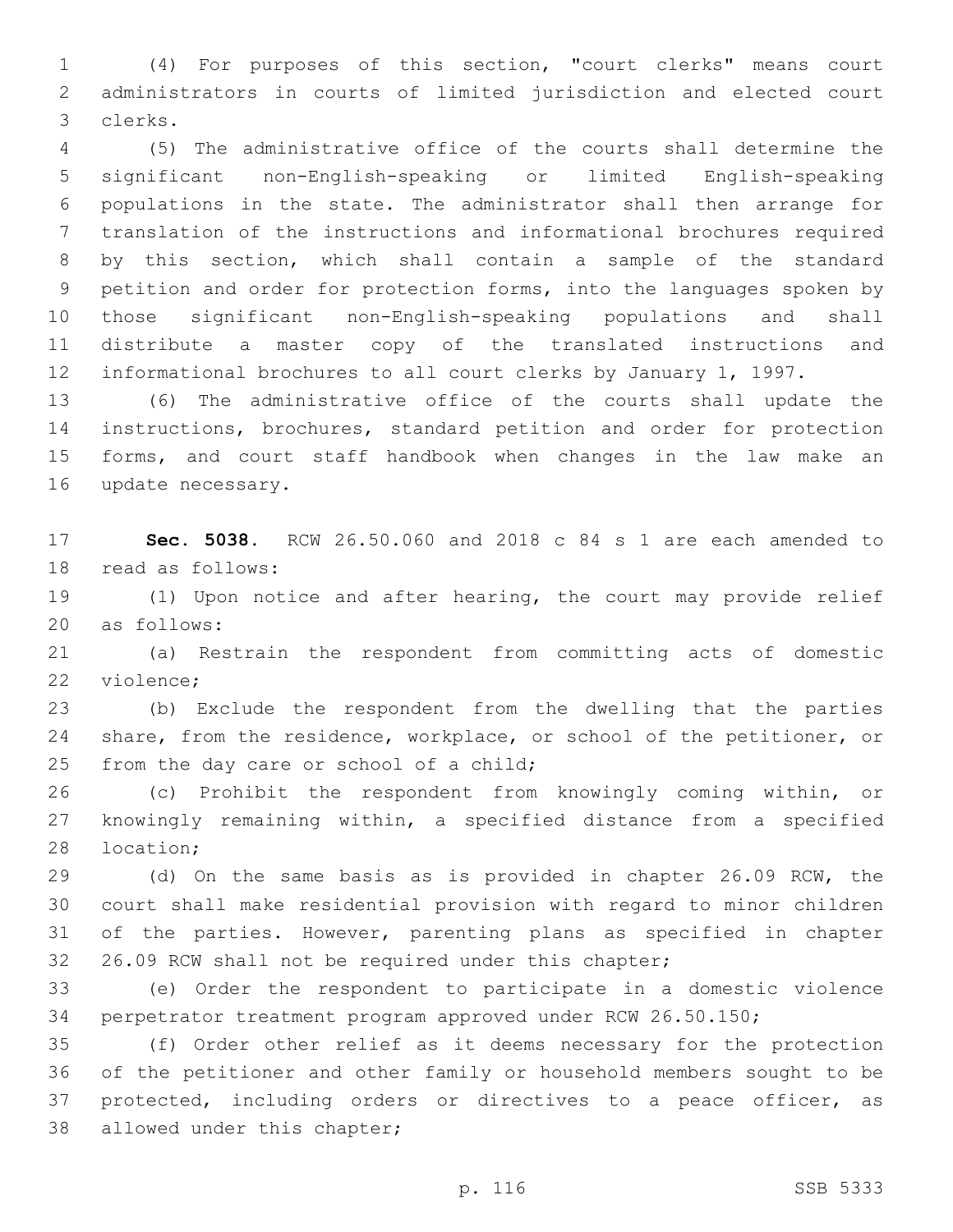(4) For purposes of this section, "court clerks" means court administrators in courts of limited jurisdiction and elected court clerks.

(5) The administrative office of the courts shall determine the significant non-English-speaking or limited English-speaking populations in the state. The administrator shall then arrange for translation of the instructions and informational brochures required by this section, which shall contain a sample of the standard petition and order for protection forms, into the languages spoken by those significant non-English-speaking populations and shall distribute a master copy of the translated instructions and informational brochures to all court clerks by January 1, 1997.

(6) The administrative office of the courts shall update the instructions, brochures, standard petition and order for protection forms, and court staff handbook when changes in the law make an update necessary.

**Sec. 5038.** RCW 26.50.060 and 2018 c 84 s 1 are each amended to read as follows:

(1) Upon notice and after hearing, the court may provide relief as follows:

(a) Restrain the respondent from committing acts of domestic violence;

(b) Exclude the respondent from the dwelling that the parties share, from the residence, workplace, or school of the petitioner, or from the day care or school of a child;

(c) Prohibit the respondent from knowingly coming within, or knowingly remaining within, a specified distance from a specified location;

(d) On the same basis as is provided in chapter 26.09 RCW, the court shall make residential provision with regard to minor children of the parties. However, parenting plans as specified in chapter 26.09 RCW shall not be required under this chapter;

(e) Order the respondent to participate in a domestic violence perpetrator treatment program approved under RCW 26.50.150;

(f) Order other relief as it deems necessary for the protection of the petitioner and other family or household members sought to be protected, including orders or directives to a peace officer, as allowed under this chapter;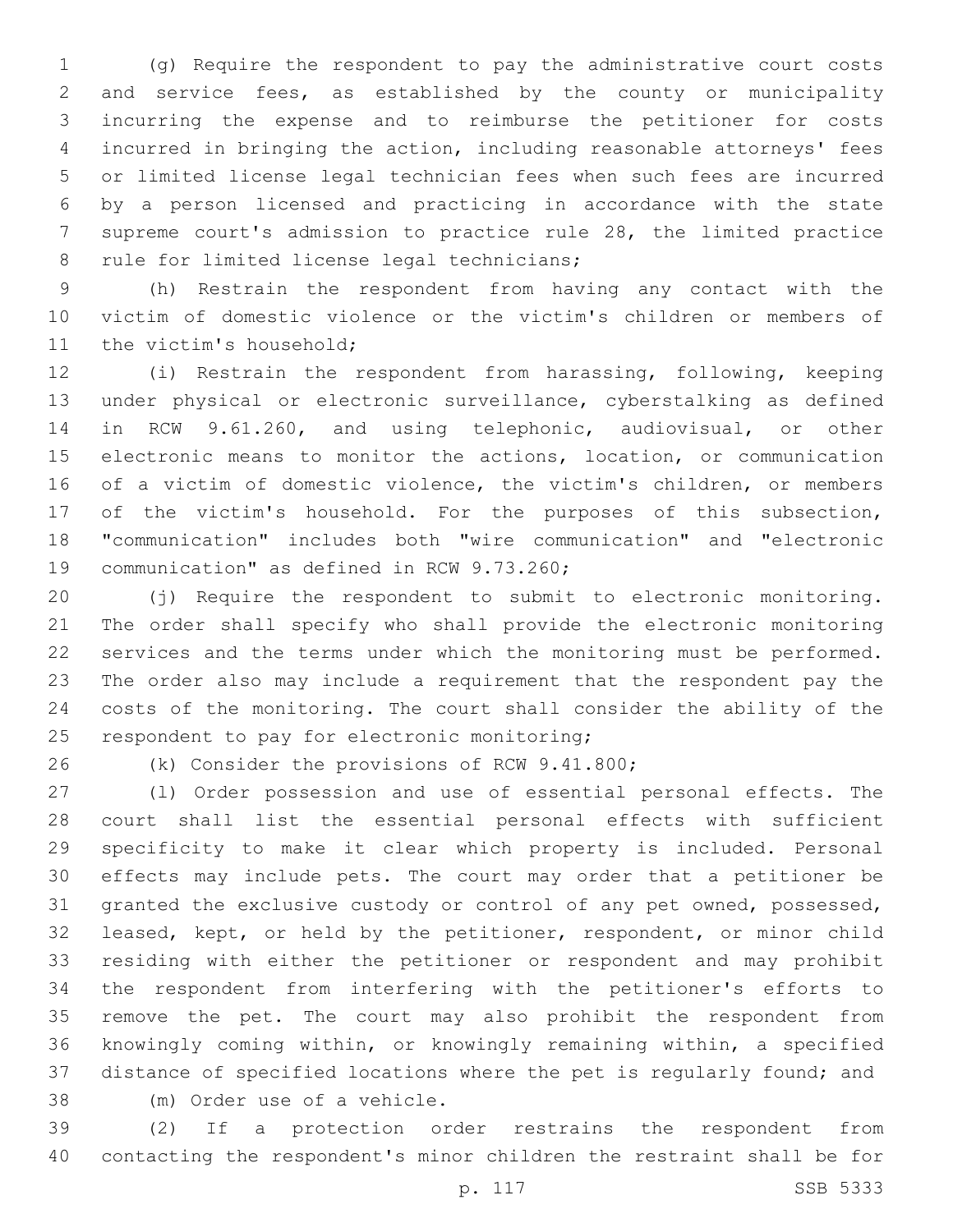(g) Require the respondent to pay the administrative court costs and service fees, as established by the county or municipality incurring the expense and to reimburse the petitioner for costs incurred in bringing the action, including reasonable attorneys' fees or limited license legal technician fees when such fees are incurred by a person licensed and practicing in accordance with the state supreme court's admission to practice rule 28, the limited practice rule for limited license legal technicians;

(h) Restrain the respondent from having any contact with the victim of domestic violence or the victim's children or members of the victim's household;

(i) Restrain the respondent from harassing, following, keeping under physical or electronic surveillance, cyberstalking as defined in RCW 9.61.260, and using telephonic, audiovisual, or other electronic means to monitor the actions, location, or communication of a victim of domestic violence, the victim's children, or members of the victim's household. For the purposes of this subsection, "communication" includes both "wire communication" and "electronic communication" as defined in RCW 9.73.260;

(j) Require the respondent to submit to electronic monitoring. The order shall specify who shall provide the electronic monitoring services and the terms under which the monitoring must be performed. The order also may include a requirement that the respondent pay the costs of the monitoring. The court shall consider the ability of the respondent to pay for electronic monitoring;

(k) Consider the provisions of RCW 9.41.800;

(l) Order possession and use of essential personal effects. The court shall list the essential personal effects with sufficient specificity to make it clear which property is included. Personal effects may include pets. The court may order that a petitioner be granted the exclusive custody or control of any pet owned, possessed, leased, kept, or held by the petitioner, respondent, or minor child residing with either the petitioner or respondent and may prohibit the respondent from interfering with the petitioner's efforts to remove the pet. The court may also prohibit the respondent from knowingly coming within, or knowingly remaining within, a specified distance of specified locations where the pet is regularly found; and

(m) Order use of a vehicle.

(2) If a protection order restrains the respondent from contacting the respondent's minor children the restraint shall be for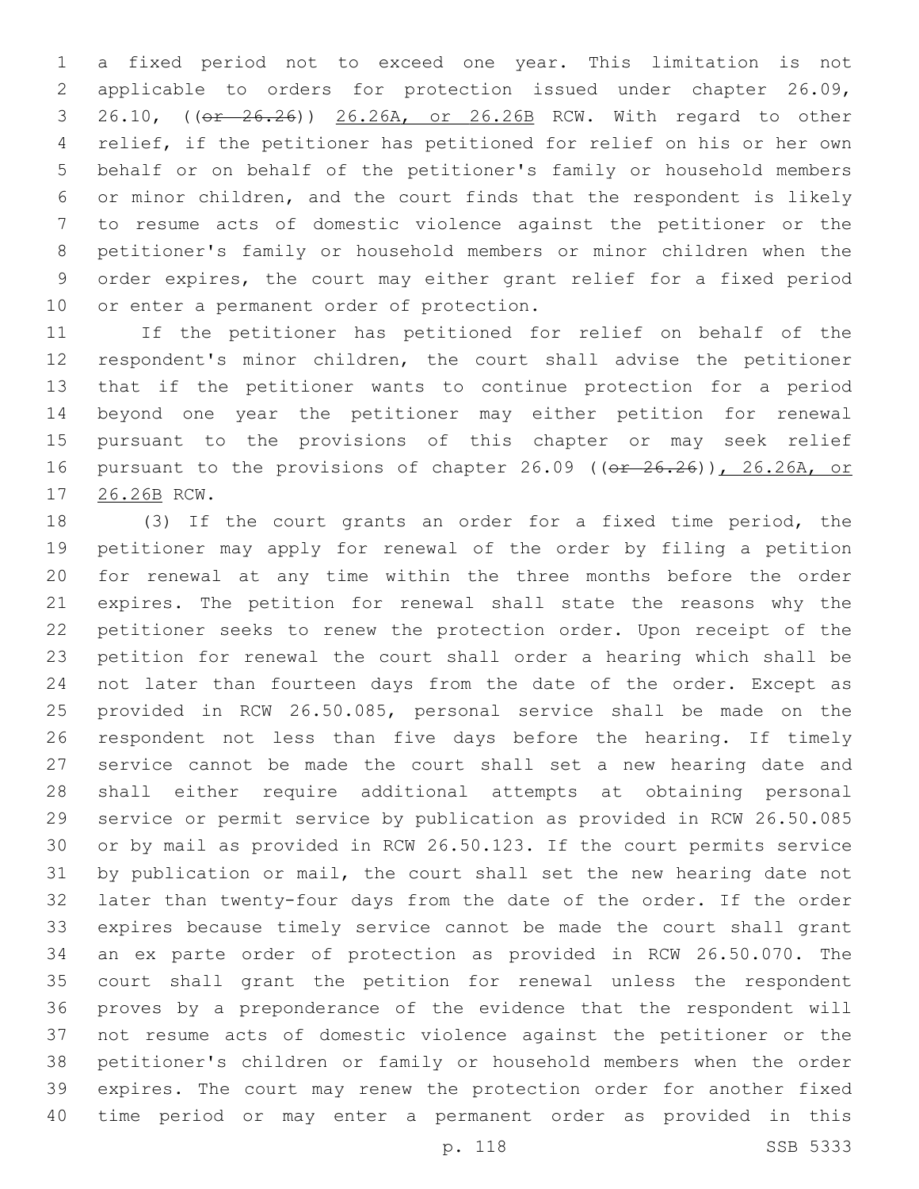a fixed period not to exceed one year. This limitation is not applicable to orders for protection issued under chapter 26.09, 26.10, ((~~or 26.26~~)) 26.26A, or 26.26B RCW. With regard to other relief, if the petitioner has petitioned for relief on his or her own behalf or on behalf of the petitioner's family or household members or minor children, and the court finds that the respondent is likely to resume acts of domestic violence against the petitioner or the petitioner's family or household members or minor children when the order expires, the court may either grant relief for a fixed period or enter a permanent order of protection.

If the petitioner has petitioned for relief on behalf of the respondent's minor children, the court shall advise the petitioner that if the petitioner wants to continue protection for a period beyond one year the petitioner may either petition for renewal pursuant to the provisions of this chapter or may seek relief pursuant to the provisions of chapter 26.09 ((~~or 26.26~~)), 26.26A, or 26.26B RCW.

(3) If the court grants an order for a fixed time period, the petitioner may apply for renewal of the order by filing a petition for renewal at any time within the three months before the order expires. The petition for renewal shall state the reasons why the petitioner seeks to renew the protection order. Upon receipt of the petition for renewal the court shall order a hearing which shall be not later than fourteen days from the date of the order. Except as provided in RCW 26.50.085, personal service shall be made on the respondent not less than five days before the hearing. If timely service cannot be made the court shall set a new hearing date and shall either require additional attempts at obtaining personal service or permit service by publication as provided in RCW 26.50.085 or by mail as provided in RCW 26.50.123. If the court permits service by publication or mail, the court shall set the new hearing date not later than twenty-four days from the date of the order. If the order expires because timely service cannot be made the court shall grant an ex parte order of protection as provided in RCW 26.50.070. The court shall grant the petition for renewal unless the respondent proves by a preponderance of the evidence that the respondent will not resume acts of domestic violence against the petitioner or the petitioner's children or family or household members when the order expires. The court may renew the protection order for another fixed time period or may enter a permanent order as provided in this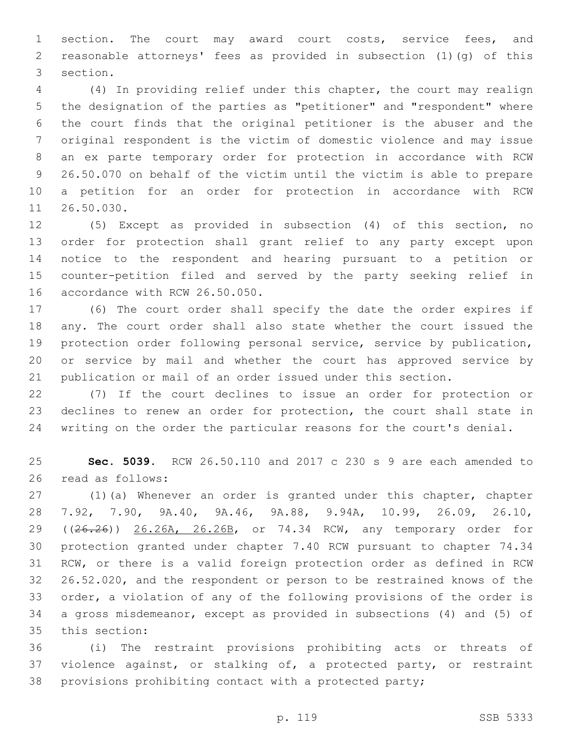section. The court may award court costs, service fees, and reasonable attorneys' fees as provided in subsection (1)(g) of this section.

(4) In providing relief under this chapter, the court may realign the designation of the parties as "petitioner" and "respondent" where the court finds that the original petitioner is the abuser and the original respondent is the victim of domestic violence and may issue an ex parte temporary order for protection in accordance with RCW 26.50.070 on behalf of the victim until the victim is able to prepare a petition for an order for protection in accordance with RCW 26.50.030.

(5) Except as provided in subsection (4) of this section, no order for protection shall grant relief to any party except upon notice to the respondent and hearing pursuant to a petition or counter-petition filed and served by the party seeking relief in accordance with RCW 26.50.050.

(6) The court order shall specify the date the order expires if any. The court order shall also state whether the court issued the protection order following personal service, service by publication, or service by mail and whether the court has approved service by publication or mail of an order issued under this section.

(7) If the court declines to issue an order for protection or declines to renew an order for protection, the court shall state in writing on the order the particular reasons for the court's denial.

**Sec. 5039.** RCW 26.50.110 and 2017 c 230 s 9 are each amended to read as follows:

(1)(a) Whenever an order is granted under this chapter, chapter 7.92, 7.90, 9A.40, 9A.46, 9A.88, 9.94A, 10.99, 26.09, 26.10, ((~~26.26~~)) 26.26A, 26.26B, or 74.34 RCW, any temporary order for protection granted under chapter 7.40 RCW pursuant to chapter 74.34 RCW, or there is a valid foreign protection order as defined in RCW 26.52.020, and the respondent or person to be restrained knows of the order, a violation of any of the following provisions of the order is a gross misdemeanor, except as provided in subsections (4) and (5) of this section:

(i) The restraint provisions prohibiting acts or threats of violence against, or stalking of, a protected party, or restraint provisions prohibiting contact with a protected party;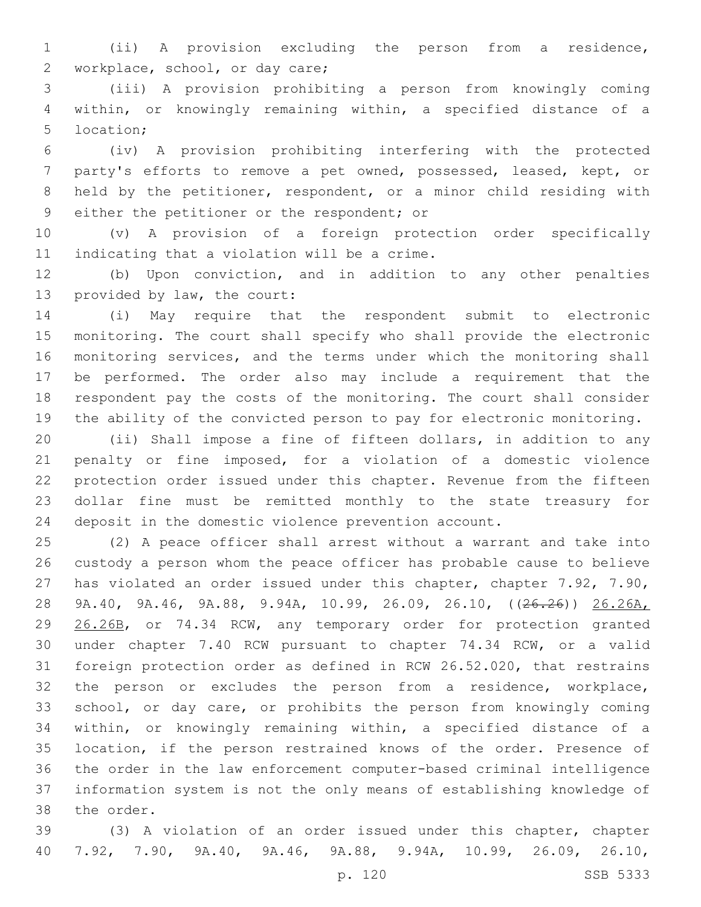(ii) A provision excluding the person from a residence, workplace, school, or day care;

(iii) A provision prohibiting a person from knowingly coming within, or knowingly remaining within, a specified distance of a location;

(iv) A provision prohibiting interfering with the protected party's efforts to remove a pet owned, possessed, leased, kept, or held by the petitioner, respondent, or a minor child residing with either the petitioner or the respondent; or

(v) A provision of a foreign protection order specifically indicating that a violation will be a crime.

(b) Upon conviction, and in addition to any other penalties provided by law, the court:

(i) May require that the respondent submit to electronic monitoring. The court shall specify who shall provide the electronic monitoring services, and the terms under which the monitoring shall be performed. The order also may include a requirement that the respondent pay the costs of the monitoring. The court shall consider the ability of the convicted person to pay for electronic monitoring.

(ii) Shall impose a fine of fifteen dollars, in addition to any penalty or fine imposed, for a violation of a domestic violence protection order issued under this chapter. Revenue from the fifteen dollar fine must be remitted monthly to the state treasury for deposit in the domestic violence prevention account.

(2) A peace officer shall arrest without a warrant and take into custody a person whom the peace officer has probable cause to believe has violated an order issued under this chapter, chapter 7.92, 7.90, 9A.40, 9A.46, 9A.88, 9.94A, 10.99, 26.09, 26.10, ((~~26.26~~)) <u>26.26A, 26.26B</u>, or 74.34 RCW, any temporary order for protection granted under chapter 7.40 RCW pursuant to chapter 74.34 RCW, or a valid foreign protection order as defined in RCW 26.52.020, that restrains the person or excludes the person from a residence, workplace, school, or day care, or prohibits the person from knowingly coming within, or knowingly remaining within, a specified distance of a location, if the person restrained knows of the order. Presence of the order in the law enforcement computer-based criminal intelligence information system is not the only means of establishing knowledge of the order.

(3) A violation of an order issued under this chapter, chapter 7.92, 7.90, 9A.40, 9A.46, 9A.88, 9.94A, 10.99, 26.09, 26.10,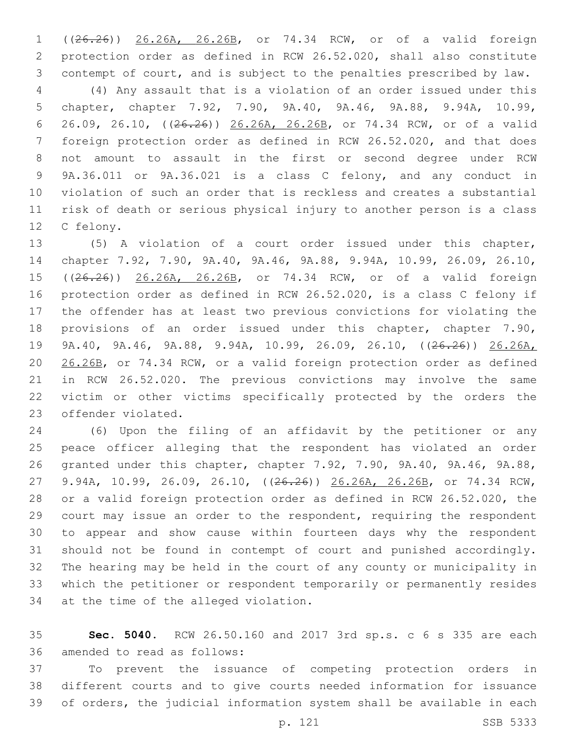((~~26.26~~)) 26.26A, 26.26B, or 74.34 RCW, or of a valid foreign protection order as defined in RCW 26.52.020, shall also constitute contempt of court, and is subject to the penalties prescribed by law.

(4) Any assault that is a violation of an order issued under this chapter, chapter 7.92, 7.90, 9A.40, 9A.46, 9A.88, 9.94A, 10.99, 26.09, 26.10, ((~~26.26~~)) 26.26A, 26.26B, or 74.34 RCW, or of a valid foreign protection order as defined in RCW 26.52.020, and that does not amount to assault in the first or second degree under RCW 9A.36.011 or 9A.36.021 is a class C felony, and any conduct in violation of such an order that is reckless and creates a substantial risk of death or serious physical injury to another person is a class C felony.

(5) A violation of a court order issued under this chapter, chapter 7.92, 7.90, 9A.40, 9A.46, 9A.88, 9.94A, 10.99, 26.09, 26.10, ((~~26.26~~)) 26.26A, 26.26B, or 74.34 RCW, or of a valid foreign protection order as defined in RCW 26.52.020, is a class C felony if the offender has at least two previous convictions for violating the provisions of an order issued under this chapter, chapter 7.90, 9A.40, 9A.46, 9A.88, 9.94A, 10.99, 26.09, 26.10, ((~~26.26~~)) 26.26A, 26.26B, or 74.34 RCW, or a valid foreign protection order as defined in RCW 26.52.020. The previous convictions may involve the same victim or other victims specifically protected by the orders the offender violated.

(6) Upon the filing of an affidavit by the petitioner or any peace officer alleging that the respondent has violated an order granted under this chapter, chapter 7.92, 7.90, 9A.40, 9A.46, 9A.88, 9.94A, 10.99, 26.09, 26.10, ((~~26.26~~)) 26.26A, 26.26B, or 74.34 RCW, or a valid foreign protection order as defined in RCW 26.52.020, the court may issue an order to the respondent, requiring the respondent to appear and show cause within fourteen days why the respondent should not be found in contempt of court and punished accordingly. The hearing may be held in the court of any county or municipality in which the petitioner or respondent temporarily or permanently resides at the time of the alleged violation.

**Sec. 5040.** RCW 26.50.160 and 2017 3rd sp.s. c 6 s 335 are each amended to read as follows:

To prevent the issuance of competing protection orders in different courts and to give courts needed information for issuance of orders, the judicial information system shall be available in each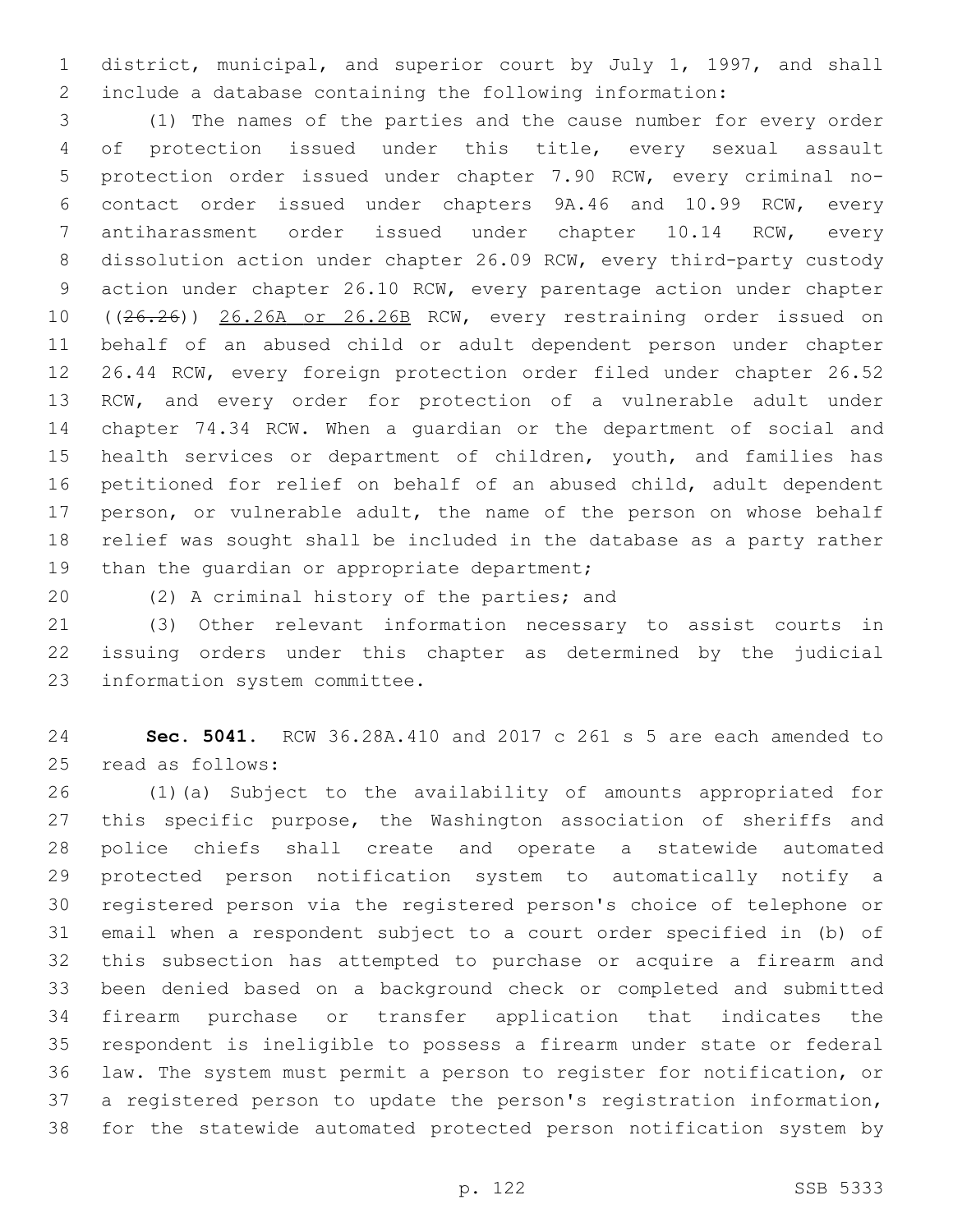district, municipal, and superior court by July 1, 1997, and shall include a database containing the following information:

(1) The names of the parties and the cause number for every order of protection issued under this title, every sexual assault protection order issued under chapter 7.90 RCW, every criminal no-contact order issued under chapters 9A.46 and 10.99 RCW, every antiharassment order issued under chapter 10.14 RCW, every dissolution action under chapter 26.09 RCW, every third-party custody action under chapter 26.10 RCW, every parentage action under chapter ((~~26.26~~)) 26.26A or 26.26B RCW, every restraining order issued on behalf of an abused child or adult dependent person under chapter 26.44 RCW, every foreign protection order filed under chapter 26.52 RCW, and every order for protection of a vulnerable adult under chapter 74.34 RCW. When a guardian or the department of social and health services or department of children, youth, and families has petitioned for relief on behalf of an abused child, adult dependent person, or vulnerable adult, the name of the person on whose behalf relief was sought shall be included in the database as a party rather than the guardian or appropriate department;

(2) A criminal history of the parties; and

(3) Other relevant information necessary to assist courts in issuing orders under this chapter as determined by the judicial information system committee.

**Sec. 5041.** RCW 36.28A.410 and 2017 c 261 s 5 are each amended to read as follows:

(1)(a) Subject to the availability of amounts appropriated for this specific purpose, the Washington association of sheriffs and police chiefs shall create and operate a statewide automated protected person notification system to automatically notify a registered person via the registered person's choice of telephone or email when a respondent subject to a court order specified in (b) of this subsection has attempted to purchase or acquire a firearm and been denied based on a background check or completed and submitted firearm purchase or transfer application that indicates the respondent is ineligible to possess a firearm under state or federal law. The system must permit a person to register for notification, or a registered person to update the person's registration information, for the statewide automated protected person notification system by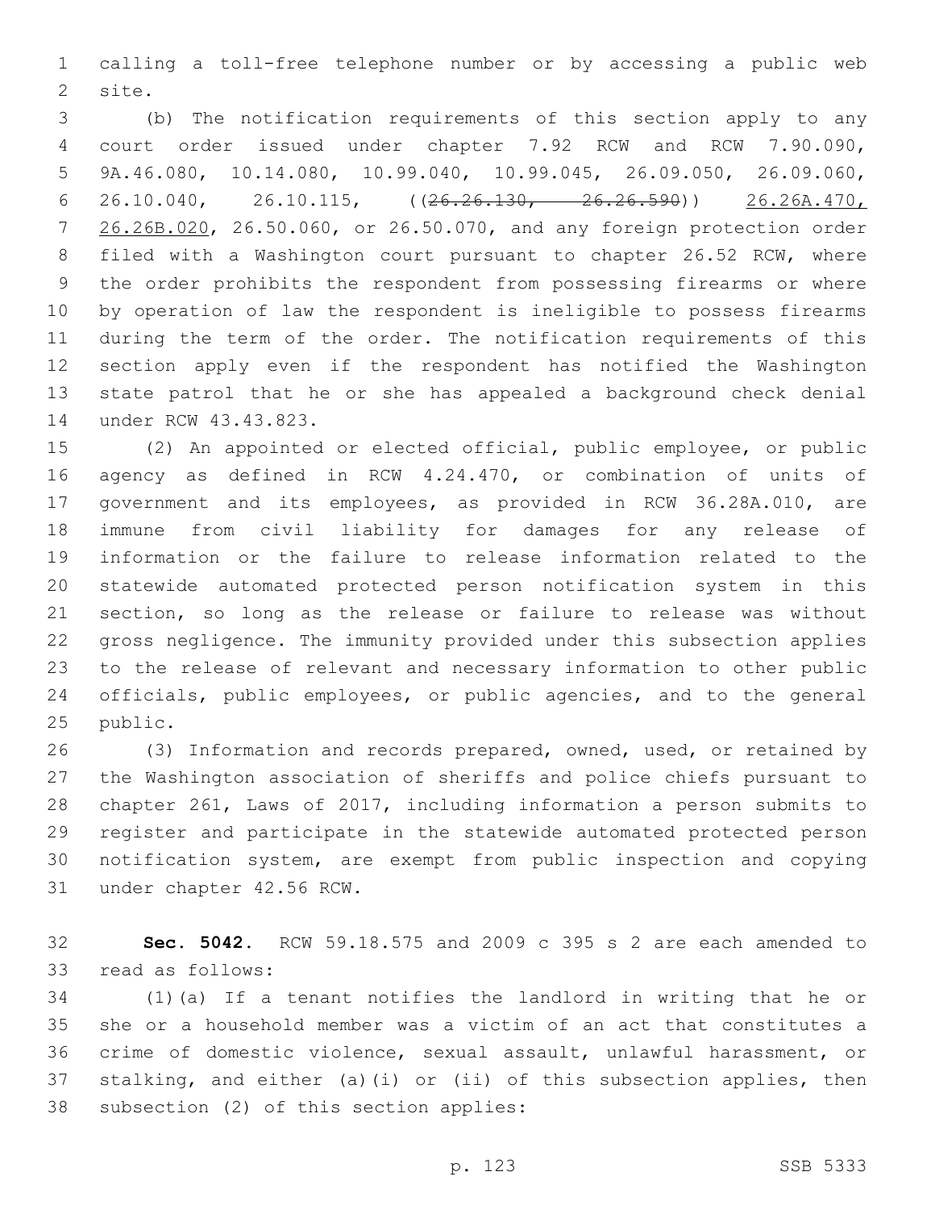calling a toll-free telephone number or by accessing a public web site.

(b) The notification requirements of this section apply to any court order issued under chapter 7.92 RCW and RCW 7.90.090, 9A.46.080, 10.14.080, 10.99.040, 10.99.045, 26.09.050, 26.09.060, 26.10.040, 26.10.115, ((~~26.26.130, 26.26.590~~)) <u>26.26A.470, 26.26B.020</u>, 26.50.060, or 26.50.070, and any foreign protection order filed with a Washington court pursuant to chapter 26.52 RCW, where the order prohibits the respondent from possessing firearms or where by operation of law the respondent is ineligible to possess firearms during the term of the order. The notification requirements of this section apply even if the respondent has notified the Washington state patrol that he or she has appealed a background check denial under RCW 43.43.823.

(2) An appointed or elected official, public employee, or public agency as defined in RCW 4.24.470, or combination of units of government and its employees, as provided in RCW 36.28A.010, are immune from civil liability for damages for any release of information or the failure to release information related to the statewide automated protected person notification system in this section, so long as the release or failure to release was without gross negligence. The immunity provided under this subsection applies to the release of relevant and necessary information to other public officials, public employees, or public agencies, and to the general public.

(3) Information and records prepared, owned, used, or retained by the Washington association of sheriffs and police chiefs pursuant to chapter 261, Laws of 2017, including information a person submits to register and participate in the statewide automated protected person notification system, are exempt from public inspection and copying under chapter 42.56 RCW.

**Sec. 5042.** RCW 59.18.575 and 2009 c 395 s 2 are each amended to read as follows:

(1)(a) If a tenant notifies the landlord in writing that he or she or a household member was a victim of an act that constitutes a crime of domestic violence, sexual assault, unlawful harassment, or stalking, and either (a)(i) or (ii) of this subsection applies, then subsection (2) of this section applies: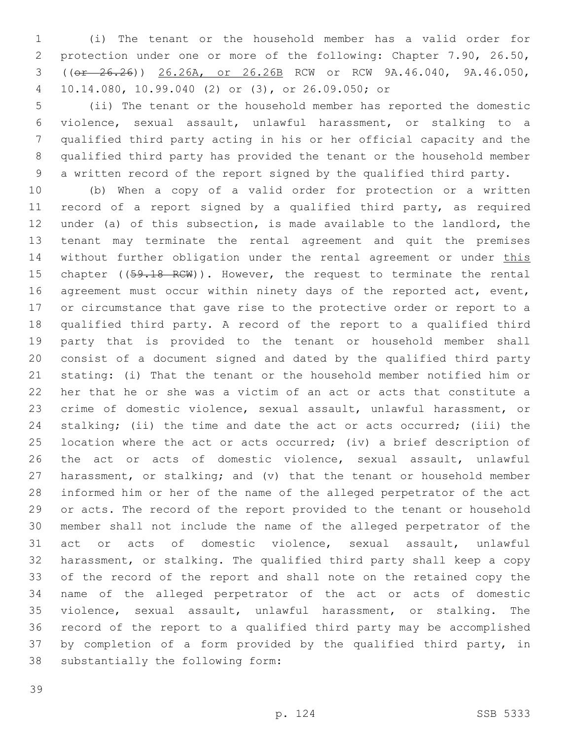(i) The tenant or the household member has a valid order for protection under one or more of the following: Chapter 7.90, 26.50, ((~~or 26.26~~)) 26.26A, or 26.26B RCW or RCW 9A.46.040, 9A.46.050, 10.14.080, 10.99.040 (2) or (3), or 26.09.050; or

(ii) The tenant or the household member has reported the domestic violence, sexual assault, unlawful harassment, or stalking to a qualified third party acting in his or her official capacity and the qualified third party has provided the tenant or the household member a written record of the report signed by the qualified third party.

(b) When a copy of a valid order for protection or a written record of a report signed by a qualified third party, as required under (a) of this subsection, is made available to the landlord, the tenant may terminate the rental agreement and quit the premises without further obligation under the rental agreement or under this chapter ((~~59.18 RCW~~)). However, the request to terminate the rental agreement must occur within ninety days of the reported act, event, or circumstance that gave rise to the protective order or report to a qualified third party. A record of the report to a qualified third party that is provided to the tenant or household member shall consist of a document signed and dated by the qualified third party stating: (i) That the tenant or the household member notified him or her that he or she was a victim of an act or acts that constitute a crime of domestic violence, sexual assault, unlawful harassment, or stalking; (ii) the time and date the act or acts occurred; (iii) the location where the act or acts occurred; (iv) a brief description of the act or acts of domestic violence, sexual assault, unlawful harassment, or stalking; and (v) that the tenant or household member informed him or her of the name of the alleged perpetrator of the act or acts. The record of the report provided to the tenant or household member shall not include the name of the alleged perpetrator of the act or acts of domestic violence, sexual assault, unlawful harassment, or stalking. The qualified third party shall keep a copy of the record of the report and shall note on the retained copy the name of the alleged perpetrator of the act or acts of domestic violence, sexual assault, unlawful harassment, or stalking. The record of the report to a qualified third party may be accomplished by completion of a form provided by the qualified third party, in substantially the following form: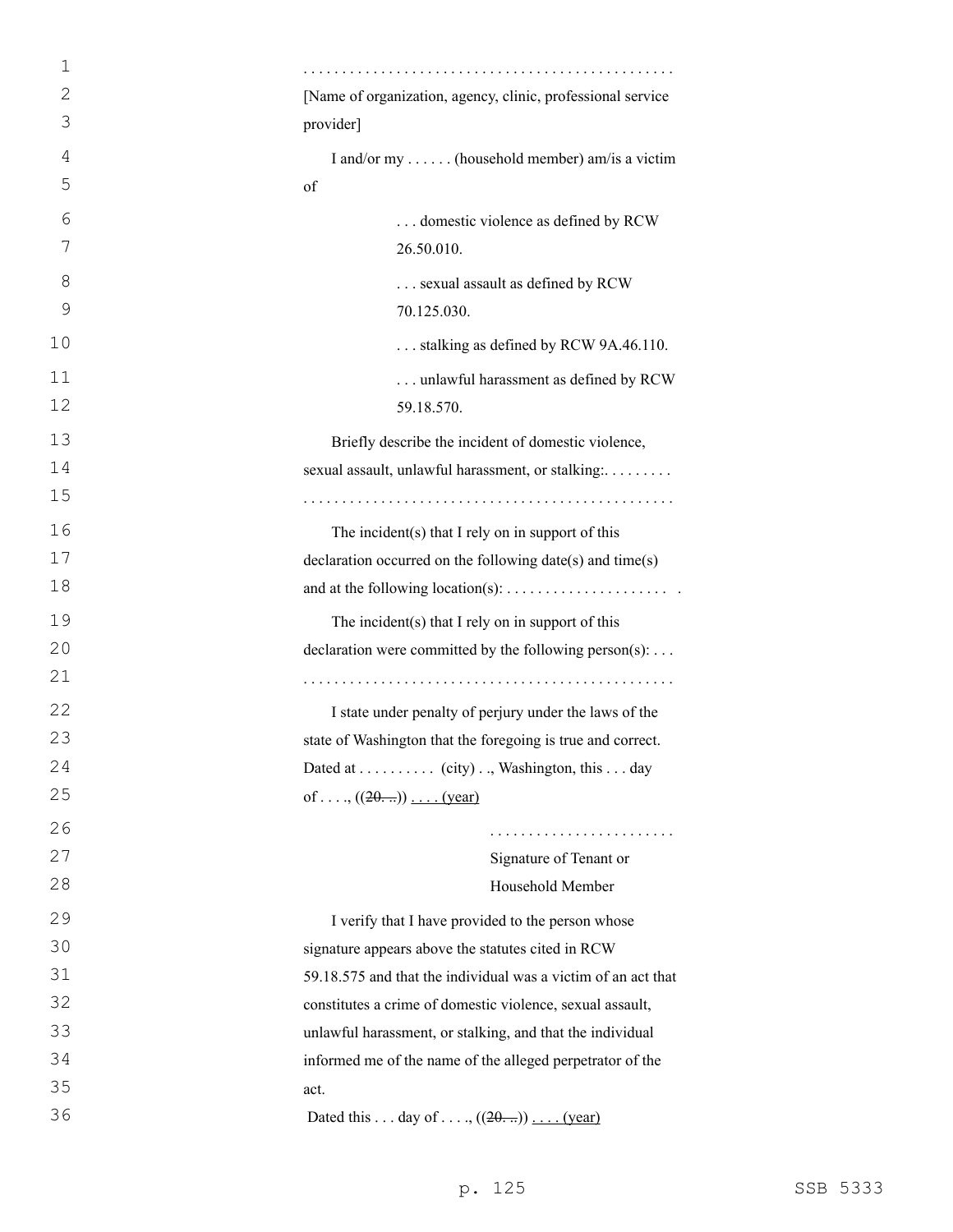. . . . . . . . . . . . . . . . . . . . . . . . . . . . . . . . . . . . . . . . . . . . . . .

[Name of organization, agency, clinic, professional service provider]

I and/or my . . . . . . (household member) am/is a victim of

. . . domestic violence as defined by RCW 26.50.010.

. . . sexual assault as defined by RCW 70.125.030.

. . . stalking as defined by RCW 9A.46.110.

. . . unlawful harassment as defined by RCW 59.18.570.

Briefly describe the incident of domestic violence, sexual assault, unlawful harassment, or stalking:. . . . . . . . .
. . . . . . . . . . . . . . . . . . . . . . . . . . . . . . . . . . . . . . . . . . . . . . .

The incident(s) that I rely on in support of this declaration occurred on the following date(s) and time(s) and at the following location(s): . . . . . . . . . . . . . . . . . . . . . .

The incident(s) that I rely on in support of this declaration were committed by the following person(s): . . .
. . . . . . . . . . . . . . . . . . . . . . . . . . . . . . . . . . . . . . . . . . . . . . .

I state under penalty of perjury under the laws of the state of Washington that the foregoing is true and correct. Dated at . . . . . . . . . . (city) . ., Washington, this . . . day of . . . ., ((~~20. ..~~)) <u>. . . . (year)</u>

. . . . . . . . . . . . . . . . . . . . . . . .
Signature of Tenant or
Household Member

I verify that I have provided to the person whose signature appears above the statutes cited in RCW 59.18.575 and that the individual was a victim of an act that constitutes a crime of domestic violence, sexual assault, unlawful harassment, or stalking, and that the individual informed me of the name of the alleged perpetrator of the act.

Dated this . . . day of . . . ., ((~~20. ..~~)) <u>. . . . (year)</u>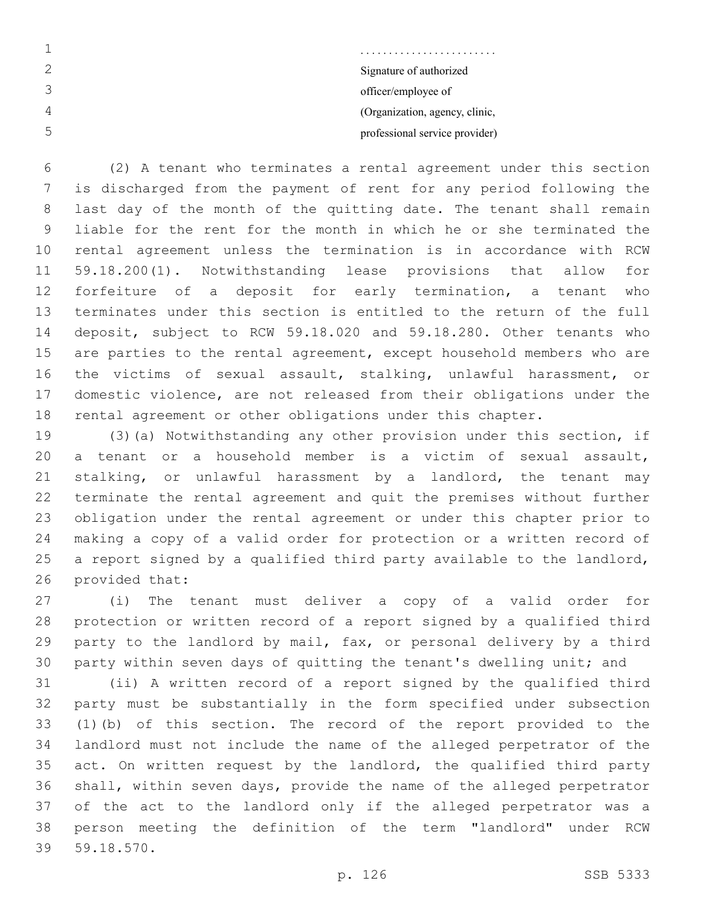........................
Signature of authorized
officer/employee of
(Organization, agency, clinic,
professional service provider)

(2) A tenant who terminates a rental agreement under this section is discharged from the payment of rent for any period following the last day of the month of the quitting date. The tenant shall remain liable for the rent for the month in which he or she terminated the rental agreement unless the termination is in accordance with RCW 59.18.200(1). Notwithstanding lease provisions that allow for forfeiture of a deposit for early termination, a tenant who terminates under this section is entitled to the return of the full deposit, subject to RCW 59.18.020 and 59.18.280. Other tenants who are parties to the rental agreement, except household members who are the victims of sexual assault, stalking, unlawful harassment, or domestic violence, are not released from their obligations under the rental agreement or other obligations under this chapter.

(3)(a) Notwithstanding any other provision under this section, if a tenant or a household member is a victim of sexual assault, stalking, or unlawful harassment by a landlord, the tenant may terminate the rental agreement and quit the premises without further obligation under the rental agreement or under this chapter prior to making a copy of a valid order for protection or a written record of a report signed by a qualified third party available to the landlord, provided that:

(i) The tenant must deliver a copy of a valid order for protection or written record of a report signed by a qualified third party to the landlord by mail, fax, or personal delivery by a third party within seven days of quitting the tenant's dwelling unit; and

(ii) A written record of a report signed by the qualified third party must be substantially in the form specified under subsection (1)(b) of this section. The record of the report provided to the landlord must not include the name of the alleged perpetrator of the act. On written request by the landlord, the qualified third party shall, within seven days, provide the name of the alleged perpetrator of the act to the landlord only if the alleged perpetrator was a person meeting the definition of the term "landlord" under RCW 59.18.570.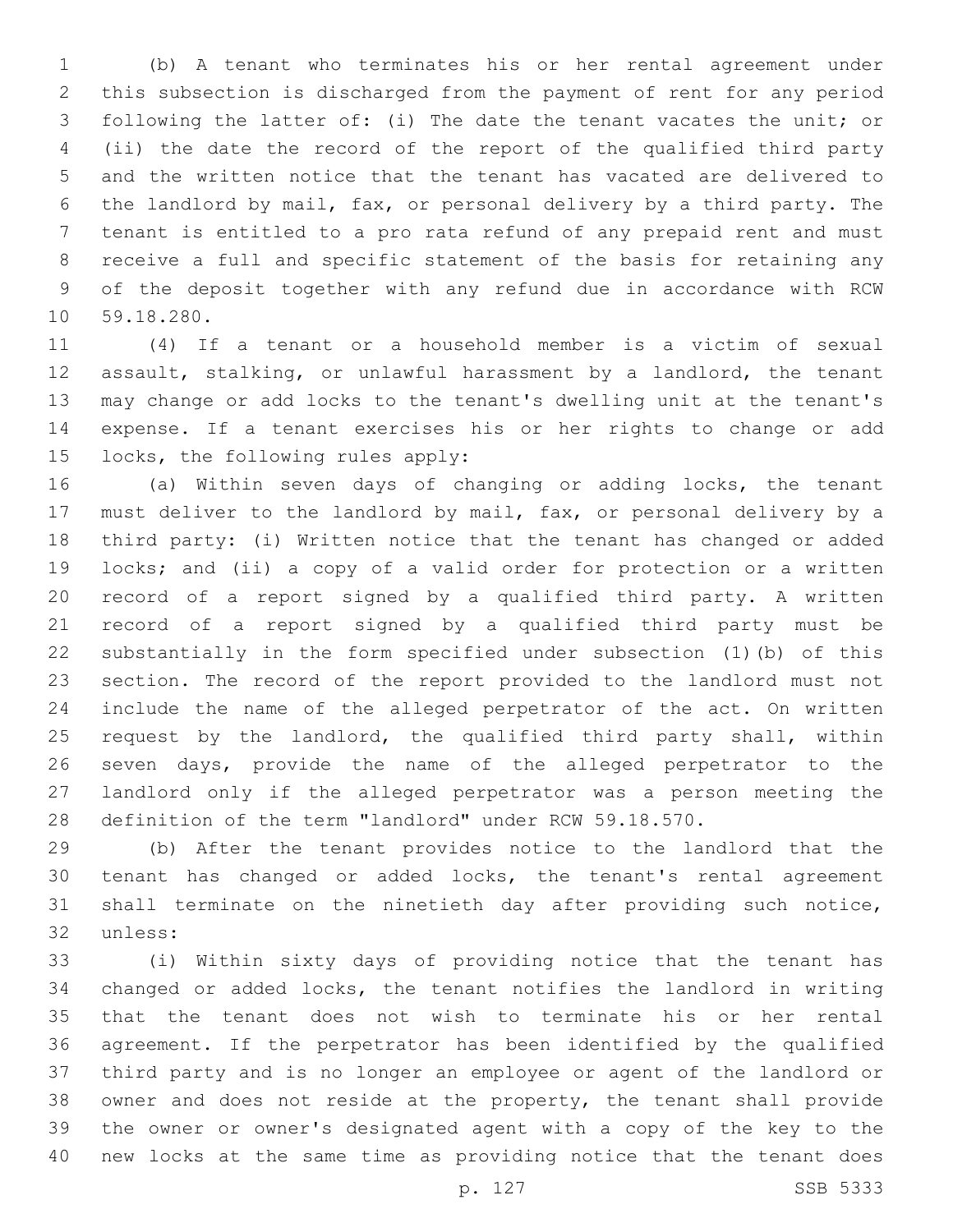(b) A tenant who terminates his or her rental agreement under this subsection is discharged from the payment of rent for any period following the latter of: (i) The date the tenant vacates the unit; or (ii) the date the record of the report of the qualified third party and the written notice that the tenant has vacated are delivered to the landlord by mail, fax, or personal delivery by a third party. The tenant is entitled to a pro rata refund of any prepaid rent and must receive a full and specific statement of the basis for retaining any of the deposit together with any refund due in accordance with RCW 59.18.280.

(4) If a tenant or a household member is a victim of sexual assault, stalking, or unlawful harassment by a landlord, the tenant may change or add locks to the tenant's dwelling unit at the tenant's expense. If a tenant exercises his or her rights to change or add locks, the following rules apply:

(a) Within seven days of changing or adding locks, the tenant must deliver to the landlord by mail, fax, or personal delivery by a third party: (i) Written notice that the tenant has changed or added locks; and (ii) a copy of a valid order for protection or a written record of a report signed by a qualified third party. A written record of a report signed by a qualified third party must be substantially in the form specified under subsection (1)(b) of this section. The record of the report provided to the landlord must not include the name of the alleged perpetrator of the act. On written request by the landlord, the qualified third party shall, within seven days, provide the name of the alleged perpetrator to the landlord only if the alleged perpetrator was a person meeting the definition of the term "landlord" under RCW 59.18.570.

(b) After the tenant provides notice to the landlord that the tenant has changed or added locks, the tenant's rental agreement shall terminate on the ninetieth day after providing such notice, unless:

(i) Within sixty days of providing notice that the tenant has changed or added locks, the tenant notifies the landlord in writing that the tenant does not wish to terminate his or her rental agreement. If the perpetrator has been identified by the qualified third party and is no longer an employee or agent of the landlord or owner and does not reside at the property, the tenant shall provide the owner or owner's designated agent with a copy of the key to the new locks at the same time as providing notice that the tenant does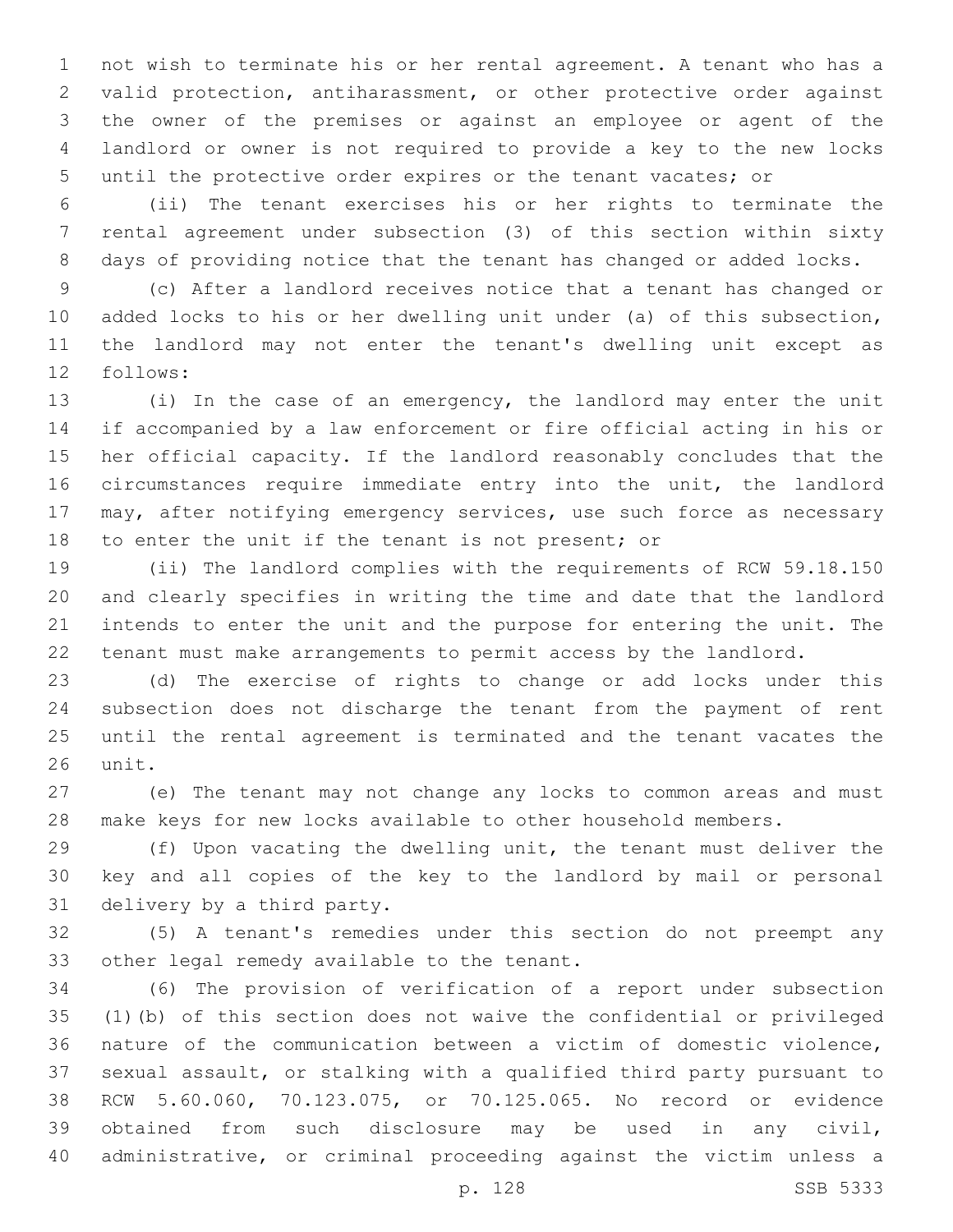not wish to terminate his or her rental agreement. A tenant who has a valid protection, antiharassment, or other protective order against the owner of the premises or against an employee or agent of the landlord or owner is not required to provide a key to the new locks until the protective order expires or the tenant vacates; or

(ii) The tenant exercises his or her rights to terminate the rental agreement under subsection (3) of this section within sixty days of providing notice that the tenant has changed or added locks.

(c) After a landlord receives notice that a tenant has changed or added locks to his or her dwelling unit under (a) of this subsection, the landlord may not enter the tenant's dwelling unit except as follows:

(i) In the case of an emergency, the landlord may enter the unit if accompanied by a law enforcement or fire official acting in his or her official capacity. If the landlord reasonably concludes that the circumstances require immediate entry into the unit, the landlord may, after notifying emergency services, use such force as necessary to enter the unit if the tenant is not present; or

(ii) The landlord complies with the requirements of RCW 59.18.150 and clearly specifies in writing the time and date that the landlord intends to enter the unit and the purpose for entering the unit. The tenant must make arrangements to permit access by the landlord.

(d) The exercise of rights to change or add locks under this subsection does not discharge the tenant from the payment of rent until the rental agreement is terminated and the tenant vacates the unit.

(e) The tenant may not change any locks to common areas and must make keys for new locks available to other household members.

(f) Upon vacating the dwelling unit, the tenant must deliver the key and all copies of the key to the landlord by mail or personal delivery by a third party.

(5) A tenant's remedies under this section do not preempt any other legal remedy available to the tenant.

(6) The provision of verification of a report under subsection (1)(b) of this section does not waive the confidential or privileged nature of the communication between a victim of domestic violence, sexual assault, or stalking with a qualified third party pursuant to RCW 5.60.060, 70.123.075, or 70.125.065. No record or evidence obtained from such disclosure may be used in any civil, administrative, or criminal proceeding against the victim unless a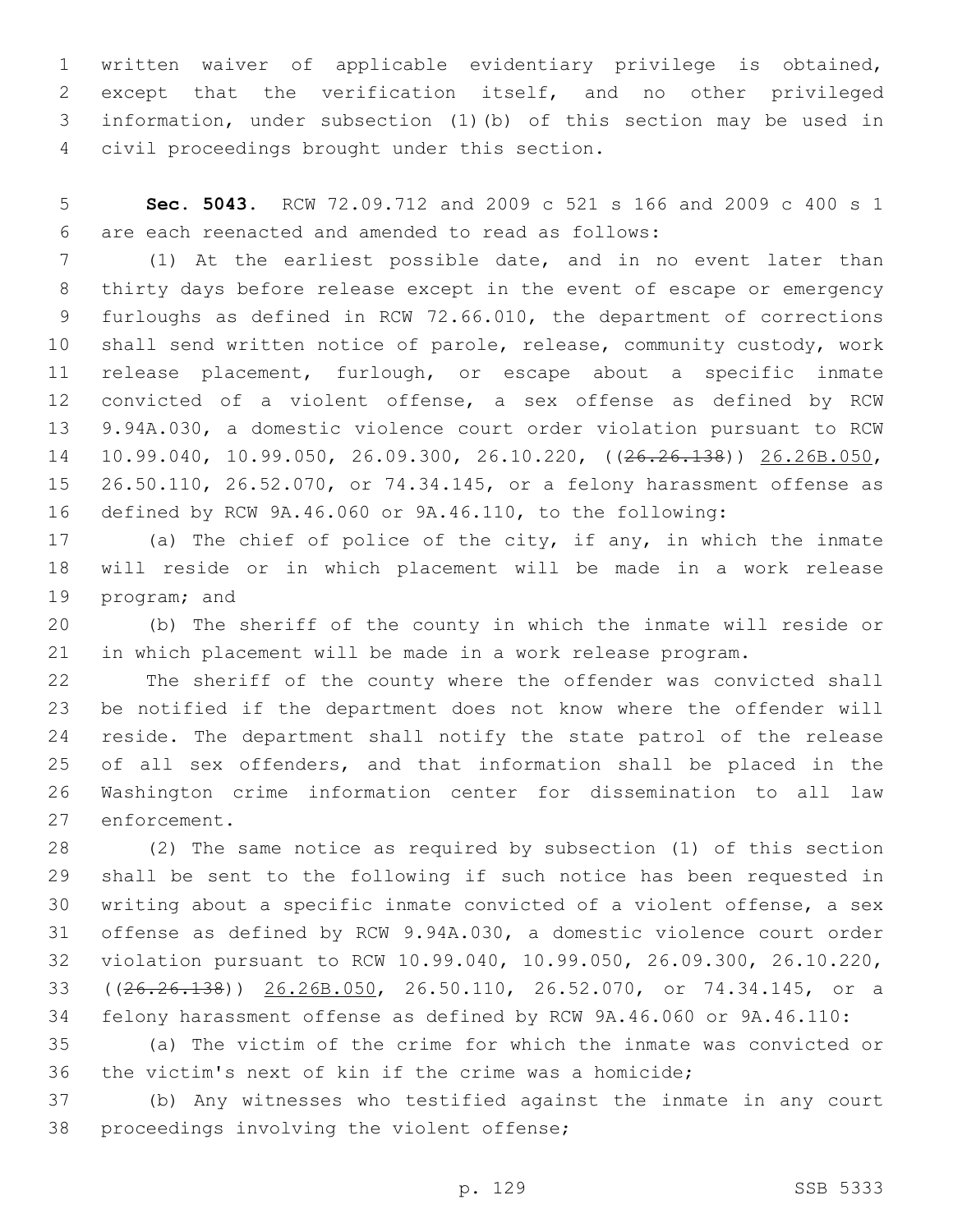written waiver of applicable evidentiary privilege is obtained, except that the verification itself, and no other privileged information, under subsection (1)(b) of this section may be used in civil proceedings brought under this section.

**Sec. 5043.** RCW 72.09.712 and 2009 c 521 s 166 and 2009 c 400 s 1 are each reenacted and amended to read as follows:

(1) At the earliest possible date, and in no event later than thirty days before release except in the event of escape or emergency furloughs as defined in RCW 72.66.010, the department of corrections shall send written notice of parole, release, community custody, work release placement, furlough, or escape about a specific inmate convicted of a violent offense, a sex offense as defined by RCW 9.94A.030, a domestic violence court order violation pursuant to RCW 10.99.040, 10.99.050, 26.09.300, 26.10.220, ((~~26.26.138~~)) <u>26.26B.050</u>, 26.50.110, 26.52.070, or 74.34.145, or a felony harassment offense as defined by RCW 9A.46.060 or 9A.46.110, to the following:

(a) The chief of police of the city, if any, in which the inmate will reside or in which placement will be made in a work release program; and

(b) The sheriff of the county in which the inmate will reside or in which placement will be made in a work release program.

The sheriff of the county where the offender was convicted shall be notified if the department does not know where the offender will reside. The department shall notify the state patrol of the release of all sex offenders, and that information shall be placed in the Washington crime information center for dissemination to all law enforcement.

(2) The same notice as required by subsection (1) of this section shall be sent to the following if such notice has been requested in writing about a specific inmate convicted of a violent offense, a sex offense as defined by RCW 9.94A.030, a domestic violence court order violation pursuant to RCW 10.99.040, 10.99.050, 26.09.300, 26.10.220, ((~~26.26.138~~)) <u>26.26B.050</u>, 26.50.110, 26.52.070, or 74.34.145, or a felony harassment offense as defined by RCW 9A.46.060 or 9A.46.110:

(a) The victim of the crime for which the inmate was convicted or the victim's next of kin if the crime was a homicide;

(b) Any witnesses who testified against the inmate in any court proceedings involving the violent offense;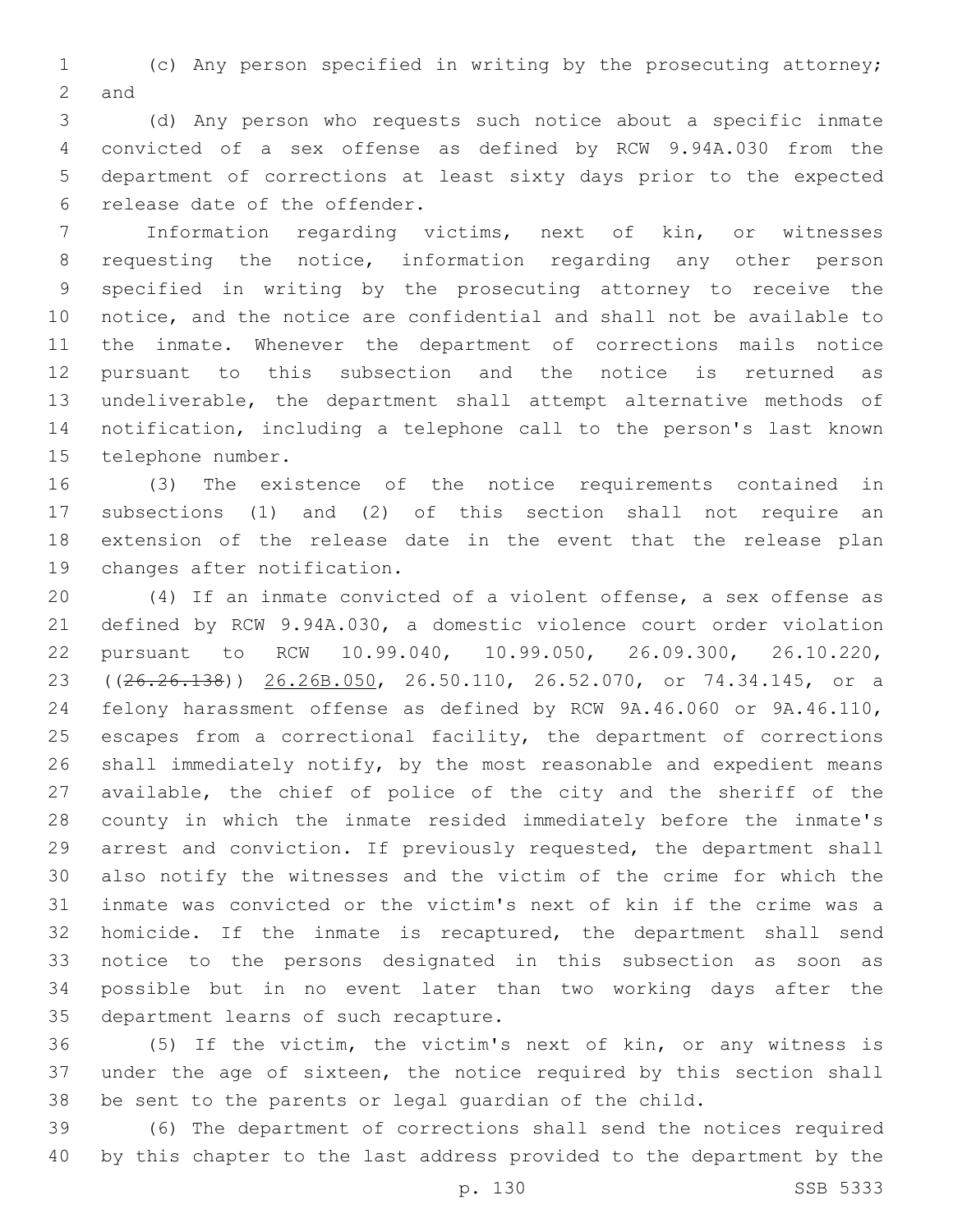(c) Any person specified in writing by the prosecuting attorney; and

(d) Any person who requests such notice about a specific inmate convicted of a sex offense as defined by RCW 9.94A.030 from the department of corrections at least sixty days prior to the expected release date of the offender.

Information regarding victims, next of kin, or witnesses requesting the notice, information regarding any other person specified in writing by the prosecuting attorney to receive the notice, and the notice are confidential and shall not be available to the inmate. Whenever the department of corrections mails notice pursuant to this subsection and the notice is returned as undeliverable, the department shall attempt alternative methods of notification, including a telephone call to the person's last known telephone number.

(3) The existence of the notice requirements contained in subsections (1) and (2) of this section shall not require an extension of the release date in the event that the release plan changes after notification.

(4) If an inmate convicted of a violent offense, a sex offense as defined by RCW 9.94A.030, a domestic violence court order violation pursuant to RCW 10.99.040, 10.99.050, 26.09.300, 26.10.220, ((~~26.26.138~~)) <u>26.26B.050</u>, 26.50.110, 26.52.070, or 74.34.145, or a felony harassment offense as defined by RCW 9A.46.060 or 9A.46.110, escapes from a correctional facility, the department of corrections shall immediately notify, by the most reasonable and expedient means available, the chief of police of the city and the sheriff of the county in which the inmate resided immediately before the inmate's arrest and conviction. If previously requested, the department shall also notify the witnesses and the victim of the crime for which the inmate was convicted or the victim's next of kin if the crime was a homicide. If the inmate is recaptured, the department shall send notice to the persons designated in this subsection as soon as possible but in no event later than two working days after the department learns of such recapture.

(5) If the victim, the victim's next of kin, or any witness is under the age of sixteen, the notice required by this section shall be sent to the parents or legal guardian of the child.

(6) The department of corrections shall send the notices required by this chapter to the last address provided to the department by the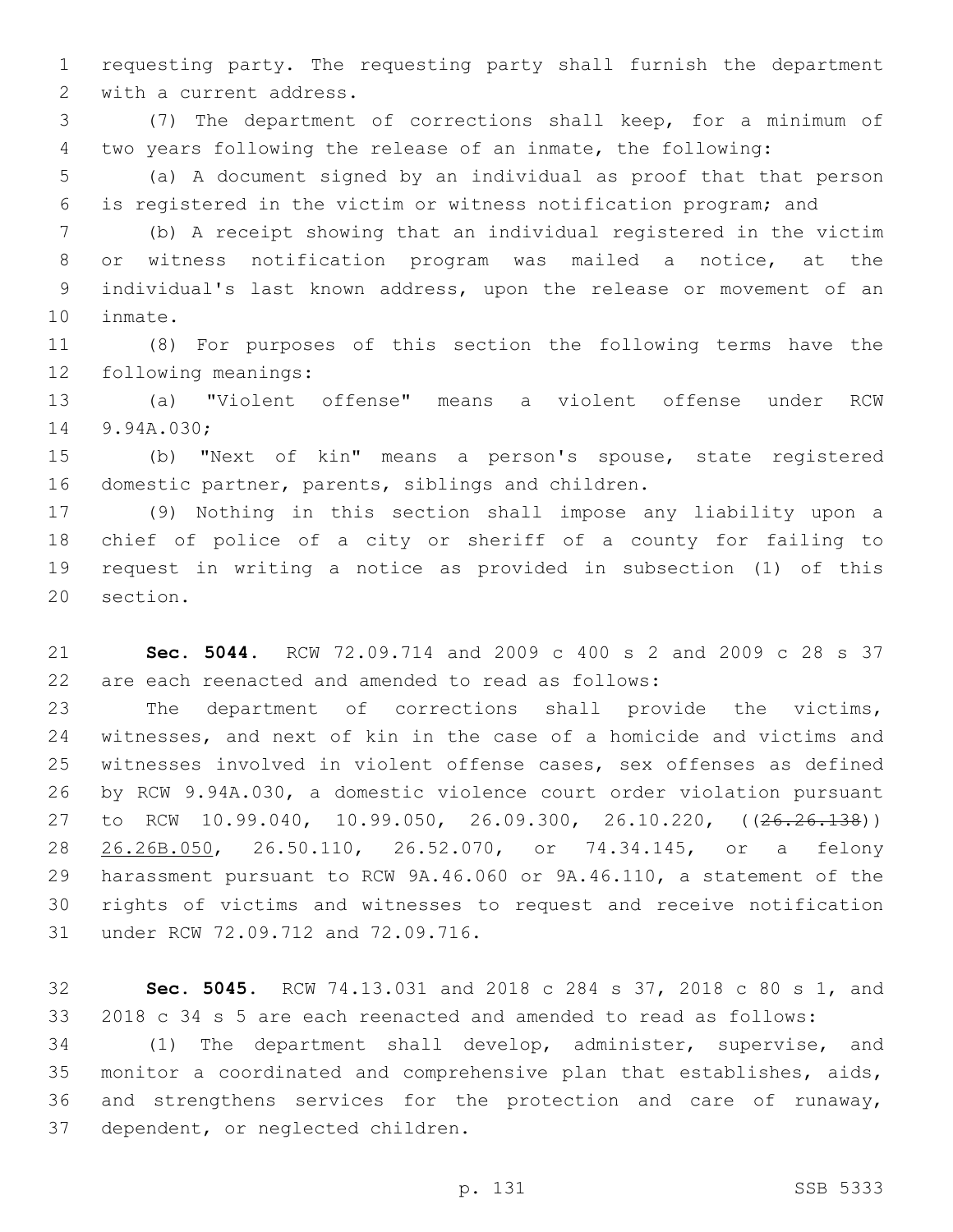requesting party. The requesting party shall furnish the department with a current address.

(7) The department of corrections shall keep, for a minimum of two years following the release of an inmate, the following:

(a) A document signed by an individual as proof that that person is registered in the victim or witness notification program; and

(b) A receipt showing that an individual registered in the victim or witness notification program was mailed a notice, at the individual's last known address, upon the release or movement of an inmate.

(8) For purposes of this section the following terms have the following meanings:

(a) "Violent offense" means a violent offense under RCW 9.94A.030;

(b) "Next of kin" means a person's spouse, state registered domestic partner, parents, siblings and children.

(9) Nothing in this section shall impose any liability upon a chief of police of a city or sheriff of a county for failing to request in writing a notice as provided in subsection (1) of this section.

**Sec. 5044.** RCW 72.09.714 and 2009 c 400 s 2 and 2009 c 28 s 37 are each reenacted and amended to read as follows:

The department of corrections shall provide the victims, witnesses, and next of kin in the case of a homicide and victims and witnesses involved in violent offense cases, sex offenses as defined by RCW 9.94A.030, a domestic violence court order violation pursuant to RCW 10.99.040, 10.99.050, 26.09.300, 26.10.220, ((~~26.26.138~~)) <u>26.26B.050</u>, 26.50.110, 26.52.070, or 74.34.145, or a felony harassment pursuant to RCW 9A.46.060 or 9A.46.110, a statement of the rights of victims and witnesses to request and receive notification under RCW 72.09.712 and 72.09.716.

**Sec. 5045.** RCW 74.13.031 and 2018 c 284 s 37, 2018 c 80 s 1, and 2018 c 34 s 5 are each reenacted and amended to read as follows:

(1) The department shall develop, administer, supervise, and monitor a coordinated and comprehensive plan that establishes, aids, and strengthens services for the protection and care of runaway, dependent, or neglected children.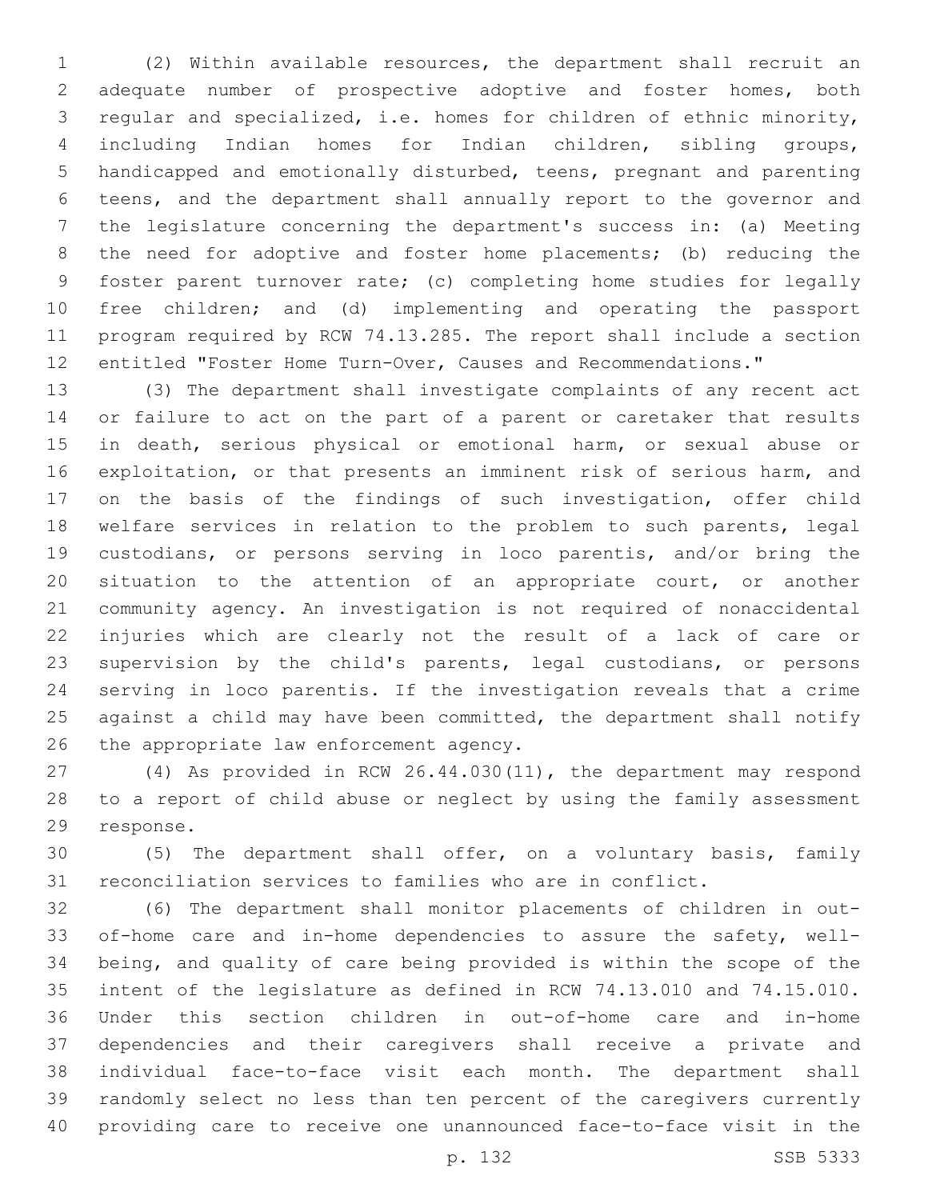(2) Within available resources, the department shall recruit an adequate number of prospective adoptive and foster homes, both regular and specialized, i.e. homes for children of ethnic minority, including Indian homes for Indian children, sibling groups, handicapped and emotionally disturbed, teens, pregnant and parenting teens, and the department shall annually report to the governor and the legislature concerning the department's success in: (a) Meeting the need for adoptive and foster home placements; (b) reducing the foster parent turnover rate; (c) completing home studies for legally free children; and (d) implementing and operating the passport program required by RCW 74.13.285. The report shall include a section entitled "Foster Home Turn-Over, Causes and Recommendations."

(3) The department shall investigate complaints of any recent act or failure to act on the part of a parent or caretaker that results in death, serious physical or emotional harm, or sexual abuse or exploitation, or that presents an imminent risk of serious harm, and on the basis of the findings of such investigation, offer child welfare services in relation to the problem to such parents, legal custodians, or persons serving in loco parentis, and/or bring the situation to the attention of an appropriate court, or another community agency. An investigation is not required of nonaccidental injuries which are clearly not the result of a lack of care or supervision by the child's parents, legal custodians, or persons serving in loco parentis. If the investigation reveals that a crime against a child may have been committed, the department shall notify the appropriate law enforcement agency.

(4) As provided in RCW 26.44.030(11), the department may respond to a report of child abuse or neglect by using the family assessment response.

(5) The department shall offer, on a voluntary basis, family reconciliation services to families who are in conflict.

(6) The department shall monitor placements of children in out-of-home care and in-home dependencies to assure the safety, well-being, and quality of care being provided is within the scope of the intent of the legislature as defined in RCW 74.13.010 and 74.15.010. Under this section children in out-of-home care and in-home dependencies and their caregivers shall receive a private and individual face-to-face visit each month. The department shall randomly select no less than ten percent of the caregivers currently providing care to receive one unannounced face-to-face visit in the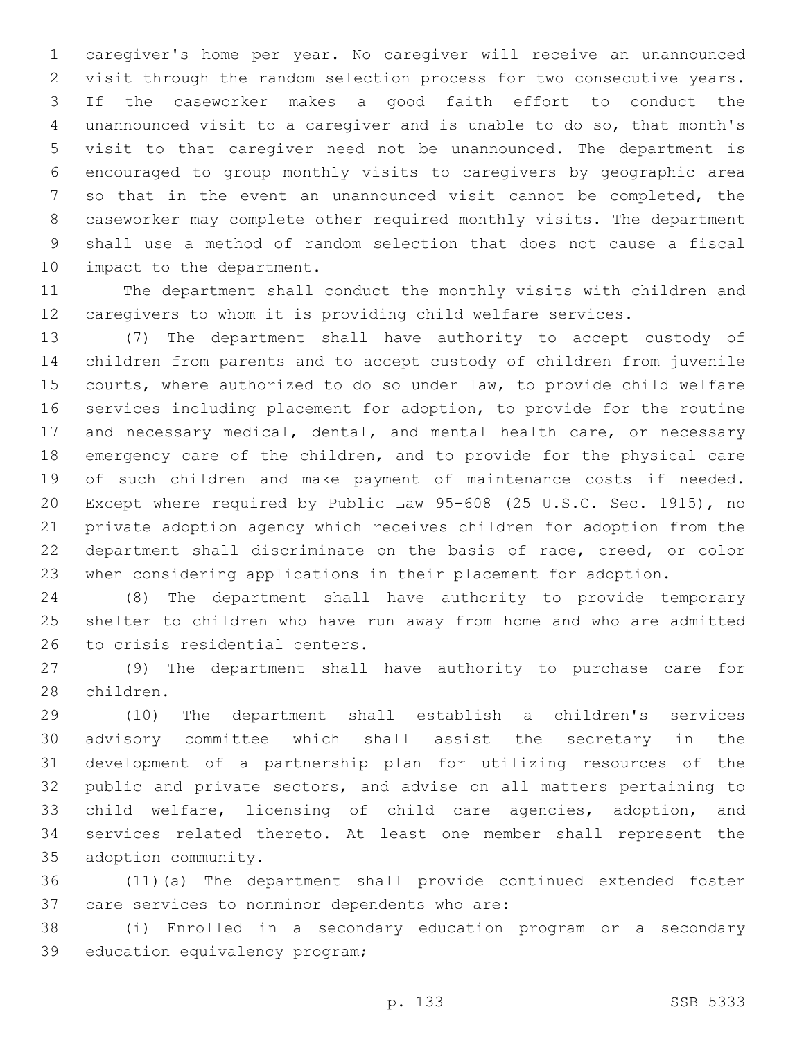caregiver's home per year. No caregiver will receive an unannounced visit through the random selection process for two consecutive years. If the caseworker makes a good faith effort to conduct the unannounced visit to a caregiver and is unable to do so, that month's visit to that caregiver need not be unannounced. The department is encouraged to group monthly visits to caregivers by geographic area so that in the event an unannounced visit cannot be completed, the caseworker may complete other required monthly visits. The department shall use a method of random selection that does not cause a fiscal impact to the department.

The department shall conduct the monthly visits with children and caregivers to whom it is providing child welfare services.

(7) The department shall have authority to accept custody of children from parents and to accept custody of children from juvenile courts, where authorized to do so under law, to provide child welfare services including placement for adoption, to provide for the routine and necessary medical, dental, and mental health care, or necessary emergency care of the children, and to provide for the physical care of such children and make payment of maintenance costs if needed. Except where required by Public Law 95-608 (25 U.S.C. Sec. 1915), no private adoption agency which receives children for adoption from the department shall discriminate on the basis of race, creed, or color when considering applications in their placement for adoption.

(8) The department shall have authority to provide temporary shelter to children who have run away from home and who are admitted to crisis residential centers.

(9) The department shall have authority to purchase care for children.

(10) The department shall establish a children's services advisory committee which shall assist the secretary in the development of a partnership plan for utilizing resources of the public and private sectors, and advise on all matters pertaining to child welfare, licensing of child care agencies, adoption, and services related thereto. At least one member shall represent the adoption community.

(11)(a) The department shall provide continued extended foster care services to nonminor dependents who are:

(i) Enrolled in a secondary education program or a secondary education equivalency program;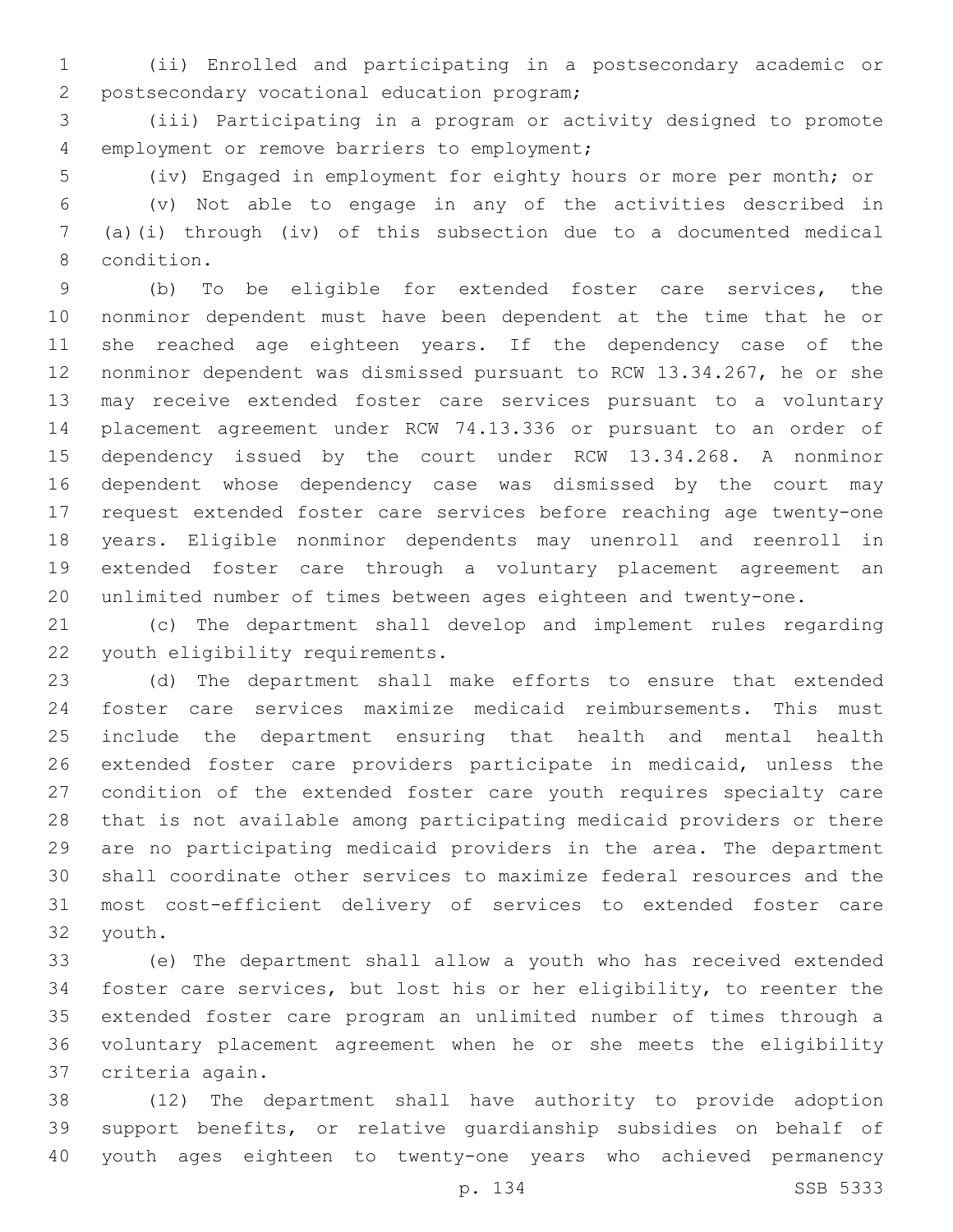(ii) Enrolled and participating in a postsecondary academic or postsecondary vocational education program;

(iii) Participating in a program or activity designed to promote employment or remove barriers to employment;

(iv) Engaged in employment for eighty hours or more per month; or

(v) Not able to engage in any of the activities described in (a)(i) through (iv) of this subsection due to a documented medical condition.

(b) To be eligible for extended foster care services, the nonminor dependent must have been dependent at the time that he or she reached age eighteen years. If the dependency case of the nonminor dependent was dismissed pursuant to RCW 13.34.267, he or she may receive extended foster care services pursuant to a voluntary placement agreement under RCW 74.13.336 or pursuant to an order of dependency issued by the court under RCW 13.34.268. A nonminor dependent whose dependency case was dismissed by the court may request extended foster care services before reaching age twenty-one years. Eligible nonminor dependents may unenroll and reenroll in extended foster care through a voluntary placement agreement an unlimited number of times between ages eighteen and twenty-one.

(c) The department shall develop and implement rules regarding youth eligibility requirements.

(d) The department shall make efforts to ensure that extended foster care services maximize medicaid reimbursements. This must include the department ensuring that health and mental health extended foster care providers participate in medicaid, unless the condition of the extended foster care youth requires specialty care that is not available among participating medicaid providers or there are no participating medicaid providers in the area. The department shall coordinate other services to maximize federal resources and the most cost-efficient delivery of services to extended foster care youth.

(e) The department shall allow a youth who has received extended foster care services, but lost his or her eligibility, to reenter the extended foster care program an unlimited number of times through a voluntary placement agreement when he or she meets the eligibility criteria again.

(12) The department shall have authority to provide adoption support benefits, or relative guardianship subsidies on behalf of youth ages eighteen to twenty-one years who achieved permanency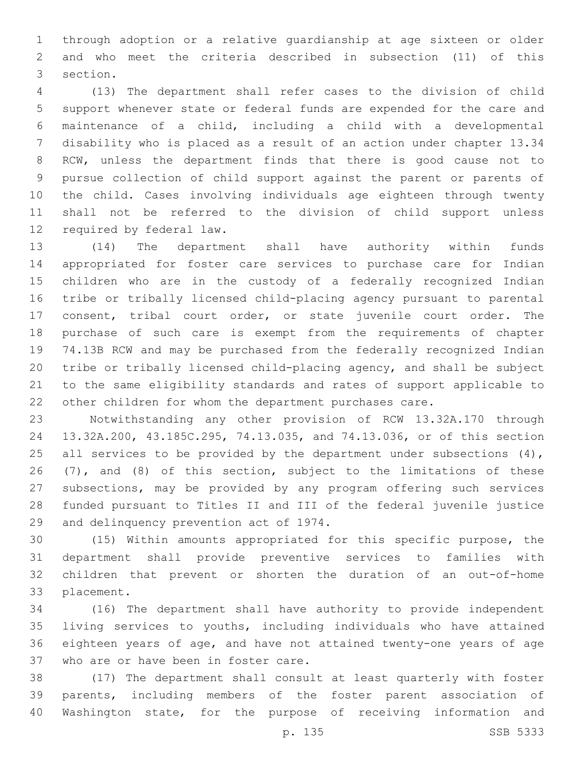through adoption or a relative guardianship at age sixteen or older and who meet the criteria described in subsection (11) of this section.

(13) The department shall refer cases to the division of child support whenever state or federal funds are expended for the care and maintenance of a child, including a child with a developmental disability who is placed as a result of an action under chapter 13.34 RCW, unless the department finds that there is good cause not to pursue collection of child support against the parent or parents of the child. Cases involving individuals age eighteen through twenty shall not be referred to the division of child support unless required by federal law.

(14) The department shall have authority within funds appropriated for foster care services to purchase care for Indian children who are in the custody of a federally recognized Indian tribe or tribally licensed child-placing agency pursuant to parental consent, tribal court order, or state juvenile court order. The purchase of such care is exempt from the requirements of chapter 74.13B RCW and may be purchased from the federally recognized Indian tribe or tribally licensed child-placing agency, and shall be subject to the same eligibility standards and rates of support applicable to other children for whom the department purchases care.

Notwithstanding any other provision of RCW 13.32A.170 through 13.32A.200, 43.185C.295, 74.13.035, and 74.13.036, or of this section all services to be provided by the department under subsections (4), (7), and (8) of this section, subject to the limitations of these subsections, may be provided by any program offering such services funded pursuant to Titles II and III of the federal juvenile justice and delinquency prevention act of 1974.

(15) Within amounts appropriated for this specific purpose, the department shall provide preventive services to families with children that prevent or shorten the duration of an out-of-home placement.

(16) The department shall have authority to provide independent living services to youths, including individuals who have attained eighteen years of age, and have not attained twenty-one years of age who are or have been in foster care.

(17) The department shall consult at least quarterly with foster parents, including members of the foster parent association of Washington state, for the purpose of receiving information and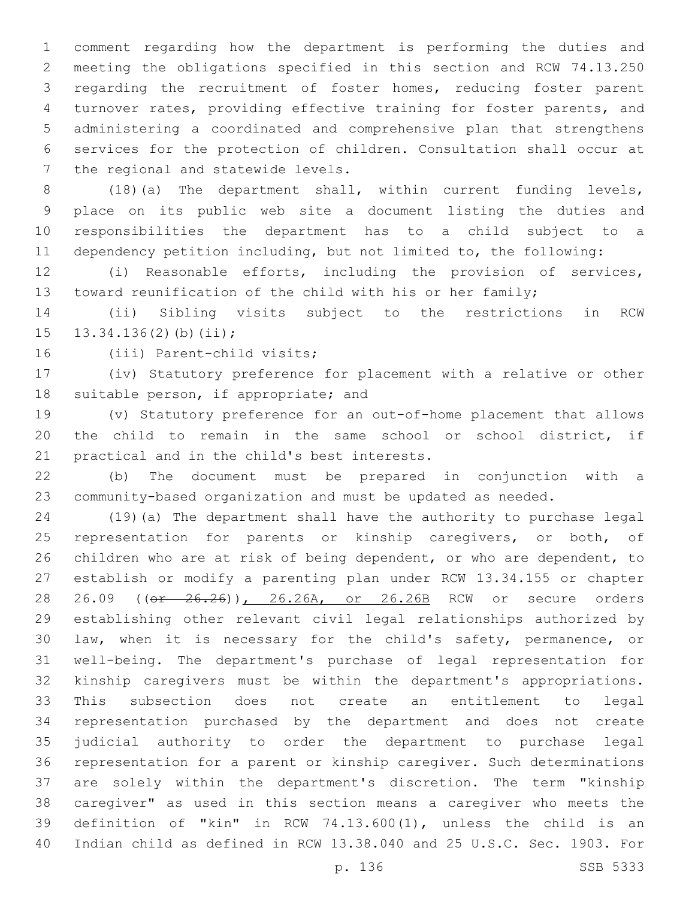comment regarding how the department is performing the duties and meeting the obligations specified in this section and RCW 74.13.250 regarding the recruitment of foster homes, reducing foster parent turnover rates, providing effective training for foster parents, and administering a coordinated and comprehensive plan that strengthens services for the protection of children. Consultation shall occur at the regional and statewide levels.

(18)(a) The department shall, within current funding levels, place on its public web site a document listing the duties and responsibilities the department has to a child subject to a dependency petition including, but not limited to, the following:

(i) Reasonable efforts, including the provision of services, toward reunification of the child with his or her family;

(ii) Sibling visits subject to the restrictions in RCW 13.34.136(2)(b)(ii);

(iii) Parent-child visits;

(iv) Statutory preference for placement with a relative or other suitable person, if appropriate; and

(v) Statutory preference for an out-of-home placement that allows the child to remain in the same school or school district, if practical and in the child's best interests.

(b) The document must be prepared in conjunction with a community-based organization and must be updated as needed.

(19)(a) The department shall have the authority to purchase legal representation for parents or kinship caregivers, or both, of children who are at risk of being dependent, or who are dependent, to establish or modify a parenting plan under RCW 13.34.155 or chapter 26.09 ((~~or 26.26~~)), 26.26A, or 26.26B RCW or secure orders establishing other relevant civil legal relationships authorized by law, when it is necessary for the child's safety, permanence, or well-being. The department's purchase of legal representation for kinship caregivers must be within the department's appropriations. This subsection does not create an entitlement to legal representation purchased by the department and does not create judicial authority to order the department to purchase legal representation for a parent or kinship caregiver. Such determinations are solely within the department's discretion. The term "kinship caregiver" as used in this section means a caregiver who meets the definition of "kin" in RCW 74.13.600(1), unless the child is an Indian child as defined in RCW 13.38.040 and 25 U.S.C. Sec. 1903. For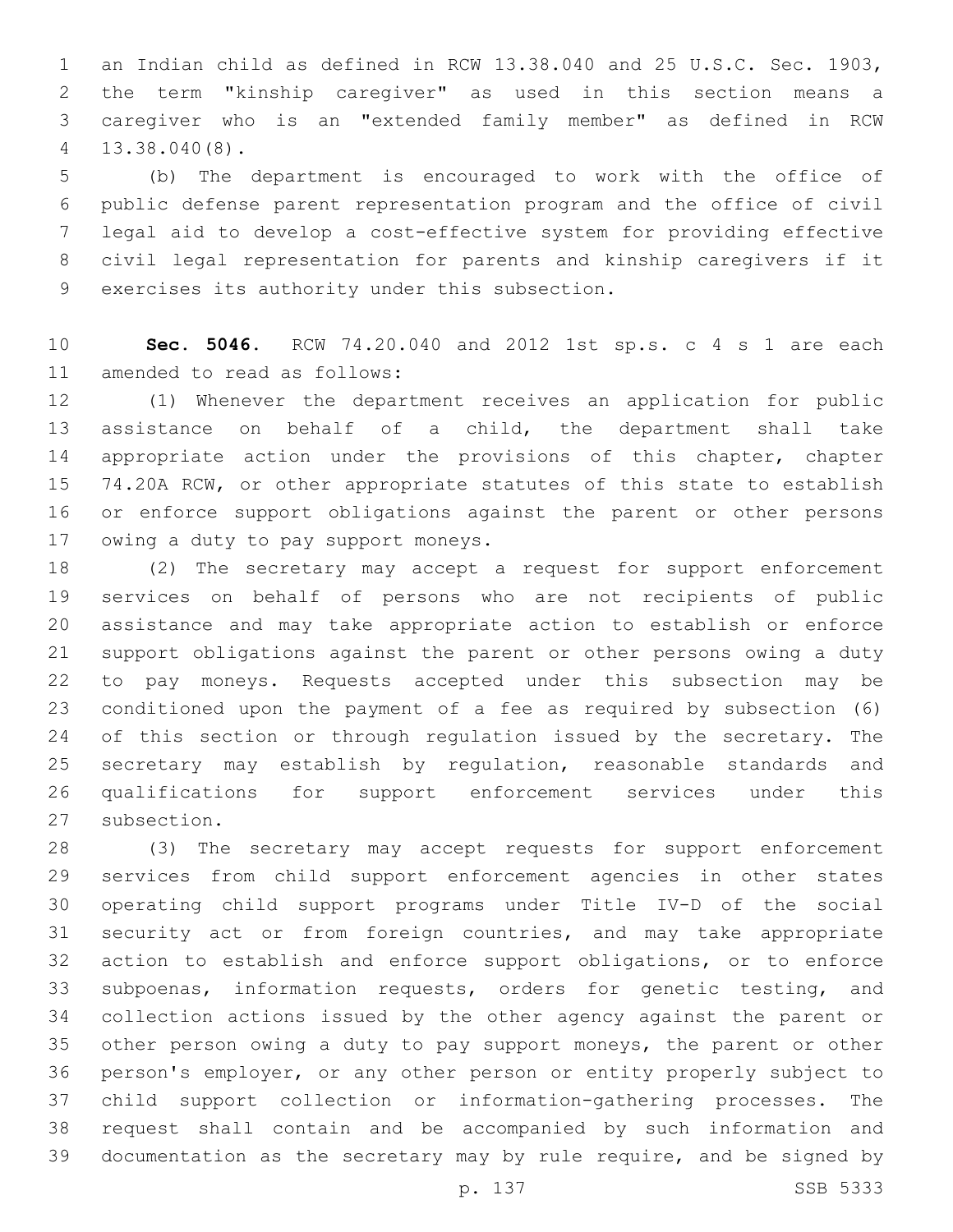an Indian child as defined in RCW 13.38.040 and 25 U.S.C. Sec. 1903, the term "kinship caregiver" as used in this section means a caregiver who is an "extended family member" as defined in RCW 13.38.040(8).

(b) The department is encouraged to work with the office of public defense parent representation program and the office of civil legal aid to develop a cost-effective system for providing effective civil legal representation for parents and kinship caregivers if it exercises its authority under this subsection.

**Sec. 5046.** RCW 74.20.040 and 2012 1st sp.s. c 4 s 1 are each amended to read as follows:

(1) Whenever the department receives an application for public assistance on behalf of a child, the department shall take appropriate action under the provisions of this chapter, chapter 74.20A RCW, or other appropriate statutes of this state to establish or enforce support obligations against the parent or other persons owing a duty to pay support moneys.

(2) The secretary may accept a request for support enforcement services on behalf of persons who are not recipients of public assistance and may take appropriate action to establish or enforce support obligations against the parent or other persons owing a duty to pay moneys. Requests accepted under this subsection may be conditioned upon the payment of a fee as required by subsection (6) of this section or through regulation issued by the secretary. The secretary may establish by regulation, reasonable standards and qualifications for support enforcement services under this subsection.

(3) The secretary may accept requests for support enforcement services from child support enforcement agencies in other states operating child support programs under Title IV-D of the social security act or from foreign countries, and may take appropriate action to establish and enforce support obligations, or to enforce subpoenas, information requests, orders for genetic testing, and collection actions issued by the other agency against the parent or other person owing a duty to pay support moneys, the parent or other person's employer, or any other person or entity properly subject to child support collection or information-gathering processes. The request shall contain and be accompanied by such information and documentation as the secretary may by rule require, and be signed by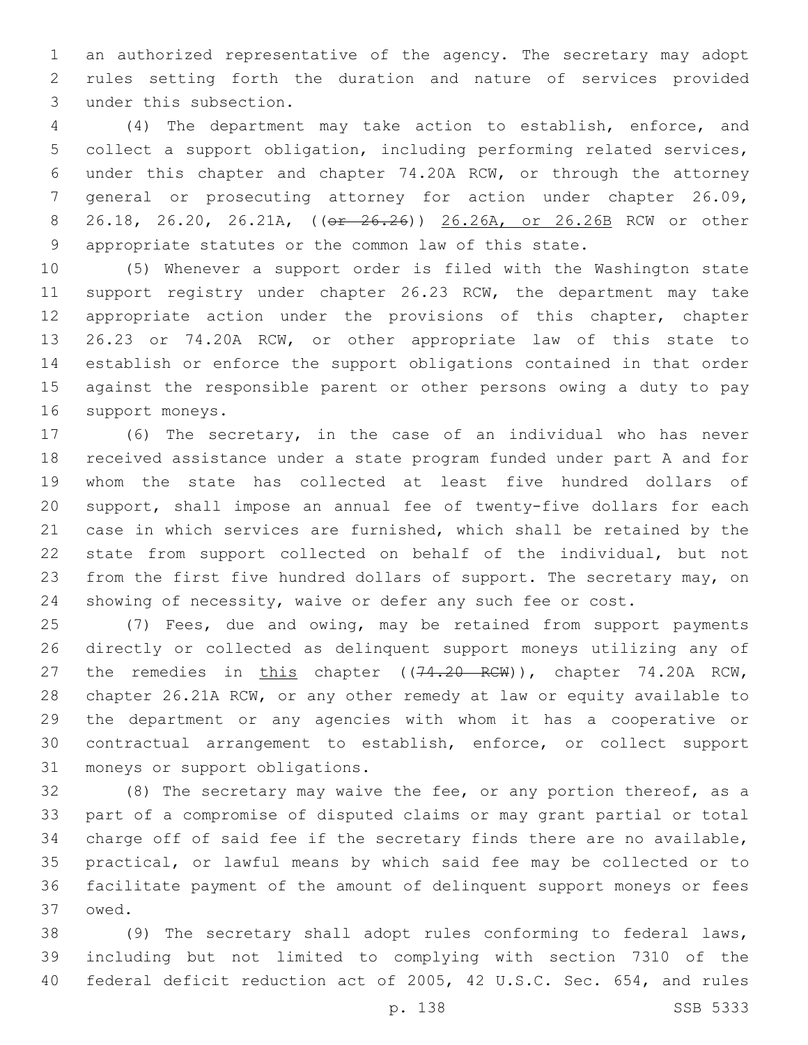an authorized representative of the agency. The secretary may adopt rules setting forth the duration and nature of services provided under this subsection.

(4) The department may take action to establish, enforce, and collect a support obligation, including performing related services, under this chapter and chapter 74.20A RCW, or through the attorney general or prosecuting attorney for action under chapter 26.09, 26.18, 26.20, 26.21A, ((~~or 26.26~~)) <u>26.26A, or 26.26B</u> RCW or other appropriate statutes or the common law of this state.

(5) Whenever a support order is filed with the Washington state support registry under chapter 26.23 RCW, the department may take appropriate action under the provisions of this chapter, chapter 26.23 or 74.20A RCW, or other appropriate law of this state to establish or enforce the support obligations contained in that order against the responsible parent or other persons owing a duty to pay support moneys.

(6) The secretary, in the case of an individual who has never received assistance under a state program funded under part A and for whom the state has collected at least five hundred dollars of support, shall impose an annual fee of twenty-five dollars for each case in which services are furnished, which shall be retained by the state from support collected on behalf of the individual, but not from the first five hundred dollars of support. The secretary may, on showing of necessity, waive or defer any such fee or cost.

(7) Fees, due and owing, may be retained from support payments directly or collected as delinquent support moneys utilizing any of the remedies in <u>this</u> chapter ((~~74.20 RCW~~)), chapter 74.20A RCW, chapter 26.21A RCW, or any other remedy at law or equity available to the department or any agencies with whom it has a cooperative or contractual arrangement to establish, enforce, or collect support moneys or support obligations.

(8) The secretary may waive the fee, or any portion thereof, as a part of a compromise of disputed claims or may grant partial or total charge off of said fee if the secretary finds there are no available, practical, or lawful means by which said fee may be collected or to facilitate payment of the amount of delinquent support moneys or fees owed.

(9) The secretary shall adopt rules conforming to federal laws, including but not limited to complying with section 7310 of the federal deficit reduction act of 2005, 42 U.S.C. Sec. 654, and rules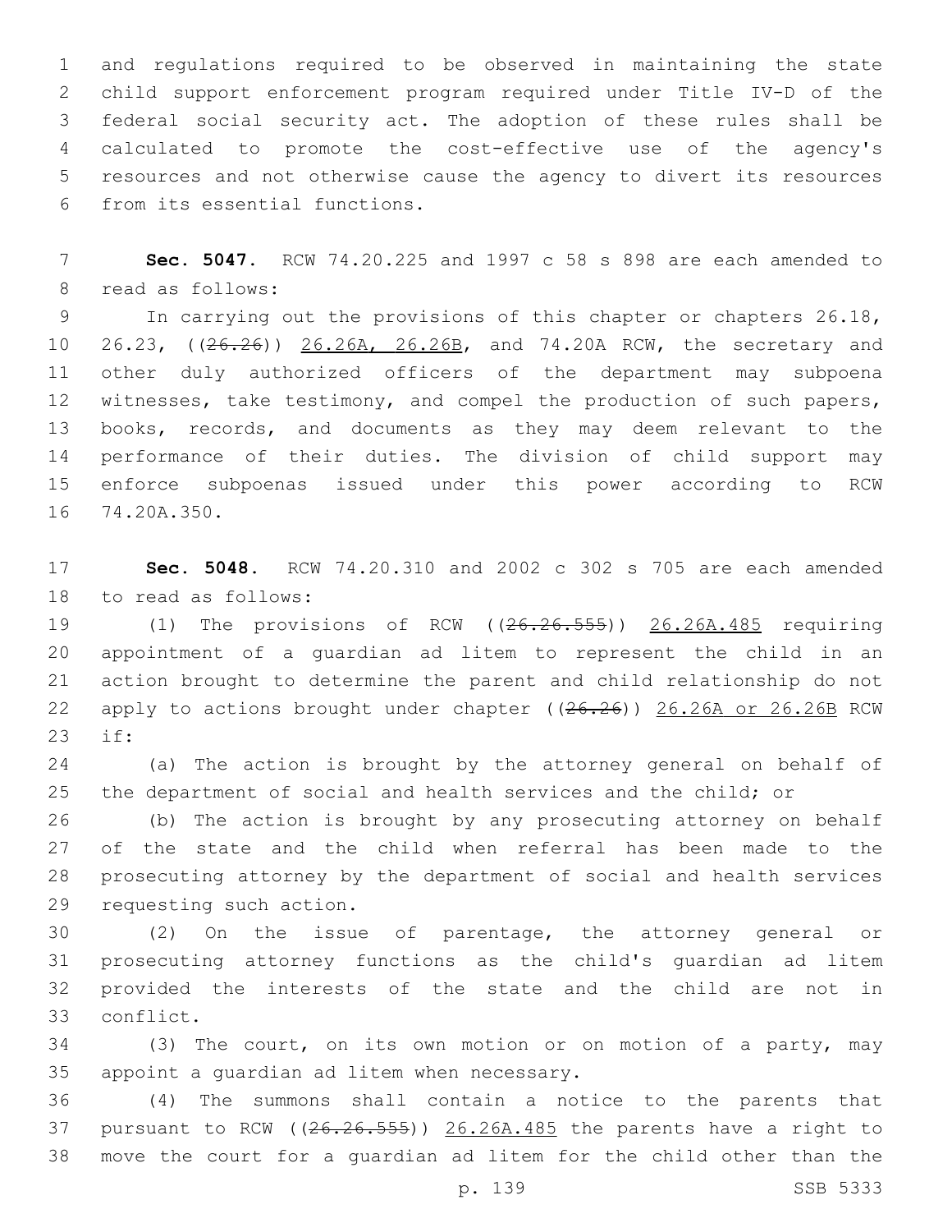and regulations required to be observed in maintaining the state child support enforcement program required under Title IV-D of the federal social security act. The adoption of these rules shall be calculated to promote the cost-effective use of the agency's resources and not otherwise cause the agency to divert its resources from its essential functions.

**Sec. 5047.** RCW 74.20.225 and 1997 c 58 s 898 are each amended to read as follows:

In carrying out the provisions of this chapter or chapters 26.18, 26.23, ((~~26.26~~)) 26.26A, 26.26B, and 74.20A RCW, the secretary and other duly authorized officers of the department may subpoena witnesses, take testimony, and compel the production of such papers, books, records, and documents as they may deem relevant to the performance of their duties. The division of child support may enforce subpoenas issued under this power according to RCW 74.20A.350.

**Sec. 5048.** RCW 74.20.310 and 2002 c 302 s 705 are each amended to read as follows:

(1) The provisions of RCW ((~~26.26.555~~)) 26.26A.485 requiring appointment of a guardian ad litem to represent the child in an action brought to determine the parent and child relationship do not apply to actions brought under chapter ((~~26.26~~)) 26.26A or 26.26B RCW if:

(a) The action is brought by the attorney general on behalf of the department of social and health services and the child; or

(b) The action is brought by any prosecuting attorney on behalf of the state and the child when referral has been made to the prosecuting attorney by the department of social and health services requesting such action.

(2) On the issue of parentage, the attorney general or prosecuting attorney functions as the child's guardian ad litem provided the interests of the state and the child are not in conflict.

(3) The court, on its own motion or on motion of a party, may appoint a guardian ad litem when necessary.

(4) The summons shall contain a notice to the parents that pursuant to RCW ((~~26.26.555~~)) 26.26A.485 the parents have a right to move the court for a guardian ad litem for the child other than the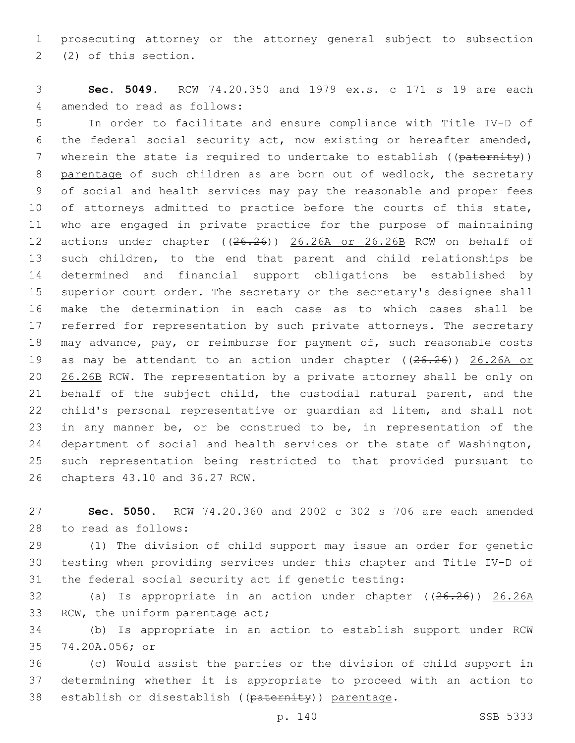prosecuting attorney or the attorney general subject to subsection (2) of this section.

**Sec. 5049.** RCW 74.20.350 and 1979 ex.s. c 171 s 19 are each amended to read as follows:

In order to facilitate and ensure compliance with Title IV-D of the federal social security act, now existing or hereafter amended, wherein the state is required to undertake to establish ((~~paternity~~)) parentage of such children as are born out of wedlock, the secretary of social and health services may pay the reasonable and proper fees of attorneys admitted to practice before the courts of this state, who are engaged in private practice for the purpose of maintaining actions under chapter ((~~26.26~~)) 26.26A or 26.26B RCW on behalf of such children, to the end that parent and child relationships be determined and financial support obligations be established by superior court order. The secretary or the secretary's designee shall make the determination in each case as to which cases shall be referred for representation by such private attorneys. The secretary may advance, pay, or reimburse for payment of, such reasonable costs as may be attendant to an action under chapter ((~~26.26~~)) 26.26A or 26.26B RCW. The representation by a private attorney shall be only on behalf of the subject child, the custodial natural parent, and the child's personal representative or guardian ad litem, and shall not in any manner be, or be construed to be, in representation of the department of social and health services or the state of Washington, such representation being restricted to that provided pursuant to chapters 43.10 and 36.27 RCW.

**Sec. 5050.** RCW 74.20.360 and 2002 c 302 s 706 are each amended to read as follows:

(1) The division of child support may issue an order for genetic testing when providing services under this chapter and Title IV-D of the federal social security act if genetic testing:

(a) Is appropriate in an action under chapter ((~~26.26~~)) 26.26A RCW, the uniform parentage act;

(b) Is appropriate in an action to establish support under RCW 74.20A.056; or

(c) Would assist the parties or the division of child support in determining whether it is appropriate to proceed with an action to establish or disestablish ((~~paternity~~)) parentage.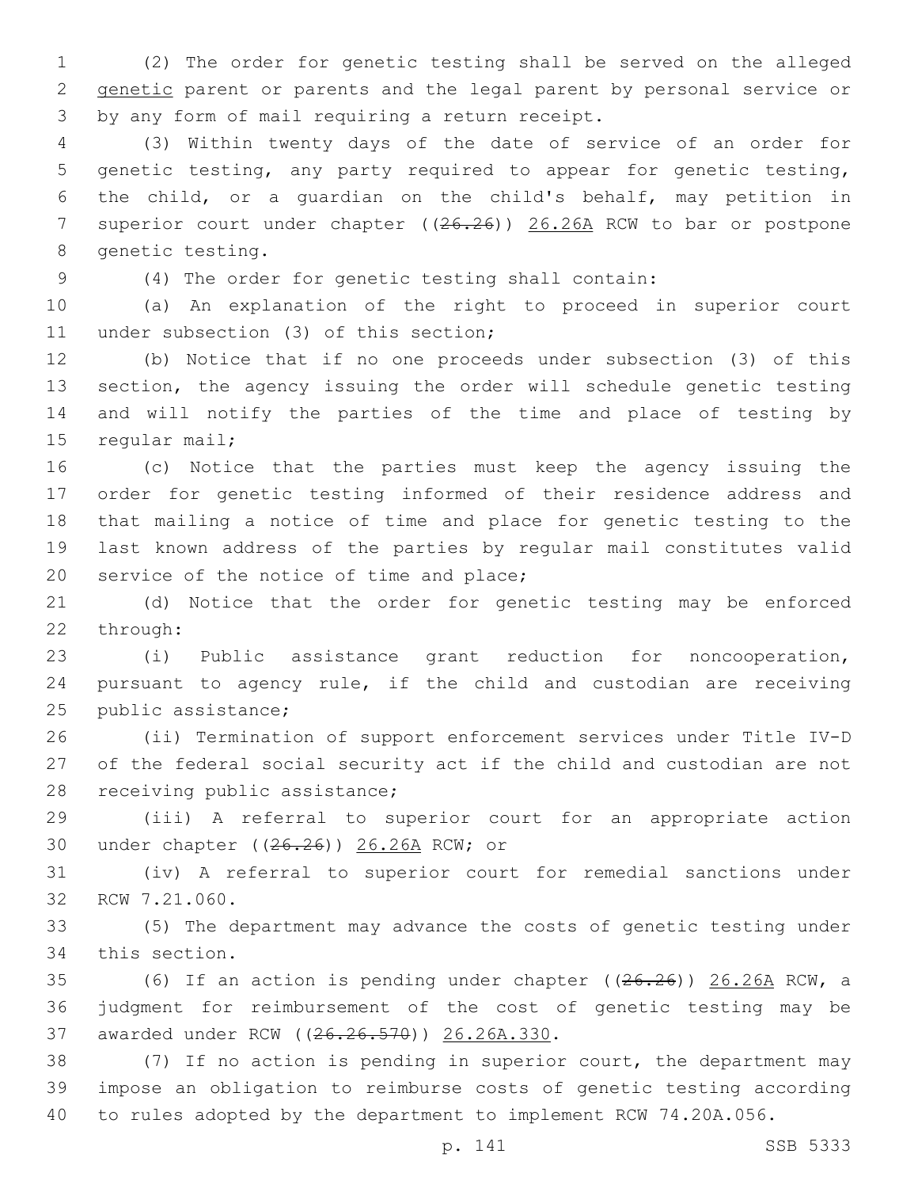(2) The order for genetic testing shall be served on the alleged genetic parent or parents and the legal parent by personal service or by any form of mail requiring a return receipt.

(3) Within twenty days of the date of service of an order for genetic testing, any party required to appear for genetic testing, the child, or a guardian on the child's behalf, may petition in superior court under chapter ((~~26.26~~)) 26.26A RCW to bar or postpone genetic testing.

(4) The order for genetic testing shall contain:

(a) An explanation of the right to proceed in superior court under subsection (3) of this section;

(b) Notice that if no one proceeds under subsection (3) of this section, the agency issuing the order will schedule genetic testing and will notify the parties of the time and place of testing by regular mail;

(c) Notice that the parties must keep the agency issuing the order for genetic testing informed of their residence address and that mailing a notice of time and place for genetic testing to the last known address of the parties by regular mail constitutes valid service of the notice of time and place;

(d) Notice that the order for genetic testing may be enforced through:

(i) Public assistance grant reduction for noncooperation, pursuant to agency rule, if the child and custodian are receiving public assistance;

(ii) Termination of support enforcement services under Title IV-D of the federal social security act if the child and custodian are not receiving public assistance;

(iii) A referral to superior court for an appropriate action under chapter ((~~26.26~~)) 26.26A RCW; or

(iv) A referral to superior court for remedial sanctions under RCW 7.21.060.

(5) The department may advance the costs of genetic testing under this section.

(6) If an action is pending under chapter ((~~26.26~~)) 26.26A RCW, a judgment for reimbursement of the cost of genetic testing may be awarded under RCW ((~~26.26.570~~)) 26.26A.330.

(7) If no action is pending in superior court, the department may impose an obligation to reimburse costs of genetic testing according to rules adopted by the department to implement RCW 74.20A.056.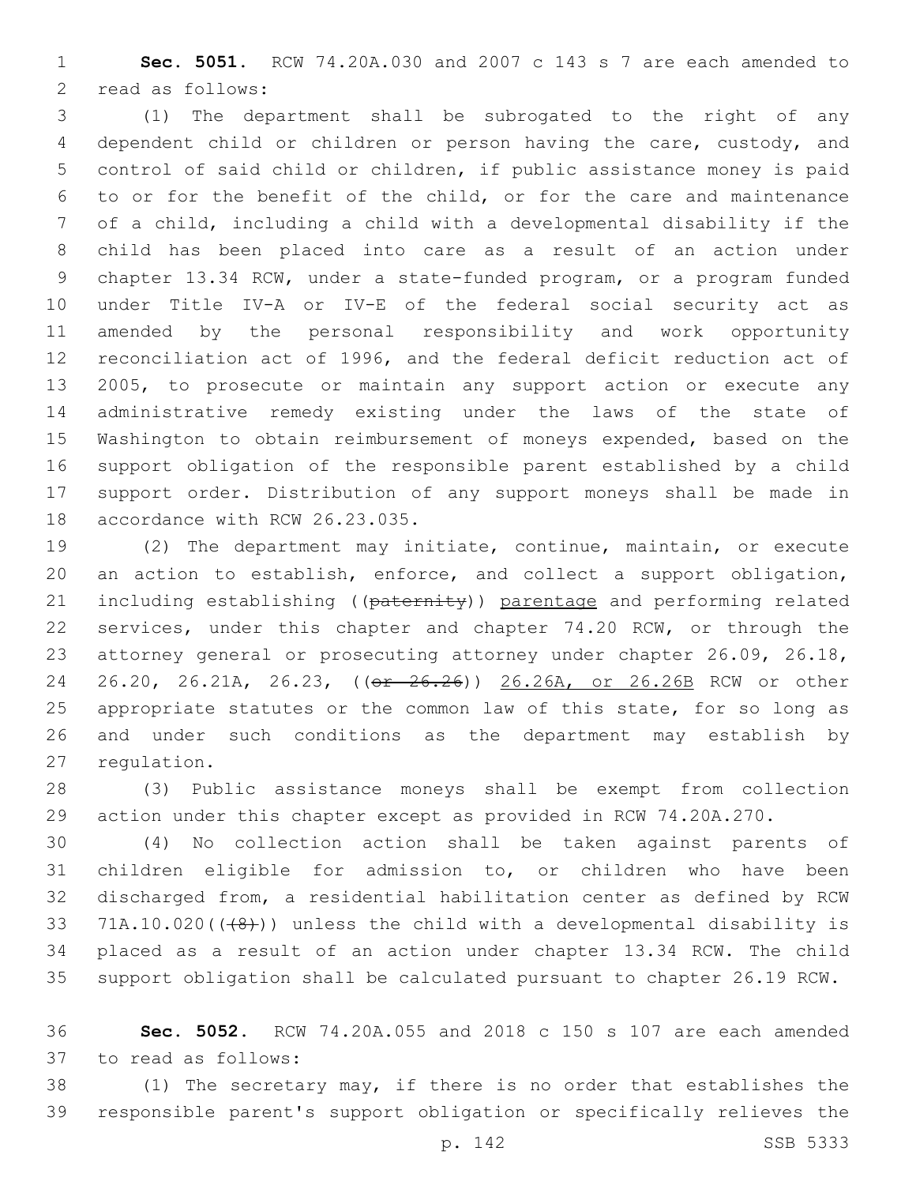**Sec. 5051.** RCW 74.20A.030 and 2007 c 143 s 7 are each amended to read as follows:

(1) The department shall be subrogated to the right of any dependent child or children or person having the care, custody, and control of said child or children, if public assistance money is paid to or for the benefit of the child, or for the care and maintenance of a child, including a child with a developmental disability if the child has been placed into care as a result of an action under chapter 13.34 RCW, under a state-funded program, or a program funded under Title IV-A or IV-E of the federal social security act as amended by the personal responsibility and work opportunity reconciliation act of 1996, and the federal deficit reduction act of 2005, to prosecute or maintain any support action or execute any administrative remedy existing under the laws of the state of Washington to obtain reimbursement of moneys expended, based on the support obligation of the responsible parent established by a child support order. Distribution of any support moneys shall be made in accordance with RCW 26.23.035.

(2) The department may initiate, continue, maintain, or execute an action to establish, enforce, and collect a support obligation, including establishing ((~~paternity~~)) parentage and performing related services, under this chapter and chapter 74.20 RCW, or through the attorney general or prosecuting attorney under chapter 26.09, 26.18, 26.20, 26.21A, 26.23, ((~~or 26.26~~)) 26.26A, or 26.26B RCW or other appropriate statutes or the common law of this state, for so long as and under such conditions as the department may establish by regulation.

(3) Public assistance moneys shall be exempt from collection action under this chapter except as provided in RCW 74.20A.270.

(4) No collection action shall be taken against parents of children eligible for admission to, or children who have been discharged from, a residential habilitation center as defined by RCW 71A.10.020((~~(8)~~)) unless the child with a developmental disability is placed as a result of an action under chapter 13.34 RCW. The child support obligation shall be calculated pursuant to chapter 26.19 RCW.

**Sec. 5052.** RCW 74.20A.055 and 2018 c 150 s 107 are each amended to read as follows:

(1) The secretary may, if there is no order that establishes the responsible parent's support obligation or specifically relieves the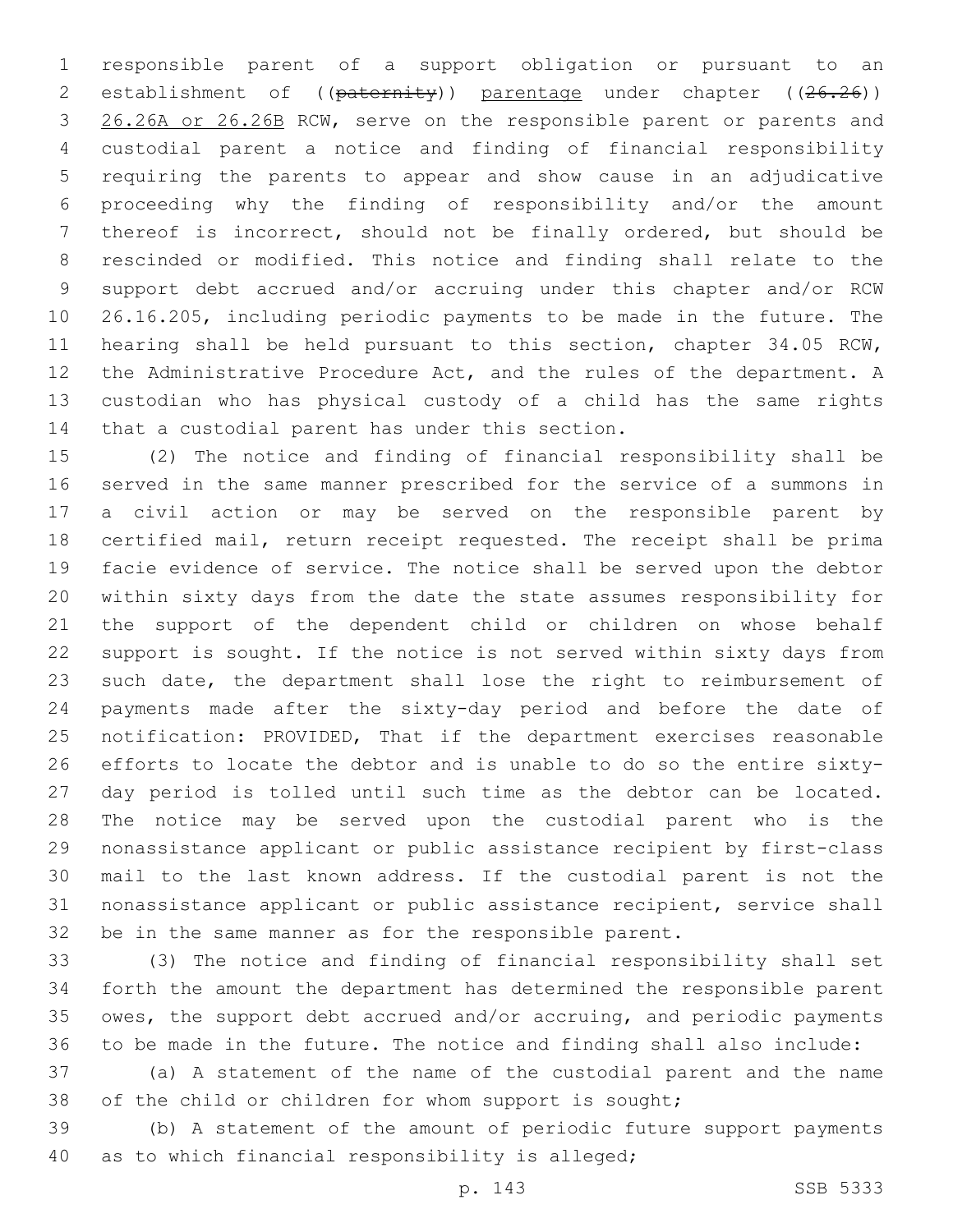responsible parent of a support obligation or pursuant to an establishment of ((~~paternity~~)) parentage under chapter ((~~26.26~~)) 26.26A or 26.26B RCW, serve on the responsible parent or parents and custodial parent a notice and finding of financial responsibility requiring the parents to appear and show cause in an adjudicative proceeding why the finding of responsibility and/or the amount thereof is incorrect, should not be finally ordered, but should be rescinded or modified. This notice and finding shall relate to the support debt accrued and/or accruing under this chapter and/or RCW 26.16.205, including periodic payments to be made in the future. The hearing shall be held pursuant to this section, chapter 34.05 RCW, the Administrative Procedure Act, and the rules of the department. A custodian who has physical custody of a child has the same rights that a custodial parent has under this section.

(2) The notice and finding of financial responsibility shall be served in the same manner prescribed for the service of a summons in a civil action or may be served on the responsible parent by certified mail, return receipt requested. The receipt shall be prima facie evidence of service. The notice shall be served upon the debtor within sixty days from the date the state assumes responsibility for the support of the dependent child or children on whose behalf support is sought. If the notice is not served within sixty days from such date, the department shall lose the right to reimbursement of payments made after the sixty-day period and before the date of notification: PROVIDED, That if the department exercises reasonable efforts to locate the debtor and is unable to do so the entire sixty-day period is tolled until such time as the debtor can be located. The notice may be served upon the custodial parent who is the nonassistance applicant or public assistance recipient by first-class mail to the last known address. If the custodial parent is not the nonassistance applicant or public assistance recipient, service shall be in the same manner as for the responsible parent.

(3) The notice and finding of financial responsibility shall set forth the amount the department has determined the responsible parent owes, the support debt accrued and/or accruing, and periodic payments to be made in the future. The notice and finding shall also include:

(a) A statement of the name of the custodial parent and the name of the child or children for whom support is sought;

(b) A statement of the amount of periodic future support payments as to which financial responsibility is alleged;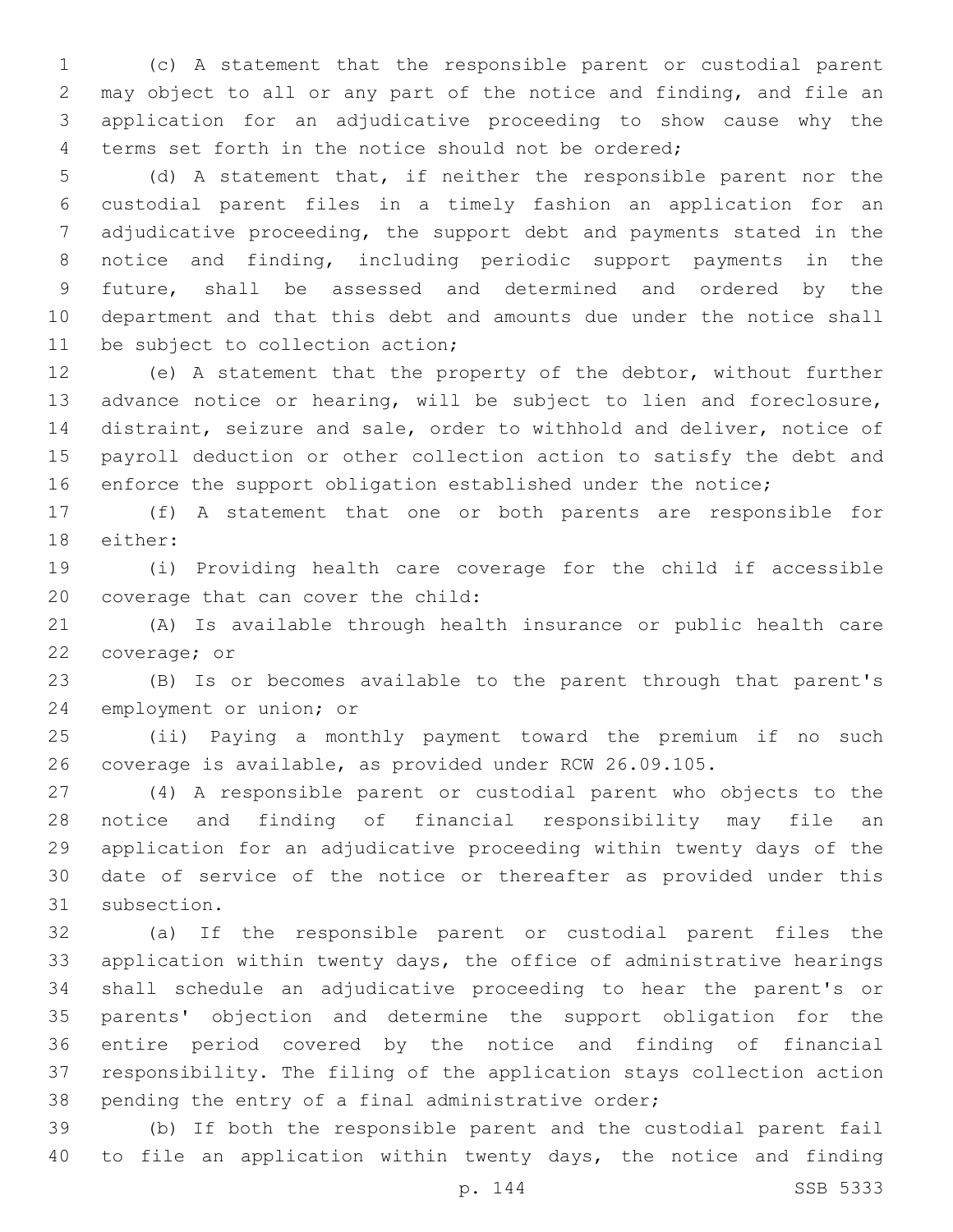(c) A statement that the responsible parent or custodial parent may object to all or any part of the notice and finding, and file an application for an adjudicative proceeding to show cause why the terms set forth in the notice should not be ordered;

(d) A statement that, if neither the responsible parent nor the custodial parent files in a timely fashion an application for an adjudicative proceeding, the support debt and payments stated in the notice and finding, including periodic support payments in the future, shall be assessed and determined and ordered by the department and that this debt and amounts due under the notice shall be subject to collection action;

(e) A statement that the property of the debtor, without further advance notice or hearing, will be subject to lien and foreclosure, distraint, seizure and sale, order to withhold and deliver, notice of payroll deduction or other collection action to satisfy the debt and enforce the support obligation established under the notice;

(f) A statement that one or both parents are responsible for either:

(i) Providing health care coverage for the child if accessible coverage that can cover the child:

(A) Is available through health insurance or public health care coverage; or

(B) Is or becomes available to the parent through that parent's employment or union; or

(ii) Paying a monthly payment toward the premium if no such coverage is available, as provided under RCW 26.09.105.

(4) A responsible parent or custodial parent who objects to the notice and finding of financial responsibility may file an application for an adjudicative proceeding within twenty days of the date of service of the notice or thereafter as provided under this subsection.

(a) If the responsible parent or custodial parent files the application within twenty days, the office of administrative hearings shall schedule an adjudicative proceeding to hear the parent's or parents' objection and determine the support obligation for the entire period covered by the notice and finding of financial responsibility. The filing of the application stays collection action pending the entry of a final administrative order;

(b) If both the responsible parent and the custodial parent fail to file an application within twenty days, the notice and finding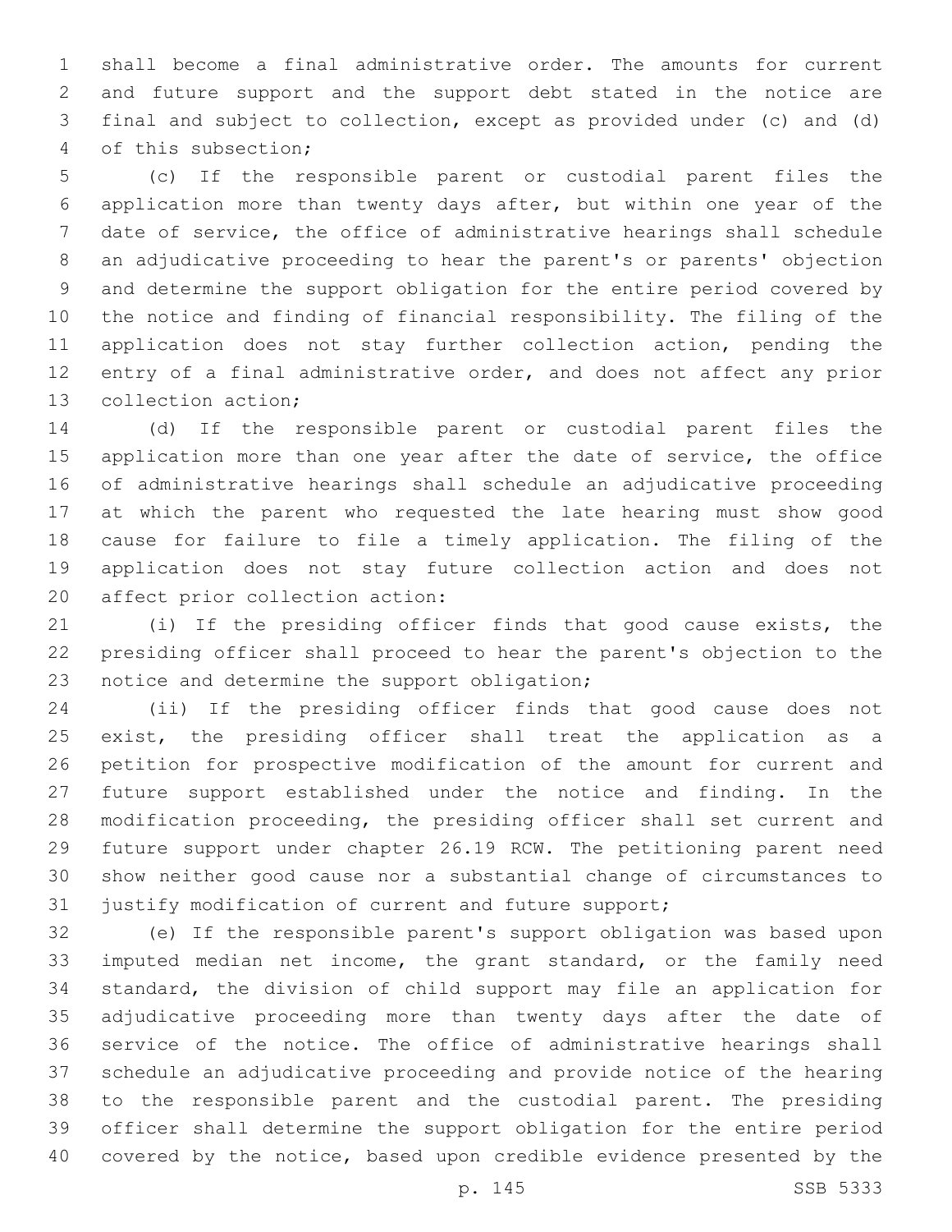shall become a final administrative order. The amounts for current and future support and the support debt stated in the notice are final and subject to collection, except as provided under (c) and (d) of this subsection;

(c) If the responsible parent or custodial parent files the application more than twenty days after, but within one year of the date of service, the office of administrative hearings shall schedule an adjudicative proceeding to hear the parent's or parents' objection and determine the support obligation for the entire period covered by the notice and finding of financial responsibility. The filing of the application does not stay further collection action, pending the entry of a final administrative order, and does not affect any prior collection action;

(d) If the responsible parent or custodial parent files the application more than one year after the date of service, the office of administrative hearings shall schedule an adjudicative proceeding at which the parent who requested the late hearing must show good cause for failure to file a timely application. The filing of the application does not stay future collection action and does not affect prior collection action:

(i) If the presiding officer finds that good cause exists, the presiding officer shall proceed to hear the parent's objection to the notice and determine the support obligation;

(ii) If the presiding officer finds that good cause does not exist, the presiding officer shall treat the application as a petition for prospective modification of the amount for current and future support established under the notice and finding. In the modification proceeding, the presiding officer shall set current and future support under chapter 26.19 RCW. The petitioning parent need show neither good cause nor a substantial change of circumstances to justify modification of current and future support;

(e) If the responsible parent's support obligation was based upon imputed median net income, the grant standard, or the family need standard, the division of child support may file an application for adjudicative proceeding more than twenty days after the date of service of the notice. The office of administrative hearings shall schedule an adjudicative proceeding and provide notice of the hearing to the responsible parent and the custodial parent. The presiding officer shall determine the support obligation for the entire period covered by the notice, based upon credible evidence presented by the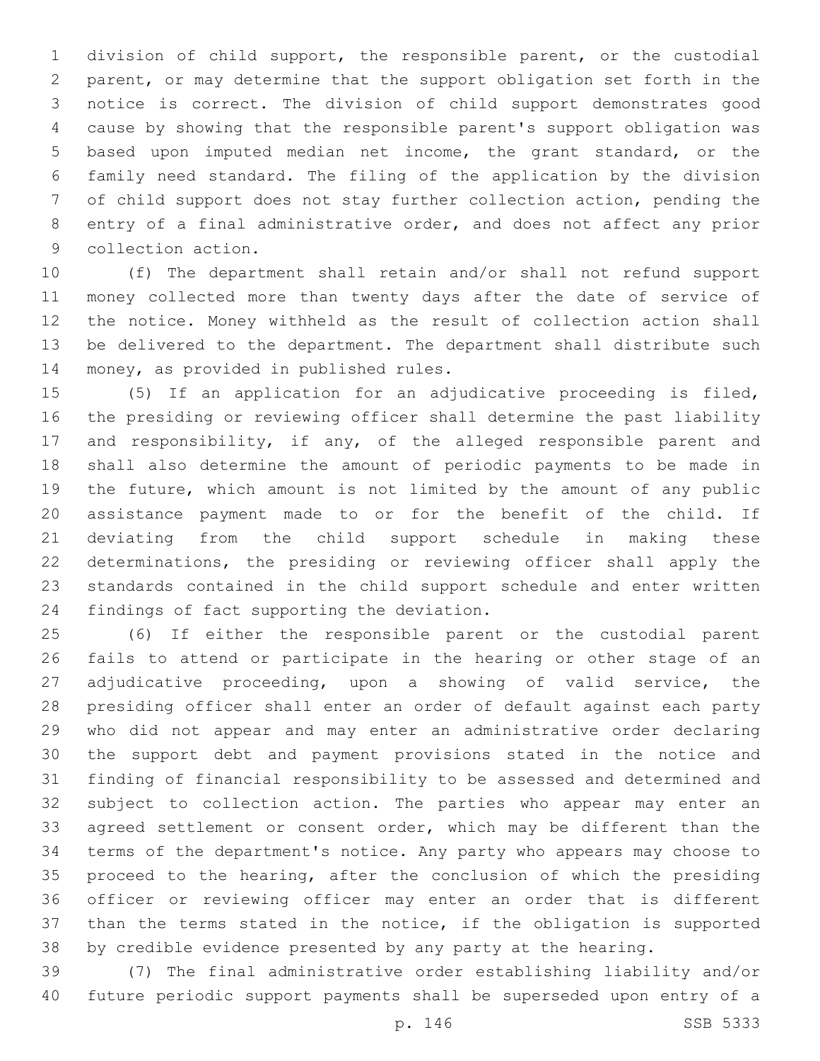division of child support, the responsible parent, or the custodial parent, or may determine that the support obligation set forth in the notice is correct. The division of child support demonstrates good cause by showing that the responsible parent's support obligation was based upon imputed median net income, the grant standard, or the family need standard. The filing of the application by the division of child support does not stay further collection action, pending the entry of a final administrative order, and does not affect any prior collection action.

(f) The department shall retain and/or shall not refund support money collected more than twenty days after the date of service of the notice. Money withheld as the result of collection action shall be delivered to the department. The department shall distribute such money, as provided in published rules.

(5) If an application for an adjudicative proceeding is filed, the presiding or reviewing officer shall determine the past liability and responsibility, if any, of the alleged responsible parent and shall also determine the amount of periodic payments to be made in the future, which amount is not limited by the amount of any public assistance payment made to or for the benefit of the child. If deviating from the child support schedule in making these determinations, the presiding or reviewing officer shall apply the standards contained in the child support schedule and enter written findings of fact supporting the deviation.

(6) If either the responsible parent or the custodial parent fails to attend or participate in the hearing or other stage of an adjudicative proceeding, upon a showing of valid service, the presiding officer shall enter an order of default against each party who did not appear and may enter an administrative order declaring the support debt and payment provisions stated in the notice and finding of financial responsibility to be assessed and determined and subject to collection action. The parties who appear may enter an agreed settlement or consent order, which may be different than the terms of the department's notice. Any party who appears may choose to proceed to the hearing, after the conclusion of which the presiding officer or reviewing officer may enter an order that is different than the terms stated in the notice, if the obligation is supported by credible evidence presented by any party at the hearing.

(7) The final administrative order establishing liability and/or future periodic support payments shall be superseded upon entry of a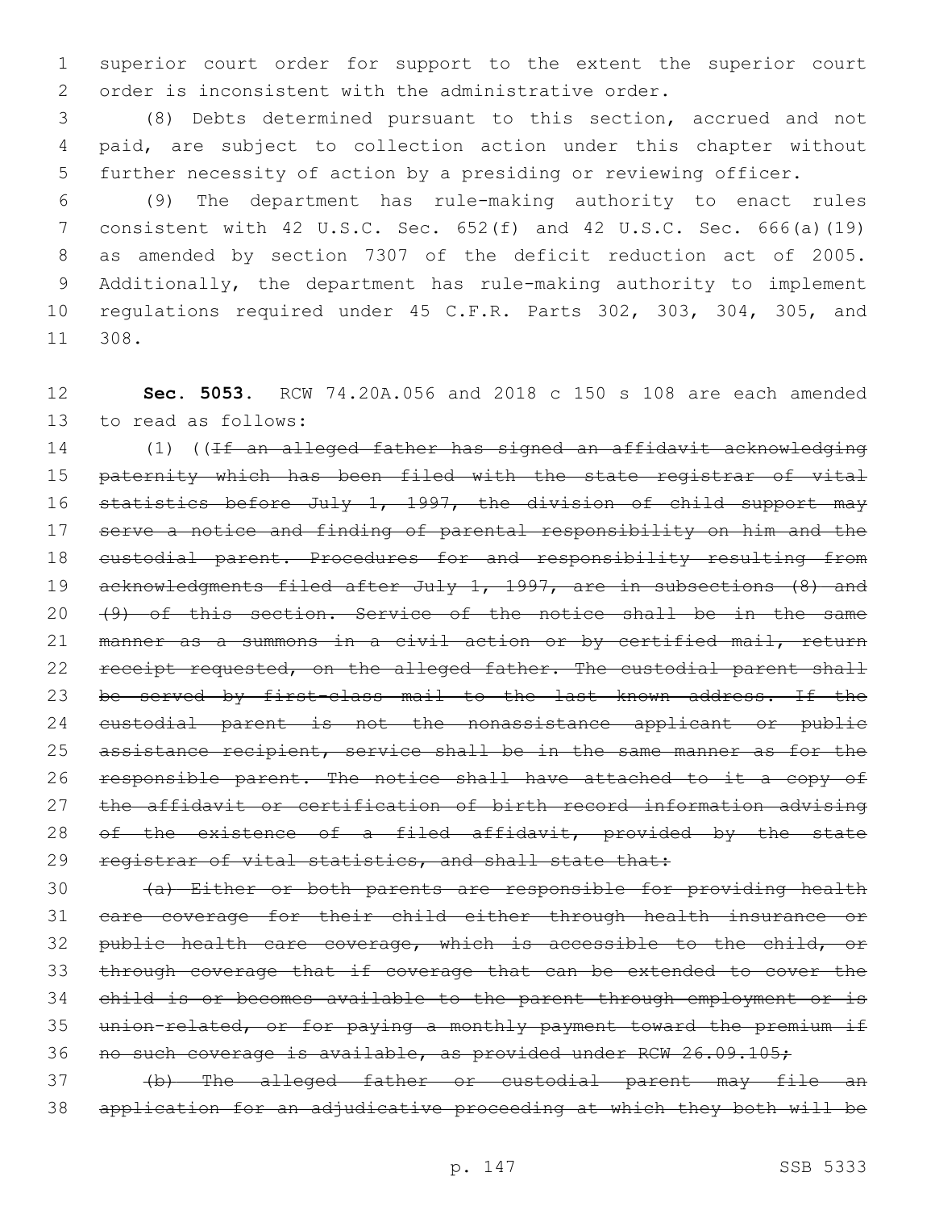superior court order for support to the extent the superior court order is inconsistent with the administrative order.

(8) Debts determined pursuant to this section, accrued and not paid, are subject to collection action under this chapter without further necessity of action by a presiding or reviewing officer.

(9) The department has rule-making authority to enact rules consistent with 42 U.S.C. Sec. 652(f) and 42 U.S.C. Sec. 666(a)(19) as amended by section 7307 of the deficit reduction act of 2005. Additionally, the department has rule-making authority to implement regulations required under 45 C.F.R. Parts 302, 303, 304, 305, and 308.

**Sec. 5053.** RCW 74.20A.056 and 2018 c 150 s 108 are each amended to read as follows:

(1) ((~~If an alleged father has signed an affidavit acknowledging paternity which has been filed with the state registrar of vital statistics before July 1, 1997, the division of child support may serve a notice and finding of parental responsibility on him and the custodial parent. Procedures for and responsibility resulting from acknowledgments filed after July 1, 1997, are in subsections (8) and (9) of this section. Service of the notice shall be in the same manner as a summons in a civil action or by certified mail, return receipt requested, on the alleged father. The custodial parent shall be served by first-class mail to the last known address. If the custodial parent is not the nonassistance applicant or public assistance recipient, service shall be in the same manner as for the responsible parent. The notice shall have attached to it a copy of the affidavit or certification of birth record information advising of the existence of a filed affidavit, provided by the state registrar of vital statistics, and shall state that:~~

~~(a) Either or both parents are responsible for providing health care coverage for their child either through health insurance or public health care coverage, which is accessible to the child, or through coverage that if coverage that can be extended to cover the child is or becomes available to the parent through employment or is union-related, or for paying a monthly payment toward the premium if no such coverage is available, as provided under RCW 26.09.105;~~

~~(b) The alleged father or custodial parent may file an application for an adjudicative proceeding at which they both will be~~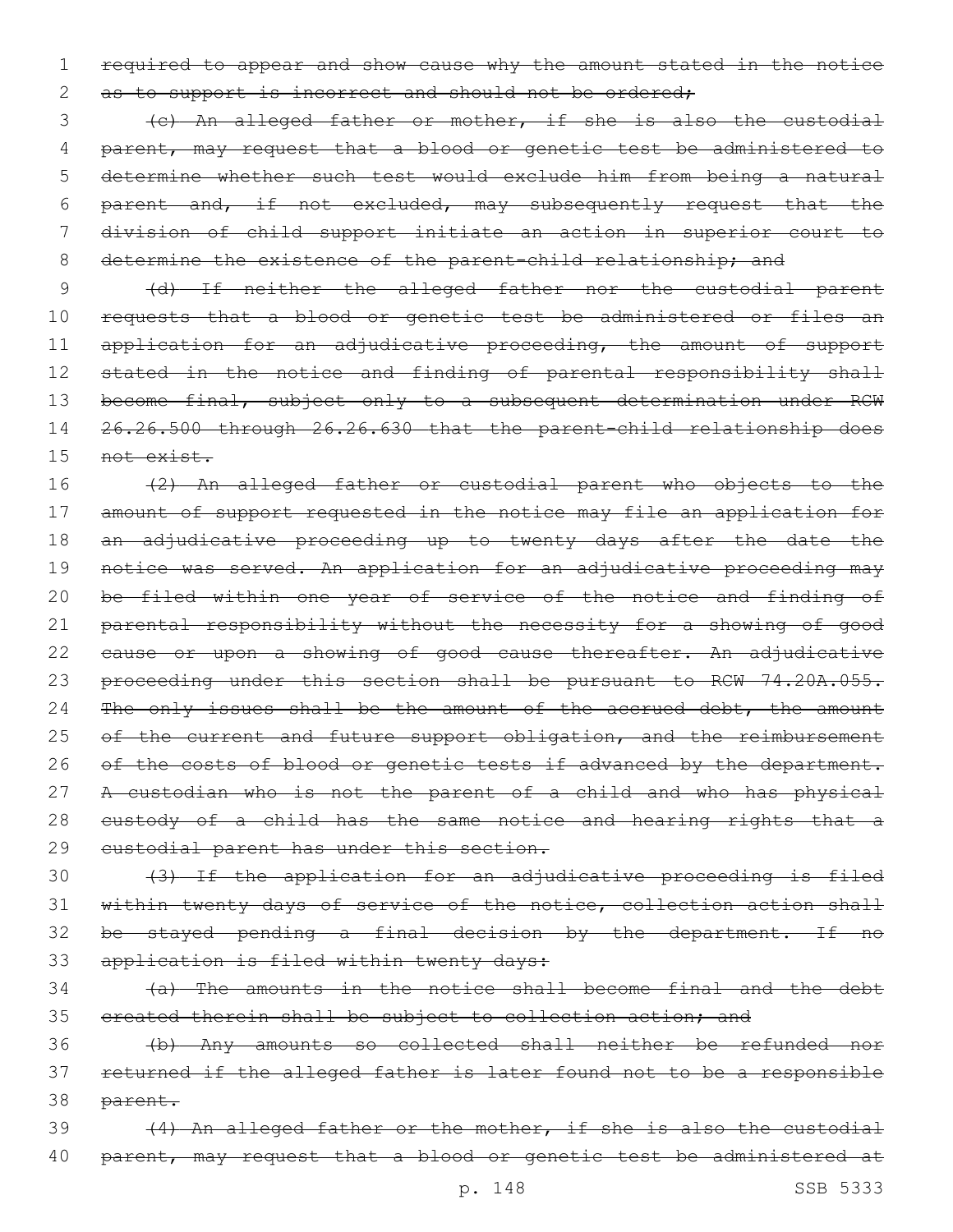required to appear and show cause why the amount stated in the notice as to support is incorrect and should not be ordered;

(c) An alleged father or mother, if she is also the custodial parent, may request that a blood or genetic test be administered to determine whether such test would exclude him from being a natural parent and, if not excluded, may subsequently request that the division of child support initiate an action in superior court to determine the existence of the parent-child relationship; and

(d) If neither the alleged father nor the custodial parent requests that a blood or genetic test be administered or files an application for an adjudicative proceeding, the amount of support stated in the notice and finding of parental responsibility shall become final, subject only to a subsequent determination under RCW 26.26.500 through 26.26.630 that the parent-child relationship does not exist.

(2) An alleged father or custodial parent who objects to the amount of support requested in the notice may file an application for an adjudicative proceeding up to twenty days after the date the notice was served. An application for an adjudicative proceeding may be filed within one year of service of the notice and finding of parental responsibility without the necessity for a showing of good cause or upon a showing of good cause thereafter. An adjudicative proceeding under this section shall be pursuant to RCW 74.20A.055. The only issues shall be the amount of the accrued debt, the amount of the current and future support obligation, and the reimbursement of the costs of blood or genetic tests if advanced by the department. A custodian who is not the parent of a child and who has physical custody of a child has the same notice and hearing rights that a custodial parent has under this section.

(3) If the application for an adjudicative proceeding is filed within twenty days of service of the notice, collection action shall be stayed pending a final decision by the department. If no application is filed within twenty days:

(a) The amounts in the notice shall become final and the debt created therein shall be subject to collection action; and

(b) Any amounts so collected shall neither be refunded nor returned if the alleged father is later found not to be a responsible parent.

(4) An alleged father or the mother, if she is also the custodial parent, may request that a blood or genetic test be administered at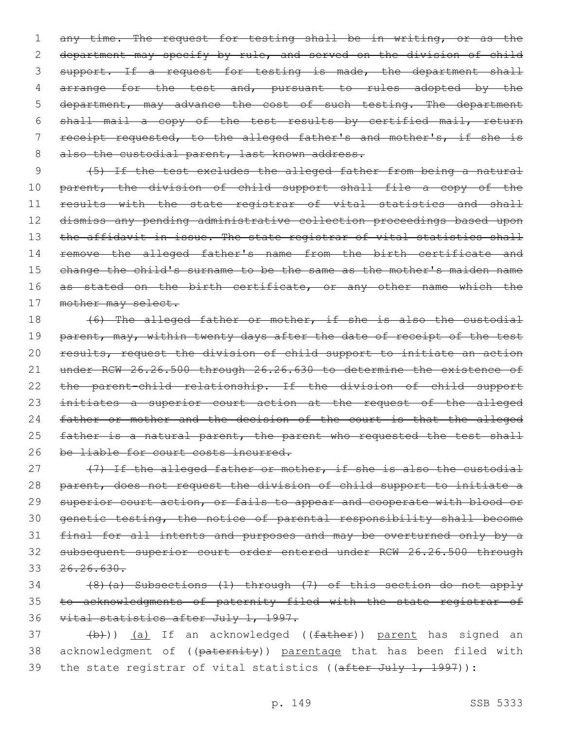~~any time. The request for testing shall be in writing, or as the department may specify by rule, and served on the division of child support. If a request for testing is made, the department shall arrange for the test and, pursuant to rules adopted by the department, may advance the cost of such testing. The department shall mail a copy of the test results by certified mail, return receipt requested, to the alleged father's and mother's, if she is also the custodial parent, last known address.~~

~~(5) If the test excludes the alleged father from being a natural parent, the division of child support shall file a copy of the results with the state registrar of vital statistics and shall dismiss any pending administrative collection proceedings based upon the affidavit in issue. The state registrar of vital statistics shall remove the alleged father's name from the birth certificate and change the child's surname to be the same as the mother's maiden name as stated on the birth certificate, or any other name which the mother may select.~~

~~(6) The alleged father or mother, if she is also the custodial parent, may, within twenty days after the date of receipt of the test results, request the division of child support to initiate an action under RCW 26.26.500 through 26.26.630 to determine the existence of the parent-child relationship. If the division of child support initiates a superior court action at the request of the alleged father or mother and the decision of the court is that the alleged father is a natural parent, the parent who requested the test shall be liable for court costs incurred.~~

~~(7) If the alleged father or mother, if she is also the custodial parent, does not request the division of child support to initiate a superior court action, or fails to appear and cooperate with blood or genetic testing, the notice of parental responsibility shall become final for all intents and purposes and may be overturned only by a subsequent superior court order entered under RCW 26.26.500 through 26.26.630.~~

~~(8)(a) Subsections (1) through (7) of this section do not apply to acknowledgments of paternity filed with the state registrar of vital statistics after July 1, 1997.~~

~~(b)~~)) <u>(a)</u> If an acknowledged ((~~father~~)) <u>parent</u> has signed an acknowledgment of ((~~paternity~~)) <u>parentage</u> that has been filed with the state registrar of vital statistics ((~~after July 1, 1997~~)):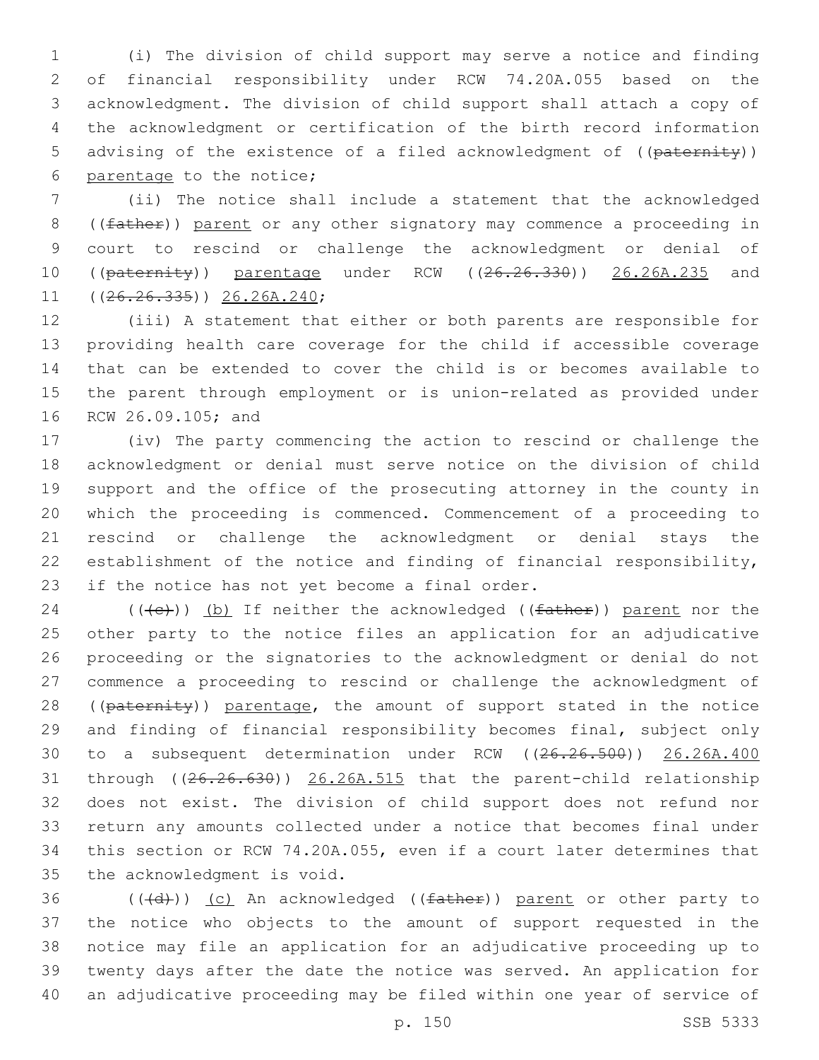(i) The division of child support may serve a notice and finding of financial responsibility under RCW 74.20A.055 based on the acknowledgment. The division of child support shall attach a copy of the acknowledgment or certification of the birth record information advising of the existence of a filed acknowledgment of ((paternity)) parentage to the notice;

(ii) The notice shall include a statement that the acknowledged ((father)) parent or any other signatory may commence a proceeding in court to rescind or challenge the acknowledgment or denial of ((paternity)) parentage under RCW ((26.26.330)) 26.26A.235 and ((26.26.335)) 26.26A.240;

(iii) A statement that either or both parents are responsible for providing health care coverage for the child if accessible coverage that can be extended to cover the child is or becomes available to the parent through employment or is union-related as provided under RCW 26.09.105; and

(iv) The party commencing the action to rescind or challenge the acknowledgment or denial must serve notice on the division of child support and the office of the prosecuting attorney in the county in which the proceeding is commenced. Commencement of a proceeding to rescind or challenge the acknowledgment or denial stays the establishment of the notice and finding of financial responsibility, if the notice has not yet become a final order.

(((c))) (b) If neither the acknowledged ((father)) parent nor the other party to the notice files an application for an adjudicative proceeding or the signatories to the acknowledgment or denial do not commence a proceeding to rescind or challenge the acknowledgment of ((paternity)) parentage, the amount of support stated in the notice and finding of financial responsibility becomes final, subject only to a subsequent determination under RCW ((26.26.500)) 26.26A.400 through ((26.26.630)) 26.26A.515 that the parent-child relationship does not exist. The division of child support does not refund nor return any amounts collected under a notice that becomes final under this section or RCW 74.20A.055, even if a court later determines that the acknowledgment is void.

(((d))) (c) An acknowledged ((father)) parent or other party to the notice who objects to the amount of support requested in the notice may file an application for an adjudicative proceeding up to twenty days after the date the notice was served. An application for an adjudicative proceeding may be filed within one year of service of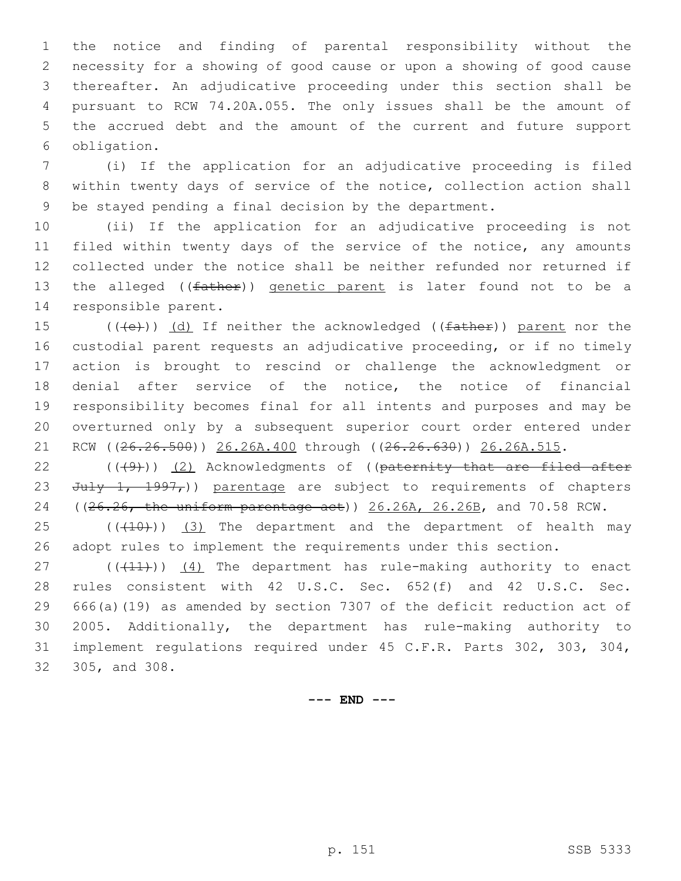the notice and finding of parental responsibility without the necessity for a showing of good cause or upon a showing of good cause thereafter. An adjudicative proceeding under this section shall be pursuant to RCW 74.20A.055. The only issues shall be the amount of the accrued debt and the amount of the current and future support obligation.

(i) If the application for an adjudicative proceeding is filed within twenty days of service of the notice, collection action shall be stayed pending a final decision by the department.

(ii) If the application for an adjudicative proceeding is not filed within twenty days of the service of the notice, any amounts collected under the notice shall be neither refunded nor returned if the alleged ((~~father~~)) genetic parent is later found not to be a responsible parent.

((~~(e)~~)) (d) If neither the acknowledged ((~~father~~)) parent nor the custodial parent requests an adjudicative proceeding, or if no timely action is brought to rescind or challenge the acknowledgment or denial after service of the notice, the notice of financial responsibility becomes final for all intents and purposes and may be overturned only by a subsequent superior court order entered under RCW ((~~26.26.500~~)) 26.26A.400 through ((~~26.26.630~~)) 26.26A.515.

((~~(9)~~)) (2) Acknowledgments of ((~~paternity that are filed after July 1, 1997,~~)) parentage are subject to requirements of chapters ((~~26.26, the uniform parentage act~~)) 26.26A, 26.26B, and 70.58 RCW.

((~~(10)~~)) (3) The department and the department of health may adopt rules to implement the requirements under this section.

((~~(11)~~)) (4) The department has rule-making authority to enact rules consistent with 42 U.S.C. Sec. 652(f) and 42 U.S.C. Sec. 666(a)(19) as amended by section 7307 of the deficit reduction act of 2005. Additionally, the department has rule-making authority to implement regulations required under 45 C.F.R. Parts 302, 303, 304, 305, and 308.

**--- END ---**